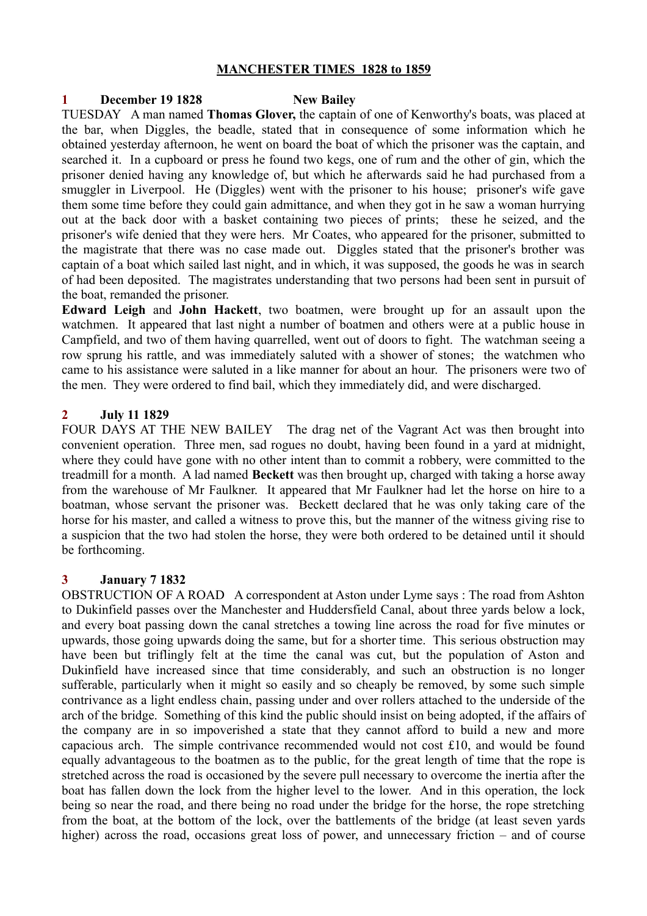# MANCHESTER TIMES 1828 to 1859

**1 December 19 1828 New Bailey**

TUESDAY A man named **Thomas Glover,** the captain of one of Kenworthy's boats, was placed at the bar, when Diggles, the beadle, stated that in consequence of some information which he obtained yesterday afternoon, he went on board the boat of which the prisoner was the captain, and searched it. In a cupboard or press he found two kegs, one of rum and the other of gin, which the prisoner denied having any knowledge of, but which he afterwards said he had purchased from a smuggler in Liverpool. He (Diggles) went with the prisoner to his house; prisoner's wife gave them some time before they could gain admittance, and when they got in he saw a woman hurrying out at the back door with a basket containing two pieces of prints; these he seized, and the prisoner's wife denied that they were hers. Mr Coates, who appeared for the prisoner, submitted to the magistrate that there was no case made out. Diggles stated that the prisoner's brother was captain of a boat which sailed last night, and in which, it was supposed, the goods he was in search of had been deposited. The magistrates understanding that two persons had been sent in pursuit of the boat, remanded the prisoner.

**Edward Leigh** and **John Hackett**, two boatmen, were brought up for an assault upon the watchmen. It appeared that last night a number of boatmen and others were at a public house in Campfield, and two of them having quarrelled, went out of doors to fight. The watchman seeing a row sprung his rattle, and was immediately saluted with a shower of stones; the watchmen who came to his assistance were saluted in a like manner for about an hour. The prisoners were two of the men. They were ordered to find bail, which they immediately did, and were discharged.

**2 July 11 1829**

FOUR DAYS AT THE NEW BAILEY The drag net of the Vagrant Act was then brought into convenient operation. Three men, sad rogues no doubt, having been found in a yard at midnight, where they could have gone with no other intent than to commit a robbery, were committed to the treadmill for a month. A lad named **Beckett** was then brought up, charged with taking a horse away from the warehouse of Mr Faulkner. It appeared that Mr Faulkner had let the horse on hire to a boatman, whose servant the prisoner was. Beckett declared that he was only taking care of the horse for his master, and called a witness to prove this, but the manner of the witness giving rise to a suspicion that the two had stolen the horse, they were both ordered to be detained until it should be forthcoming.

**3 January 7 1832**

OBSTRUCTION OF A ROAD A correspondent at Aston under Lyme says : The road from Ashton to Dukinfield passes over the Manchester and Huddersfield Canal, about three yards below a lock, and every boat passing down the canal stretches a towing line across the road for five minutes or upwards, those going upwards doing the same, but for a shorter time. This serious obstruction may have been but triflingly felt at the time the canal was cut, but the population of Aston and Dukinfield have increased since that time considerably, and such an obstruction is no longer sufferable, particularly when it might so easily and so cheaply be removed, by some such simple contrivance as a light endless chain, passing under and over rollers attached to the underside of the arch of the bridge. Something of this kind the public should insist on being adopted, if the affairs of the company are in so impoverished a state that they cannot afford to build a new and more capacious arch. The simple contrivance recommended would not cost £10, and would be found equally advantageous to the boatmen as to the public, for the great length of time that the rope is stretched across the road is occasioned by the severe pull necessary to overcome the inertia after the boat has fallen down the lock from the higher level to the lower. And in this operation, the lock being so near the road, and there being no road under the bridge for the horse, the rope stretching from the boat, at the bottom of the lock, over the battlements of the bridge (at least seven yards higher) across the road, occasions great loss of power, and unnecessary friction – and of course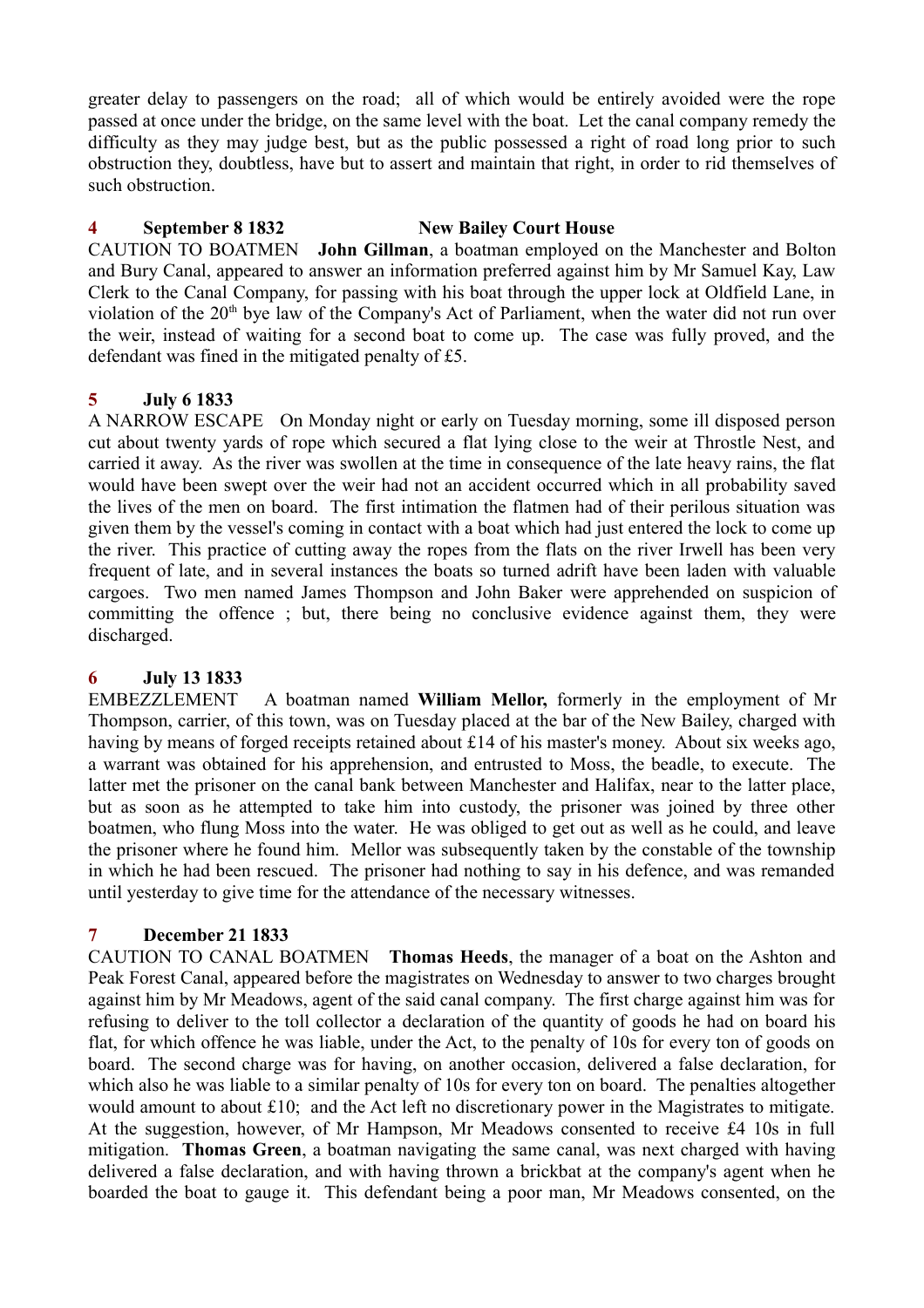greater delay to passengers on the road; all of which would be entirely avoided were the rope passed at once under the bridge, on the same level with the boat. Let the canal company remedy the difficulty as they may judge best, but as the public possessed a right of road long prior to such obstruction they, doubtless, have but to assert and maintain that right, in order to rid themselves of such obstruction.

**4 September 8 1832 New Bailey Court House**

CAUTION TO BOATMEN **John Gillman**, a boatman employed on the Manchester and Bolton and Bury Canal, appeared to answer an information preferred against him by Mr Samuel Kay, Law Clerk to the Canal Company, for passing with his boat through the upper lock at Oldfield Lane, in violation of the 20th bye law of the Company's Act of Parliament, when the water did not run over the weir, instead of waiting for a second boat to come up. The case was fully proved, and the defendant was fined in the mitigated penalty of £5.

**5 July 6 1833**

A NARROW ESCAPE On Monday night or early on Tuesday morning, some ill disposed person cut about twenty yards of rope which secured a flat lying close to the weir at Throstle Nest, and carried it away. As the river was swollen at the time in consequence of the late heavy rains, the flat would have been swept over the weir had not an accident occurred which in all probability saved the lives of the men on board. The first intimation the flatmen had of their perilous situation was given them by the vessel's coming in contact with a boat which had just entered the lock to come up the river. This practice of cutting away the ropes from the flats on the river Irwell has been very frequent of late, and in several instances the boats so turned adrift have been laden with valuable cargoes. Two men named James Thompson and John Baker were apprehended on suspicion of committing the offence ; but, there being no conclusive evidence against them, they were discharged.

**6 July 13 1833**

EMBEZZLEMENT A boatman named **William Mellor,** formerly in the employment of Mr Thompson, carrier, of this town, was on Tuesday placed at the bar of the New Bailey, charged with having by means of forged receipts retained about £14 of his master's money. About six weeks ago, a warrant was obtained for his apprehension, and entrusted to Moss, the beadle, to execute. The latter met the prisoner on the canal bank between Manchester and Halifax, near to the latter place, but as soon as he attempted to take him into custody, the prisoner was joined by three other boatmen, who flung Moss into the water. He was obliged to get out as well as he could, and leave the prisoner where he found him. Mellor was subsequently taken by the constable of the township in which he had been rescued. The prisoner had nothing to say in his defence, and was remanded until yesterday to give time for the attendance of the necessary witnesses.

**7 December 21 1833**

CAUTION TO CANAL BOATMEN **Thomas Heeds**, the manager of a boat on the Ashton and Peak Forest Canal, appeared before the magistrates on Wednesday to answer to two charges brought against him by Mr Meadows, agent of the said canal company. The first charge against him was for refusing to deliver to the toll collector a declaration of the quantity of goods he had on board his flat, for which offence he was liable, under the Act, to the penalty of 10s for every ton of goods on board. The second charge was for having, on another occasion, delivered a false declaration, for which also he was liable to a similar penalty of 10s for every ton on board. The penalties altogether would amount to about £10; and the Act left no discretionary power in the Magistrates to mitigate. At the suggestion, however, of Mr Hampson, Mr Meadows consented to receive £4 10s in full mitigation. **Thomas Green**, a boatman navigating the same canal, was next charged with having delivered a false declaration, and with having thrown a brickbat at the company's agent when he boarded the boat to gauge it. This defendant being a poor man, Mr Meadows consented, on the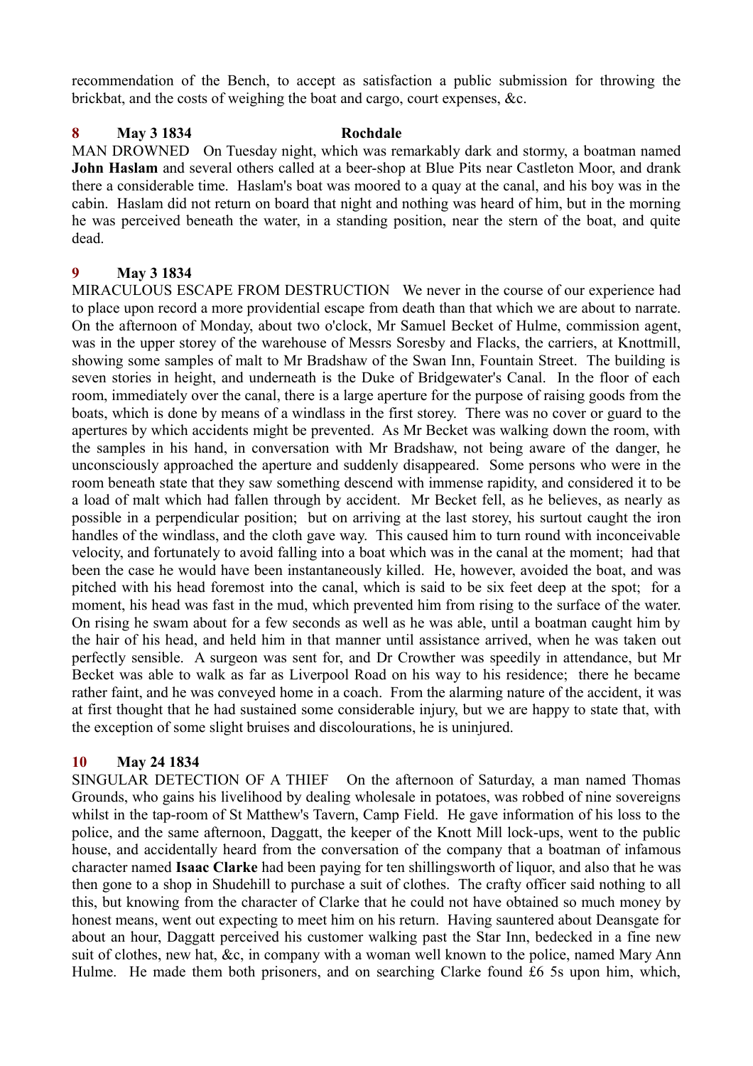recommendation of the Bench, to accept as satisfaction a public submission for throwing the brickbat, and the costs of weighing the boat and cargo, court expenses, &c.

**8 May 3 1834 Rochdale**

MAN DROWNED On Tuesday night, which was remarkably dark and stormy, a boatman named **John Haslam** and several others called at a beer-shop at Blue Pits near Castleton Moor, and drank there a considerable time. Haslam's boat was moored to a quay at the canal, and his boy was in the cabin. Haslam did not return on board that night and nothing was heard of him, but in the morning he was perceived beneath the water, in a standing position, near the stern of the boat, and quite dead.

**9 May 3 1834**

MIRACULOUS ESCAPE FROM DESTRUCTION We never in the course of our experience had to place upon record a more providential escape from death than that which we are about to narrate. On the afternoon of Monday, about two o'clock, Mr Samuel Becket of Hulme, commission agent, was in the upper storey of the warehouse of Messrs Soresby and Flacks, the carriers, at Knottmill, showing some samples of malt to Mr Bradshaw of the Swan Inn, Fountain Street. The building is seven stories in height, and underneath is the Duke of Bridgewater's Canal. In the floor of each room, immediately over the canal, there is a large aperture for the purpose of raising goods from the boats, which is done by means of a windlass in the first storey. There was no cover or guard to the apertures by which accidents might be prevented. As Mr Becket was walking down the room, with the samples in his hand, in conversation with Mr Bradshaw, not being aware of the danger, he unconsciously approached the aperture and suddenly disappeared. Some persons who were in the room beneath state that they saw something descend with immense rapidity, and considered it to be a load of malt which had fallen through by accident. Mr Becket fell, as he believes, as nearly as possible in a perpendicular position; but on arriving at the last storey, his surtout caught the iron handles of the windlass, and the cloth gave way. This caused him to turn round with inconceivable velocity, and fortunately to avoid falling into a boat which was in the canal at the moment; had that been the case he would have been instantaneously killed. He, however, avoided the boat, and was pitched with his head foremost into the canal, which is said to be six feet deep at the spot; for a moment, his head was fast in the mud, which prevented him from rising to the surface of the water. On rising he swam about for a few seconds as well as he was able, until a boatman caught him by the hair of his head, and held him in that manner until assistance arrived, when he was taken out perfectly sensible. A surgeon was sent for, and Dr Crowther was speedily in attendance, but Mr Becket was able to walk as far as Liverpool Road on his way to his residence; there he became rather faint, and he was conveyed home in a coach. From the alarming nature of the accident, it was at first thought that he had sustained some considerable injury, but we are happy to state that, with the exception of some slight bruises and discolourations, he is uninjured.

**10 May 24 1834**

SINGULAR DETECTION OF A THIEF On the afternoon of Saturday, a man named Thomas Grounds, who gains his livelihood by dealing wholesale in potatoes, was robbed of nine sovereigns whilst in the tap-room of St Matthew's Tavern, Camp Field. He gave information of his loss to the police, and the same afternoon, Daggatt, the keeper of the Knott Mill lock-ups, went to the public house, and accidentally heard from the conversation of the company that a boatman of infamous character named **Isaac Clarke** had been paying for ten shillingsworth of liquor, and also that he was then gone to a shop in Shudehill to purchase a suit of clothes. The crafty officer said nothing to all this, but knowing from the character of Clarke that he could not have obtained so much money by honest means, went out expecting to meet him on his return. Having sauntered about Deansgate for about an hour, Daggatt perceived his customer walking past the Star Inn, bedecked in a fine new suit of clothes, new hat, &c, in company with a woman well known to the police, named Mary Ann Hulme. He made them both prisoners, and on searching Clarke found £6 5s upon him, which,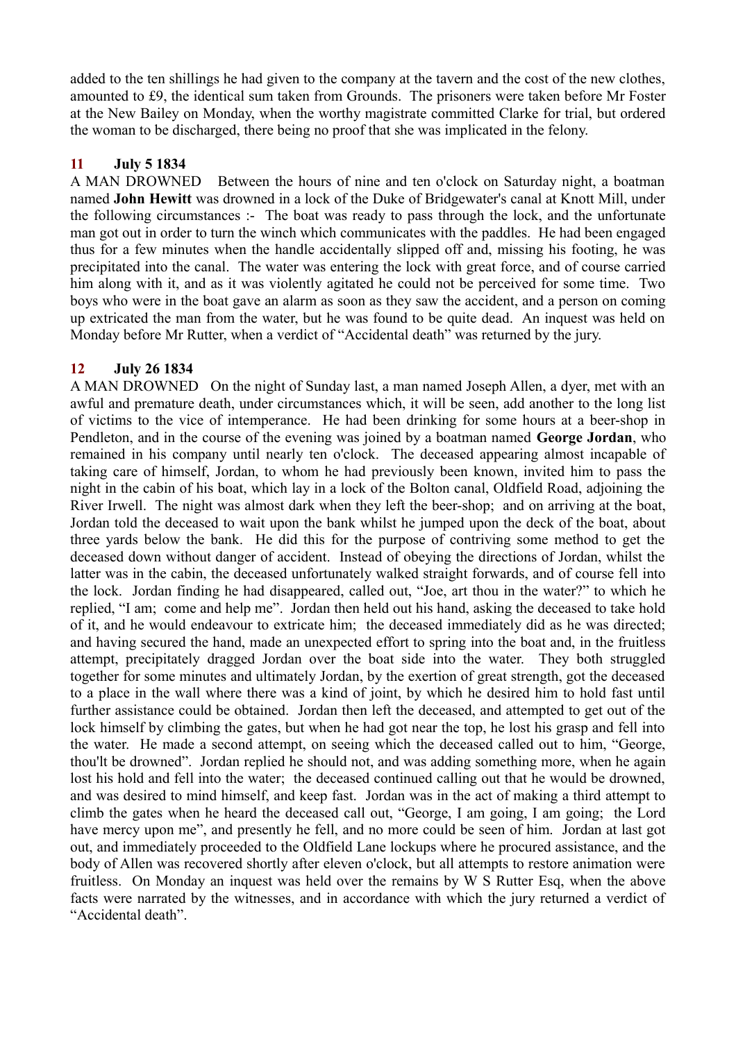added to the ten shillings he had given to the company at the tavern and the cost of the new clothes, amounted to £9, the identical sum taken from Grounds. The prisoners were taken before Mr Foster at the New Bailey on Monday, when the worthy magistrate committed Clarke for trial, but ordered the woman to be discharged, there being no proof that she was implicated in the felony.

### 11 July 5 1834

A MAN DROWNED Between the hours of nine and ten o'clock on Saturday night, a boatman named **John Hewitt** was drowned in a lock of the Duke of Bridgewater's canal at Knott Mill, under the following circumstances :- The boat was ready to pass through the lock, and the unfortunate man got out in order to turn the winch which communicates with the paddles. He had been engaged thus for a few minutes when the handle accidentally slipped off and, missing his footing, he was precipitated into the canal. The water was entering the lock with great force, and of course carried him along with it, and as it was violently agitated he could not be perceived for some time. Two boys who were in the boat gave an alarm as soon as they saw the accident, and a person on coming up extricated the man from the water, but he was found to be quite dead. An inquest was held on Monday before Mr Rutter, when a verdict of "Accidental death" was returned by the jury.

### 12 July 26 1834

A MAN DROWNED On the night of Sunday last, a man named Joseph Allen, a dyer, met with an awful and premature death, under circumstances which, it will be seen, add another to the long list of victims to the vice of intemperance. He had been drinking for some hours at a beer-shop in Pendleton, and in the course of the evening was joined by a boatman named **George Jordan**, who remained in his company until nearly ten o'clock. The deceased appearing almost incapable of taking care of himself, Jordan, to whom he had previously been known, invited him to pass the night in the cabin of his boat, which lay in a lock of the Bolton canal, Oldfield Road, adjoining the River Irwell. The night was almost dark when they left the beer-shop; and on arriving at the boat, Jordan told the deceased to wait upon the bank whilst he jumped upon the deck of the boat, about three yards below the bank. He did this for the purpose of contriving some method to get the deceased down without danger of accident. Instead of obeying the directions of Jordan, whilst the latter was in the cabin, the deceased unfortunately walked straight forwards, and of course fell into the lock. Jordan finding he had disappeared, called out, "Joe, art thou in the water?" to which he replied, "I am; come and help me". Jordan then held out his hand, asking the deceased to take hold of it, and he would endeavour to extricate him; the deceased immediately did as he was directed; and having secured the hand, made an unexpected effort to spring into the boat and, in the fruitless attempt, precipitately dragged Jordan over the boat side into the water. They both struggled together for some minutes and ultimately Jordan, by the exertion of great strength, got the deceased to a place in the wall where there was a kind of joint, by which he desired him to hold fast until further assistance could be obtained. Jordan then left the deceased, and attempted to get out of the lock himself by climbing the gates, but when he had got near the top, he lost his grasp and fell into the water. He made a second attempt, on seeing which the deceased called out to him, "George, thou'lt be drowned". Jordan replied he should not, and was adding something more, when he again lost his hold and fell into the water; the deceased continued calling out that he would be drowned, and was desired to mind himself, and keep fast. Jordan was in the act of making a third attempt to climb the gates when he heard the deceased call out, "George, I am going, I am going; the Lord have mercy upon me", and presently he fell, and no more could be seen of him. Jordan at last got out, and immediately proceeded to the Oldfield Lane lockups where he procured assistance, and the body of Allen was recovered shortly after eleven o'clock, but all attempts to restore animation were fruitless. On Monday an inquest was held over the remains by W S Rutter Esq, when the above facts were narrated by the witnesses, and in accordance with which the jury returned a verdict of "Accidental death".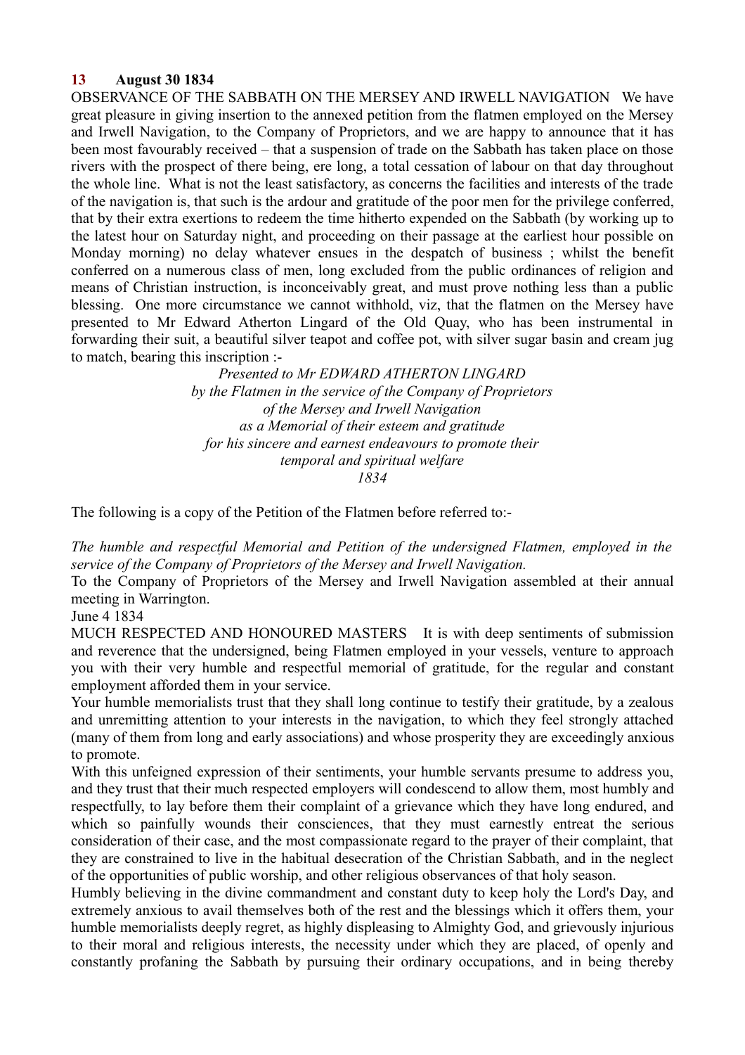**13 August 30 1834**

OBSERVANCE OF THE SABBATH ON THE MERSEY AND IRWELL NAVIGATION We have great pleasure in giving insertion to the annexed petition from the flatmen employed on the Mersey and Irwell Navigation, to the Company of Proprietors, and we are happy to announce that it has been most favourably received – that a suspension of trade on the Sabbath has taken place on those rivers with the prospect of there being, ere long, a total cessation of labour on that day throughout the whole line. What is not the least satisfactory, as concerns the facilities and interests of the trade of the navigation is, that such is the ardour and gratitude of the poor men for the privilege conferred, that by their extra exertions to redeem the time hitherto expended on the Sabbath (by working up to the latest hour on Saturday night, and proceeding on their passage at the earliest hour possible on Monday morning) no delay whatever ensues in the despatch of business ; whilst the benefit conferred on a numerous class of men, long excluded from the public ordinances of religion and means of Christian instruction, is inconceivably great, and must prove nothing less than a public blessing. One more circumstance we cannot withhold, viz, that the flatmen on the Mersey have presented to Mr Edward Atherton Lingard of the Old Quay, who has been instrumental in forwarding their suit, a beautiful silver teapot and coffee pot, with silver sugar basin and cream jug to match, bearing this inscription :-

*Presented to Mr EDWARD ATHERTON LINGARD*
*by the Flatmen in the service of the Company of Proprietors*
*of the Mersey and Irwell Navigation*
*as a Memorial of their esteem and gratitude*
*for his sincere and earnest endeavours to promote their*
*temporal and spiritual welfare*
*1834*

The following is a copy of the Petition of the Flatmen before referred to:-

*The humble and respectful Memorial and Petition of the undersigned Flatmen, employed in the service of the Company of Proprietors of the Mersey and Irwell Navigation.*

To the Company of Proprietors of the Mersey and Irwell Navigation assembled at their annual meeting in Warrington.

June 4 1834

MUCH RESPECTED AND HONOURED MASTERS It is with deep sentiments of submission and reverence that the undersigned, being Flatmen employed in your vessels, venture to approach you with their very humble and respectful memorial of gratitude, for the regular and constant employment afforded them in your service.

Your humble memorialists trust that they shall long continue to testify their gratitude, by a zealous and unremitting attention to your interests in the navigation, to which they feel strongly attached (many of them from long and early associations) and whose prosperity they are exceedingly anxious to promote.

With this unfeigned expression of their sentiments, your humble servants presume to address you, and they trust that their much respected employers will condescend to allow them, most humbly and respectfully, to lay before them their complaint of a grievance which they have long endured, and which so painfully wounds their consciences, that they must earnestly entreat the serious consideration of their case, and the most compassionate regard to the prayer of their complaint, that they are constrained to live in the habitual desecration of the Christian Sabbath, and in the neglect of the opportunities of public worship, and other religious observances of that holy season.

Humbly believing in the divine commandment and constant duty to keep holy the Lord's Day, and extremely anxious to avail themselves both of the rest and the blessings which it offers them, your humble memorialists deeply regret, as highly displeasing to Almighty God, and grievously injurious to their moral and religious interests, the necessity under which they are placed, of openly and constantly profaning the Sabbath by pursuing their ordinary occupations, and in being thereby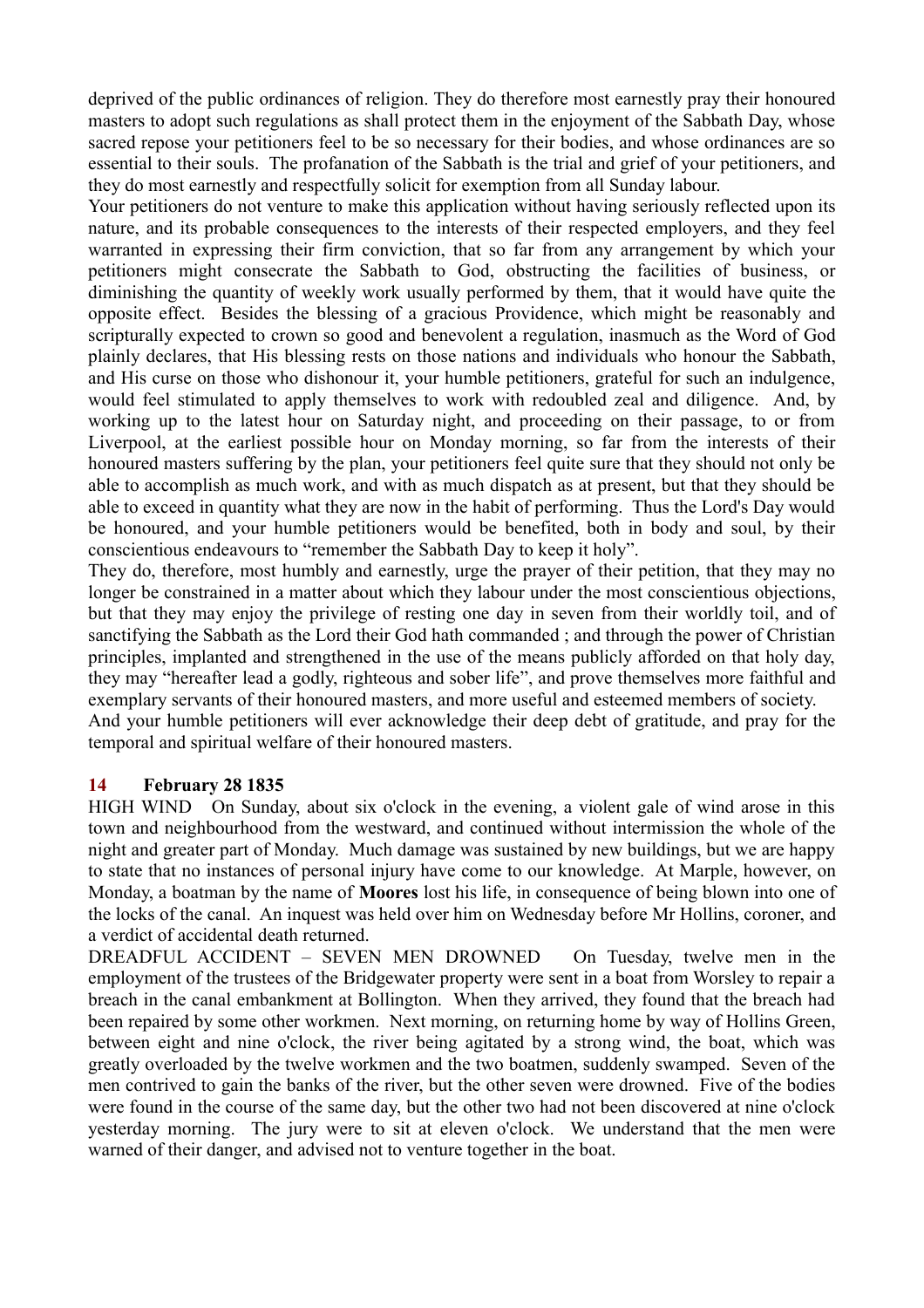deprived of the public ordinances of religion. They do therefore most earnestly pray their honoured masters to adopt such regulations as shall protect them in the enjoyment of the Sabbath Day, whose sacred repose your petitioners feel to be so necessary for their bodies, and whose ordinances are so essential to their souls. The profanation of the Sabbath is the trial and grief of your petitioners, and they do most earnestly and respectfully solicit for exemption from all Sunday labour.

Your petitioners do not venture to make this application without having seriously reflected upon its nature, and its probable consequences to the interests of their respected employers, and they feel warranted in expressing their firm conviction, that so far from any arrangement by which your petitioners might consecrate the Sabbath to God, obstructing the facilities of business, or diminishing the quantity of weekly work usually performed by them, that it would have quite the opposite effect. Besides the blessing of a gracious Providence, which might be reasonably and scripturally expected to crown so good and benevolent a regulation, inasmuch as the Word of God plainly declares, that His blessing rests on those nations and individuals who honour the Sabbath, and His curse on those who dishonour it, your humble petitioners, grateful for such an indulgence, would feel stimulated to apply themselves to work with redoubled zeal and diligence. And, by working up to the latest hour on Saturday night, and proceeding on their passage, to or from Liverpool, at the earliest possible hour on Monday morning, so far from the interests of their honoured masters suffering by the plan, your petitioners feel quite sure that they should not only be able to accomplish as much work, and with as much dispatch as at present, but that they should be able to exceed in quantity what they are now in the habit of performing. Thus the Lord's Day would be honoured, and your humble petitioners would be benefited, both in body and soul, by their conscientious endeavours to "remember the Sabbath Day to keep it holy".

They do, therefore, most humbly and earnestly, urge the prayer of their petition, that they may no longer be constrained in a matter about which they labour under the most conscientious objections, but that they may enjoy the privilege of resting one day in seven from their worldly toil, and of sanctifying the Sabbath as the Lord their God hath commanded ; and through the power of Christian principles, implanted and strengthened in the use of the means publicly afforded on that holy day, they may "hereafter lead a godly, righteous and sober life", and prove themselves more faithful and exemplary servants of their honoured masters, and more useful and esteemed members of society.

And your humble petitioners will ever acknowledge their deep debt of gratitude, and pray for the temporal and spiritual welfare of their honoured masters.

## 14 February 28 1835

HIGH WIND On Sunday, about six o'clock in the evening, a violent gale of wind arose in this town and neighbourhood from the westward, and continued without intermission the whole of the night and greater part of Monday. Much damage was sustained by new buildings, but we are happy to state that no instances of personal injury have come to our knowledge. At Marple, however, on Monday, a boatman by the name of **Moores** lost his life, in consequence of being blown into one of the locks of the canal. An inquest was held over him on Wednesday before Mr Hollins, coroner, and a verdict of accidental death returned.

DREADFUL ACCIDENT – SEVEN MEN DROWNED On Tuesday, twelve men in the employment of the trustees of the Bridgewater property were sent in a boat from Worsley to repair a breach in the canal embankment at Bollington. When they arrived, they found that the breach had been repaired by some other workmen. Next morning, on returning home by way of Hollins Green, between eight and nine o'clock, the river being agitated by a strong wind, the boat, which was greatly overloaded by the twelve workmen and the two boatmen, suddenly swamped. Seven of the men contrived to gain the banks of the river, but the other seven were drowned. Five of the bodies were found in the course of the same day, but the other two had not been discovered at nine o'clock yesterday morning. The jury were to sit at eleven o'clock. We understand that the men were warned of their danger, and advised not to venture together in the boat.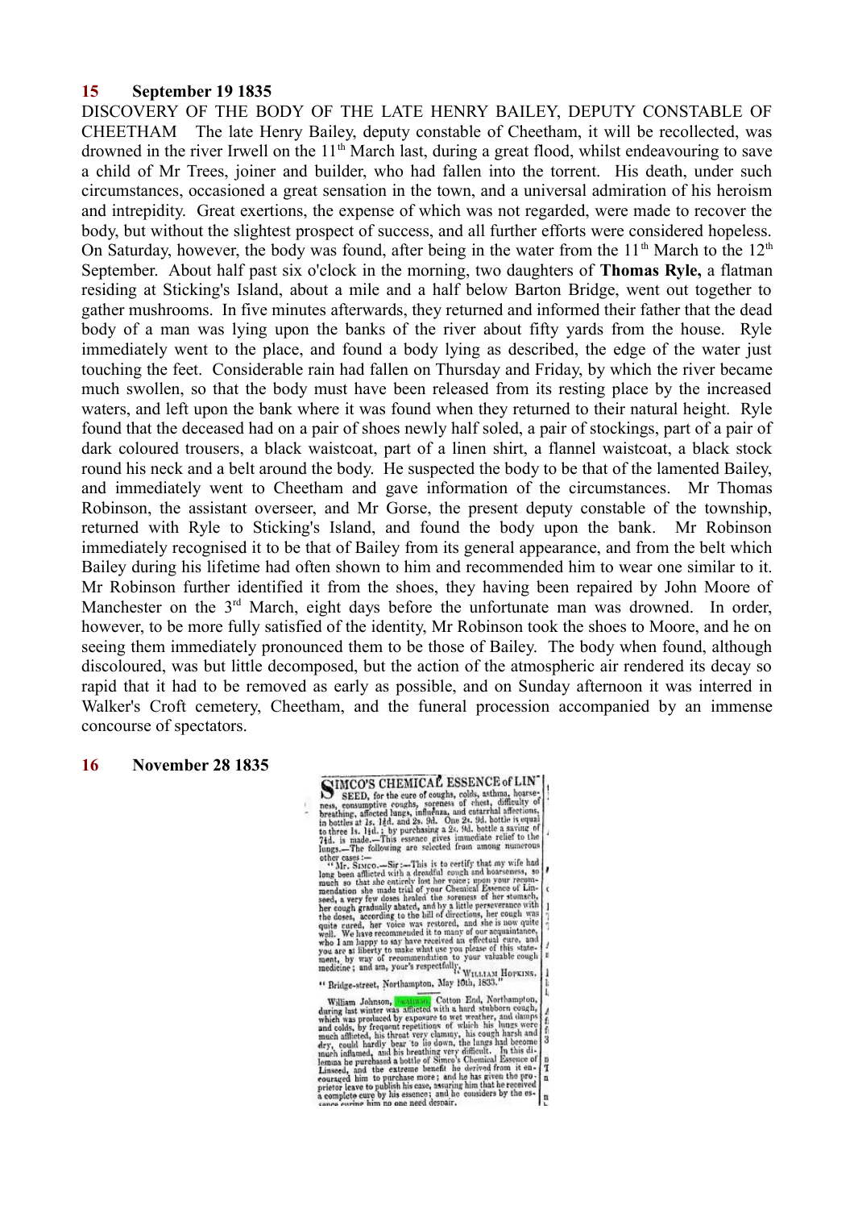**15 September 19 1835**

DISCOVERY OF THE BODY OF THE LATE HENRY BAILEY, DEPUTY CONSTABLE OF CHEETHAM The late Henry Bailey, deputy constable of Cheetham, it will be recollected, was drowned in the river Irwell on the 11th March last, during a great flood, whilst endeavouring to save a child of Mr Trees, joiner and builder, who had fallen into the torrent. His death, under such circumstances, occasioned a great sensation in the town, and a universal admiration of his heroism and intrepidity. Great exertions, the expense of which was not regarded, were made to recover the body, but without the slightest prospect of success, and all further efforts were considered hopeless. On Saturday, however, the body was found, after being in the water from the 11th March to the 12th September. About half past six o'clock in the morning, two daughters of **Thomas Ryle,** a flatman residing at Sticking's Island, about a mile and a half below Barton Bridge, went out together to gather mushrooms. In five minutes afterwards, they returned and informed their father that the dead body of a man was lying upon the banks of the river about fifty yards from the house. Ryle immediately went to the place, and found a body lying as described, the edge of the water just touching the feet. Considerable rain had fallen on Thursday and Friday, by which the river became much swollen, so that the body must have been released from its resting place by the increased waters, and left upon the bank where it was found when they returned to their natural height. Ryle found that the deceased had on a pair of shoes newly half soled, a pair of stockings, part of a pair of dark coloured trousers, a black waistcoat, part of a linen shirt, a flannel waistcoat, a black stock round his neck and a belt around the body. He suspected the body to be that of the lamented Bailey, and immediately went to Cheetham and gave information of the circumstances. Mr Thomas Robinson, the assistant overseer, and Mr Gorse, the present deputy constable of the township, returned with Ryle to Sticking's Island, and found the body upon the bank. Mr Robinson immediately recognised it to be that of Bailey from its general appearance, and from the belt which Bailey during his lifetime had often shown to him and recommended him to wear one similar to it. Mr Robinson further identified it from the shoes, they having been repaired by John Moore of Manchester on the 3rd March, eight days before the unfortunate man was drowned. In order, however, to be more fully satisfied of the identity, Mr Robinson took the shoes to Moore, and he on seeing them immediately pronounced them to be those of Bailey. The body when found, although discoloured, was but little decomposed, but the action of the atmospheric air rendered its decay so rapid that it had to be removed as early as possible, and on Sunday afternoon it was interred in Walker's Croft cemetery, Cheetham, and the funeral procession accompanied by an immense concourse of spectators.

**16 November 28 1835**

SIMCO'S CHEMICAL ESSENCE of LINSEED, for the cure of coughs, colds, asthma, hoarseness, consumptive coughs, soreness of chest, difficulty of breathing, affected lungs, influenza, and catarrhal affections, in bottles at 1s. 1½d. and 2s. 9d. One 2s. 9d. bottle is equal to three 1s. 1½d.; by purchasing a 2s. 9d. bottle a saving of 7½d. is made.—This essence gives immediate relief to the lungs.—The following are selected from among numerous other cases:—

"Mr. SIMCO.—Sir:—This is to certify that my wife had long been afflicted with a dreadful cough and hoarseness, so much so that she entirely lost her voice; upon your recommendation she made trial of your Chemical Essence of Linseed, a very few doses healed the soreness of her stomach, her cough gradually abated, and by a little perseverance with the doses, according to the bill of directions, her cough was quite cured, her voice was restored, and she is now quite well. We have recommended it to many of our acquaintance, who I am happy to say have received an effectual cure, and you are at liberty to make what use you please of this statement, by way of recommendation to your valuable cough medicine; and am, your's respectfully,

WILLIAM HOPKINS.

"Bridge-street, Northampton, May 10th, 1833."

William Johnson, flatman, Cotton End, Northampton, during last winter was afflicted with a hard stubborn cough, which was produced by exposure to wet weather, and damps and colds, by frequent repetitions of which his lungs were much afflicted, his throat very clammy, his cough harsh and dry, could hardly bear to lie down, the lungs had become much inflamed, and his breathing very difficult. In this dilemma he purchased a bottle of Simco's Chemical Essence of Linseed, and the extreme benefit he derived from it encouraged him to purchase more; and he has given the proprietor leave to publish his case, assuring him that he received a complete cure by his essence; and he considers by the essence curing him no one need despair.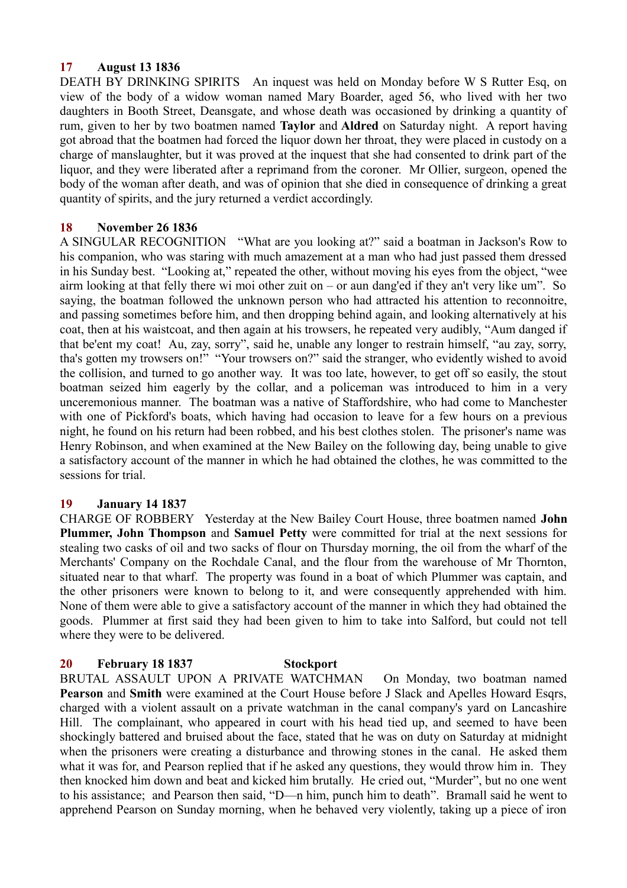**17 August 13 1836**

DEATH BY DRINKING SPIRITS An inquest was held on Monday before W S Rutter Esq, on view of the body of a widow woman named Mary Boarder, aged 56, who lived with her two daughters in Booth Street, Deansgate, and whose death was occasioned by drinking a quantity of rum, given to her by two boatmen named **Taylor** and **Aldred** on Saturday night. A report having got abroad that the boatmen had forced the liquor down her throat, they were placed in custody on a charge of manslaughter, but it was proved at the inquest that she had consented to drink part of the liquor, and they were liberated after a reprimand from the coroner. Mr Ollier, surgeon, opened the body of the woman after death, and was of opinion that she died in consequence of drinking a great quantity of spirits, and the jury returned a verdict accordingly.

**18 November 26 1836**

A SINGULAR RECOGNITION "What are you looking at?" said a boatman in Jackson's Row to his companion, who was staring with much amazement at a man who had just passed them dressed in his Sunday best. "Looking at," repeated the other, without moving his eyes from the object, "wee airm looking at that felly there wi moi other zuit on – or aun dang'ed if they an't very like um". So saying, the boatman followed the unknown person who had attracted his attention to reconnoitre, and passing sometimes before him, and then dropping behind again, and looking alternatively at his coat, then at his waistcoat, and then again at his trowsers, he repeated very audibly, "Aum danged if that be'ent my coat! Au, zay, sorry", said he, unable any longer to restrain himself, "au zay, sorry, tha's gotten my trowsers on!" "Your trowsers on?" said the stranger, who evidently wished to avoid the collision, and turned to go another way. It was too late, however, to get off so easily, the stout boatman seized him eagerly by the collar, and a policeman was introduced to him in a very unceremonious manner. The boatman was a native of Staffordshire, who had come to Manchester with one of Pickford's boats, which having had occasion to leave for a few hours on a previous night, he found on his return had been robbed, and his best clothes stolen. The prisoner's name was Henry Robinson, and when examined at the New Bailey on the following day, being unable to give a satisfactory account of the manner in which he had obtained the clothes, he was committed to the sessions for trial.

**19 January 14 1837**

CHARGE OF ROBBERY Yesterday at the New Bailey Court House, three boatmen named **John Plummer, John Thompson** and **Samuel Petty** were committed for trial at the next sessions for stealing two casks of oil and two sacks of flour on Thursday morning, the oil from the wharf of the Merchants' Company on the Rochdale Canal, and the flour from the warehouse of Mr Thornton, situated near to that wharf. The property was found in a boat of which Plummer was captain, and the other prisoners were known to belong to it, and were consequently apprehended with him. None of them were able to give a satisfactory account of the manner in which they had obtained the goods. Plummer at first said they had been given to him to take into Salford, but could not tell where they were to be delivered.

**20 February 18 1837 Stockport**

BRUTAL ASSAULT UPON A PRIVATE WATCHMAN On Monday, two boatman named **Pearson** and **Smith** were examined at the Court House before J Slack and Apelles Howard Esqrs, charged with a violent assault on a private watchman in the canal company's yard on Lancashire Hill. The complainant, who appeared in court with his head tied up, and seemed to have been shockingly battered and bruised about the face, stated that he was on duty on Saturday at midnight when the prisoners were creating a disturbance and throwing stones in the canal. He asked them what it was for, and Pearson replied that if he asked any questions, they would throw him in. They then knocked him down and beat and kicked him brutally. He cried out, "Murder", but no one went to his assistance; and Pearson then said, "D—n him, punch him to death". Bramall said he went to apprehend Pearson on Sunday morning, when he behaved very violently, taking up a piece of iron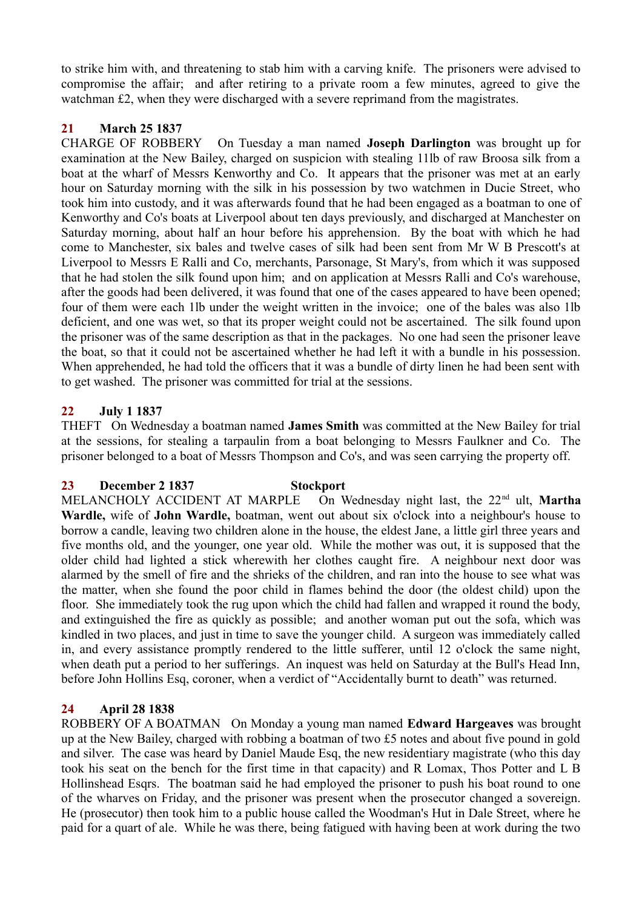to strike him with, and threatening to stab him with a carving knife. The prisoners were advised to compromise the affair; and after retiring to a private room a few minutes, agreed to give the watchman £2, when they were discharged with a severe reprimand from the magistrates.

**21 March 25 1837**

CHARGE OF ROBBERY On Tuesday a man named **Joseph Darlington** was brought up for examination at the New Bailey, charged on suspicion with stealing 11lb of raw Broosa silk from a boat at the wharf of Messrs Kenworthy and Co. It appears that the prisoner was met at an early hour on Saturday morning with the silk in his possession by two watchmen in Ducie Street, who took him into custody, and it was afterwards found that he had been engaged as a boatman to one of Kenworthy and Co's boats at Liverpool about ten days previously, and discharged at Manchester on Saturday morning, about half an hour before his apprehension. By the boat with which he had come to Manchester, six bales and twelve cases of silk had been sent from Mr W B Prescott's at Liverpool to Messrs E Ralli and Co, merchants, Parsonage, St Mary's, from which it was supposed that he had stolen the silk found upon him; and on application at Messrs Ralli and Co's warehouse, after the goods had been delivered, it was found that one of the cases appeared to have been opened; four of them were each 1lb under the weight written in the invoice; one of the bales was also 1lb deficient, and one was wet, so that its proper weight could not be ascertained. The silk found upon the prisoner was of the same description as that in the packages. No one had seen the prisoner leave the boat, so that it could not be ascertained whether he had left it with a bundle in his possession. When apprehended, he had told the officers that it was a bundle of dirty linen he had been sent with to get washed. The prisoner was committed for trial at the sessions.

**22 July 1 1837**

THEFT On Wednesday a boatman named **James Smith** was committed at the New Bailey for trial at the sessions, for stealing a tarpaulin from a boat belonging to Messrs Faulkner and Co. The prisoner belonged to a boat of Messrs Thompson and Co's, and was seen carrying the property off.

**23 December 2 1837 Stockport**

MELANCHOLY ACCIDENT AT MARPLE On Wednesday night last, the 22nd ult, **Martha Wardle,** wife of **John Wardle,** boatman, went out about six o'clock into a neighbour's house to borrow a candle, leaving two children alone in the house, the eldest Jane, a little girl three years and five months old, and the younger, one year old. While the mother was out, it is supposed that the older child had lighted a stick wherewith her clothes caught fire. A neighbour next door was alarmed by the smell of fire and the shrieks of the children, and ran into the house to see what was the matter, when she found the poor child in flames behind the door (the oldest child) upon the floor. She immediately took the rug upon which the child had fallen and wrapped it round the body, and extinguished the fire as quickly as possible; and another woman put out the sofa, which was kindled in two places, and just in time to save the younger child. A surgeon was immediately called in, and every assistance promptly rendered to the little sufferer, until 12 o'clock the same night, when death put a period to her sufferings. An inquest was held on Saturday at the Bull's Head Inn, before John Hollins Esq, coroner, when a verdict of "Accidentally burnt to death" was returned.

**24 April 28 1838**

ROBBERY OF A BOATMAN On Monday a young man named **Edward Hargeaves** was brought up at the New Bailey, charged with robbing a boatman of two £5 notes and about five pound in gold and silver. The case was heard by Daniel Maude Esq, the new residentiary magistrate (who this day took his seat on the bench for the first time in that capacity) and R Lomax, Thos Potter and L B Hollinshead Esqrs. The boatman said he had employed the prisoner to push his boat round to one of the wharves on Friday, and the prisoner was present when the prosecutor changed a sovereign. He (prosecutor) then took him to a public house called the Woodman's Hut in Dale Street, where he paid for a quart of ale. While he was there, being fatigued with having been at work during the two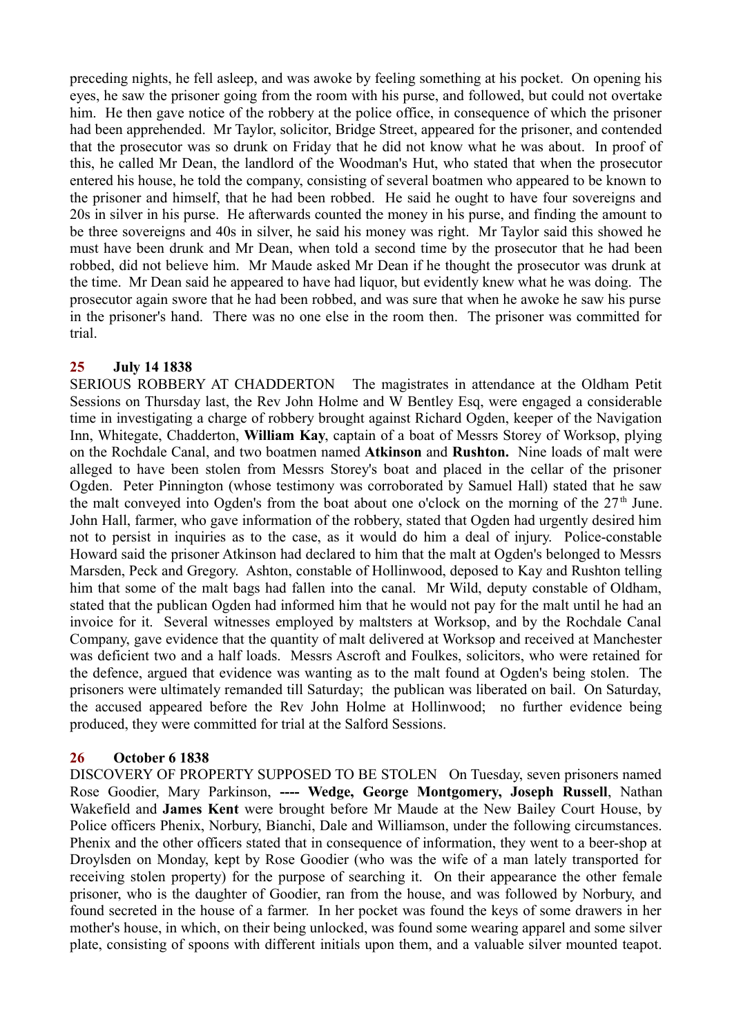preceding nights, he fell asleep, and was awoke by feeling something at his pocket. On opening his eyes, he saw the prisoner going from the room with his purse, and followed, but could not overtake him. He then gave notice of the robbery at the police office, in consequence of which the prisoner had been apprehended. Mr Taylor, solicitor, Bridge Street, appeared for the prisoner, and contended that the prosecutor was so drunk on Friday that he did not know what he was about. In proof of this, he called Mr Dean, the landlord of the Woodman's Hut, who stated that when the prosecutor entered his house, he told the company, consisting of several boatmen who appeared to be known to the prisoner and himself, that he had been robbed. He said he ought to have four sovereigns and 20s in silver in his purse. He afterwards counted the money in his purse, and finding the amount to be three sovereigns and 40s in silver, he said his money was right. Mr Taylor said this showed he must have been drunk and Mr Dean, when told a second time by the prosecutor that he had been robbed, did not believe him. Mr Maude asked Mr Dean if he thought the prosecutor was drunk at the time. Mr Dean said he appeared to have had liquor, but evidently knew what he was doing. The prosecutor again swore that he had been robbed, and was sure that when he awoke he saw his purse in the prisoner's hand. There was no one else in the room then. The prisoner was committed for trial.

## 25 July 14 1838

SERIOUS ROBBERY AT CHADDERTON The magistrates in attendance at the Oldham Petit Sessions on Thursday last, the Rev John Holme and W Bentley Esq, were engaged a considerable time in investigating a charge of robbery brought against Richard Ogden, keeper of the Navigation Inn, Whitegate, Chadderton, **William Kay**, captain of a boat of Messrs Storey of Worksop, plying on the Rochdale Canal, and two boatmen named **Atkinson** and **Rushton.** Nine loads of malt were alleged to have been stolen from Messrs Storey's boat and placed in the cellar of the prisoner Ogden. Peter Pinnington (whose testimony was corroborated by Samuel Hall) stated that he saw the malt conveyed into Ogden's from the boat about one o'clock on the morning of the 27th June. John Hall, farmer, who gave information of the robbery, stated that Ogden had urgently desired him not to persist in inquiries as to the case, as it would do him a deal of injury. Police-constable Howard said the prisoner Atkinson had declared to him that the malt at Ogden's belonged to Messrs Marsden, Peck and Gregory. Ashton, constable of Hollinwood, deposed to Kay and Rushton telling him that some of the malt bags had fallen into the canal. Mr Wild, deputy constable of Oldham, stated that the publican Ogden had informed him that he would not pay for the malt until he had an invoice for it. Several witnesses employed by maltsters at Worksop, and by the Rochdale Canal Company, gave evidence that the quantity of malt delivered at Worksop and received at Manchester was deficient two and a half loads. Messrs Ascroft and Foulkes, solicitors, who were retained for the defence, argued that evidence was wanting as to the malt found at Ogden's being stolen. The prisoners were ultimately remanded till Saturday; the publican was liberated on bail. On Saturday, the accused appeared before the Rev John Holme at Hollinwood; no further evidence being produced, they were committed for trial at the Salford Sessions.

## 26 October 6 1838

DISCOVERY OF PROPERTY SUPPOSED TO BE STOLEN On Tuesday, seven prisoners named Rose Goodier, Mary Parkinson, **---- Wedge, George Montgomery, Joseph Russell**, Nathan Wakefield and **James Kent** were brought before Mr Maude at the New Bailey Court House, by Police officers Phenix, Norbury, Bianchi, Dale and Williamson, under the following circumstances. Phenix and the other officers stated that in consequence of information, they went to a beer-shop at Droylsden on Monday, kept by Rose Goodier (who was the wife of a man lately transported for receiving stolen property) for the purpose of searching it. On their appearance the other female prisoner, who is the daughter of Goodier, ran from the house, and was followed by Norbury, and found secreted in the house of a farmer. In her pocket was found the keys of some drawers in her mother's house, in which, on their being unlocked, was found some wearing apparel and some silver plate, consisting of spoons with different initials upon them, and a valuable silver mounted teapot.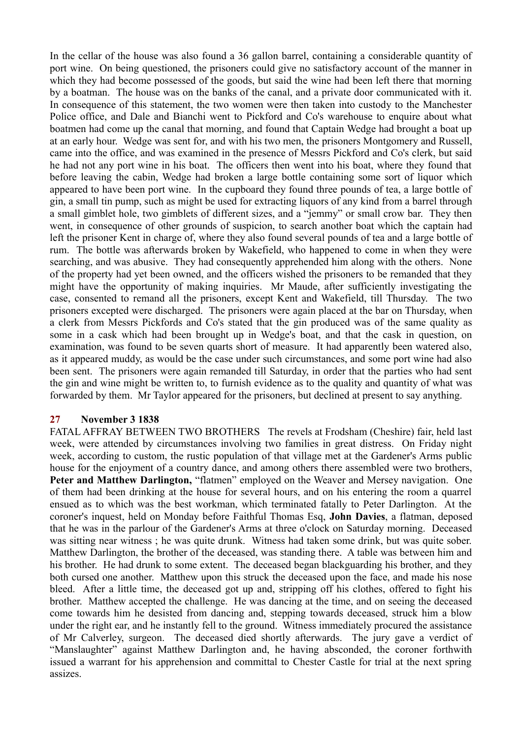In the cellar of the house was also found a 36 gallon barrel, containing a considerable quantity of port wine. On being questioned, the prisoners could give no satisfactory account of the manner in which they had become possessed of the goods, but said the wine had been left there that morning by a boatman. The house was on the banks of the canal, and a private door communicated with it. In consequence of this statement, the two women were then taken into custody to the Manchester Police office, and Dale and Bianchi went to Pickford and Co's warehouse to enquire about what boatmen had come up the canal that morning, and found that Captain Wedge had brought a boat up at an early hour. Wedge was sent for, and with his two men, the prisoners Montgomery and Russell, came into the office, and was examined in the presence of Messrs Pickford and Co's clerk, but said he had not any port wine in his boat. The officers then went into his boat, where they found that before leaving the cabin, Wedge had broken a large bottle containing some sort of liquor which appeared to have been port wine. In the cupboard they found three pounds of tea, a large bottle of gin, a small tin pump, such as might be used for extracting liquors of any kind from a barrel through a small gimblet hole, two gimblets of different sizes, and a "jemmy" or small crow bar. They then went, in consequence of other grounds of suspicion, to search another boat which the captain had left the prisoner Kent in charge of, where they also found several pounds of tea and a large bottle of rum. The bottle was afterwards broken by Wakefield, who happened to come in when they were searching, and was abusive. They had consequently apprehended him along with the others. None of the property had yet been owned, and the officers wished the prisoners to be remanded that they might have the opportunity of making inquiries. Mr Maude, after sufficiently investigating the case, consented to remand all the prisoners, except Kent and Wakefield, till Thursday. The two prisoners excepted were discharged. The prisoners were again placed at the bar on Thursday, when a clerk from Messrs Pickfords and Co's stated that the gin produced was of the same quality as some in a cask which had been brought up in Wedge's boat, and that the cask in question, on examination, was found to be seven quarts short of measure. It had apparently been watered also, as it appeared muddy, as would be the case under such circumstances, and some port wine had also been sent. The prisoners were again remanded till Saturday, in order that the parties who had sent the gin and wine might be written to, to furnish evidence as to the quality and quantity of what was forwarded by them. Mr Taylor appeared for the prisoners, but declined at present to say anything.

## 27 November 3 1838

FATAL AFFRAY BETWEEN TWO BROTHERS The revels at Frodsham (Cheshire) fair, held last week, were attended by circumstances involving two families in great distress. On Friday night week, according to custom, the rustic population of that village met at the Gardener's Arms public house for the enjoyment of a country dance, and among others there assembled were two brothers, **Peter and Matthew Darlington,** "flatmen" employed on the Weaver and Mersey navigation. One of them had been drinking at the house for several hours, and on his entering the room a quarrel ensued as to which was the best workman, which terminated fatally to Peter Darlington. At the coroner's inquest, held on Monday before Faithful Thomas Esq, **John Davies**, a flatman, deposed that he was in the parlour of the Gardener's Arms at three o'clock on Saturday morning. Deceased was sitting near witness ; he was quite drunk. Witness had taken some drink, but was quite sober. Matthew Darlington, the brother of the deceased, was standing there. A table was between him and his brother. He had drunk to some extent. The deceased began blackguarding his brother, and they both cursed one another. Matthew upon this struck the deceased upon the face, and made his nose bleed. After a little time, the deceased got up and, stripping off his clothes, offered to fight his brother. Matthew accepted the challenge. He was dancing at the time, and on seeing the deceased come towards him he desisted from dancing and, stepping towards deceased, struck him a blow under the right ear, and he instantly fell to the ground. Witness immediately procured the assistance of Mr Calverley, surgeon. The deceased died shortly afterwards. The jury gave a verdict of "Manslaughter" against Matthew Darlington and, he having absconded, the coroner forthwith issued a warrant for his apprehension and committal to Chester Castle for trial at the next spring assizes.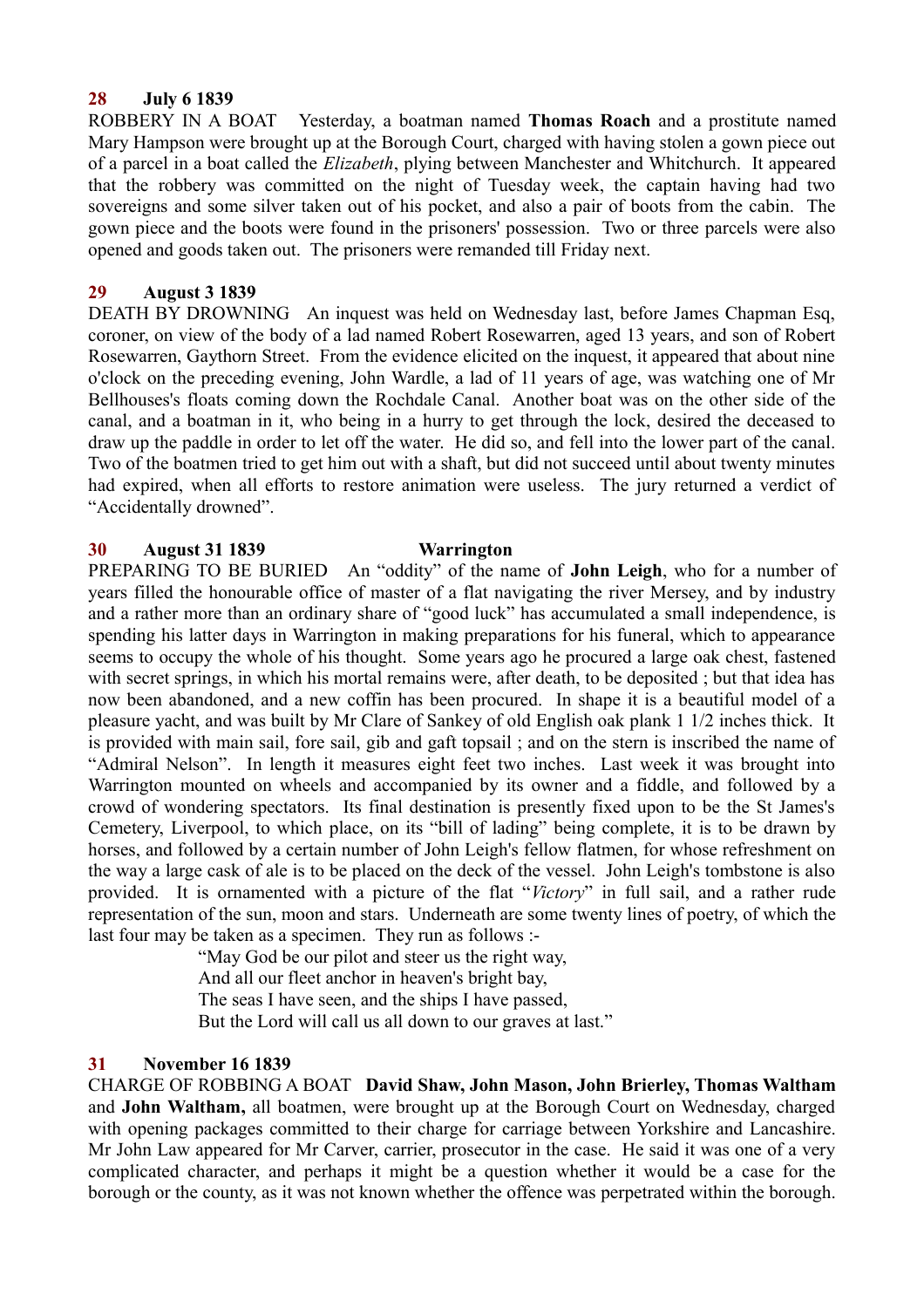**28 July 6 1839**

ROBBERY IN A BOAT Yesterday, a boatman named **Thomas Roach** and a prostitute named Mary Hampson were brought up at the Borough Court, charged with having stolen a gown piece out of a parcel in a boat called the *Elizabeth*, plying between Manchester and Whitchurch. It appeared that the robbery was committed on the night of Tuesday week, the captain having had two sovereigns and some silver taken out of his pocket, and also a pair of boots from the cabin. The gown piece and the boots were found in the prisoners' possession. Two or three parcels were also opened and goods taken out. The prisoners were remanded till Friday next.

**29 August 3 1839**

DEATH BY DROWNING An inquest was held on Wednesday last, before James Chapman Esq, coroner, on view of the body of a lad named Robert Rosewarren, aged 13 years, and son of Robert Rosewarren, Gaythorn Street. From the evidence elicited on the inquest, it appeared that about nine o'clock on the preceding evening, John Wardle, a lad of 11 years of age, was watching one of Mr Bellhouses's floats coming down the Rochdale Canal. Another boat was on the other side of the canal, and a boatman in it, who being in a hurry to get through the lock, desired the deceased to draw up the paddle in order to let off the water. He did so, and fell into the lower part of the canal. Two of the boatmen tried to get him out with a shaft, but did not succeed until about twenty minutes had expired, when all efforts to restore animation were useless. The jury returned a verdict of "Accidentally drowned".

**30 August 31 1839 Warrington**

PREPARING TO BE BURIED An "oddity" of the name of **John Leigh**, who for a number of years filled the honourable office of master of a flat navigating the river Mersey, and by industry and a rather more than an ordinary share of "good luck" has accumulated a small independence, is spending his latter days in Warrington in making preparations for his funeral, which to appearance seems to occupy the whole of his thought. Some years ago he procured a large oak chest, fastened with secret springs, in which his mortal remains were, after death, to be deposited ; but that idea has now been abandoned, and a new coffin has been procured. In shape it is a beautiful model of a pleasure yacht, and was built by Mr Clare of Sankey of old English oak plank 1 1/2 inches thick. It is provided with main sail, fore sail, gib and gaft topsail ; and on the stern is inscribed the name of "Admiral Nelson". In length it measures eight feet two inches. Last week it was brought into Warrington mounted on wheels and accompanied by its owner and a fiddle, and followed by a crowd of wondering spectators. Its final destination is presently fixed upon to be the St James's Cemetery, Liverpool, to which place, on its "bill of lading" being complete, it is to be drawn by horses, and followed by a certain number of John Leigh's fellow flatmen, for whose refreshment on the way a large cask of ale is to be placed on the deck of the vessel. John Leigh's tombstone is also provided. It is ornamented with a picture of the flat "*Victory*" in full sail, and a rather rude representation of the sun, moon and stars. Underneath are some twenty lines of poetry, of which the last four may be taken as a specimen. They run as follows :-

> "May God be our pilot and steer us the right way,
> And all our fleet anchor in heaven's bright bay,
> The seas I have seen, and the ships I have passed,
> But the Lord will call us all down to our graves at last."

**31 November 16 1839**

CHARGE OF ROBBING A BOAT **David Shaw, John Mason, John Brierley, Thomas Waltham** and **John Waltham,** all boatmen, were brought up at the Borough Court on Wednesday, charged with opening packages committed to their charge for carriage between Yorkshire and Lancashire. Mr John Law appeared for Mr Carver, carrier, prosecutor in the case. He said it was one of a very complicated character, and perhaps it might be a question whether it would be a case for the borough or the county, as it was not known whether the offence was perpetrated within the borough.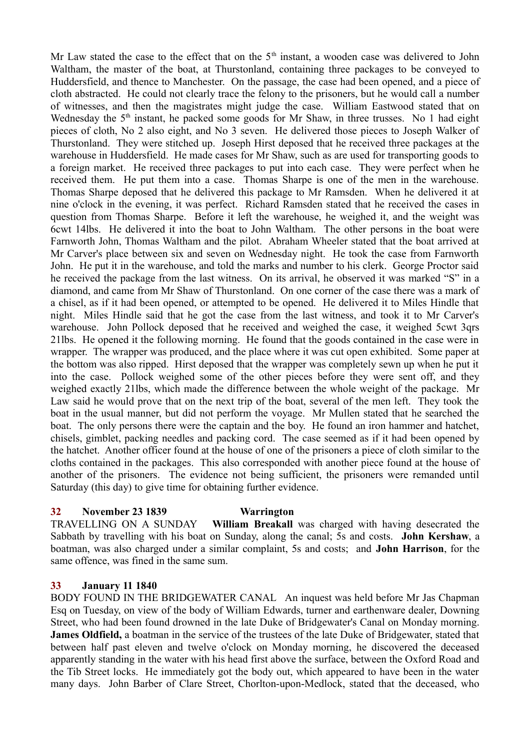Mr Law stated the case to the effect that on the 5th instant, a wooden case was delivered to John Waltham, the master of the boat, at Thurstonland, containing three packages to be conveyed to Huddersfield, and thence to Manchester. On the passage, the case had been opened, and a piece of cloth abstracted. He could not clearly trace the felony to the prisoners, but he would call a number of witnesses, and then the magistrates might judge the case. William Eastwood stated that on Wednesday the 5th instant, he packed some goods for Mr Shaw, in three trusses. No 1 had eight pieces of cloth, No 2 also eight, and No 3 seven. He delivered those pieces to Joseph Walker of Thurstonland. They were stitched up. Joseph Hirst deposed that he received three packages at the warehouse in Huddersfield. He made cases for Mr Shaw, such as are used for transporting goods to a foreign market. He received three packages to put into each case. They were perfect when he received them. He put them into a case. Thomas Sharpe is one of the men in the warehouse. Thomas Sharpe deposed that he delivered this package to Mr Ramsden. When he delivered it at nine o'clock in the evening, it was perfect. Richard Ramsden stated that he received the cases in question from Thomas Sharpe. Before it left the warehouse, he weighed it, and the weight was 6cwt 14lbs. He delivered it into the boat to John Waltham. The other persons in the boat were Farnworth John, Thomas Waltham and the pilot. Abraham Wheeler stated that the boat arrived at Mr Carver's place between six and seven on Wednesday night. He took the case from Farnworth John. He put it in the warehouse, and told the marks and number to his clerk. George Proctor said he received the package from the last witness. On its arrival, he observed it was marked "S" in a diamond, and came from Mr Shaw of Thurstonland. On one corner of the case there was a mark of a chisel, as if it had been opened, or attempted to be opened. He delivered it to Miles Hindle that night. Miles Hindle said that he got the case from the last witness, and took it to Mr Carver's warehouse. John Pollock deposed that he received and weighed the case, it weighed 5cwt 3qrs 21lbs. He opened it the following morning. He found that the goods contained in the case were in wrapper. The wrapper was produced, and the place where it was cut open exhibited. Some paper at the bottom was also ripped. Hirst deposed that the wrapper was completely sewn up when he put it into the case. Pollock weighed some of the other pieces before they were sent off, and they weighed exactly 21lbs, which made the difference between the whole weight of the package. Mr Law said he would prove that on the next trip of the boat, several of the men left. They took the boat in the usual manner, but did not perform the voyage. Mr Mullen stated that he searched the boat. The only persons there were the captain and the boy. He found an iron hammer and hatchet, chisels, gimblet, packing needles and packing cord. The case seemed as if it had been opened by the hatchet. Another officer found at the house of one of the prisoners a piece of cloth similar to the cloths contained in the packages. This also corresponded with another piece found at the house of another of the prisoners. The evidence not being sufficient, the prisoners were remanded until Saturday (this day) to give time for obtaining further evidence.

### 32 November 23 1839 Warrington

TRAVELLING ON A SUNDAY **William Breakall** was charged with having desecrated the Sabbath by travelling with his boat on Sunday, along the canal; 5s and costs. **John Kershaw**, a boatman, was also charged under a similar complaint, 5s and costs; and **John Harrison**, for the same offence, was fined in the same sum.

### 33 January 11 1840

BODY FOUND IN THE BRIDGEWATER CANAL An inquest was held before Mr Jas Chapman Esq on Tuesday, on view of the body of William Edwards, turner and earthenware dealer, Downing Street, who had been found drowned in the late Duke of Bridgewater's Canal on Monday morning. **James Oldfield,** a boatman in the service of the trustees of the late Duke of Bridgewater, stated that between half past eleven and twelve o'clock on Monday morning, he discovered the deceased apparently standing in the water with his head first above the surface, between the Oxford Road and the Tib Street locks. He immediately got the body out, which appeared to have been in the water many days. John Barber of Clare Street, Chorlton-upon-Medlock, stated that the deceased, who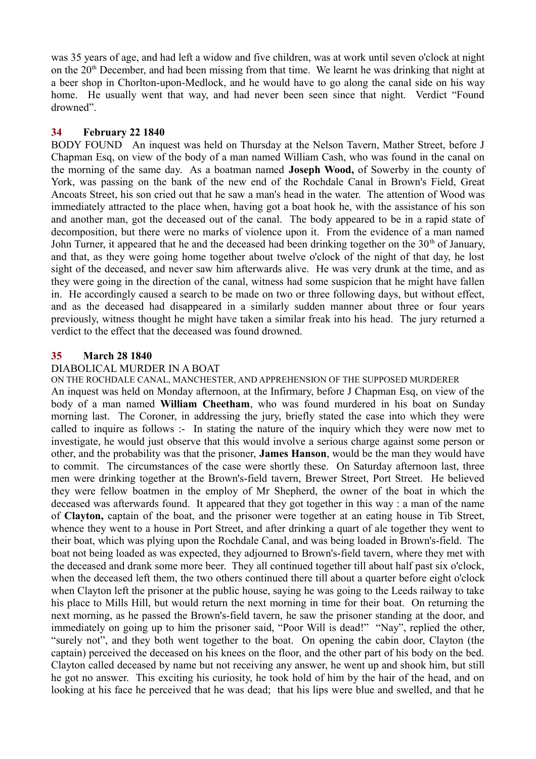was 35 years of age, and had left a widow and five children, was at work until seven o'clock at night on the 20th December, and had been missing from that time. We learnt he was drinking that night at a beer shop in Chorlton-upon-Medlock, and he would have to go along the canal side on his way home. He usually went that way, and had never been seen since that night. Verdict "Found drowned".

## 34 February 22 1840

BODY FOUND An inquest was held on Thursday at the Nelson Tavern, Mather Street, before J Chapman Esq, on view of the body of a man named William Cash, who was found in the canal on the morning of the same day. As a boatman named **Joseph Wood,** of Sowerby in the county of York, was passing on the bank of the new end of the Rochdale Canal in Brown's Field, Great Ancoats Street, his son cried out that he saw a man's head in the water. The attention of Wood was immediately attracted to the place when, having got a boat hook he, with the assistance of his son and another man, got the deceased out of the canal. The body appeared to be in a rapid state of decomposition, but there were no marks of violence upon it. From the evidence of a man named John Turner, it appeared that he and the deceased had been drinking together on the 30th of January, and that, as they were going home together about twelve o'clock of the night of that day, he lost sight of the deceased, and never saw him afterwards alive. He was very drunk at the time, and as they were going in the direction of the canal, witness had some suspicion that he might have fallen in. He accordingly caused a search to be made on two or three following days, but without effect, and as the deceased had disappeared in a similarly sudden manner about three or four years previously, witness thought he might have taken a similar freak into his head. The jury returned a verdict to the effect that the deceased was found drowned.

## 35 March 28 1840

DIABOLICAL MURDER IN A BOAT

ON THE ROCHDALE CANAL, MANCHESTER, AND APPREHENSION OF THE SUPPOSED MURDERER

An inquest was held on Monday afternoon, at the Infirmary, before J Chapman Esq, on view of the body of a man named **William Cheetham**, who was found murdered in his boat on Sunday morning last. The Coroner, in addressing the jury, briefly stated the case into which they were called to inquire as follows :- In stating the nature of the inquiry which they were now met to investigate, he would just observe that this would involve a serious charge against some person or other, and the probability was that the prisoner, **James Hanson**, would be the man they would have to commit. The circumstances of the case were shortly these. On Saturday afternoon last, three men were drinking together at the Brown's-field tavern, Brewer Street, Port Street. He believed they were fellow boatmen in the employ of Mr Shepherd, the owner of the boat in which the deceased was afterwards found. It appeared that they got together in this way : a man of the name of **Clayton,** captain of the boat, and the prisoner were together at an eating house in Tib Street, whence they went to a house in Port Street, and after drinking a quart of ale together they went to their boat, which was plying upon the Rochdale Canal, and was being loaded in Brown's-field. The boat not being loaded as was expected, they adjourned to Brown's-field tavern, where they met with the deceased and drank some more beer. They all continued together till about half past six o'clock, when the deceased left them, the two others continued there till about a quarter before eight o'clock when Clayton left the prisoner at the public house, saying he was going to the Leeds railway to take his place to Mills Hill, but would return the next morning in time for their boat. On returning the next morning, as he passed the Brown's-field tavern, he saw the prisoner standing at the door, and immediately on going up to him the prisoner said, "Poor Will is dead!" "Nay", replied the other, "surely not", and they both went together to the boat. On opening the cabin door, Clayton (the captain) perceived the deceased on his knees on the floor, and the other part of his body on the bed. Clayton called deceased by name but not receiving any answer, he went up and shook him, but still he got no answer. This exciting his curiosity, he took hold of him by the hair of the head, and on looking at his face he perceived that he was dead; that his lips were blue and swelled, and that he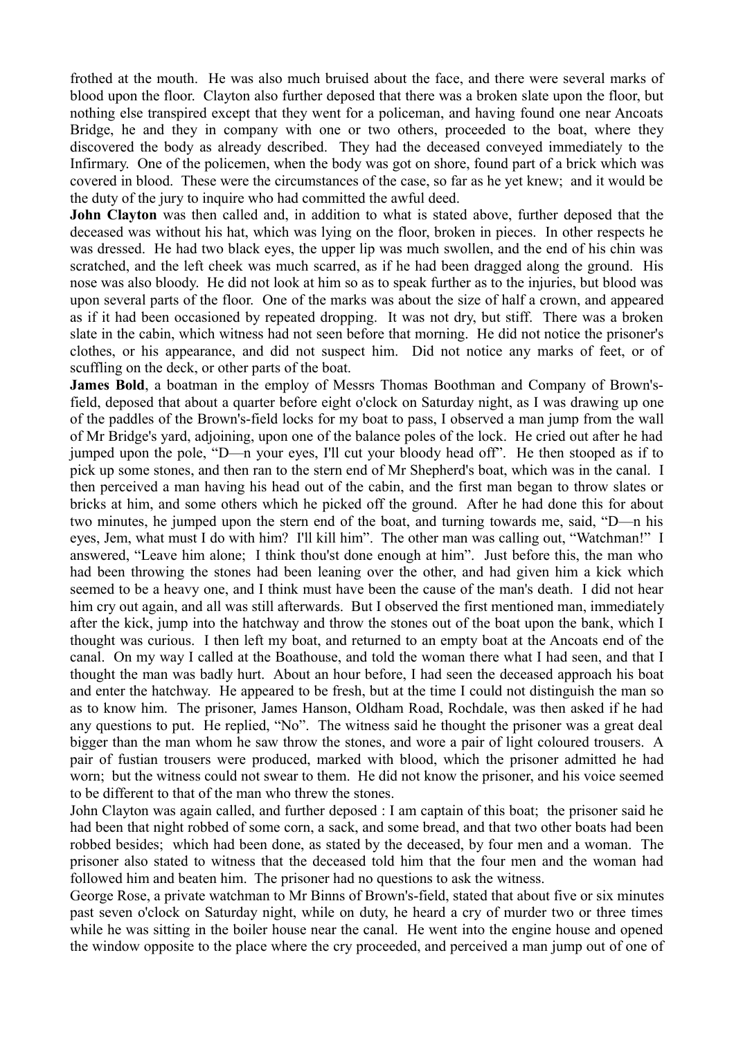frothed at the mouth. He was also much bruised about the face, and there were several marks of blood upon the floor. Clayton also further deposed that there was a broken slate upon the floor, but nothing else transpired except that they went for a policeman, and having found one near Ancoats Bridge, he and they in company with one or two others, proceeded to the boat, where they discovered the body as already described. They had the deceased conveyed immediately to the Infirmary. One of the policemen, when the body was got on shore, found part of a brick which was covered in blood. These were the circumstances of the case, so far as he yet knew; and it would be the duty of the jury to inquire who had committed the awful deed.

**John Clayton** was then called and, in addition to what is stated above, further deposed that the deceased was without his hat, which was lying on the floor, broken in pieces. In other respects he was dressed. He had two black eyes, the upper lip was much swollen, and the end of his chin was scratched, and the left cheek was much scarred, as if he had been dragged along the ground. His nose was also bloody. He did not look at him so as to speak further as to the injuries, but blood was upon several parts of the floor. One of the marks was about the size of half a crown, and appeared as if it had been occasioned by repeated dropping. It was not dry, but stiff. There was a broken slate in the cabin, which witness had not seen before that morning. He did not notice the prisoner's clothes, or his appearance, and did not suspect him. Did not notice any marks of feet, or of scuffling on the deck, or other parts of the boat.

**James Bold**, a boatman in the employ of Messrs Thomas Boothman and Company of Brown's-field, deposed that about a quarter before eight o'clock on Saturday night, as I was drawing up one of the paddles of the Brown's-field locks for my boat to pass, I observed a man jump from the wall of Mr Bridge's yard, adjoining, upon one of the balance poles of the lock. He cried out after he had jumped upon the pole, "D—n your eyes, I'll cut your bloody head off". He then stooped as if to pick up some stones, and then ran to the stern end of Mr Shepherd's boat, which was in the canal. I then perceived a man having his head out of the cabin, and the first man began to throw slates or bricks at him, and some others which he picked off the ground. After he had done this for about two minutes, he jumped upon the stern end of the boat, and turning towards me, said, "D—n his eyes, Jem, what must I do with him? I'll kill him". The other man was calling out, "Watchman!" I answered, "Leave him alone; I think thou'st done enough at him". Just before this, the man who had been throwing the stones had been leaning over the other, and had given him a kick which seemed to be a heavy one, and I think must have been the cause of the man's death. I did not hear him cry out again, and all was still afterwards. But I observed the first mentioned man, immediately after the kick, jump into the hatchway and throw the stones out of the boat upon the bank, which I thought was curious. I then left my boat, and returned to an empty boat at the Ancoats end of the canal. On my way I called at the Boathouse, and told the woman there what I had seen, and that I thought the man was badly hurt. About an hour before, I had seen the deceased approach his boat and enter the hatchway. He appeared to be fresh, but at the time I could not distinguish the man so as to know him. The prisoner, James Hanson, Oldham Road, Rochdale, was then asked if he had any questions to put. He replied, "No". The witness said he thought the prisoner was a great deal bigger than the man whom he saw throw the stones, and wore a pair of light coloured trousers. A pair of fustian trousers were produced, marked with blood, which the prisoner admitted he had worn; but the witness could not swear to them. He did not know the prisoner, and his voice seemed to be different to that of the man who threw the stones.

John Clayton was again called, and further deposed : I am captain of this boat; the prisoner said he had been that night robbed of some corn, a sack, and some bread, and that two other boats had been robbed besides; which had been done, as stated by the deceased, by four men and a woman. The prisoner also stated to witness that the deceased told him that the four men and the woman had followed him and beaten him. The prisoner had no questions to ask the witness.

George Rose, a private watchman to Mr Binns of Brown's-field, stated that about five or six minutes past seven o'clock on Saturday night, while on duty, he heard a cry of murder two or three times while he was sitting in the boiler house near the canal. He went into the engine house and opened the window opposite to the place where the cry proceeded, and perceived a man jump out of one of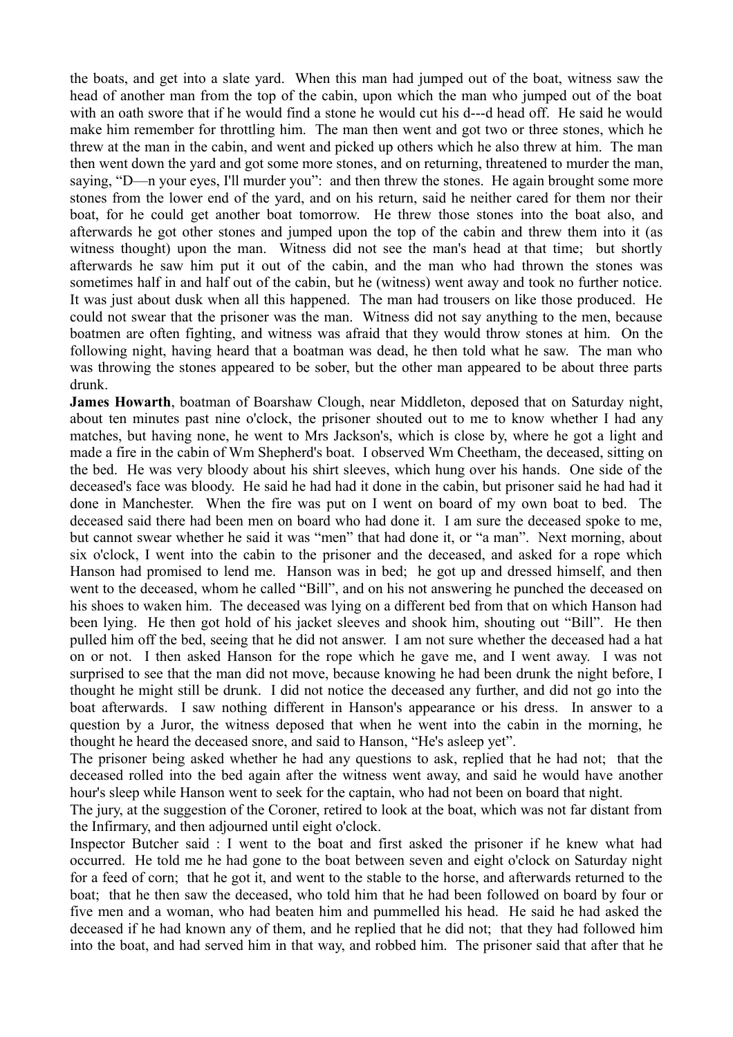the boats, and get into a slate yard. When this man had jumped out of the boat, witness saw the head of another man from the top of the cabin, upon which the man who jumped out of the boat with an oath swore that if he would find a stone he would cut his d---d head off. He said he would make him remember for throttling him. The man then went and got two or three stones, which he threw at the man in the cabin, and went and picked up others which he also threw at him. The man then went down the yard and got some more stones, and on returning, threatened to murder the man, saying, "D—n your eyes, I'll murder you": and then threw the stones. He again brought some more stones from the lower end of the yard, and on his return, said he neither cared for them nor their boat, for he could get another boat tomorrow. He threw those stones into the boat also, and afterwards he got other stones and jumped upon the top of the cabin and threw them into it (as witness thought) upon the man. Witness did not see the man's head at that time; but shortly afterwards he saw him put it out of the cabin, and the man who had thrown the stones was sometimes half in and half out of the cabin, but he (witness) went away and took no further notice. It was just about dusk when all this happened. The man had trousers on like those produced. He could not swear that the prisoner was the man. Witness did not say anything to the men, because boatmen are often fighting, and witness was afraid that they would throw stones at him. On the following night, having heard that a boatman was dead, he then told what he saw. The man who was throwing the stones appeared to be sober, but the other man appeared to be about three parts drunk.

**James Howarth**, boatman of Boarshaw Clough, near Middleton, deposed that on Saturday night, about ten minutes past nine o'clock, the prisoner shouted out to me to know whether I had any matches, but having none, he went to Mrs Jackson's, which is close by, where he got a light and made a fire in the cabin of Wm Shepherd's boat. I observed Wm Cheetham, the deceased, sitting on the bed. He was very bloody about his shirt sleeves, which hung over his hands. One side of the deceased's face was bloody. He said he had had it done in the cabin, but prisoner said he had had it done in Manchester. When the fire was put on I went on board of my own boat to bed. The deceased said there had been men on board who had done it. I am sure the deceased spoke to me, but cannot swear whether he said it was "men" that had done it, or "a man". Next morning, about six o'clock, I went into the cabin to the prisoner and the deceased, and asked for a rope which Hanson had promised to lend me. Hanson was in bed; he got up and dressed himself, and then went to the deceased, whom he called "Bill", and on his not answering he punched the deceased on his shoes to waken him. The deceased was lying on a different bed from that on which Hanson had been lying. He then got hold of his jacket sleeves and shook him, shouting out "Bill". He then pulled him off the bed, seeing that he did not answer. I am not sure whether the deceased had a hat on or not. I then asked Hanson for the rope which he gave me, and I went away. I was not surprised to see that the man did not move, because knowing he had been drunk the night before, I thought he might still be drunk. I did not notice the deceased any further, and did not go into the boat afterwards. I saw nothing different in Hanson's appearance or his dress. In answer to a question by a Juror, the witness deposed that when he went into the cabin in the morning, he thought he heard the deceased snore, and said to Hanson, "He's asleep yet".

The prisoner being asked whether he had any questions to ask, replied that he had not; that the deceased rolled into the bed again after the witness went away, and said he would have another hour's sleep while Hanson went to seek for the captain, who had not been on board that night.

The jury, at the suggestion of the Coroner, retired to look at the boat, which was not far distant from the Infirmary, and then adjourned until eight o'clock.

Inspector Butcher said : I went to the boat and first asked the prisoner if he knew what had occurred. He told me he had gone to the boat between seven and eight o'clock on Saturday night for a feed of corn; that he got it, and went to the stable to the horse, and afterwards returned to the boat; that he then saw the deceased, who told him that he had been followed on board by four or five men and a woman, who had beaten him and pummelled his head. He said he had asked the deceased if he had known any of them, and he replied that he did not; that they had followed him into the boat, and had served him in that way, and robbed him. The prisoner said that after that he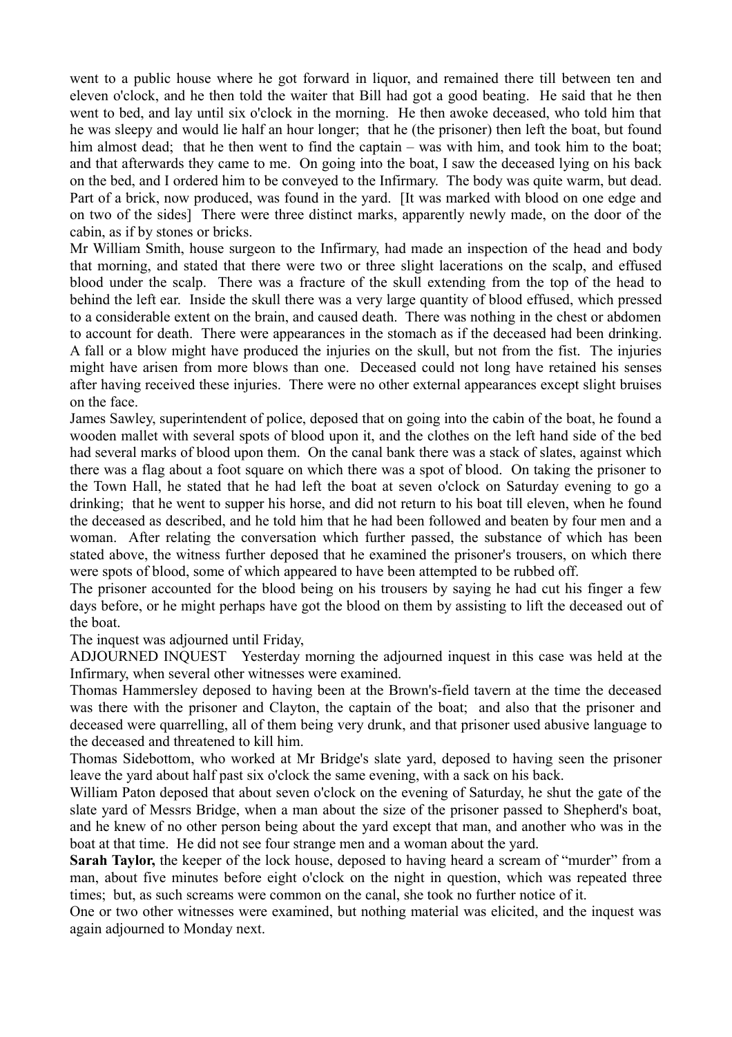went to a public house where he got forward in liquor, and remained there till between ten and eleven o'clock, and he then told the waiter that Bill had got a good beating. He said that he then went to bed, and lay until six o'clock in the morning. He then awoke deceased, who told him that he was sleepy and would lie half an hour longer; that he (the prisoner) then left the boat, but found him almost dead; that he then went to find the captain – was with him, and took him to the boat; and that afterwards they came to me. On going into the boat, I saw the deceased lying on his back on the bed, and I ordered him to be conveyed to the Infirmary. The body was quite warm, but dead. Part of a brick, now produced, was found in the yard. [It was marked with blood on one edge and on two of the sides] There were three distinct marks, apparently newly made, on the door of the cabin, as if by stones or bricks.

Mr William Smith, house surgeon to the Infirmary, had made an inspection of the head and body that morning, and stated that there were two or three slight lacerations on the scalp, and effused blood under the scalp. There was a fracture of the skull extending from the top of the head to behind the left ear. Inside the skull there was a very large quantity of blood effused, which pressed to a considerable extent on the brain, and caused death. There was nothing in the chest or abdomen to account for death. There were appearances in the stomach as if the deceased had been drinking. A fall or a blow might have produced the injuries on the skull, but not from the fist. The injuries might have arisen from more blows than one. Deceased could not long have retained his senses after having received these injuries. There were no other external appearances except slight bruises on the face.

James Sawley, superintendent of police, deposed that on going into the cabin of the boat, he found a wooden mallet with several spots of blood upon it, and the clothes on the left hand side of the bed had several marks of blood upon them. On the canal bank there was a stack of slates, against which there was a flag about a foot square on which there was a spot of blood. On taking the prisoner to the Town Hall, he stated that he had left the boat at seven o'clock on Saturday evening to go a drinking; that he went to supper his horse, and did not return to his boat till eleven, when he found the deceased as described, and he told him that he had been followed and beaten by four men and a woman. After relating the conversation which further passed, the substance of which has been stated above, the witness further deposed that he examined the prisoner's trousers, on which there were spots of blood, some of which appeared to have been attempted to be rubbed off.

The prisoner accounted for the blood being on his trousers by saying he had cut his finger a few days before, or he might perhaps have got the blood on them by assisting to lift the deceased out of the boat.

The inquest was adjourned until Friday,

ADJOURNED INQUEST Yesterday morning the adjourned inquest in this case was held at the Infirmary, when several other witnesses were examined.

Thomas Hammersley deposed to having been at the Brown's-field tavern at the time the deceased was there with the prisoner and Clayton, the captain of the boat; and also that the prisoner and deceased were quarrelling, all of them being very drunk, and that prisoner used abusive language to the deceased and threatened to kill him.

Thomas Sidebottom, who worked at Mr Bridge's slate yard, deposed to having seen the prisoner leave the yard about half past six o'clock the same evening, with a sack on his back.

William Paton deposed that about seven o'clock on the evening of Saturday, he shut the gate of the slate yard of Messrs Bridge, when a man about the size of the prisoner passed to Shepherd's boat, and he knew of no other person being about the yard except that man, and another who was in the boat at that time. He did not see four strange men and a woman about the yard.

**Sarah Taylor,** the keeper of the lock house, deposed to having heard a scream of "murder" from a man, about five minutes before eight o'clock on the night in question, which was repeated three times; but, as such screams were common on the canal, she took no further notice of it.

One or two other witnesses were examined, but nothing material was elicited, and the inquest was again adjourned to Monday next.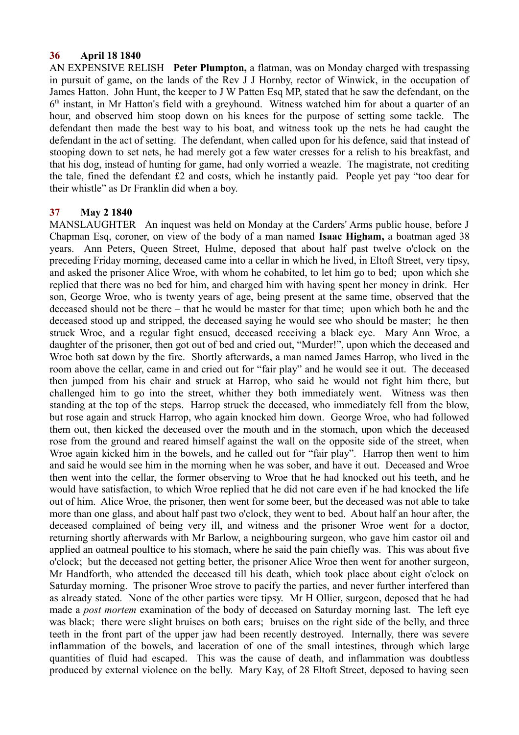## 36 April 18 1840

AN EXPENSIVE RELISH **Peter Plumpton,** a flatman, was on Monday charged with trespassing in pursuit of game, on the lands of the Rev J J Hornby, rector of Winwick, in the occupation of James Hatton. John Hunt, the keeper to J W Patten Esq MP, stated that he saw the defendant, on the 6th instant, in Mr Hatton's field with a greyhound. Witness watched him for about a quarter of an hour, and observed him stoop down on his knees for the purpose of setting some tackle. The defendant then made the best way to his boat, and witness took up the nets he had caught the defendant in the act of setting. The defendant, when called upon for his defence, said that instead of stooping down to set nets, he had merely got a few water cresses for a relish to his breakfast, and that his dog, instead of hunting for game, had only worried a weazle. The magistrate, not crediting the tale, fined the defendant £2 and costs, which he instantly paid. People yet pay "too dear for their whistle" as Dr Franklin did when a boy.

## 37 May 2 1840

MANSLAUGHTER An inquest was held on Monday at the Carders' Arms public house, before J Chapman Esq, coroner, on view of the body of a man named **Isaac Higham,** a boatman aged 38 years. Ann Peters, Queen Street, Hulme, deposed that about half past twelve o'clock on the preceding Friday morning, deceased came into a cellar in which he lived, in Eltoft Street, very tipsy, and asked the prisoner Alice Wroe, with whom he cohabited, to let him go to bed; upon which she replied that there was no bed for him, and charged him with having spent her money in drink. Her son, George Wroe, who is twenty years of age, being present at the same time, observed that the deceased should not be there – that he would be master for that time; upon which both he and the deceased stood up and stripped, the deceased saying he would see who should be master; he then struck Wroe, and a regular fight ensued, deceased receiving a black eye. Mary Ann Wroe, a daughter of the prisoner, then got out of bed and cried out, "Murder!", upon which the deceased and Wroe both sat down by the fire. Shortly afterwards, a man named James Harrop, who lived in the room above the cellar, came in and cried out for "fair play" and he would see it out. The deceased then jumped from his chair and struck at Harrop, who said he would not fight him there, but challenged him to go into the street, whither they both immediately went. Witness was then standing at the top of the steps. Harrop struck the deceased, who immediately fell from the blow, but rose again and struck Harrop, who again knocked him down. George Wroe, who had followed them out, then kicked the deceased over the mouth and in the stomach, upon which the deceased rose from the ground and reared himself against the wall on the opposite side of the street, when Wroe again kicked him in the bowels, and he called out for "fair play". Harrop then went to him and said he would see him in the morning when he was sober, and have it out. Deceased and Wroe then went into the cellar, the former observing to Wroe that he had knocked out his teeth, and he would have satisfaction, to which Wroe replied that he did not care even if he had knocked the life out of him. Alice Wroe, the prisoner, then went for some beer, but the deceased was not able to take more than one glass, and about half past two o'clock, they went to bed. About half an hour after, the deceased complained of being very ill, and witness and the prisoner Wroe went for a doctor, returning shortly afterwards with Mr Barlow, a neighbouring surgeon, who gave him castor oil and applied an oatmeal poultice to his stomach, where he said the pain chiefly was. This was about five o'clock; but the deceased not getting better, the prisoner Alice Wroe then went for another surgeon, Mr Handforth, who attended the deceased till his death, which took place about eight o'clock on Saturday morning. The prisoner Wroe strove to pacify the parties, and never further interfered than as already stated. None of the other parties were tipsy. Mr H Ollier, surgeon, deposed that he had made a *post mortem* examination of the body of deceased on Saturday morning last. The left eye was black; there were slight bruises on both ears; bruises on the right side of the belly, and three teeth in the front part of the upper jaw had been recently destroyed. Internally, there was severe inflammation of the bowels, and laceration of one of the small intestines, through which large quantities of fluid had escaped. This was the cause of death, and inflammation was doubtless produced by external violence on the belly. Mary Kay, of 28 Eltoft Street, deposed to having seen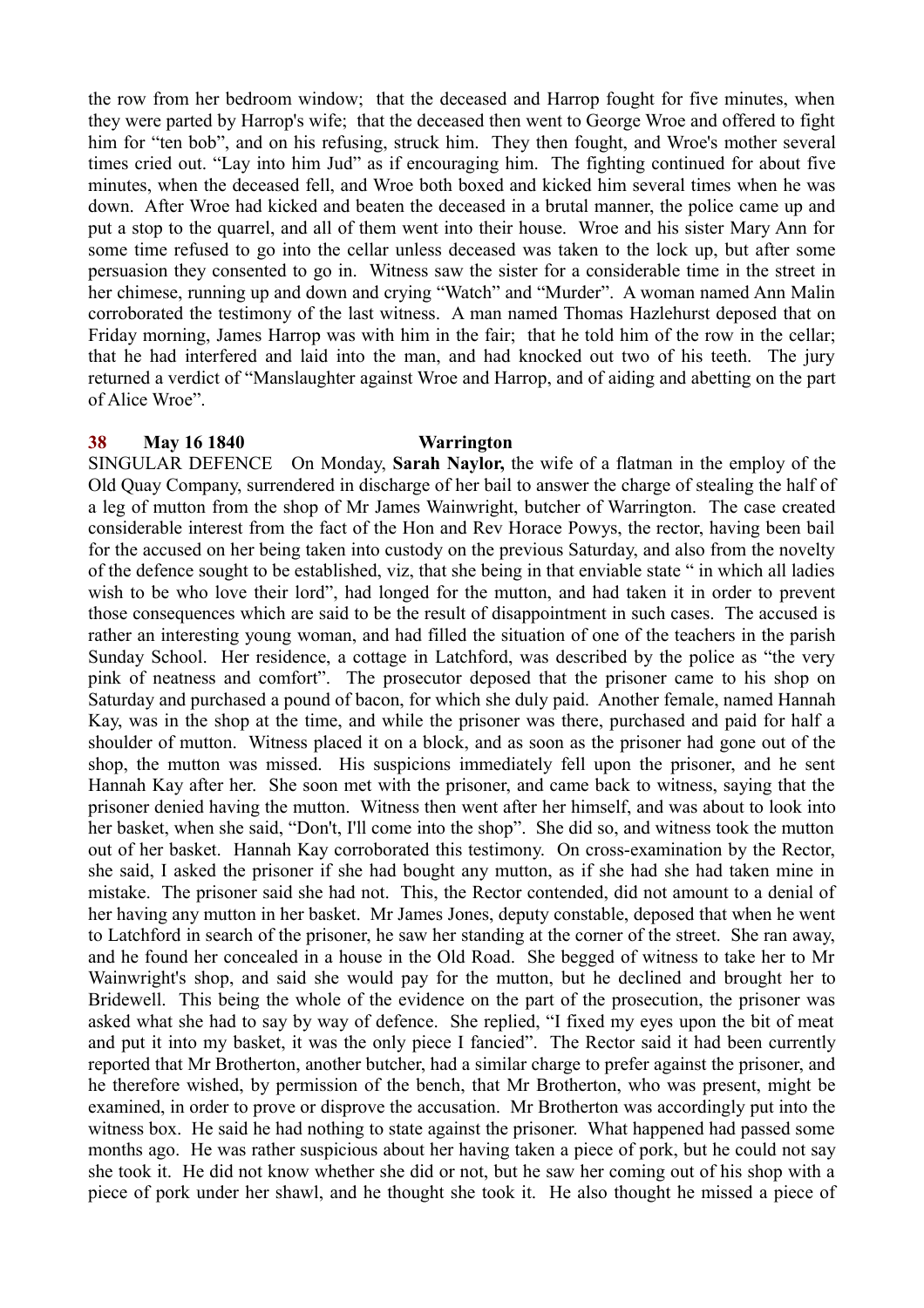the row from her bedroom window; that the deceased and Harrop fought for five minutes, when they were parted by Harrop's wife; that the deceased then went to George Wroe and offered to fight him for "ten bob", and on his refusing, struck him. They then fought, and Wroe's mother several times cried out. "Lay into him Jud" as if encouraging him. The fighting continued for about five minutes, when the deceased fell, and Wroe both boxed and kicked him several times when he was down. After Wroe had kicked and beaten the deceased in a brutal manner, the police came up and put a stop to the quarrel, and all of them went into their house. Wroe and his sister Mary Ann for some time refused to go into the cellar unless deceased was taken to the lock up, but after some persuasion they consented to go in. Witness saw the sister for a considerable time in the street in her chimese, running up and down and crying "Watch" and "Murder". A woman named Ann Malin corroborated the testimony of the last witness. A man named Thomas Hazlehurst deposed that on Friday morning, James Harrop was with him in the fair; that he told him of the row in the cellar; that he had interfered and laid into the man, and had knocked out two of his teeth. The jury returned a verdict of "Manslaughter against Wroe and Harrop, and of aiding and abetting on the part of Alice Wroe".

**38 May 16 1840 Warrington**

SINGULAR DEFENCE On Monday, **Sarah Naylor,** the wife of a flatman in the employ of the Old Quay Company, surrendered in discharge of her bail to answer the charge of stealing the half of a leg of mutton from the shop of Mr James Wainwright, butcher of Warrington. The case created considerable interest from the fact of the Hon and Rev Horace Powys, the rector, having been bail for the accused on her being taken into custody on the previous Saturday, and also from the novelty of the defence sought to be established, viz, that she being in that enviable state " in which all ladies wish to be who love their lord", had longed for the mutton, and had taken it in order to prevent those consequences which are said to be the result of disappointment in such cases. The accused is rather an interesting young woman, and had filled the situation of one of the teachers in the parish Sunday School. Her residence, a cottage in Latchford, was described by the police as "the very pink of neatness and comfort". The prosecutor deposed that the prisoner came to his shop on Saturday and purchased a pound of bacon, for which she duly paid. Another female, named Hannah Kay, was in the shop at the time, and while the prisoner was there, purchased and paid for half a shoulder of mutton. Witness placed it on a block, and as soon as the prisoner had gone out of the shop, the mutton was missed. His suspicions immediately fell upon the prisoner, and he sent Hannah Kay after her. She soon met with the prisoner, and came back to witness, saying that the prisoner denied having the mutton. Witness then went after her himself, and was about to look into her basket, when she said, "Don't, I'll come into the shop". She did so, and witness took the mutton out of her basket. Hannah Kay corroborated this testimony. On cross-examination by the Rector, she said, I asked the prisoner if she had bought any mutton, as if she had she had taken mine in mistake. The prisoner said she had not. This, the Rector contended, did not amount to a denial of her having any mutton in her basket. Mr James Jones, deputy constable, deposed that when he went to Latchford in search of the prisoner, he saw her standing at the corner of the street. She ran away, and he found her concealed in a house in the Old Road. She begged of witness to take her to Mr Wainwright's shop, and said she would pay for the mutton, but he declined and brought her to Bridewell. This being the whole of the evidence on the part of the prosecution, the prisoner was asked what she had to say by way of defence. She replied, "I fixed my eyes upon the bit of meat and put it into my basket, it was the only piece I fancied". The Rector said it had been currently reported that Mr Brotherton, another butcher, had a similar charge to prefer against the prisoner, and he therefore wished, by permission of the bench, that Mr Brotherton, who was present, might be examined, in order to prove or disprove the accusation. Mr Brotherton was accordingly put into the witness box. He said he had nothing to state against the prisoner. What happened had passed some months ago. He was rather suspicious about her having taken a piece of pork, but he could not say she took it. He did not know whether she did or not, but he saw her coming out of his shop with a piece of pork under her shawl, and he thought she took it. He also thought he missed a piece of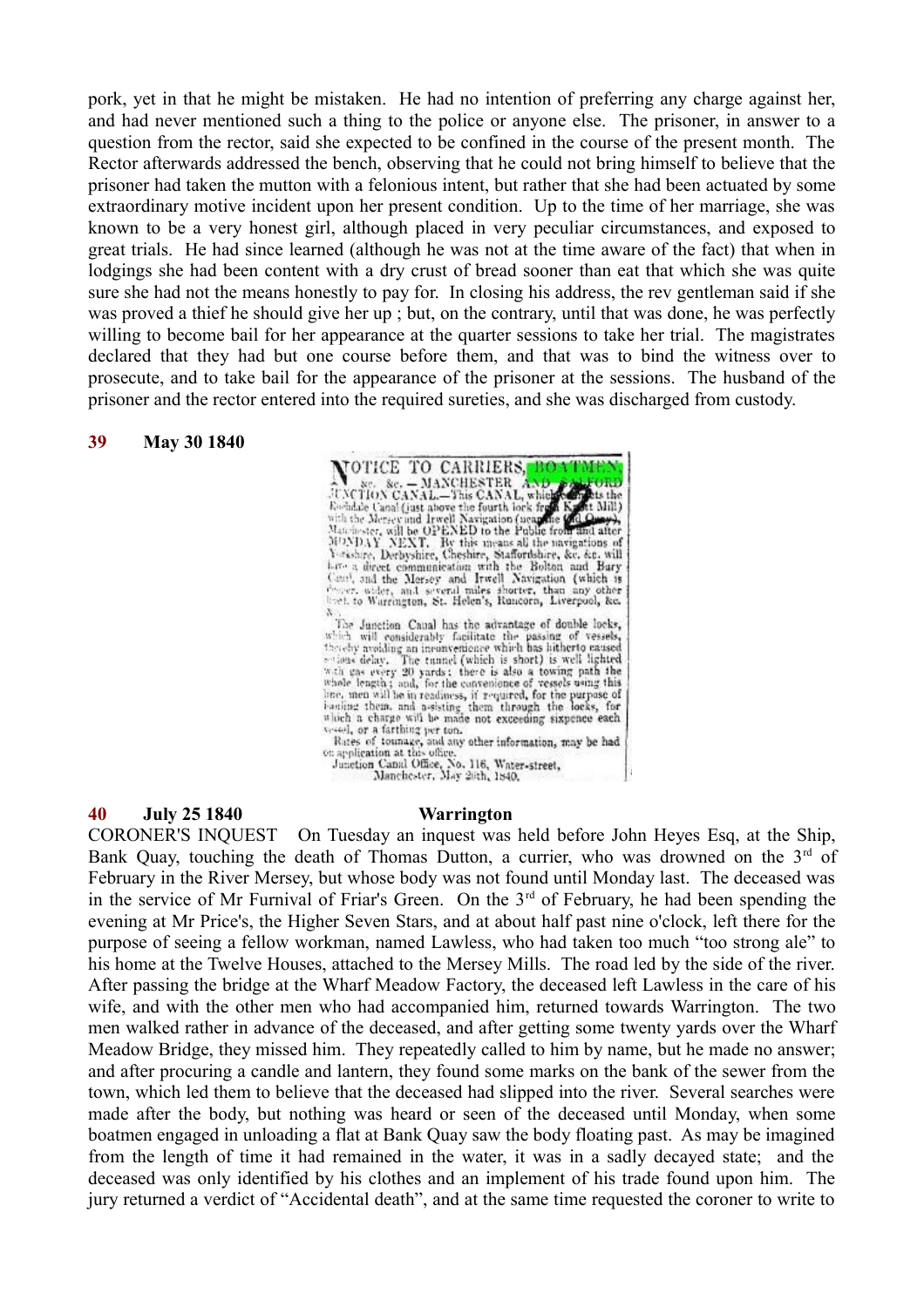pork, yet in that he might be mistaken. He had no intention of preferring any charge against her, and had never mentioned such a thing to the police or anyone else. The prisoner, in answer to a question from the rector, said she expected to be confined in the course of the present month. The Rector afterwards addressed the bench, observing that he could not bring himself to believe that the prisoner had taken the mutton with a felonious intent, but rather that she had been actuated by some extraordinary motive incident upon her present condition. Up to the time of her marriage, she was known to be a very honest girl, although placed in very peculiar circumstances, and exposed to great trials. He had since learned (although he was not at the time aware of the fact) that when in lodgings she had been content with a dry crust of bread sooner than eat that which she was quite sure she had not the means honestly to pay for. In closing his address, the rev gentleman said if she was proved a thief he should give her up ; but, on the contrary, until that was done, he was perfectly willing to become bail for her appearance at the quarter sessions to take her trial. The magistrates declared that they had but one course before them, and that was to bind the witness over to prosecute, and to take bail for the appearance of the prisoner at the sessions. The husband of the prisoner and the rector entered into the required sureties, and she was discharged from custody.

**39 May 30 1840**

NOTICE TO CARRIERS, BOATMEN, &c. &c. — MANCHESTER AND SALFORD JUNCTION CANAL.—This CANAL, which connects the Rochdale Canal (just above the fourth lock from Knott Mill) with the Mersey and Irwell Navigation (near the Old Quay), Manchester, will be OPENED to the Public from and after MONDAY NEXT. By this means all the navigations of Yorkshire, Derbyshire, Cheshire, Staffordshire, &c. &c. will have a direct communication with the Bolton and Bury Canal, and the Mersey and Irwell Navigation (which is deeper, wider, and several miles shorter, than any other line) to Warrington, St. Helen's, Runcorn, Liverpool, &c. &c.

The Junction Canal has the advantage of double locks, which will considerably facilitate the passing of vessels, thereby avoiding an inconvenience which has hitherto caused serious delay. The tunnel (which is short) is well lighted with gas every 20 yards: there is also a towing path the whole length ; and, for the convenience of vessels using this line, men will be in readiness, if required, for the purpose of hauling them, and assisting them through the locks, for which a charge will be made not exceeding sixpence each vessel, or a farthing per ton.

Rates of tonnage, and any other information, may be had on application at this office.

Junction Canal Office, No. 116, Water-street, Manchester, May 28th, 1840.

**40 July 25 1840 Warrington**

CORONER'S INQUEST On Tuesday an inquest was held before John Heyes Esq, at the Ship, Bank Quay, touching the death of Thomas Dutton, a currier, who was drowned on the 3rd of February in the River Mersey, but whose body was not found until Monday last. The deceased was in the service of Mr Furnival of Friar's Green. On the 3rd of February, he had been spending the evening at Mr Price's, the Higher Seven Stars, and at about half past nine o'clock, left there for the purpose of seeing a fellow workman, named Lawless, who had taken too much "too strong ale" to his home at the Twelve Houses, attached to the Mersey Mills. The road led by the side of the river. After passing the bridge at the Wharf Meadow Factory, the deceased left Lawless in the care of his wife, and with the other men who had accompanied him, returned towards Warrington. The two men walked rather in advance of the deceased, and after getting some twenty yards over the Wharf Meadow Bridge, they missed him. They repeatedly called to him by name, but he made no answer; and after procuring a candle and lantern, they found some marks on the bank of the sewer from the town, which led them to believe that the deceased had slipped into the river. Several searches were made after the body, but nothing was heard or seen of the deceased until Monday, when some boatmen engaged in unloading a flat at Bank Quay saw the body floating past. As may be imagined from the length of time it had remained in the water, it was in a sadly decayed state; and the deceased was only identified by his clothes and an implement of his trade found upon him. The jury returned a verdict of "Accidental death", and at the same time requested the coroner to write to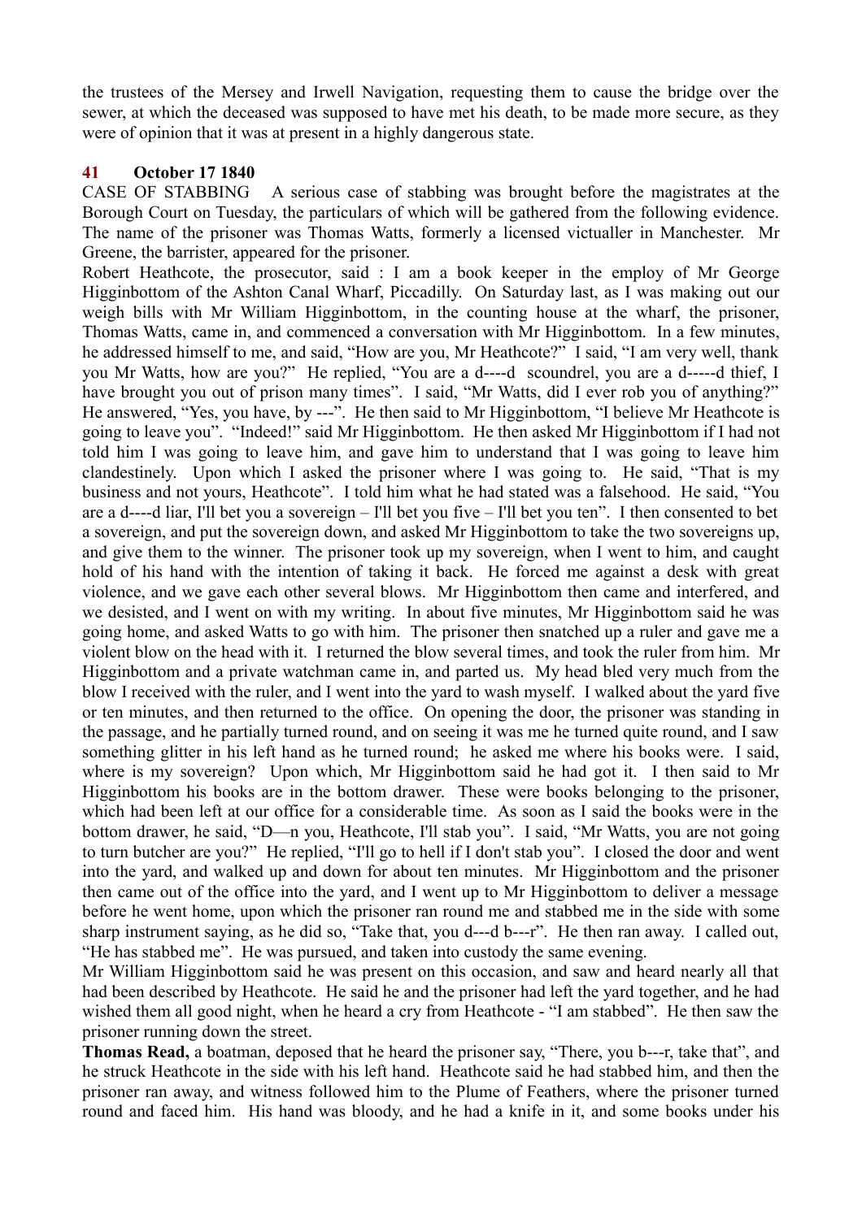the trustees of the Mersey and Irwell Navigation, requesting them to cause the bridge over the sewer, at which the deceased was supposed to have met his death, to be made more secure, as they were of opinion that it was at present in a highly dangerous state.

## 41 October 17 1840

CASE OF STABBING A serious case of stabbing was brought before the magistrates at the Borough Court on Tuesday, the particulars of which will be gathered from the following evidence. The name of the prisoner was Thomas Watts, formerly a licensed victualler in Manchester. Mr Greene, the barrister, appeared for the prisoner.

Robert Heathcote, the prosecutor, said : I am a book keeper in the employ of Mr George Higginbottom of the Ashton Canal Wharf, Piccadilly. On Saturday last, as I was making out our weigh bills with Mr William Higginbottom, in the counting house at the wharf, the prisoner, Thomas Watts, came in, and commenced a conversation with Mr Higginbottom. In a few minutes, he addressed himself to me, and said, "How are you, Mr Heathcote?" I said, "I am very well, thank you Mr Watts, how are you?" He replied, "You are a d----d scoundrel, you are a d-----d thief, I have brought you out of prison many times". I said, "Mr Watts, did I ever rob you of anything?" He answered, "Yes, you have, by ---". He then said to Mr Higginbottom, "I believe Mr Heathcote is going to leave you". "Indeed!" said Mr Higginbottom. He then asked Mr Higginbottom if I had not told him I was going to leave him, and gave him to understand that I was going to leave him clandestinely. Upon which I asked the prisoner where I was going to. He said, "That is my business and not yours, Heathcote". I told him what he had stated was a falsehood. He said, "You are a d----d liar, I'll bet you a sovereign – I'll bet you five – I'll bet you ten". I then consented to bet a sovereign, and put the sovereign down, and asked Mr Higginbottom to take the two sovereigns up, and give them to the winner. The prisoner took up my sovereign, when I went to him, and caught hold of his hand with the intention of taking it back. He forced me against a desk with great violence, and we gave each other several blows. Mr Higginbottom then came and interfered, and we desisted, and I went on with my writing. In about five minutes, Mr Higginbottom said he was going home, and asked Watts to go with him. The prisoner then snatched up a ruler and gave me a violent blow on the head with it. I returned the blow several times, and took the ruler from him. Mr Higginbottom and a private watchman came in, and parted us. My head bled very much from the blow I received with the ruler, and I went into the yard to wash myself. I walked about the yard five or ten minutes, and then returned to the office. On opening the door, the prisoner was standing in the passage, and he partially turned round, and on seeing it was me he turned quite round, and I saw something glitter in his left hand as he turned round; he asked me where his books were. I said, where is my sovereign? Upon which, Mr Higginbottom said he had got it. I then said to Mr Higginbottom his books are in the bottom drawer. These were books belonging to the prisoner, which had been left at our office for a considerable time. As soon as I said the books were in the bottom drawer, he said, "D—n you, Heathcote, I'll stab you". I said, "Mr Watts, you are not going to turn butcher are you?" He replied, "I'll go to hell if I don't stab you". I closed the door and went into the yard, and walked up and down for about ten minutes. Mr Higginbottom and the prisoner then came out of the office into the yard, and I went up to Mr Higginbottom to deliver a message before he went home, upon which the prisoner ran round me and stabbed me in the side with some sharp instrument saying, as he did so, "Take that, you d---d b---r". He then ran away. I called out, "He has stabbed me". He was pursued, and taken into custody the same evening.

Mr William Higginbottom said he was present on this occasion, and saw and heard nearly all that had been described by Heathcote. He said he and the prisoner had left the yard together, and he had wished them all good night, when he heard a cry from Heathcote - "I am stabbed". He then saw the prisoner running down the street.

**Thomas Read,** a boatman, deposed that he heard the prisoner say, "There, you b---r, take that", and he struck Heathcote in the side with his left hand. Heathcote said he had stabbed him, and then the prisoner ran away, and witness followed him to the Plume of Feathers, where the prisoner turned round and faced him. His hand was bloody, and he had a knife in it, and some books under his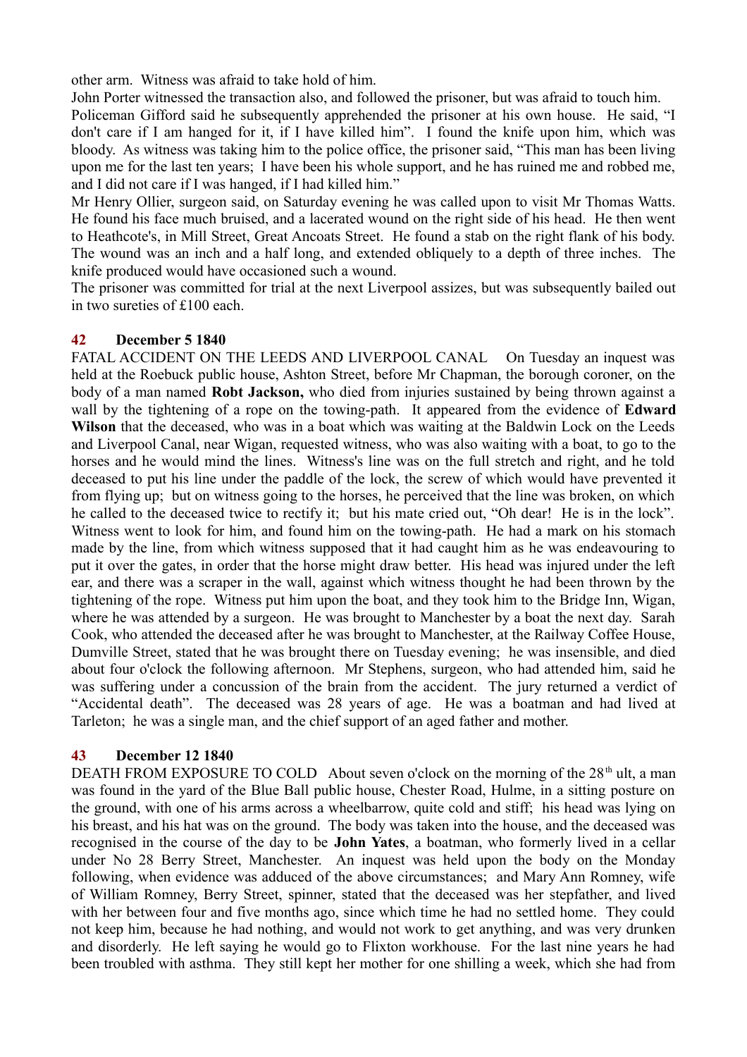other arm. Witness was afraid to take hold of him.

John Porter witnessed the transaction also, and followed the prisoner, but was afraid to touch him.

Policeman Gifford said he subsequently apprehended the prisoner at his own house. He said, "I don't care if I am hanged for it, if I have killed him". I found the knife upon him, which was bloody. As witness was taking him to the police office, the prisoner said, "This man has been living upon me for the last ten years; I have been his whole support, and he has ruined me and robbed me, and I did not care if I was hanged, if I had killed him."

Mr Henry Ollier, surgeon said, on Saturday evening he was called upon to visit Mr Thomas Watts. He found his face much bruised, and a lacerated wound on the right side of his head. He then went to Heathcote's, in Mill Street, Great Ancoats Street. He found a stab on the right flank of his body. The wound was an inch and a half long, and extended obliquely to a depth of three inches. The knife produced would have occasioned such a wound.

The prisoner was committed for trial at the next Liverpool assizes, but was subsequently bailed out in two sureties of £100 each.

**42 December 5 1840**

FATAL ACCIDENT ON THE LEEDS AND LIVERPOOL CANAL On Tuesday an inquest was held at the Roebuck public house, Ashton Street, before Mr Chapman, the borough coroner, on the body of a man named **Robt Jackson,** who died from injuries sustained by being thrown against a wall by the tightening of a rope on the towing-path. It appeared from the evidence of **Edward Wilson** that the deceased, who was in a boat which was waiting at the Baldwin Lock on the Leeds and Liverpool Canal, near Wigan, requested witness, who was also waiting with a boat, to go to the horses and he would mind the lines. Witness's line was on the full stretch and right, and he told deceased to put his line under the paddle of the lock, the screw of which would have prevented it from flying up; but on witness going to the horses, he perceived that the line was broken, on which he called to the deceased twice to rectify it; but his mate cried out, "Oh dear! He is in the lock". Witness went to look for him, and found him on the towing-path. He had a mark on his stomach made by the line, from which witness supposed that it had caught him as he was endeavouring to put it over the gates, in order that the horse might draw better. His head was injured under the left ear, and there was a scraper in the wall, against which witness thought he had been thrown by the tightening of the rope. Witness put him upon the boat, and they took him to the Bridge Inn, Wigan, where he was attended by a surgeon. He was brought to Manchester by a boat the next day. Sarah Cook, who attended the deceased after he was brought to Manchester, at the Railway Coffee House, Dumville Street, stated that he was brought there on Tuesday evening; he was insensible, and died about four o'clock the following afternoon. Mr Stephens, surgeon, who had attended him, said he was suffering under a concussion of the brain from the accident. The jury returned a verdict of "Accidental death". The deceased was 28 years of age. He was a boatman and had lived at Tarleton; he was a single man, and the chief support of an aged father and mother.

**43 December 12 1840**

DEATH FROM EXPOSURE TO COLD About seven o'clock on the morning of the 28th ult, a man was found in the yard of the Blue Ball public house, Chester Road, Hulme, in a sitting posture on the ground, with one of his arms across a wheelbarrow, quite cold and stiff; his head was lying on his breast, and his hat was on the ground. The body was taken into the house, and the deceased was recognised in the course of the day to be **John Yates**, a boatman, who formerly lived in a cellar under No 28 Berry Street, Manchester. An inquest was held upon the body on the Monday following, when evidence was adduced of the above circumstances; and Mary Ann Romney, wife of William Romney, Berry Street, spinner, stated that the deceased was her stepfather, and lived with her between four and five months ago, since which time he had no settled home. They could not keep him, because he had nothing, and would not work to get anything, and was very drunken and disorderly. He left saying he would go to Flixton workhouse. For the last nine years he had been troubled with asthma. They still kept her mother for one shilling a week, which she had from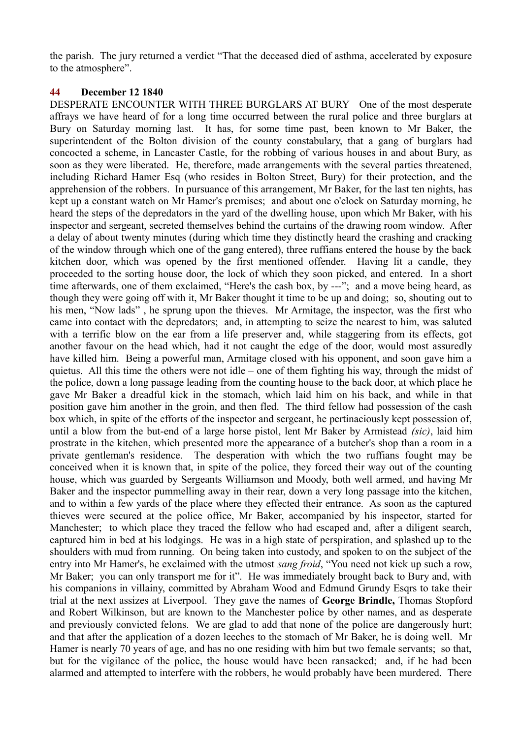the parish. The jury returned a verdict "That the deceased died of asthma, accelerated by exposure to the atmosphere".

### 44 December 12 1840

DESPERATE ENCOUNTER WITH THREE BURGLARS AT BURY One of the most desperate affrays we have heard of for a long time occurred between the rural police and three burglars at Bury on Saturday morning last. It has, for some time past, been known to Mr Baker, the superintendent of the Bolton division of the county constabulary, that a gang of burglars had concocted a scheme, in Lancaster Castle, for the robbing of various houses in and about Bury, as soon as they were liberated. He, therefore, made arrangements with the several parties threatened, including Richard Hamer Esq (who resides in Bolton Street, Bury) for their protection, and the apprehension of the robbers. In pursuance of this arrangement, Mr Baker, for the last ten nights, has kept up a constant watch on Mr Hamer's premises; and about one o'clock on Saturday morning, he heard the steps of the depredators in the yard of the dwelling house, upon which Mr Baker, with his inspector and sergeant, secreted themselves behind the curtains of the drawing room window. After a delay of about twenty minutes (during which time they distinctly heard the crashing and cracking of the window through which one of the gang entered), three ruffians entered the house by the back kitchen door, which was opened by the first mentioned offender. Having lit a candle, they proceeded to the sorting house door, the lock of which they soon picked, and entered. In a short time afterwards, one of them exclaimed, "Here's the cash box, by ---"; and a move being heard, as though they were going off with it, Mr Baker thought it time to be up and doing; so, shouting out to his men, "Now lads" , he sprung upon the thieves. Mr Armitage, the inspector, was the first who came into contact with the depredators; and, in attempting to seize the nearest to him, was saluted with a terrific blow on the ear from a life preserver and, while staggering from its effects, got another favour on the head which, had it not caught the edge of the door, would most assuredly have killed him. Being a powerful man, Armitage closed with his opponent, and soon gave him a quietus. All this time the others were not idle – one of them fighting his way, through the midst of the police, down a long passage leading from the counting house to the back door, at which place he gave Mr Baker a dreadful kick in the stomach, which laid him on his back, and while in that position gave him another in the groin, and then fled. The third fellow had possession of the cash box which, in spite of the efforts of the inspector and sergeant, he pertinaciously kept possession of, until a blow from the but-end of a large horse pistol, lent Mr Baker by Armistead *(sic)*, laid him prostrate in the kitchen, which presented more the appearance of a butcher's shop than a room in a private gentleman's residence. The desperation with which the two ruffians fought may be conceived when it is known that, in spite of the police, they forced their way out of the counting house, which was guarded by Sergeants Williamson and Moody, both well armed, and having Mr Baker and the inspector pummelling away in their rear, down a very long passage into the kitchen, and to within a few yards of the place where they effected their entrance. As soon as the captured thieves were secured at the police office, Mr Baker, accompanied by his inspector, started for Manchester; to which place they traced the fellow who had escaped and, after a diligent search, captured him in bed at his lodgings. He was in a high state of perspiration, and splashed up to the shoulders with mud from running. On being taken into custody, and spoken to on the subject of the entry into Mr Hamer's, he exclaimed with the utmost *sang froid*, "You need not kick up such a row, Mr Baker; you can only transport me for it". He was immediately brought back to Bury and, with his companions in villainy, committed by Abraham Wood and Edmund Grundy Esqrs to take their trial at the next assizes at Liverpool. They gave the names of **George Brindle,** Thomas Stopford and Robert Wilkinson, but are known to the Manchester police by other names, and as desperate and previously convicted felons. We are glad to add that none of the police are dangerously hurt; and that after the application of a dozen leeches to the stomach of Mr Baker, he is doing well. Mr Hamer is nearly 70 years of age, and has no one residing with him but two female servants; so that, but for the vigilance of the police, the house would have been ransacked; and, if he had been alarmed and attempted to interfere with the robbers, he would probably have been murdered. There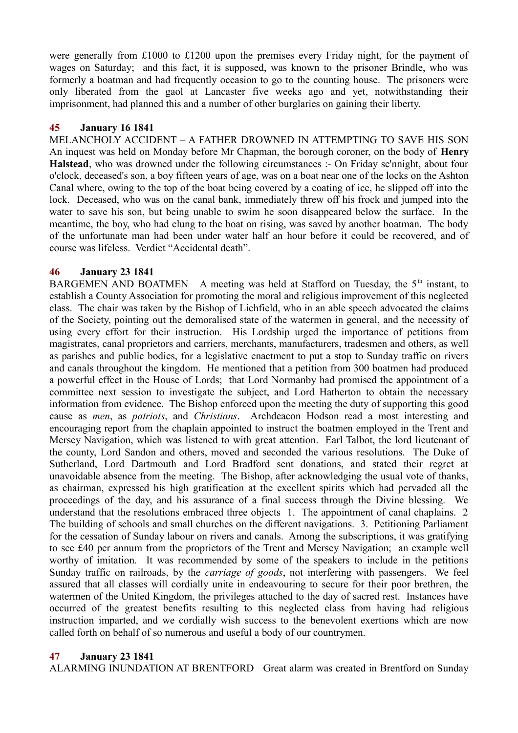were generally from £1000 to £1200 upon the premises every Friday night, for the payment of wages on Saturday; and this fact, it is supposed, was known to the prisoner Brindle, who was formerly a boatman and had frequently occasion to go to the counting house. The prisoners were only liberated from the gaol at Lancaster five weeks ago and yet, notwithstanding their imprisonment, had planned this and a number of other burglaries on gaining their liberty.

### 45 January 16 1841

MELANCHOLY ACCIDENT – A FATHER DROWNED IN ATTEMPTING TO SAVE HIS SON An inquest was held on Monday before Mr Chapman, the borough coroner, on the body of **Henry Halstead**, who was drowned under the following circumstances :- On Friday se'nnight, about four o'clock, deceased's son, a boy fifteen years of age, was on a boat near one of the locks on the Ashton Canal where, owing to the top of the boat being covered by a coating of ice, he slipped off into the lock. Deceased, who was on the canal bank, immediately threw off his frock and jumped into the water to save his son, but being unable to swim he soon disappeared below the surface. In the meantime, the boy, who had clung to the boat on rising, was saved by another boatman. The body of the unfortunate man had been under water half an hour before it could be recovered, and of course was lifeless. Verdict "Accidental death".

### 46 January 23 1841

BARGEMEN AND BOATMEN A meeting was held at Stafford on Tuesday, the 5th instant, to establish a County Association for promoting the moral and religious improvement of this neglected class. The chair was taken by the Bishop of Lichfield, who in an able speech advocated the claims of the Society, pointing out the demoralised state of the watermen in general, and the necessity of using every effort for their instruction. His Lordship urged the importance of petitions from magistrates, canal proprietors and carriers, merchants, manufacturers, tradesmen and others, as well as parishes and public bodies, for a legislative enactment to put a stop to Sunday traffic on rivers and canals throughout the kingdom. He mentioned that a petition from 300 boatmen had produced a powerful effect in the House of Lords; that Lord Normanby had promised the appointment of a committee next session to investigate the subject, and Lord Hatherton to obtain the necessary information from evidence. The Bishop enforced upon the meeting the duty of supporting this good cause as *men*, as *patriots*, and *Christians*. Archdeacon Hodson read a most interesting and encouraging report from the chaplain appointed to instruct the boatmen employed in the Trent and Mersey Navigation, which was listened to with great attention. Earl Talbot, the lord lieutenant of the county, Lord Sandon and others, moved and seconded the various resolutions. The Duke of Sutherland, Lord Dartmouth and Lord Bradford sent donations, and stated their regret at unavoidable absence from the meeting. The Bishop, after acknowledging the usual vote of thanks, as chairman, expressed his high gratification at the excellent spirits which had pervaded all the proceedings of the day, and his assurance of a final success through the Divine blessing. We understand that the resolutions embraced three objects 1. The appointment of canal chaplains. 2 The building of schools and small churches on the different navigations. 3. Petitioning Parliament for the cessation of Sunday labour on rivers and canals. Among the subscriptions, it was gratifying to see £40 per annum from the proprietors of the Trent and Mersey Navigation; an example well worthy of imitation. It was recommended by some of the speakers to include in the petitions Sunday traffic on railroads, by the *carriage of goods*, not interfering with passengers. We feel assured that all classes will cordially unite in endeavouring to secure for their poor brethren, the watermen of the United Kingdom, the privileges attached to the day of sacred rest. Instances have occurred of the greatest benefits resulting to this neglected class from having had religious instruction imparted, and we cordially wish success to the benevolent exertions which are now called forth on behalf of so numerous and useful a body of our countrymen.

### 47 January 23 1841

ALARMING INUNDATION AT BRENTFORD Great alarm was created in Brentford on Sunday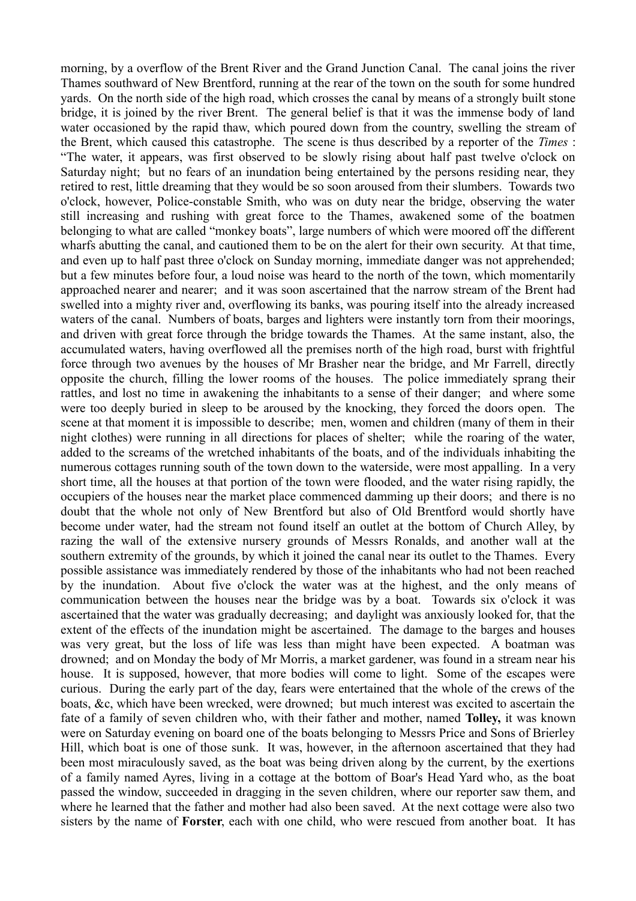morning, by a overflow of the Brent River and the Grand Junction Canal. The canal joins the river Thames southward of New Brentford, running at the rear of the town on the south for some hundred yards. On the north side of the high road, which crosses the canal by means of a strongly built stone bridge, it is joined by the river Brent. The general belief is that it was the immense body of land water occasioned by the rapid thaw, which poured down from the country, swelling the stream of the Brent, which caused this catastrophe. The scene is thus described by a reporter of the *Times* : "The water, it appears, was first observed to be slowly rising about half past twelve o'clock on Saturday night; but no fears of an inundation being entertained by the persons residing near, they retired to rest, little dreaming that they would be so soon aroused from their slumbers. Towards two o'clock, however, Police-constable Smith, who was on duty near the bridge, observing the water still increasing and rushing with great force to the Thames, awakened some of the boatmen belonging to what are called "monkey boats", large numbers of which were moored off the different wharfs abutting the canal, and cautioned them to be on the alert for their own security. At that time, and even up to half past three o'clock on Sunday morning, immediate danger was not apprehended; but a few minutes before four, a loud noise was heard to the north of the town, which momentarily approached nearer and nearer; and it was soon ascertained that the narrow stream of the Brent had swelled into a mighty river and, overflowing its banks, was pouring itself into the already increased waters of the canal. Numbers of boats, barges and lighters were instantly torn from their moorings, and driven with great force through the bridge towards the Thames. At the same instant, also, the accumulated waters, having overflowed all the premises north of the high road, burst with frightful force through two avenues by the houses of Mr Brasher near the bridge, and Mr Farrell, directly opposite the church, filling the lower rooms of the houses. The police immediately sprang their rattles, and lost no time in awakening the inhabitants to a sense of their danger; and where some were too deeply buried in sleep to be aroused by the knocking, they forced the doors open. The scene at that moment it is impossible to describe; men, women and children (many of them in their night clothes) were running in all directions for places of shelter; while the roaring of the water, added to the screams of the wretched inhabitants of the boats, and of the individuals inhabiting the numerous cottages running south of the town down to the waterside, were most appalling. In a very short time, all the houses at that portion of the town were flooded, and the water rising rapidly, the occupiers of the houses near the market place commenced damming up their doors; and there is no doubt that the whole not only of New Brentford but also of Old Brentford would shortly have become under water, had the stream not found itself an outlet at the bottom of Church Alley, by razing the wall of the extensive nursery grounds of Messrs Ronalds, and another wall at the southern extremity of the grounds, by which it joined the canal near its outlet to the Thames. Every possible assistance was immediately rendered by those of the inhabitants who had not been reached by the inundation. About five o'clock the water was at the highest, and the only means of communication between the houses near the bridge was by a boat. Towards six o'clock it was ascertained that the water was gradually decreasing; and daylight was anxiously looked for, that the extent of the effects of the inundation might be ascertained. The damage to the barges and houses was very great, but the loss of life was less than might have been expected. A boatman was drowned; and on Monday the body of Mr Morris, a market gardener, was found in a stream near his house. It is supposed, however, that more bodies will come to light. Some of the escapes were curious. During the early part of the day, fears were entertained that the whole of the crews of the boats, &c, which have been wrecked, were drowned; but much interest was excited to ascertain the fate of a family of seven children who, with their father and mother, named **Tolley,** it was known were on Saturday evening on board one of the boats belonging to Messrs Price and Sons of Brierley Hill, which boat is one of those sunk. It was, however, in the afternoon ascertained that they had been most miraculously saved, as the boat was being driven along by the current, by the exertions of a family named Ayres, living in a cottage at the bottom of Boar's Head Yard who, as the boat passed the window, succeeded in dragging in the seven children, where our reporter saw them, and where he learned that the father and mother had also been saved. At the next cottage were also two sisters by the name of **Forster**, each with one child, who were rescued from another boat. It has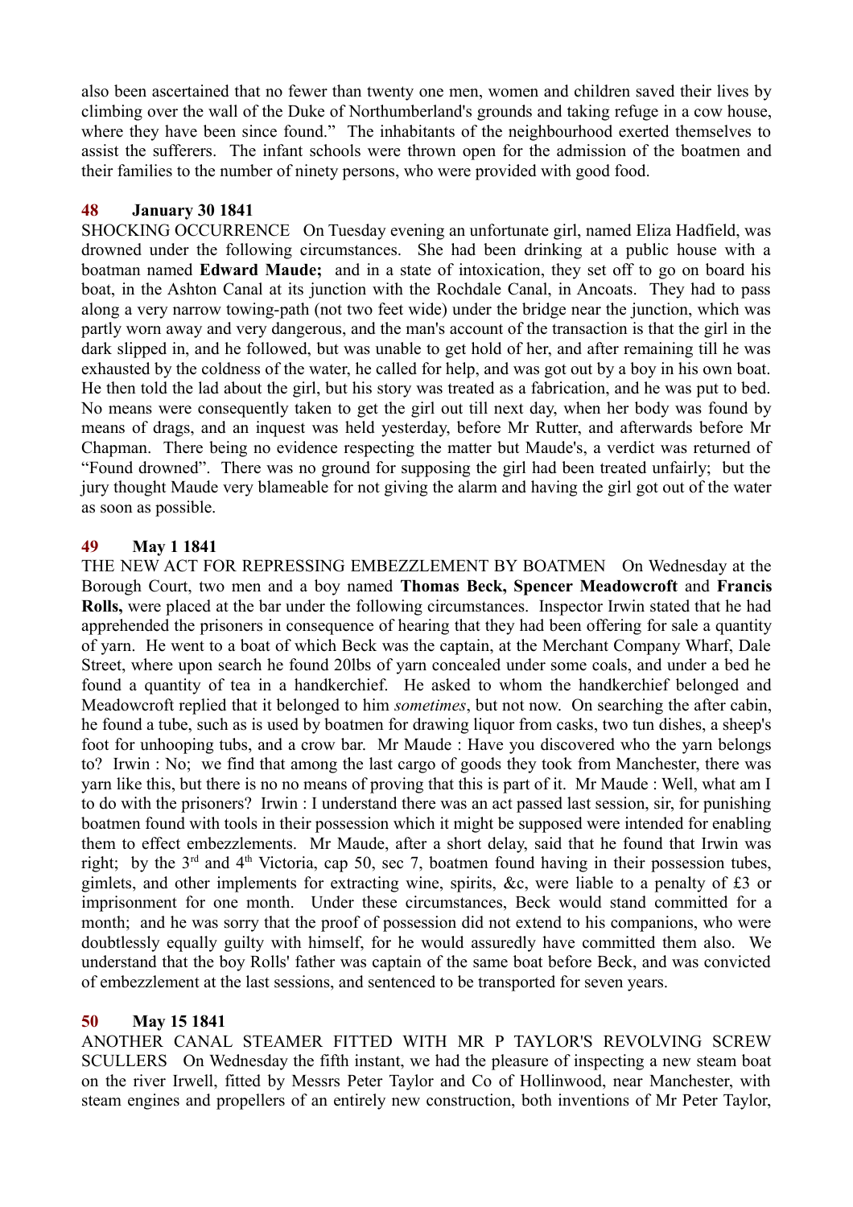also been ascertained that no fewer than twenty one men, women and children saved their lives by climbing over the wall of the Duke of Northumberland's grounds and taking refuge in a cow house, where they have been since found." The inhabitants of the neighbourhood exerted themselves to assist the sufferers. The infant schools were thrown open for the admission of the boatmen and their families to the number of ninety persons, who were provided with good food.

### 48 January 30 1841

SHOCKING OCCURRENCE On Tuesday evening an unfortunate girl, named Eliza Hadfield, was drowned under the following circumstances. She had been drinking at a public house with a boatman named **Edward Maude;** and in a state of intoxication, they set off to go on board his boat, in the Ashton Canal at its junction with the Rochdale Canal, in Ancoats. They had to pass along a very narrow towing-path (not two feet wide) under the bridge near the junction, which was partly worn away and very dangerous, and the man's account of the transaction is that the girl in the dark slipped in, and he followed, but was unable to get hold of her, and after remaining till he was exhausted by the coldness of the water, he called for help, and was got out by a boy in his own boat. He then told the lad about the girl, but his story was treated as a fabrication, and he was put to bed. No means were consequently taken to get the girl out till next day, when her body was found by means of drags, and an inquest was held yesterday, before Mr Rutter, and afterwards before Mr Chapman. There being no evidence respecting the matter but Maude's, a verdict was returned of "Found drowned". There was no ground for supposing the girl had been treated unfairly; but the jury thought Maude very blameable for not giving the alarm and having the girl got out of the water as soon as possible.

### 49 May 1 1841

THE NEW ACT FOR REPRESSING EMBEZZLEMENT BY BOATMEN On Wednesday at the Borough Court, two men and a boy named **Thomas Beck, Spencer Meadowcroft** and **Francis Rolls,** were placed at the bar under the following circumstances. Inspector Irwin stated that he had apprehended the prisoners in consequence of hearing that they had been offering for sale a quantity of yarn. He went to a boat of which Beck was the captain, at the Merchant Company Wharf, Dale Street, where upon search he found 20lbs of yarn concealed under some coals, and under a bed he found a quantity of tea in a handkerchief. He asked to whom the handkerchief belonged and Meadowcroft replied that it belonged to him *sometimes*, but not now. On searching the after cabin, he found a tube, such as is used by boatmen for drawing liquor from casks, two tun dishes, a sheep's foot for unhooping tubs, and a crow bar. Mr Maude : Have you discovered who the yarn belongs to? Irwin : No; we find that among the last cargo of goods they took from Manchester, there was yarn like this, but there is no no means of proving that this is part of it. Mr Maude : Well, what am I to do with the prisoners? Irwin : I understand there was an act passed last session, sir, for punishing boatmen found with tools in their possession which it might be supposed were intended for enabling them to effect embezzlements. Mr Maude, after a short delay, said that he found that Irwin was right; by the 3rd and 4th Victoria, cap 50, sec 7, boatmen found having in their possession tubes, gimlets, and other implements for extracting wine, spirits, &c, were liable to a penalty of £3 or imprisonment for one month. Under these circumstances, Beck would stand committed for a month; and he was sorry that the proof of possession did not extend to his companions, who were doubtlessly equally guilty with himself, for he would assuredly have committed them also. We understand that the boy Rolls' father was captain of the same boat before Beck, and was convicted of embezzlement at the last sessions, and sentenced to be transported for seven years.

### 50 May 15 1841

ANOTHER CANAL STEAMER FITTED WITH MR P TAYLOR'S REVOLVING SCREW SCULLERS On Wednesday the fifth instant, we had the pleasure of inspecting a new steam boat on the river Irwell, fitted by Messrs Peter Taylor and Co of Hollinwood, near Manchester, with steam engines and propellers of an entirely new construction, both inventions of Mr Peter Taylor,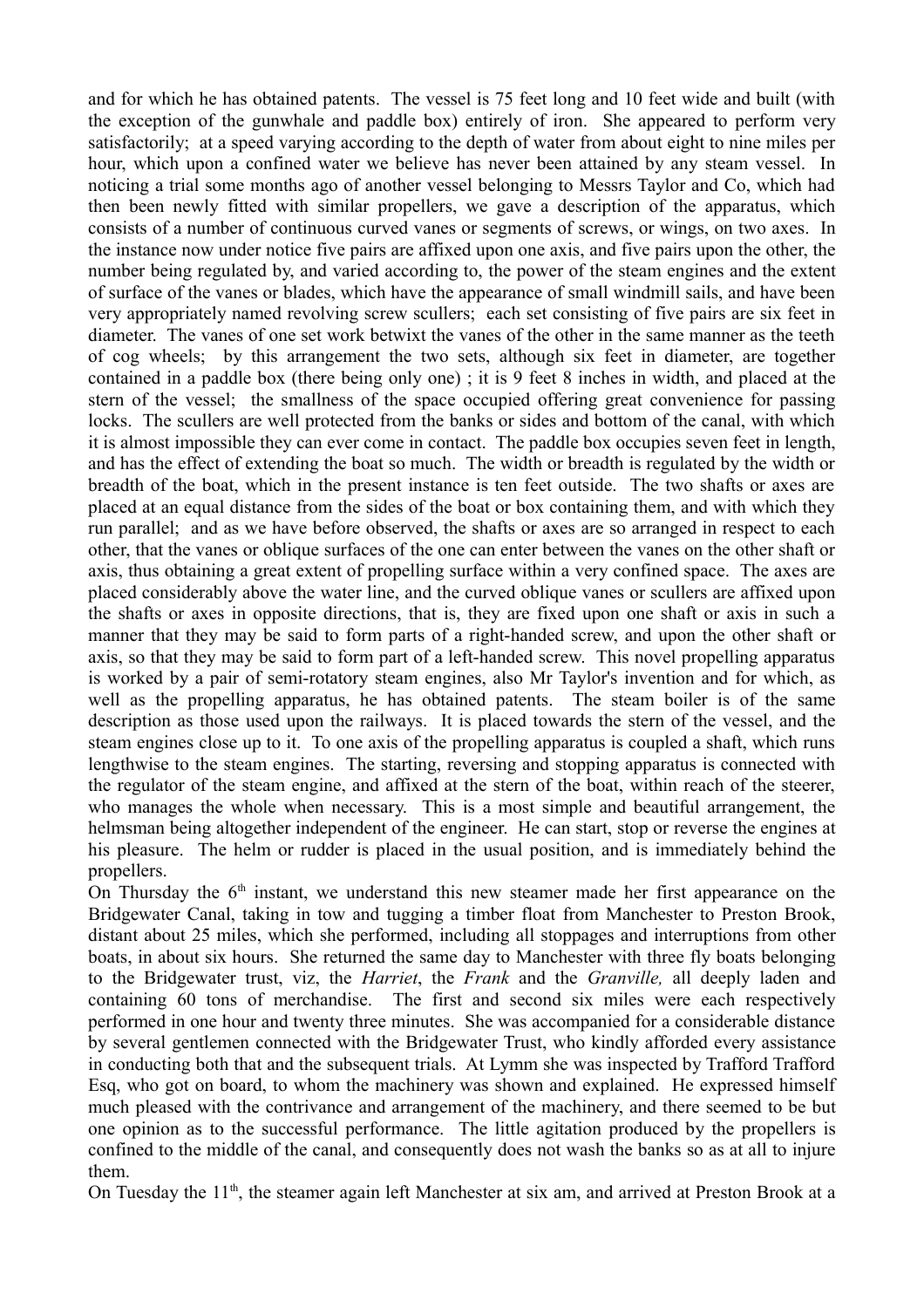and for which he has obtained patents. The vessel is 75 feet long and 10 feet wide and built (with the exception of the gunwhale and paddle box) entirely of iron. She appeared to perform very satisfactorily; at a speed varying according to the depth of water from about eight to nine miles per hour, which upon a confined water we believe has never been attained by any steam vessel. In noticing a trial some months ago of another vessel belonging to Messrs Taylor and Co, which had then been newly fitted with similar propellers, we gave a description of the apparatus, which consists of a number of continuous curved vanes or segments of screws, or wings, on two axes. In the instance now under notice five pairs are affixed upon one axis, and five pairs upon the other, the number being regulated by, and varied according to, the power of the steam engines and the extent of surface of the vanes or blades, which have the appearance of small windmill sails, and have been very appropriately named revolving screw scullers; each set consisting of five pairs are six feet in diameter. The vanes of one set work betwixt the vanes of the other in the same manner as the teeth of cog wheels; by this arrangement the two sets, although six feet in diameter, are together contained in a paddle box (there being only one) ; it is 9 feet 8 inches in width, and placed at the stern of the vessel; the smallness of the space occupied offering great convenience for passing locks. The scullers are well protected from the banks or sides and bottom of the canal, with which it is almost impossible they can ever come in contact. The paddle box occupies seven feet in length, and has the effect of extending the boat so much. The width or breadth is regulated by the width or breadth of the boat, which in the present instance is ten feet outside. The two shafts or axes are placed at an equal distance from the sides of the boat or box containing them, and with which they run parallel; and as we have before observed, the shafts or axes are so arranged in respect to each other, that the vanes or oblique surfaces of the one can enter between the vanes on the other shaft or axis, thus obtaining a great extent of propelling surface within a very confined space. The axes are placed considerably above the water line, and the curved oblique vanes or scullers are affixed upon the shafts or axes in opposite directions, that is, they are fixed upon one shaft or axis in such a manner that they may be said to form parts of a right-handed screw, and upon the other shaft or axis, so that they may be said to form part of a left-handed screw. This novel propelling apparatus is worked by a pair of semi-rotatory steam engines, also Mr Taylor's invention and for which, as well as the propelling apparatus, he has obtained patents. The steam boiler is of the same description as those used upon the railways. It is placed towards the stern of the vessel, and the steam engines close up to it. To one axis of the propelling apparatus is coupled a shaft, which runs lengthwise to the steam engines. The starting, reversing and stopping apparatus is connected with the regulator of the steam engine, and affixed at the stern of the boat, within reach of the steerer, who manages the whole when necessary. This is a most simple and beautiful arrangement, the helmsman being altogether independent of the engineer. He can start, stop or reverse the engines at his pleasure. The helm or rudder is placed in the usual position, and is immediately behind the propellers.

On Thursday the 6th instant, we understand this new steamer made her first appearance on the Bridgewater Canal, taking in tow and tugging a timber float from Manchester to Preston Brook, distant about 25 miles, which she performed, including all stoppages and interruptions from other boats, in about six hours. She returned the same day to Manchester with three fly boats belonging to the Bridgewater trust, viz, the *Harriet*, the *Frank* and the *Granville,* all deeply laden and containing 60 tons of merchandise. The first and second six miles were each respectively performed in one hour and twenty three minutes. She was accompanied for a considerable distance by several gentlemen connected with the Bridgewater Trust, who kindly afforded every assistance in conducting both that and the subsequent trials. At Lymm she was inspected by Trafford Trafford Esq, who got on board, to whom the machinery was shown and explained. He expressed himself much pleased with the contrivance and arrangement of the machinery, and there seemed to be but one opinion as to the successful performance. The little agitation produced by the propellers is confined to the middle of the canal, and consequently does not wash the banks so as at all to injure them.

On Tuesday the 11th, the steamer again left Manchester at six am, and arrived at Preston Brook at a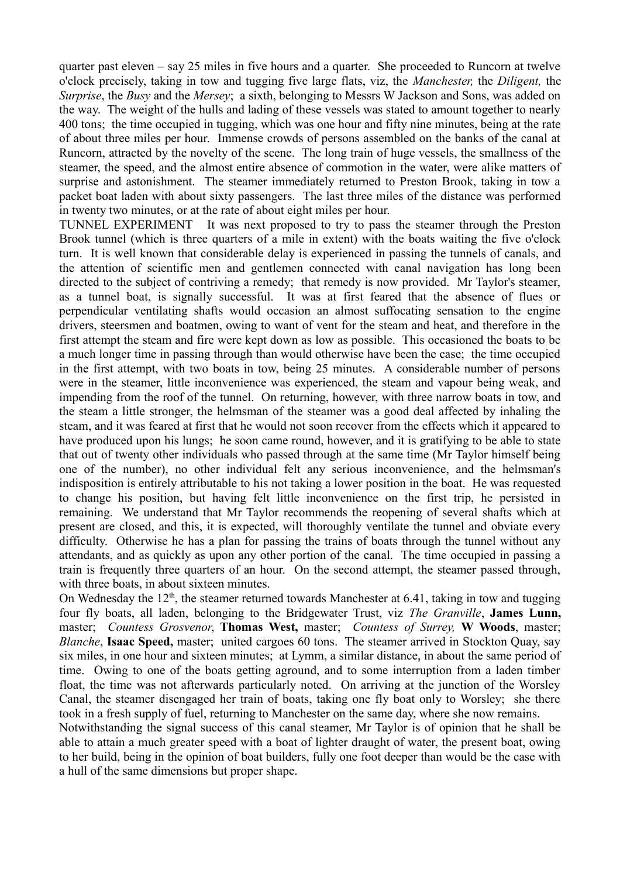quarter past eleven – say 25 miles in five hours and a quarter. She proceeded to Runcorn at twelve o'clock precisely, taking in tow and tugging five large flats, viz, the *Manchester,* the *Diligent,* the *Surprise*, the *Busy* and the *Mersey*; a sixth, belonging to Messrs W Jackson and Sons, was added on the way. The weight of the hulls and lading of these vessels was stated to amount together to nearly 400 tons; the time occupied in tugging, which was one hour and fifty nine minutes, being at the rate of about three miles per hour. Immense crowds of persons assembled on the banks of the canal at Runcorn, attracted by the novelty of the scene. The long train of huge vessels, the smallness of the steamer, the speed, and the almost entire absence of commotion in the water, were alike matters of surprise and astonishment. The steamer immediately returned to Preston Brook, taking in tow a packet boat laden with about sixty passengers. The last three miles of the distance was performed in twenty two minutes, or at the rate of about eight miles per hour.

TUNNEL EXPERIMENT It was next proposed to try to pass the steamer through the Preston Brook tunnel (which is three quarters of a mile in extent) with the boats waiting the five o'clock turn. It is well known that considerable delay is experienced in passing the tunnels of canals, and the attention of scientific men and gentlemen connected with canal navigation has long been directed to the subject of contriving a remedy; that remedy is now provided. Mr Taylor's steamer, as a tunnel boat, is signally successful. It was at first feared that the absence of flues or perpendicular ventilating shafts would occasion an almost suffocating sensation to the engine drivers, steersmen and boatmen, owing to want of vent for the steam and heat, and therefore in the first attempt the steam and fire were kept down as low as possible. This occasioned the boats to be a much longer time in passing through than would otherwise have been the case; the time occupied in the first attempt, with two boats in tow, being 25 minutes. A considerable number of persons were in the steamer, little inconvenience was experienced, the steam and vapour being weak, and impending from the roof of the tunnel. On returning, however, with three narrow boats in tow, and the steam a little stronger, the helmsman of the steamer was a good deal affected by inhaling the steam, and it was feared at first that he would not soon recover from the effects which it appeared to have produced upon his lungs; he soon came round, however, and it is gratifying to be able to state that out of twenty other individuals who passed through at the same time (Mr Taylor himself being one of the number), no other individual felt any serious inconvenience, and the helmsman's indisposition is entirely attributable to his not taking a lower position in the boat. He was requested to change his position, but having felt little inconvenience on the first trip, he persisted in remaining. We understand that Mr Taylor recommends the reopening of several shafts which at present are closed, and this, it is expected, will thoroughly ventilate the tunnel and obviate every difficulty. Otherwise he has a plan for passing the trains of boats through the tunnel without any attendants, and as quickly as upon any other portion of the canal. The time occupied in passing a train is frequently three quarters of an hour. On the second attempt, the steamer passed through, with three boats, in about sixteen minutes.

On Wednesday the 12th, the steamer returned towards Manchester at 6.41, taking in tow and tugging four fly boats, all laden, belonging to the Bridgewater Trust, viz *The Granville*, **James Lunn,** master; *Countess Grosvenor*, **Thomas West,** master; *Countess of Surrey,* **W Woods**, master; *Blanche*, **Isaac Speed,** master; united cargoes 60 tons. The steamer arrived in Stockton Quay, say six miles, in one hour and sixteen minutes; at Lymm, a similar distance, in about the same period of time. Owing to one of the boats getting aground, and to some interruption from a laden timber float, the time was not afterwards particularly noted. On arriving at the junction of the Worsley Canal, the steamer disengaged her train of boats, taking one fly boat only to Worsley; she there took in a fresh supply of fuel, returning to Manchester on the same day, where she now remains.

Notwithstanding the signal success of this canal steamer, Mr Taylor is of opinion that he shall be able to attain a much greater speed with a boat of lighter draught of water, the present boat, owing to her build, being in the opinion of boat builders, fully one foot deeper than would be the case with a hull of the same dimensions but proper shape.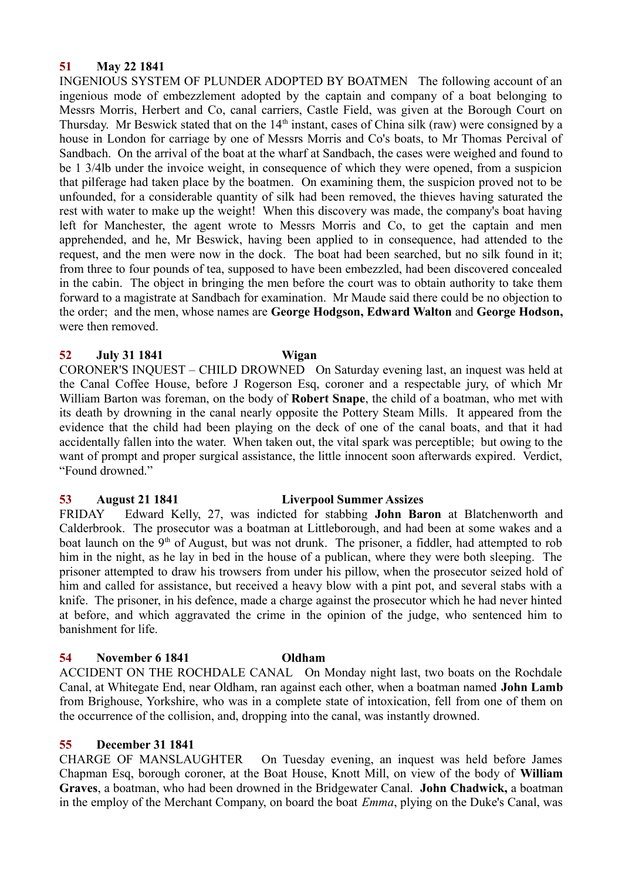**51 May 22 1841**

INGENIOUS SYSTEM OF PLUNDER ADOPTED BY BOATMEN The following account of an ingenious mode of embezzlement adopted by the captain and company of a boat belonging to Messrs Morris, Herbert and Co, canal carriers, Castle Field, was given at the Borough Court on Thursday. Mr Beswick stated that on the 14th instant, cases of China silk (raw) were consigned by a house in London for carriage by one of Messrs Morris and Co's boats, to Mr Thomas Percival of Sandbach. On the arrival of the boat at the wharf at Sandbach, the cases were weighed and found to be 1 3/4lb under the invoice weight, in consequence of which they were opened, from a suspicion that pilferage had taken place by the boatmen. On examining them, the suspicion proved not to be unfounded, for a considerable quantity of silk had been removed, the thieves having saturated the rest with water to make up the weight! When this discovery was made, the company's boat having left for Manchester, the agent wrote to Messrs Morris and Co, to get the captain and men apprehended, and he, Mr Beswick, having been applied to in consequence, had attended to the request, and the men were now in the dock. The boat had been searched, but no silk found in it; from three to four pounds of tea, supposed to have been embezzled, had been discovered concealed in the cabin. The object in bringing the men before the court was to obtain authority to take them forward to a magistrate at Sandbach for examination. Mr Maude said there could be no objection to the order; and the men, whose names are **George Hodgson, Edward Walton** and **George Hodson,** were then removed.

**52 July 31 1841 Wigan**

CORONER'S INQUEST – CHILD DROWNED On Saturday evening last, an inquest was held at the Canal Coffee House, before J Rogerson Esq, coroner and a respectable jury, of which Mr William Barton was foreman, on the body of **Robert Snape**, the child of a boatman, who met with its death by drowning in the canal nearly opposite the Pottery Steam Mills. It appeared from the evidence that the child had been playing on the deck of one of the canal boats, and that it had accidentally fallen into the water. When taken out, the vital spark was perceptible; but owing to the want of prompt and proper surgical assistance, the little innocent soon afterwards expired. Verdict, "Found drowned."

**53 August 21 1841 Liverpool Summer Assizes**

FRIDAY Edward Kelly, 27, was indicted for stabbing **John Baron** at Blatchenworth and Calderbrook. The prosecutor was a boatman at Littleborough, and had been at some wakes and a boat launch on the 9th of August, but was not drunk. The prisoner, a fiddler, had attempted to rob him in the night, as he lay in bed in the house of a publican, where they were both sleeping. The prisoner attempted to draw his trowsers from under his pillow, when the prosecutor seized hold of him and called for assistance, but received a heavy blow with a pint pot, and several stabs with a knife. The prisoner, in his defence, made a charge against the prosecutor which he had never hinted at before, and which aggravated the crime in the opinion of the judge, who sentenced him to banishment for life.

**54 November 6 1841 Oldham**

ACCIDENT ON THE ROCHDALE CANAL On Monday night last, two boats on the Rochdale Canal, at Whitegate End, near Oldham, ran against each other, when a boatman named **John Lamb** from Brighouse, Yorkshire, who was in a complete state of intoxication, fell from one of them on the occurrence of the collision, and, dropping into the canal, was instantly drowned.

**55 December 31 1841**

CHARGE OF MANSLAUGHTER On Tuesday evening, an inquest was held before James Chapman Esq, borough coroner, at the Boat House, Knott Mill, on view of the body of **William Graves**, a boatman, who had been drowned in the Bridgewater Canal. **John Chadwick,** a boatman in the employ of the Merchant Company, on board the boat *Emma*, plying on the Duke's Canal, was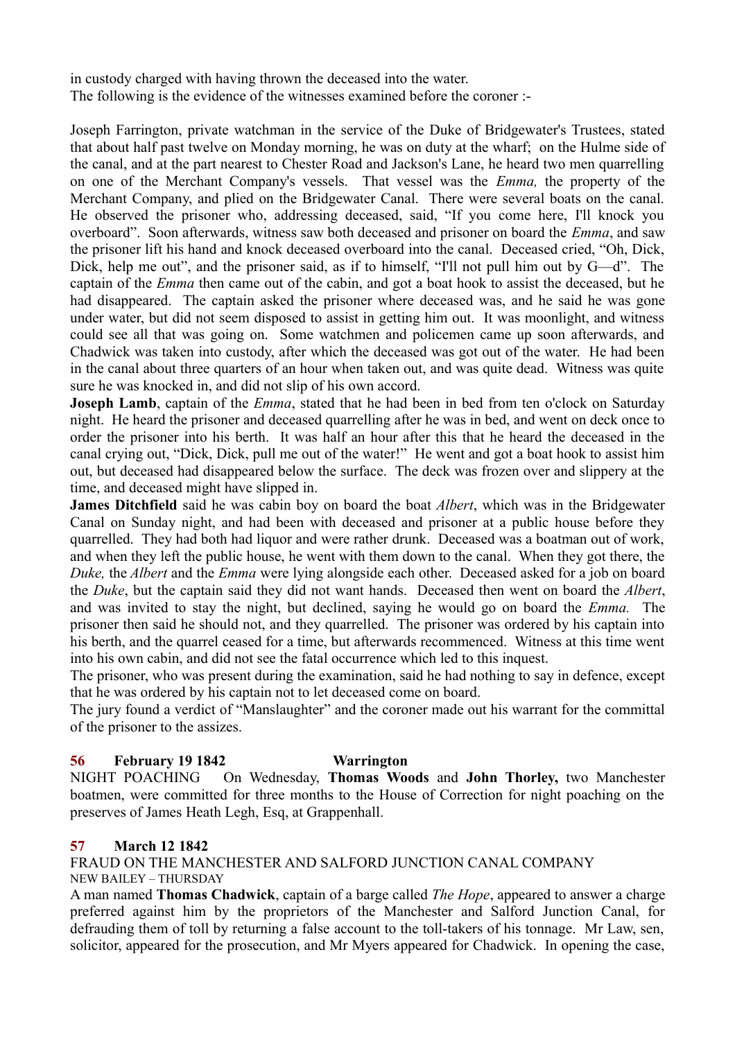in custody charged with having thrown the deceased into the water.
The following is the evidence of the witnesses examined before the coroner :-

Joseph Farrington, private watchman in the service of the Duke of Bridgewater's Trustees, stated that about half past twelve on Monday morning, he was on duty at the wharf; on the Hulme side of the canal, and at the part nearest to Chester Road and Jackson's Lane, he heard two men quarrelling on one of the Merchant Company's vessels. That vessel was the *Emma,* the property of the Merchant Company, and plied on the Bridgewater Canal. There were several boats on the canal. He observed the prisoner who, addressing deceased, said, "If you come here, I'll knock you overboard". Soon afterwards, witness saw both deceased and prisoner on board the *Emma*, and saw the prisoner lift his hand and knock deceased overboard into the canal. Deceased cried, "Oh, Dick, Dick, help me out", and the prisoner said, as if to himself, "I'll not pull him out by G—d". The captain of the *Emma* then came out of the cabin, and got a boat hook to assist the deceased, but he had disappeared. The captain asked the prisoner where deceased was, and he said he was gone under water, but did not seem disposed to assist in getting him out. It was moonlight, and witness could see all that was going on. Some watchmen and policemen came up soon afterwards, and Chadwick was taken into custody, after which the deceased was got out of the water. He had been in the canal about three quarters of an hour when taken out, and was quite dead. Witness was quite sure he was knocked in, and did not slip of his own accord.

**Joseph Lamb**, captain of the *Emma*, stated that he had been in bed from ten o'clock on Saturday night. He heard the prisoner and deceased quarrelling after he was in bed, and went on deck once to order the prisoner into his berth. It was half an hour after this that he heard the deceased in the canal crying out, "Dick, Dick, pull me out of the water!" He went and got a boat hook to assist him out, but deceased had disappeared below the surface. The deck was frozen over and slippery at the time, and deceased might have slipped in.

**James Ditchfield** said he was cabin boy on board the boat *Albert*, which was in the Bridgewater Canal on Sunday night, and had been with deceased and prisoner at a public house before they quarrelled. They had both had liquor and were rather drunk. Deceased was a boatman out of work, and when they left the public house, he went with them down to the canal. When they got there, the *Duke,* the *Albert* and the *Emma* were lying alongside each other. Deceased asked for a job on board the *Duke*, but the captain said they did not want hands. Deceased then went on board the *Albert*, and was invited to stay the night, but declined, saying he would go on board the *Emma.* The prisoner then said he should not, and they quarrelled. The prisoner was ordered by his captain into his berth, and the quarrel ceased for a time, but afterwards recommenced. Witness at this time went into his own cabin, and did not see the fatal occurrence which led to this inquest.

The prisoner, who was present during the examination, said he had nothing to say in defence, except that he was ordered by his captain not to let deceased come on board.

The jury found a verdict of "Manslaughter" and the coroner made out his warrant for the committal of the prisoner to the assizes.

## 56 February 19 1842 Warrington

NIGHT POACHING On Wednesday, **Thomas Woods** and **John Thorley,** two Manchester boatmen, were committed for three months to the House of Correction for night poaching on the preserves of James Heath Legh, Esq, at Grappenhall.

## 57 March 12 1842

FRAUD ON THE MANCHESTER AND SALFORD JUNCTION CANAL COMPANY
NEW BAILEY – THURSDAY

A man named **Thomas Chadwick**, captain of a barge called *The Hope*, appeared to answer a charge preferred against him by the proprietors of the Manchester and Salford Junction Canal, for defrauding them of toll by returning a false account to the toll-takers of his tonnage. Mr Law, sen, solicitor, appeared for the prosecution, and Mr Myers appeared for Chadwick. In opening the case,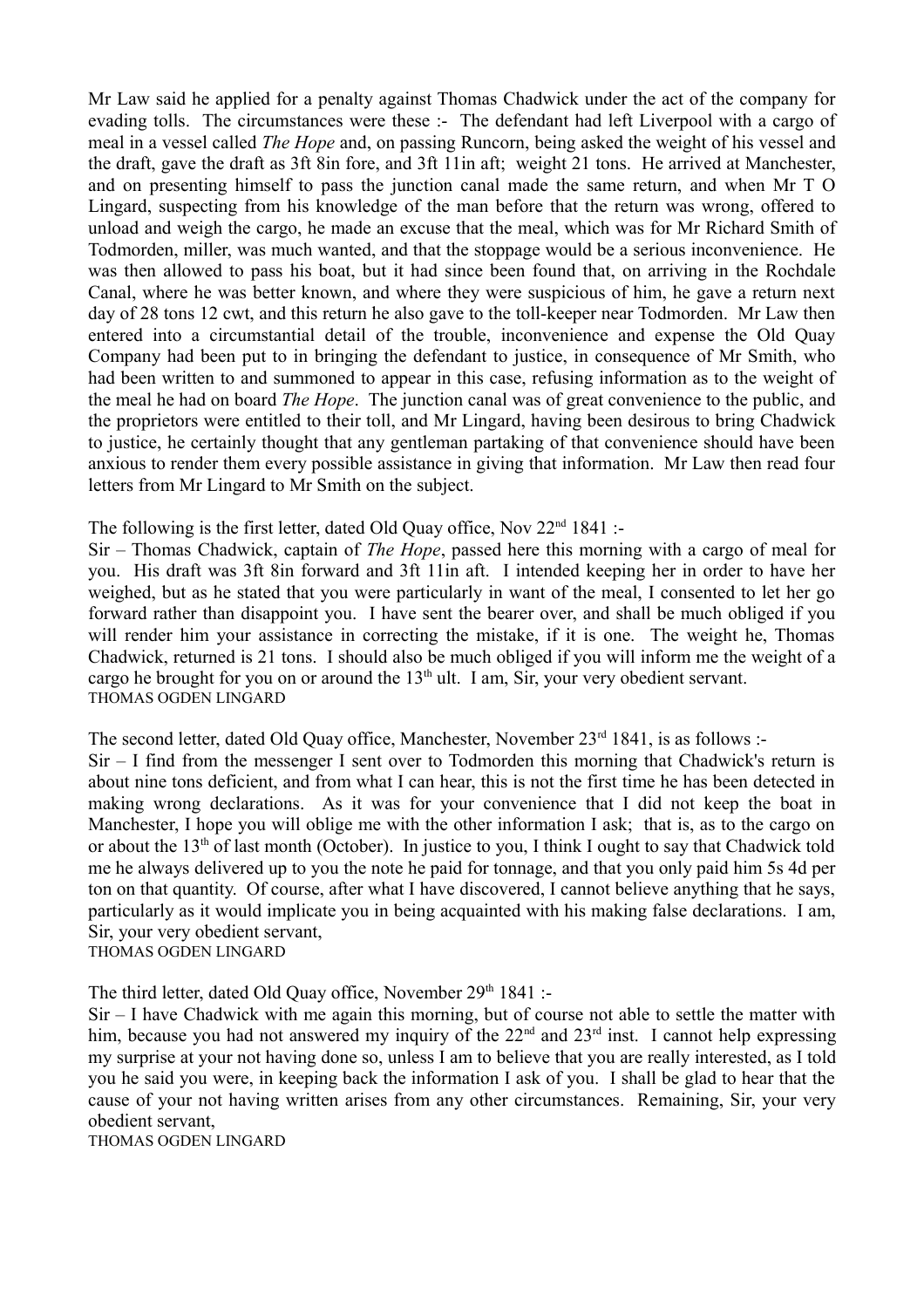Mr Law said he applied for a penalty against Thomas Chadwick under the act of the company for evading tolls. The circumstances were these :- The defendant had left Liverpool with a cargo of meal in a vessel called *The Hope* and, on passing Runcorn, being asked the weight of his vessel and the draft, gave the draft as 3ft 8in fore, and 3ft 11in aft; weight 21 tons. He arrived at Manchester, and on presenting himself to pass the junction canal made the same return, and when Mr T O Lingard, suspecting from his knowledge of the man before that the return was wrong, offered to unload and weigh the cargo, he made an excuse that the meal, which was for Mr Richard Smith of Todmorden, miller, was much wanted, and that the stoppage would be a serious inconvenience. He was then allowed to pass his boat, but it had since been found that, on arriving in the Rochdale Canal, where he was better known, and where they were suspicious of him, he gave a return next day of 28 tons 12 cwt, and this return he also gave to the toll-keeper near Todmorden. Mr Law then entered into a circumstantial detail of the trouble, inconvenience and expense the Old Quay Company had been put to in bringing the defendant to justice, in consequence of Mr Smith, who had been written to and summoned to appear in this case, refusing information as to the weight of the meal he had on board *The Hope*. The junction canal was of great convenience to the public, and the proprietors were entitled to their toll, and Mr Lingard, having been desirous to bring Chadwick to justice, he certainly thought that any gentleman partaking of that convenience should have been anxious to render them every possible assistance in giving that information. Mr Law then read four letters from Mr Lingard to Mr Smith on the subject.

The following is the first letter, dated Old Quay office, Nov 22nd 1841 :-

Sir – Thomas Chadwick, captain of *The Hope*, passed here this morning with a cargo of meal for you. His draft was 3ft 8in forward and 3ft 11in aft. I intended keeping her in order to have her weighed, but as he stated that you were particularly in want of the meal, I consented to let her go forward rather than disappoint you. I have sent the bearer over, and shall be much obliged if you will render him your assistance in correcting the mistake, if it is one. The weight he, Thomas Chadwick, returned is 21 tons. I should also be much obliged if you will inform me the weight of a cargo he brought for you on or around the 13th ult. I am, Sir, your very obedient servant.
THOMAS OGDEN LINGARD

The second letter, dated Old Quay office, Manchester, November 23rd 1841, is as follows :-

Sir – I find from the messenger I sent over to Todmorden this morning that Chadwick's return is about nine tons deficient, and from what I can hear, this is not the first time he has been detected in making wrong declarations. As it was for your convenience that I did not keep the boat in Manchester, I hope you will oblige me with the other information I ask; that is, as to the cargo on or about the 13th of last month (October). In justice to you, I think I ought to say that Chadwick told me he always delivered up to you the note he paid for tonnage, and that you only paid him 5s 4d per ton on that quantity. Of course, after what I have discovered, I cannot believe anything that he says, particularly as it would implicate you in being acquainted with his making false declarations. I am, Sir, your very obedient servant,
THOMAS OGDEN LINGARD

The third letter, dated Old Quay office, November 29th 1841 :-

Sir – I have Chadwick with me again this morning, but of course not able to settle the matter with him, because you had not answered my inquiry of the 22nd and 23rd inst. I cannot help expressing my surprise at your not having done so, unless I am to believe that you are really interested, as I told you he said you were, in keeping back the information I ask of you. I shall be glad to hear that the cause of your not having written arises from any other circumstances. Remaining, Sir, your very obedient servant,
THOMAS OGDEN LINGARD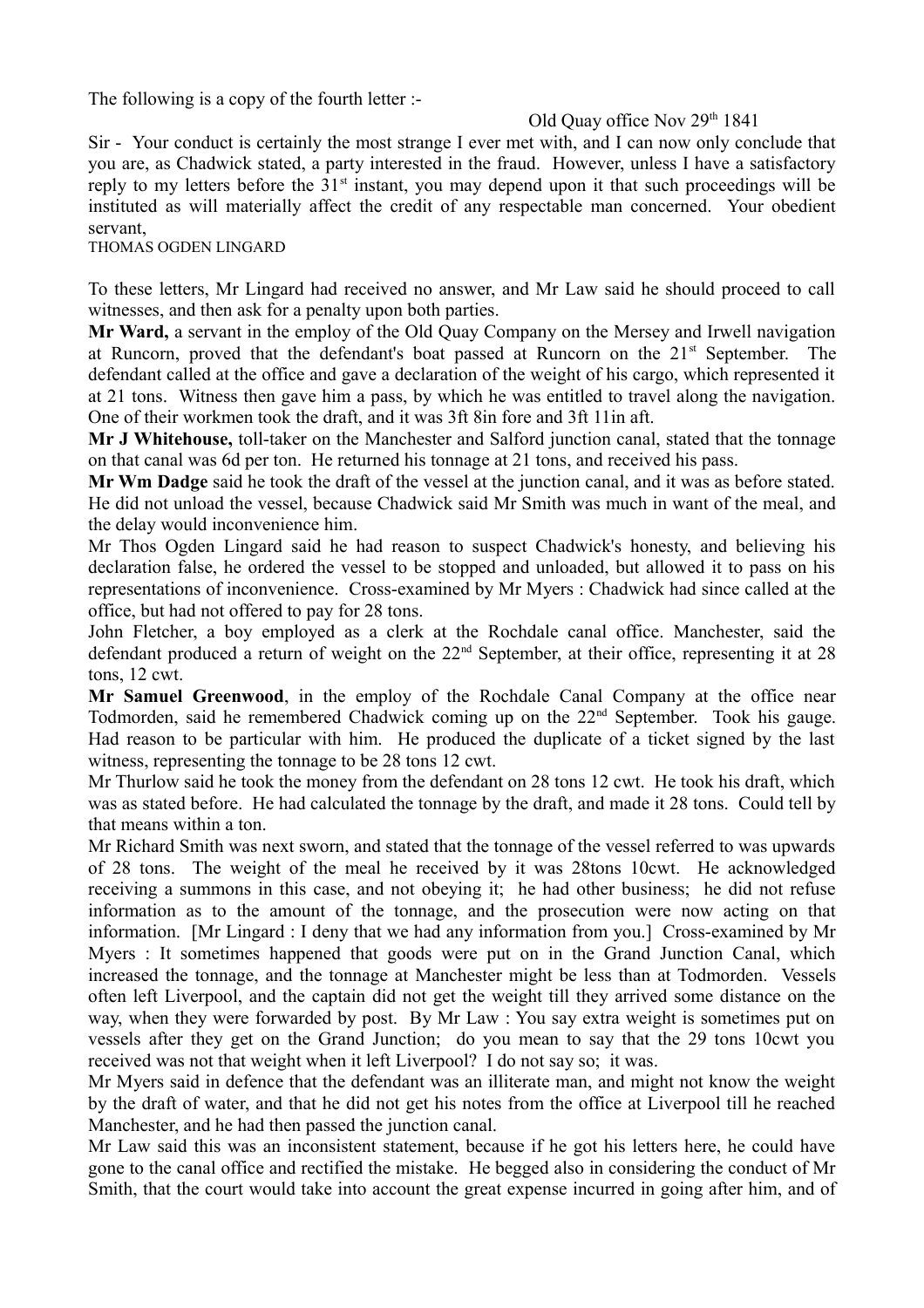The following is a copy of the fourth letter :-

Old Quay office Nov 29th 1841

Sir - Your conduct is certainly the most strange I ever met with, and I can now only conclude that you are, as Chadwick stated, a party interested in the fraud. However, unless I have a satisfactory reply to my letters before the 31st instant, you may depend upon it that such proceedings will be instituted as will materially affect the credit of any respectable man concerned. Your obedient servant,

THOMAS OGDEN LINGARD

To these letters, Mr Lingard had received no answer, and Mr Law said he should proceed to call witnesses, and then ask for a penalty upon both parties.

**Mr Ward,** a servant in the employ of the Old Quay Company on the Mersey and Irwell navigation at Runcorn, proved that the defendant's boat passed at Runcorn on the 21st September. The defendant called at the office and gave a declaration of the weight of his cargo, which represented it at 21 tons. Witness then gave him a pass, by which he was entitled to travel along the navigation. One of their workmen took the draft, and it was 3ft 8in fore and 3ft 11in aft.

**Mr J Whitehouse,** toll-taker on the Manchester and Salford junction canal, stated that the tonnage on that canal was 6d per ton. He returned his tonnage at 21 tons, and received his pass.

**Mr Wm Dadge** said he took the draft of the vessel at the junction canal, and it was as before stated. He did not unload the vessel, because Chadwick said Mr Smith was much in want of the meal, and the delay would inconvenience him.

Mr Thos Ogden Lingard said he had reason to suspect Chadwick's honesty, and believing his declaration false, he ordered the vessel to be stopped and unloaded, but allowed it to pass on his representations of inconvenience. Cross-examined by Mr Myers : Chadwick had since called at the office, but had not offered to pay for 28 tons.

John Fletcher, a boy employed as a clerk at the Rochdale canal office. Manchester, said the defendant produced a return of weight on the 22nd September, at their office, representing it at 28 tons, 12 cwt.

**Mr Samuel Greenwood**, in the employ of the Rochdale Canal Company at the office near Todmorden, said he remembered Chadwick coming up on the 22nd September. Took his gauge. Had reason to be particular with him. He produced the duplicate of a ticket signed by the last witness, representing the tonnage to be 28 tons 12 cwt.

Mr Thurlow said he took the money from the defendant on 28 tons 12 cwt. He took his draft, which was as stated before. He had calculated the tonnage by the draft, and made it 28 tons. Could tell by that means within a ton.

Mr Richard Smith was next sworn, and stated that the tonnage of the vessel referred to was upwards of 28 tons. The weight of the meal he received by it was 28tons 10cwt. He acknowledged receiving a summons in this case, and not obeying it; he had other business; he did not refuse information as to the amount of the tonnage, and the prosecution were now acting on that information. [Mr Lingard : I deny that we had any information from you.] Cross-examined by Mr Myers : It sometimes happened that goods were put on in the Grand Junction Canal, which increased the tonnage, and the tonnage at Manchester might be less than at Todmorden. Vessels often left Liverpool, and the captain did not get the weight till they arrived some distance on the way, when they were forwarded by post. By Mr Law : You say extra weight is sometimes put on vessels after they get on the Grand Junction; do you mean to say that the 29 tons 10cwt you received was not that weight when it left Liverpool? I do not say so; it was.

Mr Myers said in defence that the defendant was an illiterate man, and might not know the weight by the draft of water, and that he did not get his notes from the office at Liverpool till he reached Manchester, and he had then passed the junction canal.

Mr Law said this was an inconsistent statement, because if he got his letters here, he could have gone to the canal office and rectified the mistake. He begged also in considering the conduct of Mr Smith, that the court would take into account the great expense incurred in going after him, and of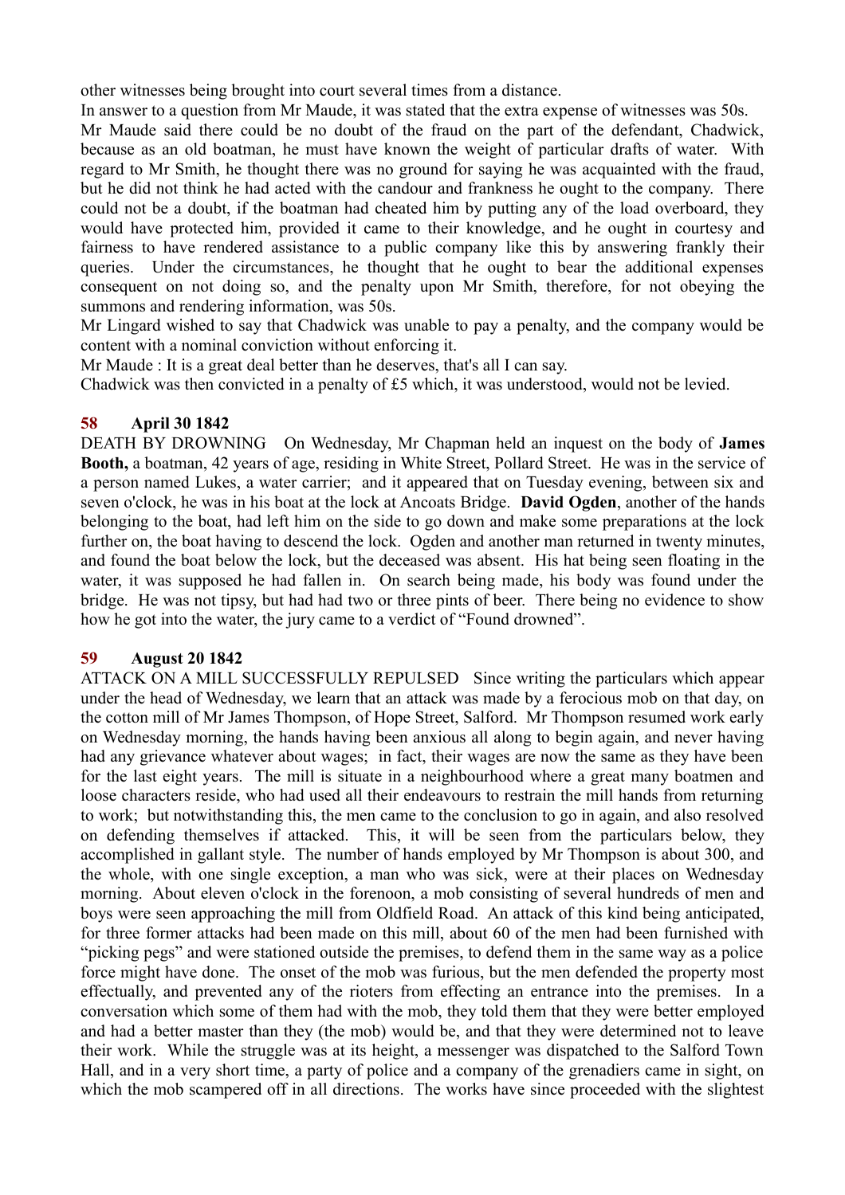other witnesses being brought into court several times from a distance.

In answer to a question from Mr Maude, it was stated that the extra expense of witnesses was 50s.

Mr Maude said there could be no doubt of the fraud on the part of the defendant, Chadwick, because as an old boatman, he must have known the weight of particular drafts of water. With regard to Mr Smith, he thought there was no ground for saying he was acquainted with the fraud, but he did not think he had acted with the candour and frankness he ought to the company. There could not be a doubt, if the boatman had cheated him by putting any of the load overboard, they would have protected him, provided it came to their knowledge, and he ought in courtesy and fairness to have rendered assistance to a public company like this by answering frankly their queries. Under the circumstances, he thought that he ought to bear the additional expenses consequent on not doing so, and the penalty upon Mr Smith, therefore, for not obeying the summons and rendering information, was 50s.

Mr Lingard wished to say that Chadwick was unable to pay a penalty, and the company would be content with a nominal conviction without enforcing it.

Mr Maude : It is a great deal better than he deserves, that's all I can say.

Chadwick was then convicted in a penalty of £5 which, it was understood, would not be levied.

### 58 April 30 1842

DEATH BY DROWNING On Wednesday, Mr Chapman held an inquest on the body of **James Booth,** a boatman, 42 years of age, residing in White Street, Pollard Street. He was in the service of a person named Lukes, a water carrier; and it appeared that on Tuesday evening, between six and seven o'clock, he was in his boat at the lock at Ancoats Bridge. **David Ogden**, another of the hands belonging to the boat, had left him on the side to go down and make some preparations at the lock further on, the boat having to descend the lock. Ogden and another man returned in twenty minutes, and found the boat below the lock, but the deceased was absent. His hat being seen floating in the water, it was supposed he had fallen in. On search being made, his body was found under the bridge. He was not tipsy, but had had two or three pints of beer. There being no evidence to show how he got into the water, the jury came to a verdict of "Found drowned".

### 59 August 20 1842

ATTACK ON A MILL SUCCESSFULLY REPULSED Since writing the particulars which appear under the head of Wednesday, we learn that an attack was made by a ferocious mob on that day, on the cotton mill of Mr James Thompson, of Hope Street, Salford. Mr Thompson resumed work early on Wednesday morning, the hands having been anxious all along to begin again, and never having had any grievance whatever about wages; in fact, their wages are now the same as they have been for the last eight years. The mill is situate in a neighbourhood where a great many boatmen and loose characters reside, who had used all their endeavours to restrain the mill hands from returning to work; but notwithstanding this, the men came to the conclusion to go in again, and also resolved on defending themselves if attacked. This, it will be seen from the particulars below, they accomplished in gallant style. The number of hands employed by Mr Thompson is about 300, and the whole, with one single exception, a man who was sick, were at their places on Wednesday morning. About eleven o'clock in the forenoon, a mob consisting of several hundreds of men and boys were seen approaching the mill from Oldfield Road. An attack of this kind being anticipated, for three former attacks had been made on this mill, about 60 of the men had been furnished with "picking pegs" and were stationed outside the premises, to defend them in the same way as a police force might have done. The onset of the mob was furious, but the men defended the property most effectually, and prevented any of the rioters from effecting an entrance into the premises. In a conversation which some of them had with the mob, they told them that they were better employed and had a better master than they (the mob) would be, and that they were determined not to leave their work. While the struggle was at its height, a messenger was dispatched to the Salford Town Hall, and in a very short time, a party of police and a company of the grenadiers came in sight, on which the mob scampered off in all directions. The works have since proceeded with the slightest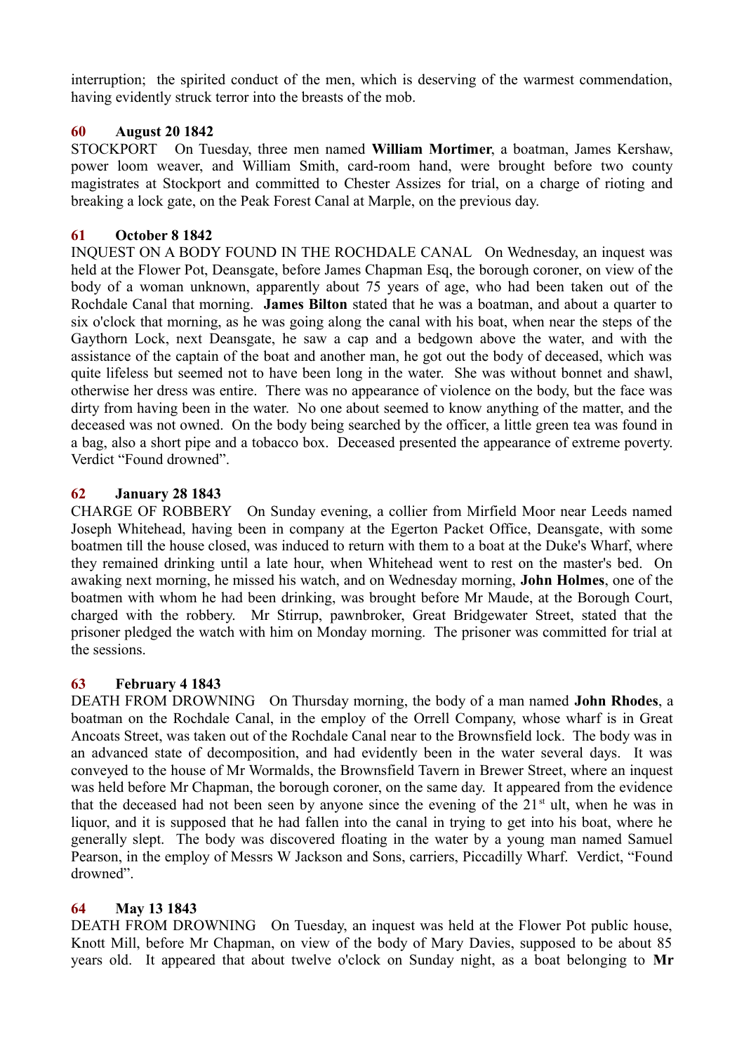interruption; the spirited conduct of the men, which is deserving of the warmest commendation, having evidently struck terror into the breasts of the mob.

### 60 August 20 1842

STOCKPORT On Tuesday, three men named **William Mortimer**, a boatman, James Kershaw, power loom weaver, and William Smith, card-room hand, were brought before two county magistrates at Stockport and committed to Chester Assizes for trial, on a charge of rioting and breaking a lock gate, on the Peak Forest Canal at Marple, on the previous day.

### 61 October 8 1842

INQUEST ON A BODY FOUND IN THE ROCHDALE CANAL On Wednesday, an inquest was held at the Flower Pot, Deansgate, before James Chapman Esq, the borough coroner, on view of the body of a woman unknown, apparently about 75 years of age, who had been taken out of the Rochdale Canal that morning. **James Bilton** stated that he was a boatman, and about a quarter to six o'clock that morning, as he was going along the canal with his boat, when near the steps of the Gaythorn Lock, next Deansgate, he saw a cap and a bedgown above the water, and with the assistance of the captain of the boat and another man, he got out the body of deceased, which was quite lifeless but seemed not to have been long in the water. She was without bonnet and shawl, otherwise her dress was entire. There was no appearance of violence on the body, but the face was dirty from having been in the water. No one about seemed to know anything of the matter, and the deceased was not owned. On the body being searched by the officer, a little green tea was found in a bag, also a short pipe and a tobacco box. Deceased presented the appearance of extreme poverty. Verdict "Found drowned".

### 62 January 28 1843

CHARGE OF ROBBERY On Sunday evening, a collier from Mirfield Moor near Leeds named Joseph Whitehead, having been in company at the Egerton Packet Office, Deansgate, with some boatmen till the house closed, was induced to return with them to a boat at the Duke's Wharf, where they remained drinking until a late hour, when Whitehead went to rest on the master's bed. On awaking next morning, he missed his watch, and on Wednesday morning, **John Holmes**, one of the boatmen with whom he had been drinking, was brought before Mr Maude, at the Borough Court, charged with the robbery. Mr Stirrup, pawnbroker, Great Bridgewater Street, stated that the prisoner pledged the watch with him on Monday morning. The prisoner was committed for trial at the sessions.

### 63 February 4 1843

DEATH FROM DROWNING On Thursday morning, the body of a man named **John Rhodes**, a boatman on the Rochdale Canal, in the employ of the Orrell Company, whose wharf is in Great Ancoats Street, was taken out of the Rochdale Canal near to the Brownsfield lock. The body was in an advanced state of decomposition, and had evidently been in the water several days. It was conveyed to the house of Mr Wormalds, the Brownsfield Tavern in Brewer Street, where an inquest was held before Mr Chapman, the borough coroner, on the same day. It appeared from the evidence that the deceased had not been seen by anyone since the evening of the 21st ult, when he was in liquor, and it is supposed that he had fallen into the canal in trying to get into his boat, where he generally slept. The body was discovered floating in the water by a young man named Samuel Pearson, in the employ of Messrs W Jackson and Sons, carriers, Piccadilly Wharf. Verdict, "Found drowned".

### 64 May 13 1843

DEATH FROM DROWNING On Tuesday, an inquest was held at the Flower Pot public house, Knott Mill, before Mr Chapman, on view of the body of Mary Davies, supposed to be about 85 years old. It appeared that about twelve o'clock on Sunday night, as a boat belonging to **Mr**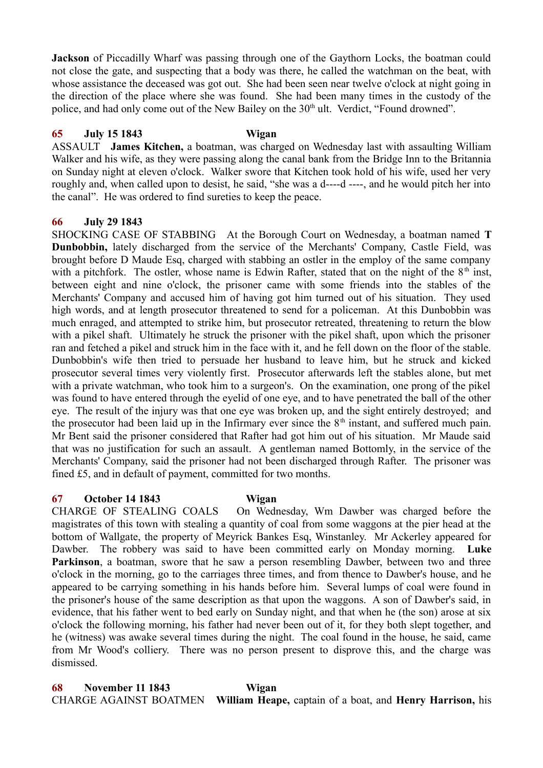**Jackson** of Piccadilly Wharf was passing through one of the Gaythorn Locks, the boatman could not close the gate, and suspecting that a body was there, he called the watchman on the beat, with whose assistance the deceased was got out. She had been seen near twelve o'clock at night going in the direction of the place where she was found. She had been many times in the custody of the police, and had only come out of the New Bailey on the 30th ult. Verdict, "Found drowned".

**65 July 15 1843 Wigan**

ASSAULT **James Kitchen,** a boatman, was charged on Wednesday last with assaulting William Walker and his wife, as they were passing along the canal bank from the Bridge Inn to the Britannia on Sunday night at eleven o'clock. Walker swore that Kitchen took hold of his wife, used her very roughly and, when called upon to desist, he said, "she was a d----d ----, and he would pitch her into the canal". He was ordered to find sureties to keep the peace.

**66 July 29 1843**

SHOCKING CASE OF STABBING At the Borough Court on Wednesday, a boatman named **T Dunbobbin,** lately discharged from the service of the Merchants' Company, Castle Field, was brought before D Maude Esq, charged with stabbing an ostler in the employ of the same company with a pitchfork. The ostler, whose name is Edwin Rafter, stated that on the night of the 8th inst, between eight and nine o'clock, the prisoner came with some friends into the stables of the Merchants' Company and accused him of having got him turned out of his situation. They used high words, and at length prosecutor threatened to send for a policeman. At this Dunbobbin was much enraged, and attempted to strike him, but prosecutor retreated, threatening to return the blow with a pikel shaft. Ultimately he struck the prisoner with the pikel shaft, upon which the prisoner ran and fetched a pikel and struck him in the face with it, and he fell down on the floor of the stable. Dunbobbin's wife then tried to persuade her husband to leave him, but he struck and kicked prosecutor several times very violently first. Prosecutor afterwards left the stables alone, but met with a private watchman, who took him to a surgeon's. On the examination, one prong of the pikel was found to have entered through the eyelid of one eye, and to have penetrated the ball of the other eye. The result of the injury was that one eye was broken up, and the sight entirely destroyed; and the prosecutor had been laid up in the Infirmary ever since the 8th instant, and suffered much pain. Mr Bent said the prisoner considered that Rafter had got him out of his situation. Mr Maude said that was no justification for such an assault. A gentleman named Bottomly, in the service of the Merchants' Company, said the prisoner had not been discharged through Rafter. The prisoner was fined £5, and in default of payment, committed for two months.

**67 October 14 1843 Wigan**

CHARGE OF STEALING COALS On Wednesday, Wm Dawber was charged before the magistrates of this town with stealing a quantity of coal from some waggons at the pier head at the bottom of Wallgate, the property of Meyrick Bankes Esq, Winstanley. Mr Ackerley appeared for Dawber. The robbery was said to have been committed early on Monday morning. **Luke Parkinson**, a boatman, swore that he saw a person resembling Dawber, between two and three o'clock in the morning, go to the carriages three times, and from thence to Dawber's house, and he appeared to be carrying something in his hands before him. Several lumps of coal were found in the prisoner's house of the same description as that upon the waggons. A son of Dawber's said, in evidence, that his father went to bed early on Sunday night, and that when he (the son) arose at six o'clock the following morning, his father had never been out of it, for they both slept together, and he (witness) was awake several times during the night. The coal found in the house, he said, came from Mr Wood's colliery. There was no person present to disprove this, and the charge was dismissed.

**68 November 11 1843 Wigan**

CHARGE AGAINST BOATMEN **William Heape,** captain of a boat, and **Henry Harrison,** his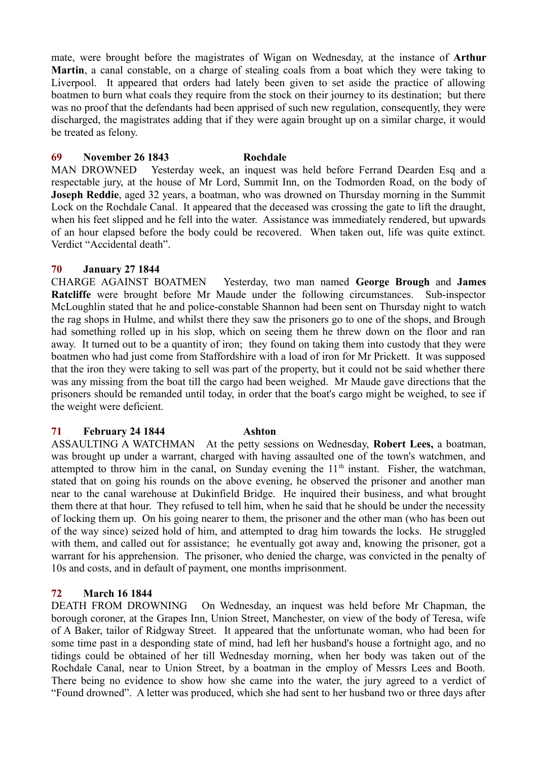mate, were brought before the magistrates of Wigan on Wednesday, at the instance of **Arthur Martin**, a canal constable, on a charge of stealing coals from a boat which they were taking to Liverpool. It appeared that orders had lately been given to set aside the practice of allowing boatmen to burn what coals they require from the stock on their journey to its destination; but there was no proof that the defendants had been apprised of such new regulation, consequently, they were discharged, the magistrates adding that if they were again brought up on a similar charge, it would be treated as felony.

**69 November 26 1843 Rochdale**

MAN DROWNED Yesterday week, an inquest was held before Ferrand Dearden Esq and a respectable jury, at the house of Mr Lord, Summit Inn, on the Todmorden Road, on the body of **Joseph Reddie**, aged 32 years, a boatman, who was drowned on Thursday morning in the Summit Lock on the Rochdale Canal. It appeared that the deceased was crossing the gate to lift the draught, when his feet slipped and he fell into the water. Assistance was immediately rendered, but upwards of an hour elapsed before the body could be recovered. When taken out, life was quite extinct. Verdict "Accidental death".

**70 January 27 1844**

CHARGE AGAINST BOATMEN Yesterday, two man named **George Brough** and **James Ratcliffe** were brought before Mr Maude under the following circumstances. Sub-inspector McLoughlin stated that he and police-constable Shannon had been sent on Thursday night to watch the rag shops in Hulme, and whilst there they saw the prisoners go to one of the shops, and Brough had something rolled up in his slop, which on seeing them he threw down on the floor and ran away. It turned out to be a quantity of iron; they found on taking them into custody that they were boatmen who had just come from Staffordshire with a load of iron for Mr Prickett. It was supposed that the iron they were taking to sell was part of the property, but it could not be said whether there was any missing from the boat till the cargo had been weighed. Mr Maude gave directions that the prisoners should be remanded until today, in order that the boat's cargo might be weighed, to see if the weight were deficient.

**71 February 24 1844 Ashton**

ASSAULTING A WATCHMAN At the petty sessions on Wednesday, **Robert Lees,** a boatman, was brought up under a warrant, charged with having assaulted one of the town's watchmen, and attempted to throw him in the canal, on Sunday evening the 11th instant. Fisher, the watchman, stated that on going his rounds on the above evening, he observed the prisoner and another man near to the canal warehouse at Dukinfield Bridge. He inquired their business, and what brought them there at that hour. They refused to tell him, when he said that he should be under the necessity of locking them up. On his going nearer to them, the prisoner and the other man (who has been out of the way since) seized hold of him, and attempted to drag him towards the locks. He struggled with them, and called out for assistance; he eventually got away and, knowing the prisoner, got a warrant for his apprehension. The prisoner, who denied the charge, was convicted in the penalty of 10s and costs, and in default of payment, one months imprisonment.

**72 March 16 1844**

DEATH FROM DROWNING On Wednesday, an inquest was held before Mr Chapman, the borough coroner, at the Grapes Inn, Union Street, Manchester, on view of the body of Teresa, wife of A Baker, tailor of Ridgway Street. It appeared that the unfortunate woman, who had been for some time past in a desponding state of mind, had left her husband's house a fortnight ago, and no tidings could be obtained of her till Wednesday morning, when her body was taken out of the Rochdale Canal, near to Union Street, by a boatman in the employ of Messrs Lees and Booth. There being no evidence to show how she came into the water, the jury agreed to a verdict of "Found drowned". A letter was produced, which she had sent to her husband two or three days after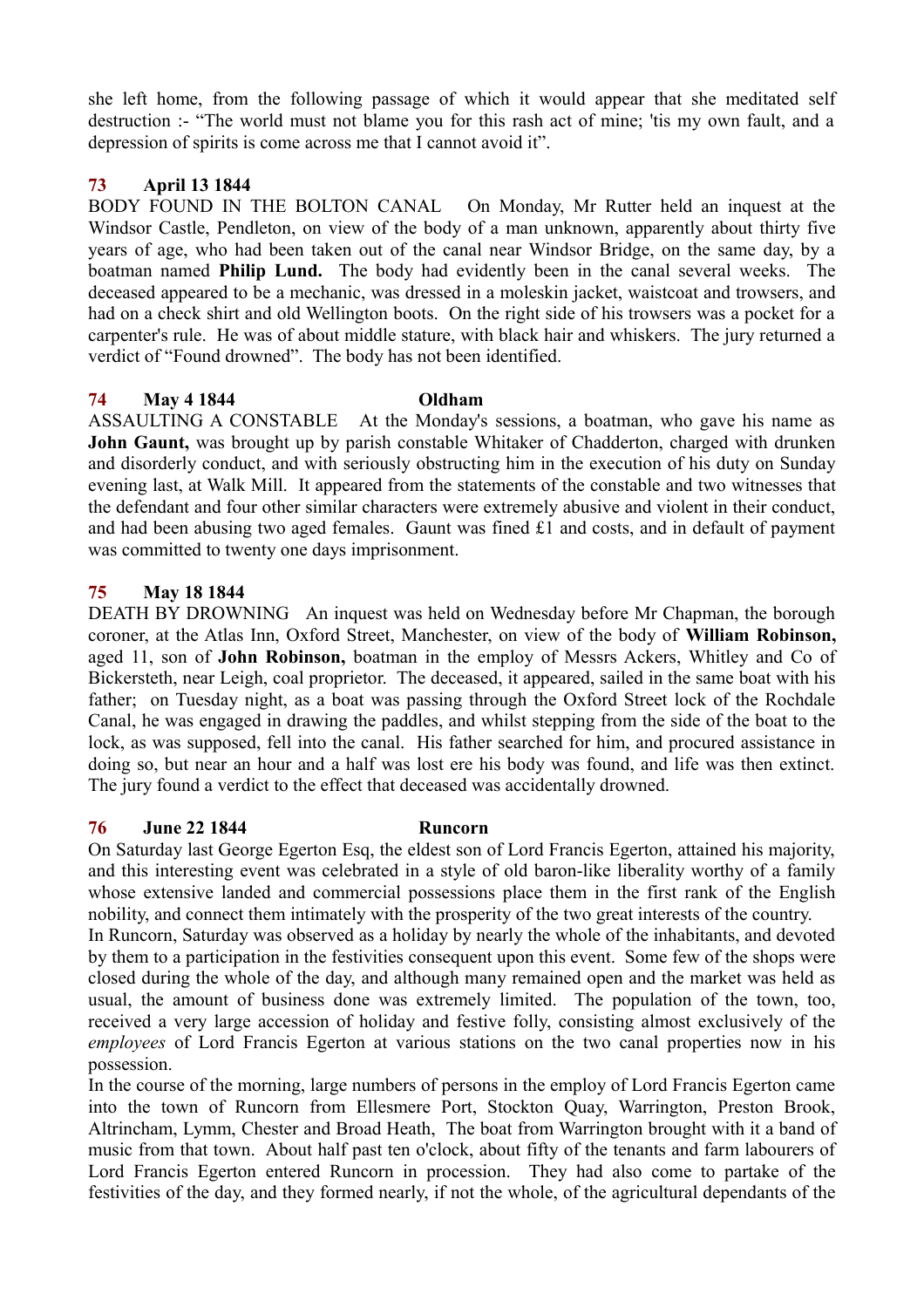she left home, from the following passage of which it would appear that she meditated self destruction :- “The world must not blame you for this rash act of mine; 'tis my own fault, and a depression of spirits is come across me that I cannot avoid it”.

**73 April 13 1844**

BODY FOUND IN THE BOLTON CANAL On Monday, Mr Rutter held an inquest at the Windsor Castle, Pendleton, on view of the body of a man unknown, apparently about thirty five years of age, who had been taken out of the canal near Windsor Bridge, on the same day, by a boatman named **Philip Lund.** The body had evidently been in the canal several weeks. The deceased appeared to be a mechanic, was dressed in a moleskin jacket, waistcoat and trowsers, and had on a check shirt and old Wellington boots. On the right side of his trowsers was a pocket for a carpenter's rule. He was of about middle stature, with black hair and whiskers. The jury returned a verdict of “Found drowned”. The body has not been identified.

**74 May 4 1844 Oldham**

ASSAULTING A CONSTABLE At the Monday's sessions, a boatman, who gave his name as **John Gaunt,** was brought up by parish constable Whitaker of Chadderton, charged with drunken and disorderly conduct, and with seriously obstructing him in the execution of his duty on Sunday evening last, at Walk Mill. It appeared from the statements of the constable and two witnesses that the defendant and four other similar characters were extremely abusive and violent in their conduct, and had been abusing two aged females. Gaunt was fined £1 and costs, and in default of payment was committed to twenty one days imprisonment.

**75 May 18 1844**

DEATH BY DROWNING An inquest was held on Wednesday before Mr Chapman, the borough coroner, at the Atlas Inn, Oxford Street, Manchester, on view of the body of **William Robinson,** aged 11, son of **John Robinson,** boatman in the employ of Messrs Ackers, Whitley and Co of Bickersteth, near Leigh, coal proprietor. The deceased, it appeared, sailed in the same boat with his father; on Tuesday night, as a boat was passing through the Oxford Street lock of the Rochdale Canal, he was engaged in drawing the paddles, and whilst stepping from the side of the boat to the lock, as was supposed, fell into the canal. His father searched for him, and procured assistance in doing so, but near an hour and a half was lost ere his body was found, and life was then extinct. The jury found a verdict to the effect that deceased was accidentally drowned.

**76 June 22 1844 Runcorn**

On Saturday last George Egerton Esq, the eldest son of Lord Francis Egerton, attained his majority, and this interesting event was celebrated in a style of old baron-like liberality worthy of a family whose extensive landed and commercial possessions place them in the first rank of the English nobility, and connect them intimately with the prosperity of the two great interests of the country.

In Runcorn, Saturday was observed as a holiday by nearly the whole of the inhabitants, and devoted by them to a participation in the festivities consequent upon this event. Some few of the shops were closed during the whole of the day, and although many remained open and the market was held as usual, the amount of business done was extremely limited. The population of the town, too, received a very large accession of holiday and festive folly, consisting almost exclusively of the *employees* of Lord Francis Egerton at various stations on the two canal properties now in his possession.

In the course of the morning, large numbers of persons in the employ of Lord Francis Egerton came into the town of Runcorn from Ellesmere Port, Stockton Quay, Warrington, Preston Brook, Altrincham, Lymm, Chester and Broad Heath, The boat from Warrington brought with it a band of music from that town. About half past ten o'clock, about fifty of the tenants and farm labourers of Lord Francis Egerton entered Runcorn in procession. They had also come to partake of the festivities of the day, and they formed nearly, if not the whole, of the agricultural dependants of the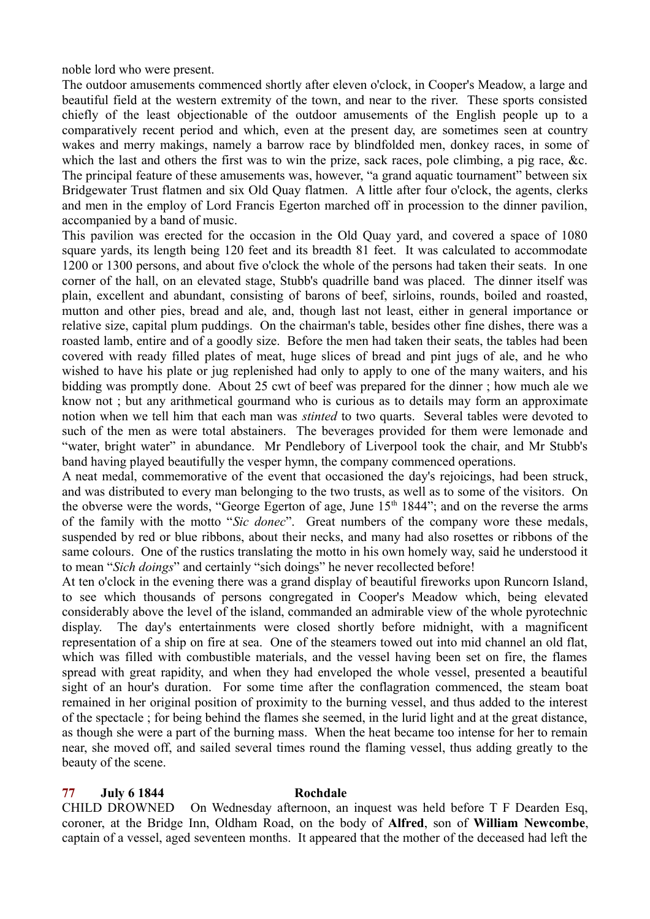noble lord who were present.

The outdoor amusements commenced shortly after eleven o'clock, in Cooper's Meadow, a large and beautiful field at the western extremity of the town, and near to the river. These sports consisted chiefly of the least objectionable of the outdoor amusements of the English people up to a comparatively recent period and which, even at the present day, are sometimes seen at country wakes and merry makings, namely a barrow race by blindfolded men, donkey races, in some of which the last and others the first was to win the prize, sack races, pole climbing, a pig race, &c. The principal feature of these amusements was, however, "a grand aquatic tournament" between six Bridgewater Trust flatmen and six Old Quay flatmen. A little after four o'clock, the agents, clerks and men in the employ of Lord Francis Egerton marched off in procession to the dinner pavilion, accompanied by a band of music.

This pavilion was erected for the occasion in the Old Quay yard, and covered a space of 1080 square yards, its length being 120 feet and its breadth 81 feet. It was calculated to accommodate 1200 or 1300 persons, and about five o'clock the whole of the persons had taken their seats. In one corner of the hall, on an elevated stage, Stubb's quadrille band was placed. The dinner itself was plain, excellent and abundant, consisting of barons of beef, sirloins, rounds, boiled and roasted, mutton and other pies, bread and ale, and, though last not least, either in general importance or relative size, capital plum puddings. On the chairman's table, besides other fine dishes, there was a roasted lamb, entire and of a goodly size. Before the men had taken their seats, the tables had been covered with ready filled plates of meat, huge slices of bread and pint jugs of ale, and he who wished to have his plate or jug replenished had only to apply to one of the many waiters, and his bidding was promptly done. About 25 cwt of beef was prepared for the dinner ; how much ale we know not ; but any arithmetical gourmand who is curious as to details may form an approximate notion when we tell him that each man was *stinted* to two quarts. Several tables were devoted to such of the men as were total abstainers. The beverages provided for them were lemonade and "water, bright water" in abundance. Mr Pendlebory of Liverpool took the chair, and Mr Stubb's band having played beautifully the vesper hymn, the company commenced operations.

A neat medal, commemorative of the event that occasioned the day's rejoicings, had been struck, and was distributed to every man belonging to the two trusts, as well as to some of the visitors. On the obverse were the words, "George Egerton of age, June 15th 1844"; and on the reverse the arms of the family with the motto "*Sic donec*". Great numbers of the company wore these medals, suspended by red or blue ribbons, about their necks, and many had also rosettes or ribbons of the same colours. One of the rustics translating the motto in his own homely way, said he understood it to mean "*Sich doings*" and certainly "sich doings" he never recollected before!

At ten o'clock in the evening there was a grand display of beautiful fireworks upon Runcorn Island, to see which thousands of persons congregated in Cooper's Meadow which, being elevated considerably above the level of the island, commanded an admirable view of the whole pyrotechnic display. The day's entertainments were closed shortly before midnight, with a magnificent representation of a ship on fire at sea. One of the steamers towed out into mid channel an old flat, which was filled with combustible materials, and the vessel having been set on fire, the flames spread with great rapidity, and when they had enveloped the whole vessel, presented a beautiful sight of an hour's duration. For some time after the conflagration commenced, the steam boat remained in her original position of proximity to the burning vessel, and thus added to the interest of the spectacle ; for being behind the flames she seemed, in the lurid light and at the great distance, as though she were a part of the burning mass. When the heat became too intense for her to remain near, she moved off, and sailed several times round the flaming vessel, thus adding greatly to the beauty of the scene.

**77 July 6 1844 Rochdale**

CHILD DROWNED On Wednesday afternoon, an inquest was held before T F Dearden Esq, coroner, at the Bridge Inn, Oldham Road, on the body of **Alfred**, son of **William Newcombe**, captain of a vessel, aged seventeen months. It appeared that the mother of the deceased had left the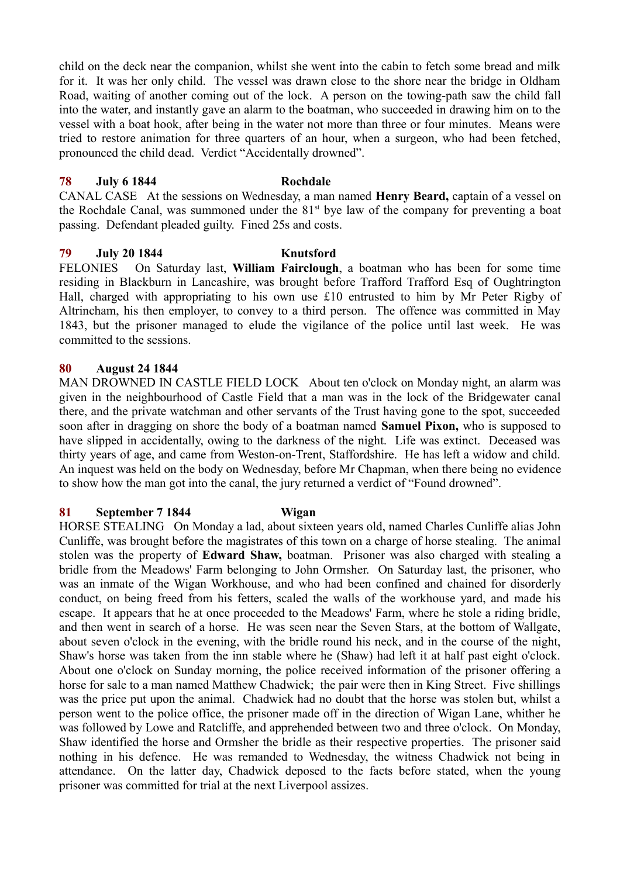child on the deck near the companion, whilst she went into the cabin to fetch some bread and milk for it. It was her only child. The vessel was drawn close to the shore near the bridge in Oldham Road, waiting of another coming out of the lock. A person on the towing-path saw the child fall into the water, and instantly gave an alarm to the boatman, who succeeded in drawing him on to the vessel with a boat hook, after being in the water not more than three or four minutes. Means were tried to restore animation for three quarters of an hour, when a surgeon, who had been fetched, pronounced the child dead. Verdict "Accidentally drowned".

**78 July 6 1844 Rochdale**

CANAL CASE At the sessions on Wednesday, a man named **Henry Beard,** captain of a vessel on the Rochdale Canal, was summoned under the 81st bye law of the company for preventing a boat passing. Defendant pleaded guilty. Fined 25s and costs.

**79 July 20 1844 Knutsford**

FELONIES On Saturday last, **William Fairclough**, a boatman who has been for some time residing in Blackburn in Lancashire, was brought before Trafford Trafford Esq of Oughtrington Hall, charged with appropriating to his own use £10 entrusted to him by Mr Peter Rigby of Altrincham, his then employer, to convey to a third person. The offence was committed in May 1843, but the prisoner managed to elude the vigilance of the police until last week. He was committed to the sessions.

**80 August 24 1844**

MAN DROWNED IN CASTLE FIELD LOCK About ten o'clock on Monday night, an alarm was given in the neighbourhood of Castle Field that a man was in the lock of the Bridgewater canal there, and the private watchman and other servants of the Trust having gone to the spot, succeeded soon after in dragging on shore the body of a boatman named **Samuel Pixon,** who is supposed to have slipped in accidentally, owing to the darkness of the night. Life was extinct. Deceased was thirty years of age, and came from Weston-on-Trent, Staffordshire. He has left a widow and child. An inquest was held on the body on Wednesday, before Mr Chapman, when there being no evidence to show how the man got into the canal, the jury returned a verdict of "Found drowned".

**81 September 7 1844 Wigan**

HORSE STEALING On Monday a lad, about sixteen years old, named Charles Cunliffe alias John Cunliffe, was brought before the magistrates of this town on a charge of horse stealing. The animal stolen was the property of **Edward Shaw,** boatman. Prisoner was also charged with stealing a bridle from the Meadows' Farm belonging to John Ormsher. On Saturday last, the prisoner, who was an inmate of the Wigan Workhouse, and who had been confined and chained for disorderly conduct, on being freed from his fetters, scaled the walls of the workhouse yard, and made his escape. It appears that he at once proceeded to the Meadows' Farm, where he stole a riding bridle, and then went in search of a horse. He was seen near the Seven Stars, at the bottom of Wallgate, about seven o'clock in the evening, with the bridle round his neck, and in the course of the night, Shaw's horse was taken from the inn stable where he (Shaw) had left it at half past eight o'clock. About one o'clock on Sunday morning, the police received information of the prisoner offering a horse for sale to a man named Matthew Chadwick; the pair were then in King Street. Five shillings was the price put upon the animal. Chadwick had no doubt that the horse was stolen but, whilst a person went to the police office, the prisoner made off in the direction of Wigan Lane, whither he was followed by Lowe and Ratcliffe, and apprehended between two and three o'clock. On Monday, Shaw identified the horse and Ormsher the bridle as their respective properties. The prisoner said nothing in his defence. He was remanded to Wednesday, the witness Chadwick not being in attendance. On the latter day, Chadwick deposed to the facts before stated, when the young prisoner was committed for trial at the next Liverpool assizes.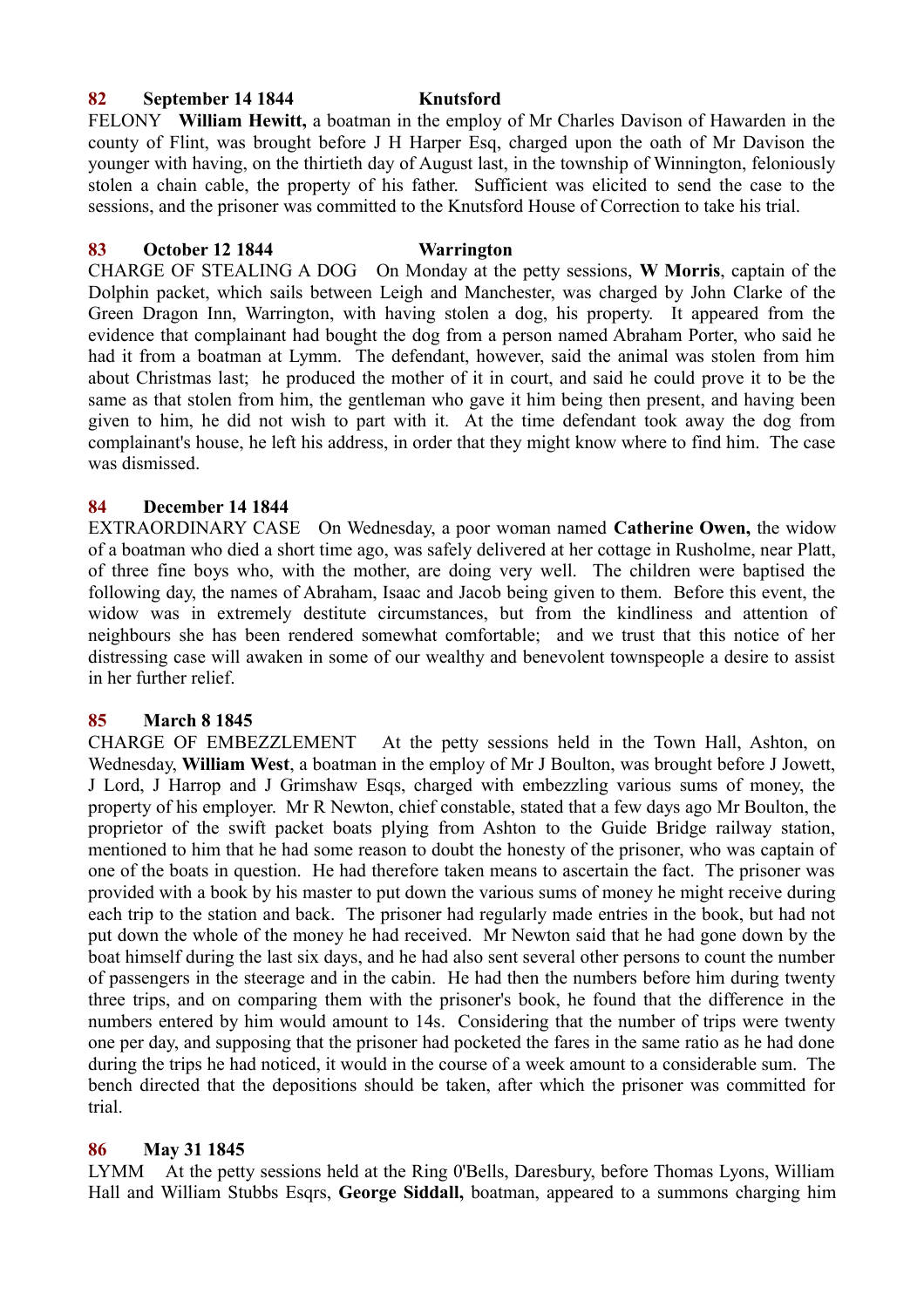**82 September 14 1844 Knutsford**

FELONY **William Hewitt,** a boatman in the employ of Mr Charles Davison of Hawarden in the county of Flint, was brought before J H Harper Esq, charged upon the oath of Mr Davison the younger with having, on the thirtieth day of August last, in the township of Winnington, feloniously stolen a chain cable, the property of his father. Sufficient was elicited to send the case to the sessions, and the prisoner was committed to the Knutsford House of Correction to take his trial.

**83 October 12 1844 Warrington**

CHARGE OF STEALING A DOG On Monday at the petty sessions, **W Morris**, captain of the Dolphin packet, which sails between Leigh and Manchester, was charged by John Clarke of the Green Dragon Inn, Warrington, with having stolen a dog, his property. It appeared from the evidence that complainant had bought the dog from a person named Abraham Porter, who said he had it from a boatman at Lymm. The defendant, however, said the animal was stolen from him about Christmas last; he produced the mother of it in court, and said he could prove it to be the same as that stolen from him, the gentleman who gave it him being then present, and having been given to him, he did not wish to part with it. At the time defendant took away the dog from complainant's house, he left his address, in order that they might know where to find him. The case was dismissed.

**84 December 14 1844**

EXTRAORDINARY CASE On Wednesday, a poor woman named **Catherine Owen,** the widow of a boatman who died a short time ago, was safely delivered at her cottage in Rusholme, near Platt, of three fine boys who, with the mother, are doing very well. The children were baptised the following day, the names of Abraham, Isaac and Jacob being given to them. Before this event, the widow was in extremely destitute circumstances, but from the kindliness and attention of neighbours she has been rendered somewhat comfortable; and we trust that this notice of her distressing case will awaken in some of our wealthy and benevolent townspeople a desire to assist in her further relief.

**85 March 8 1845**

CHARGE OF EMBEZZLEMENT At the petty sessions held in the Town Hall, Ashton, on Wednesday, **William West**, a boatman in the employ of Mr J Boulton, was brought before J Jowett, J Lord, J Harrop and J Grimshaw Esqs, charged with embezzling various sums of money, the property of his employer. Mr R Newton, chief constable, stated that a few days ago Mr Boulton, the proprietor of the swift packet boats plying from Ashton to the Guide Bridge railway station, mentioned to him that he had some reason to doubt the honesty of the prisoner, who was captain of one of the boats in question. He had therefore taken means to ascertain the fact. The prisoner was provided with a book by his master to put down the various sums of money he might receive during each trip to the station and back. The prisoner had regularly made entries in the book, but had not put down the whole of the money he had received. Mr Newton said that he had gone down by the boat himself during the last six days, and he had also sent several other persons to count the number of passengers in the steerage and in the cabin. He had then the numbers before him during twenty three trips, and on comparing them with the prisoner's book, he found that the difference in the numbers entered by him would amount to 14s. Considering that the number of trips were twenty one per day, and supposing that the prisoner had pocketed the fares in the same ratio as he had done during the trips he had noticed, it would in the course of a week amount to a considerable sum. The bench directed that the depositions should be taken, after which the prisoner was committed for trial.

**86 May 31 1845**

LYMM At the petty sessions held at the Ring 0'Bells, Daresbury, before Thomas Lyons, William Hall and William Stubbs Esqrs, **George Siddall,** boatman, appeared to a summons charging him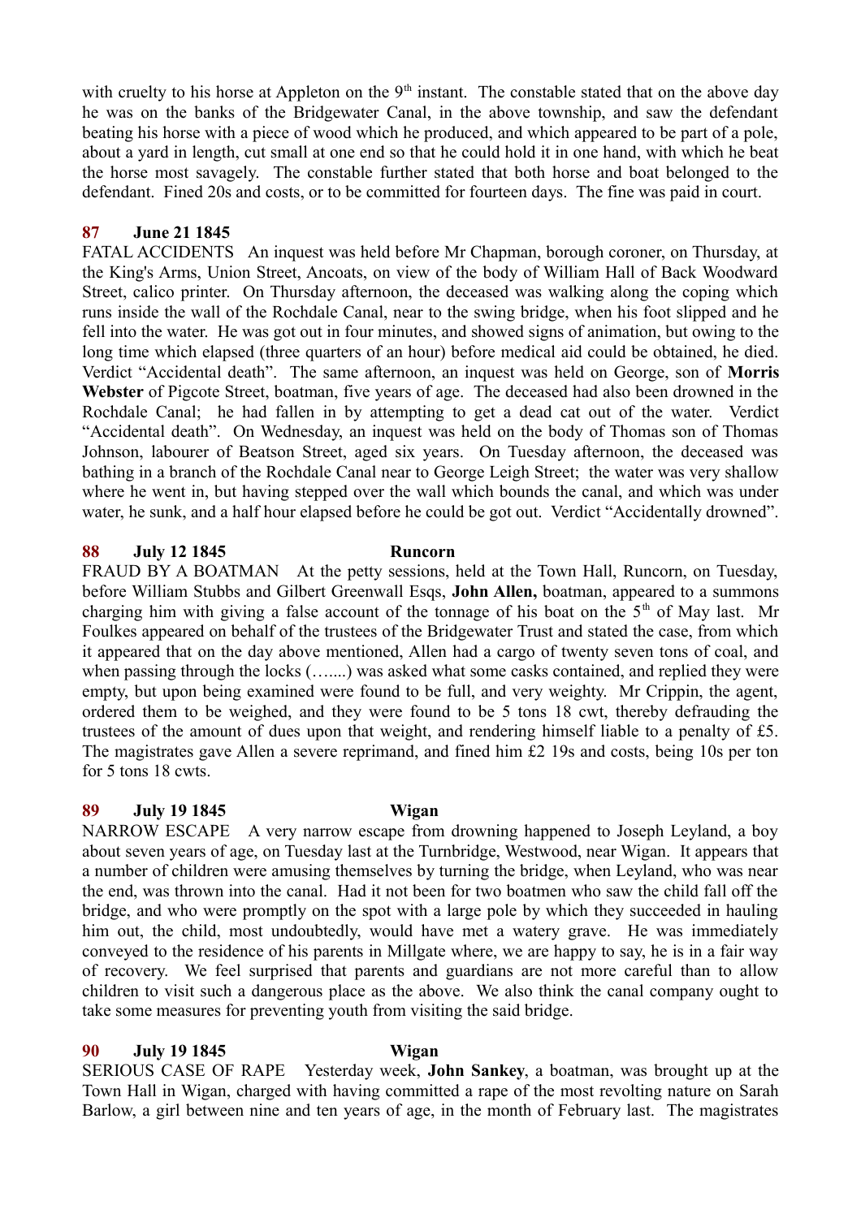with cruelty to his horse at Appleton on the 9th instant. The constable stated that on the above day he was on the banks of the Bridgewater Canal, in the above township, and saw the defendant beating his horse with a piece of wood which he produced, and which appeared to be part of a pole, about a yard in length, cut small at one end so that he could hold it in one hand, with which he beat the horse most savagely. The constable further stated that both horse and boat belonged to the defendant. Fined 20s and costs, or to be committed for fourteen days. The fine was paid in court.

**87 June 21 1845**

FATAL ACCIDENTS An inquest was held before Mr Chapman, borough coroner, on Thursday, at the King's Arms, Union Street, Ancoats, on view of the body of William Hall of Back Woodward Street, calico printer. On Thursday afternoon, the deceased was walking along the coping which runs inside the wall of the Rochdale Canal, near to the swing bridge, when his foot slipped and he fell into the water. He was got out in four minutes, and showed signs of animation, but owing to the long time which elapsed (three quarters of an hour) before medical aid could be obtained, he died. Verdict "Accidental death". The same afternoon, an inquest was held on George, son of **Morris Webster** of Pigcote Street, boatman, five years of age. The deceased had also been drowned in the Rochdale Canal; he had fallen in by attempting to get a dead cat out of the water. Verdict "Accidental death". On Wednesday, an inquest was held on the body of Thomas son of Thomas Johnson, labourer of Beatson Street, aged six years. On Tuesday afternoon, the deceased was bathing in a branch of the Rochdale Canal near to George Leigh Street; the water was very shallow where he went in, but having stepped over the wall which bounds the canal, and which was under water, he sunk, and a half hour elapsed before he could be got out. Verdict "Accidentally drowned".

**88 July 12 1845 Runcorn**

FRAUD BY A BOATMAN At the petty sessions, held at the Town Hall, Runcorn, on Tuesday, before William Stubbs and Gilbert Greenwall Esqs, **John Allen,** boatman, appeared to a summons charging him with giving a false account of the tonnage of his boat on the 5th of May last. Mr Foulkes appeared on behalf of the trustees of the Bridgewater Trust and stated the case, from which it appeared that on the day above mentioned, Allen had a cargo of twenty seven tons of coal, and when passing through the locks (…....) was asked what some casks contained, and replied they were empty, but upon being examined were found to be full, and very weighty. Mr Crippin, the agent, ordered them to be weighed, and they were found to be 5 tons 18 cwt, thereby defrauding the trustees of the amount of dues upon that weight, and rendering himself liable to a penalty of £5. The magistrates gave Allen a severe reprimand, and fined him £2 19s and costs, being 10s per ton for 5 tons 18 cwts.

**89 July 19 1845 Wigan**

NARROW ESCAPE A very narrow escape from drowning happened to Joseph Leyland, a boy about seven years of age, on Tuesday last at the Turnbridge, Westwood, near Wigan. It appears that a number of children were amusing themselves by turning the bridge, when Leyland, who was near the end, was thrown into the canal. Had it not been for two boatmen who saw the child fall off the bridge, and who were promptly on the spot with a large pole by which they succeeded in hauling him out, the child, most undoubtedly, would have met a watery grave. He was immediately conveyed to the residence of his parents in Millgate where, we are happy to say, he is in a fair way of recovery. We feel surprised that parents and guardians are not more careful than to allow children to visit such a dangerous place as the above. We also think the canal company ought to take some measures for preventing youth from visiting the said bridge.

**90 July 19 1845 Wigan**

SERIOUS CASE OF RAPE Yesterday week, **John Sankey**, a boatman, was brought up at the Town Hall in Wigan, charged with having committed a rape of the most revolting nature on Sarah Barlow, a girl between nine and ten years of age, in the month of February last. The magistrates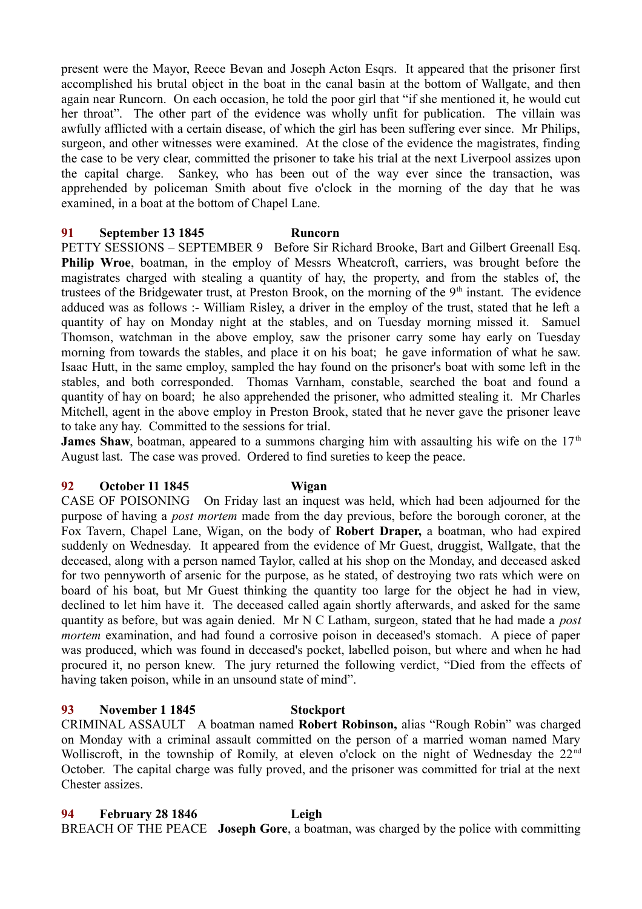present were the Mayor, Reece Bevan and Joseph Acton Esqrs. It appeared that the prisoner first accomplished his brutal object in the boat in the canal basin at the bottom of Wallgate, and then again near Runcorn. On each occasion, he told the poor girl that "if she mentioned it, he would cut her throat". The other part of the evidence was wholly unfit for publication. The villain was awfully afflicted with a certain disease, of which the girl has been suffering ever since. Mr Philips, surgeon, and other witnesses were examined. At the close of the evidence the magistrates, finding the case to be very clear, committed the prisoner to take his trial at the next Liverpool assizes upon the capital charge. Sankey, who has been out of the way ever since the transaction, was apprehended by policeman Smith about five o'clock in the morning of the day that he was examined, in a boat at the bottom of Chapel Lane.

**91 September 13 1845 Runcorn**

PETTY SESSIONS – SEPTEMBER 9 Before Sir Richard Brooke, Bart and Gilbert Greenall Esq. **Philip Wroe**, boatman, in the employ of Messrs Wheatcroft, carriers, was brought before the magistrates charged with stealing a quantity of hay, the property, and from the stables of, the trustees of the Bridgewater trust, at Preston Brook, on the morning of the 9th instant. The evidence adduced was as follows :- William Risley, a driver in the employ of the trust, stated that he left a quantity of hay on Monday night at the stables, and on Tuesday morning missed it. Samuel Thomson, watchman in the above employ, saw the prisoner carry some hay early on Tuesday morning from towards the stables, and place it on his boat; he gave information of what he saw. Isaac Hutt, in the same employ, sampled the hay found on the prisoner's boat with some left in the stables, and both corresponded. Thomas Varnham, constable, searched the boat and found a quantity of hay on board; he also apprehended the prisoner, who admitted stealing it. Mr Charles Mitchell, agent in the above employ in Preston Brook, stated that he never gave the prisoner leave to take any hay. Committed to the sessions for trial.

**James Shaw**, boatman, appeared to a summons charging him with assaulting his wife on the 17th August last. The case was proved. Ordered to find sureties to keep the peace.

**92 October 11 1845 Wigan**

CASE OF POISONING On Friday last an inquest was held, which had been adjourned for the purpose of having a *post mortem* made from the day previous, before the borough coroner, at the Fox Tavern, Chapel Lane, Wigan, on the body of **Robert Draper,** a boatman, who had expired suddenly on Wednesday. It appeared from the evidence of Mr Guest, druggist, Wallgate, that the deceased, along with a person named Taylor, called at his shop on the Monday, and deceased asked for two pennyworth of arsenic for the purpose, as he stated, of destroying two rats which were on board of his boat, but Mr Guest thinking the quantity too large for the object he had in view, declined to let him have it. The deceased called again shortly afterwards, and asked for the same quantity as before, but was again denied. Mr N C Latham, surgeon, stated that he had made a *post mortem* examination, and had found a corrosive poison in deceased's stomach. A piece of paper was produced, which was found in deceased's pocket, labelled poison, but where and when he had procured it, no person knew. The jury returned the following verdict, "Died from the effects of having taken poison, while in an unsound state of mind".

**93 November 1 1845 Stockport**

CRIMINAL ASSAULT A boatman named **Robert Robinson,** alias "Rough Robin" was charged on Monday with a criminal assault committed on the person of a married woman named Mary Wolliscroft, in the township of Romily, at eleven o'clock on the night of Wednesday the 22nd October. The capital charge was fully proved, and the prisoner was committed for trial at the next Chester assizes.

**94 February 28 1846 Leigh**

BREACH OF THE PEACE **Joseph Gore**, a boatman, was charged by the police with committing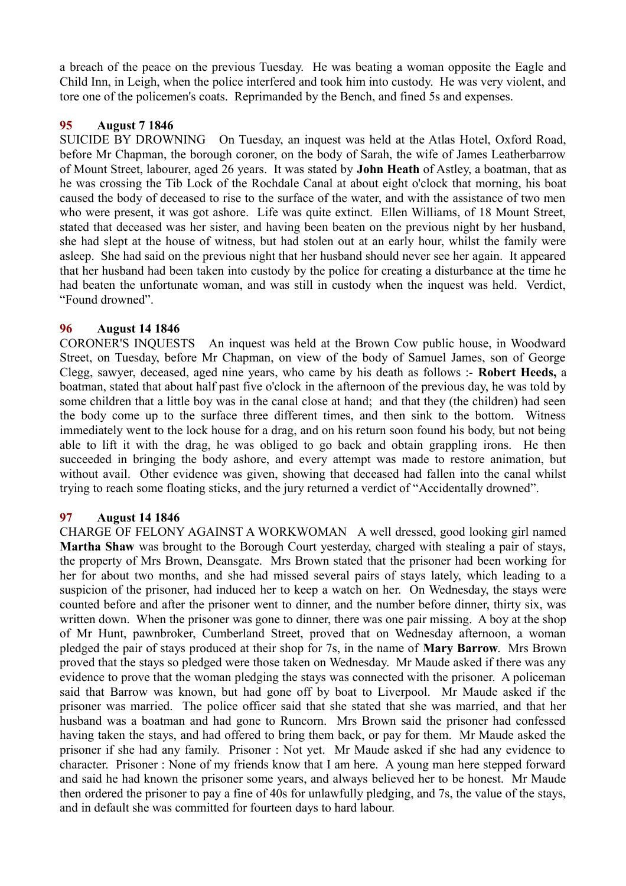a breach of the peace on the previous Tuesday. He was beating a woman opposite the Eagle and Child Inn, in Leigh, when the police interfered and took him into custody. He was very violent, and tore one of the policemen's coats. Reprimanded by the Bench, and fined 5s and expenses.

**95 August 7 1846**
SUICIDE BY DROWNING On Tuesday, an inquest was held at the Atlas Hotel, Oxford Road, before Mr Chapman, the borough coroner, on the body of Sarah, the wife of James Leatherbarrow of Mount Street, labourer, aged 26 years. It was stated by **John Heath** of Astley, a boatman, that as he was crossing the Tib Lock of the Rochdale Canal at about eight o'clock that morning, his boat caused the body of deceased to rise to the surface of the water, and with the assistance of two men who were present, it was got ashore. Life was quite extinct. Ellen Williams, of 18 Mount Street, stated that deceased was her sister, and having been beaten on the previous night by her husband, she had slept at the house of witness, but had stolen out at an early hour, whilst the family were asleep. She had said on the previous night that her husband should never see her again. It appeared that her husband had been taken into custody by the police for creating a disturbance at the time he had beaten the unfortunate woman, and was still in custody when the inquest was held. Verdict, "Found drowned".

**96 August 14 1846**
CORONER'S INQUESTS An inquest was held at the Brown Cow public house, in Woodward Street, on Tuesday, before Mr Chapman, on view of the body of Samuel James, son of George Clegg, sawyer, deceased, aged nine years, who came by his death as follows :- **Robert Heeds,** a boatman, stated that about half past five o'clock in the afternoon of the previous day, he was told by some children that a little boy was in the canal close at hand; and that they (the children) had seen the body come up to the surface three different times, and then sink to the bottom. Witness immediately went to the lock house for a drag, and on his return soon found his body, but not being able to lift it with the drag, he was obliged to go back and obtain grappling irons. He then succeeded in bringing the body ashore, and every attempt was made to restore animation, but without avail. Other evidence was given, showing that deceased had fallen into the canal whilst trying to reach some floating sticks, and the jury returned a verdict of "Accidentally drowned".

**97 August 14 1846**
CHARGE OF FELONY AGAINST A WORKWOMAN A well dressed, good looking girl named **Martha Shaw** was brought to the Borough Court yesterday, charged with stealing a pair of stays, the property of Mrs Brown, Deansgate. Mrs Brown stated that the prisoner had been working for her for about two months, and she had missed several pairs of stays lately, which leading to a suspicion of the prisoner, had induced her to keep a watch on her. On Wednesday, the stays were counted before and after the prisoner went to dinner, and the number before dinner, thirty six, was written down. When the prisoner was gone to dinner, there was one pair missing. A boy at the shop of Mr Hunt, pawnbroker, Cumberland Street, proved that on Wednesday afternoon, a woman pledged the pair of stays produced at their shop for 7s, in the name of **Mary Barrow**. Mrs Brown proved that the stays so pledged were those taken on Wednesday. Mr Maude asked if there was any evidence to prove that the woman pledging the stays was connected with the prisoner. A policeman said that Barrow was known, but had gone off by boat to Liverpool. Mr Maude asked if the prisoner was married. The police officer said that she stated that she was married, and that her husband was a boatman and had gone to Runcorn. Mrs Brown said the prisoner had confessed having taken the stays, and had offered to bring them back, or pay for them. Mr Maude asked the prisoner if she had any family. Prisoner : Not yet. Mr Maude asked if she had any evidence to character. Prisoner : None of my friends know that I am here. A young man here stepped forward and said he had known the prisoner some years, and always believed her to be honest. Mr Maude then ordered the prisoner to pay a fine of 40s for unlawfully pledging, and 7s, the value of the stays, and in default she was committed for fourteen days to hard labour.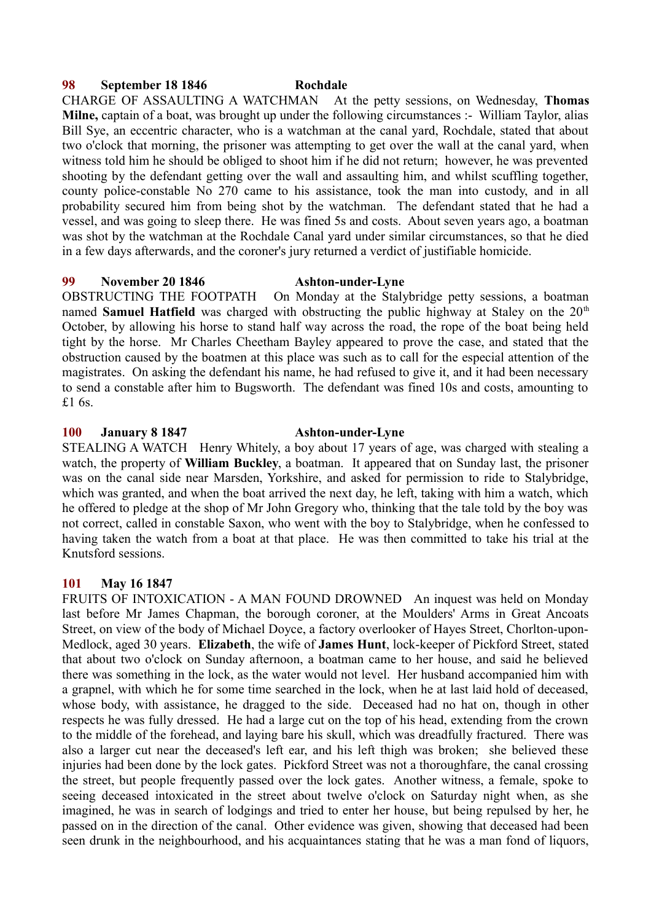**98 September 18 1846 Rochdale**

CHARGE OF ASSAULTING A WATCHMAN At the petty sessions, on Wednesday, **Thomas Milne,** captain of a boat, was brought up under the following circumstances :- William Taylor, alias Bill Sye, an eccentric character, who is a watchman at the canal yard, Rochdale, stated that about two o'clock that morning, the prisoner was attempting to get over the wall at the canal yard, when witness told him he should be obliged to shoot him if he did not return; however, he was prevented shooting by the defendant getting over the wall and assaulting him, and whilst scuffling together, county police-constable No 270 came to his assistance, took the man into custody, and in all probability secured him from being shot by the watchman. The defendant stated that he had a vessel, and was going to sleep there. He was fined 5s and costs. About seven years ago, a boatman was shot by the watchman at the Rochdale Canal yard under similar circumstances, so that he died in a few days afterwards, and the coroner's jury returned a verdict of justifiable homicide.

**99 November 20 1846 Ashton-under-Lyne**

OBSTRUCTING THE FOOTPATH On Monday at the Stalybridge petty sessions, a boatman named **Samuel Hatfield** was charged with obstructing the public highway at Staley on the 20th October, by allowing his horse to stand half way across the road, the rope of the boat being held tight by the horse. Mr Charles Cheetham Bayley appeared to prove the case, and stated that the obstruction caused by the boatmen at this place was such as to call for the especial attention of the magistrates. On asking the defendant his name, he had refused to give it, and it had been necessary to send a constable after him to Bugsworth. The defendant was fined 10s and costs, amounting to £1 6s.

**100 January 8 1847 Ashton-under-Lyne**

STEALING A WATCH Henry Whitely, a boy about 17 years of age, was charged with stealing a watch, the property of **William Buckley**, a boatman. It appeared that on Sunday last, the prisoner was on the canal side near Marsden, Yorkshire, and asked for permission to ride to Stalybridge, which was granted, and when the boat arrived the next day, he left, taking with him a watch, which he offered to pledge at the shop of Mr John Gregory who, thinking that the tale told by the boy was not correct, called in constable Saxon, who went with the boy to Stalybridge, when he confessed to having taken the watch from a boat at that place. He was then committed to take his trial at the Knutsford sessions.

**101 May 16 1847**

FRUITS OF INTOXICATION - A MAN FOUND DROWNED An inquest was held on Monday last before Mr James Chapman, the borough coroner, at the Moulders' Arms in Great Ancoats Street, on view of the body of Michael Doyce, a factory overlooker of Hayes Street, Chorlton-upon-Medlock, aged 30 years. **Elizabeth**, the wife of **James Hunt**, lock-keeper of Pickford Street, stated that about two o'clock on Sunday afternoon, a boatman came to her house, and said he believed there was something in the lock, as the water would not level. Her husband accompanied him with a grapnel, with which he for some time searched in the lock, when he at last laid hold of deceased, whose body, with assistance, he dragged to the side. Deceased had no hat on, though in other respects he was fully dressed. He had a large cut on the top of his head, extending from the crown to the middle of the forehead, and laying bare his skull, which was dreadfully fractured. There was also a larger cut near the deceased's left ear, and his left thigh was broken; she believed these injuries had been done by the lock gates. Pickford Street was not a thoroughfare, the canal crossing the street, but people frequently passed over the lock gates. Another witness, a female, spoke to seeing deceased intoxicated in the street about twelve o'clock on Saturday night when, as she imagined, he was in search of lodgings and tried to enter her house, but being repulsed by her, he passed on in the direction of the canal. Other evidence was given, showing that deceased had been seen drunk in the neighbourhood, and his acquaintances stating that he was a man fond of liquors,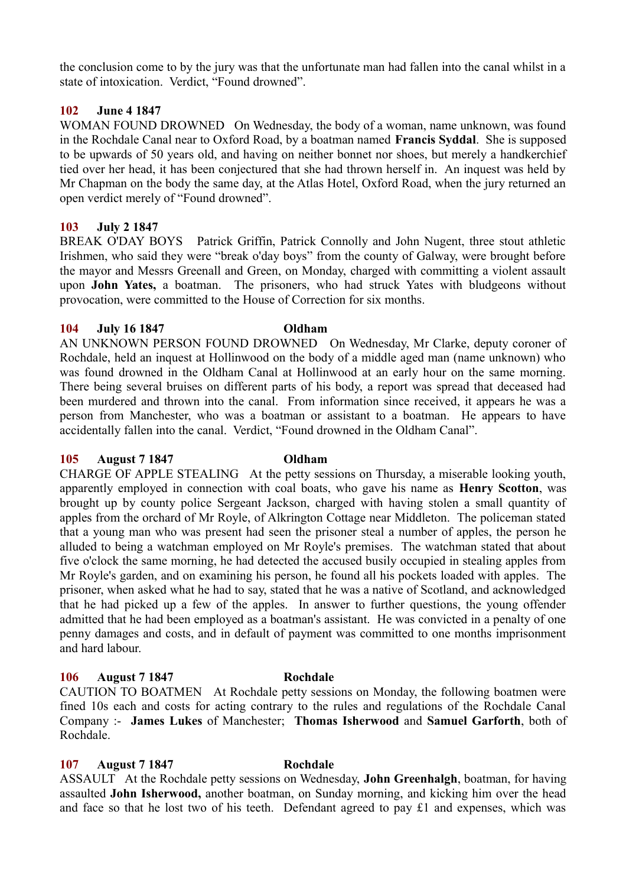the conclusion come to by the jury was that the unfortunate man had fallen into the canal whilst in a state of intoxication. Verdict, "Found drowned".

**102 June 4 1847**

WOMAN FOUND DROWNED On Wednesday, the body of a woman, name unknown, was found in the Rochdale Canal near to Oxford Road, by a boatman named **Francis Syddal**. She is supposed to be upwards of 50 years old, and having on neither bonnet nor shoes, but merely a handkerchief tied over her head, it has been conjectured that she had thrown herself in. An inquest was held by Mr Chapman on the body the same day, at the Atlas Hotel, Oxford Road, when the jury returned an open verdict merely of "Found drowned".

**103 July 2 1847**

BREAK O'DAY BOYS Patrick Griffin, Patrick Connolly and John Nugent, three stout athletic Irishmen, who said they were "break o'day boys" from the county of Galway, were brought before the mayor and Messrs Greenall and Green, on Monday, charged with committing a violent assault upon **John Yates,** a boatman. The prisoners, who had struck Yates with bludgeons without provocation, were committed to the House of Correction for six months.

**104 July 16 1847 Oldham**

AN UNKNOWN PERSON FOUND DROWNED On Wednesday, Mr Clarke, deputy coroner of Rochdale, held an inquest at Hollinwood on the body of a middle aged man (name unknown) who was found drowned in the Oldham Canal at Hollinwood at an early hour on the same morning. There being several bruises on different parts of his body, a report was spread that deceased had been murdered and thrown into the canal. From information since received, it appears he was a person from Manchester, who was a boatman or assistant to a boatman. He appears to have accidentally fallen into the canal. Verdict, "Found drowned in the Oldham Canal".

**105 August 7 1847 Oldham**

CHARGE OF APPLE STEALING At the petty sessions on Thursday, a miserable looking youth, apparently employed in connection with coal boats, who gave his name as **Henry Scotton**, was brought up by county police Sergeant Jackson, charged with having stolen a small quantity of apples from the orchard of Mr Royle, of Alkrington Cottage near Middleton. The policeman stated that a young man who was present had seen the prisoner steal a number of apples, the person he alluded to being a watchman employed on Mr Royle's premises. The watchman stated that about five o'clock the same morning, he had detected the accused busily occupied in stealing apples from Mr Royle's garden, and on examining his person, he found all his pockets loaded with apples. The prisoner, when asked what he had to say, stated that he was a native of Scotland, and acknowledged that he had picked up a few of the apples. In answer to further questions, the young offender admitted that he had been employed as a boatman's assistant. He was convicted in a penalty of one penny damages and costs, and in default of payment was committed to one months imprisonment and hard labour.

**106 August 7 1847 Rochdale**

CAUTION TO BOATMEN At Rochdale petty sessions on Monday, the following boatmen were fined 10s each and costs for acting contrary to the rules and regulations of the Rochdale Canal Company :- **James Lukes** of Manchester; **Thomas Isherwood** and **Samuel Garforth**, both of Rochdale.

**107 August 7 1847 Rochdale**

ASSAULT At the Rochdale petty sessions on Wednesday, **John Greenhalgh**, boatman, for having assaulted **John Isherwood,** another boatman, on Sunday morning, and kicking him over the head and face so that he lost two of his teeth. Defendant agreed to pay £1 and expenses, which was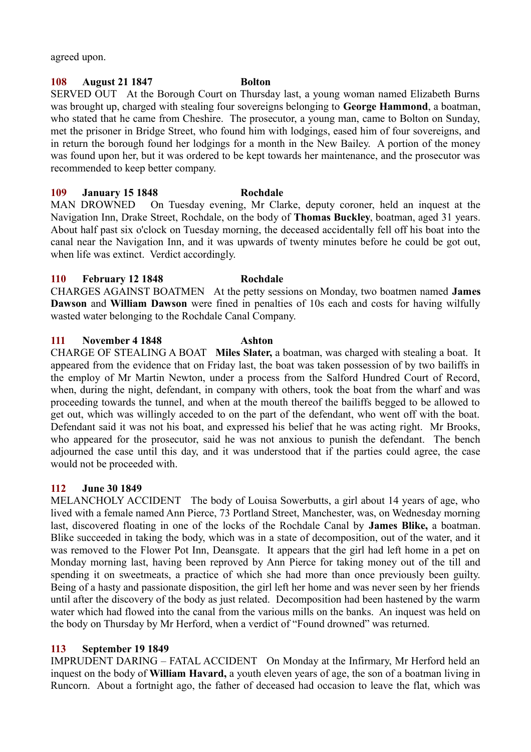agreed upon.

**108 August 21 1847 Bolton**

SERVED OUT At the Borough Court on Thursday last, a young woman named Elizabeth Burns was brought up, charged with stealing four sovereigns belonging to **George Hammond**, a boatman, who stated that he came from Cheshire. The prosecutor, a young man, came to Bolton on Sunday, met the prisoner in Bridge Street, who found him with lodgings, eased him of four sovereigns, and in return the borough found her lodgings for a month in the New Bailey. A portion of the money was found upon her, but it was ordered to be kept towards her maintenance, and the prosecutor was recommended to keep better company.

**109 January 15 1848 Rochdale**

MAN DROWNED On Tuesday evening, Mr Clarke, deputy coroner, held an inquest at the Navigation Inn, Drake Street, Rochdale, on the body of **Thomas Buckley**, boatman, aged 31 years. About half past six o'clock on Tuesday morning, the deceased accidentally fell off his boat into the canal near the Navigation Inn, and it was upwards of twenty minutes before he could be got out, when life was extinct. Verdict accordingly.

**110 February 12 1848 Rochdale**

CHARGES AGAINST BOATMEN At the petty sessions on Monday, two boatmen named **James Dawson** and **William Dawson** were fined in penalties of 10s each and costs for having wilfully wasted water belonging to the Rochdale Canal Company.

**111 November 4 1848 Ashton**

CHARGE OF STEALING A BOAT **Miles Slater,** a boatman, was charged with stealing a boat. It appeared from the evidence that on Friday last, the boat was taken possession of by two bailiffs in the employ of Mr Martin Newton, under a process from the Salford Hundred Court of Record, when, during the night, defendant, in company with others, took the boat from the wharf and was proceeding towards the tunnel, and when at the mouth thereof the bailiffs begged to be allowed to get out, which was willingly acceded to on the part of the defendant, who went off with the boat. Defendant said it was not his boat, and expressed his belief that he was acting right. Mr Brooks, who appeared for the prosecutor, said he was not anxious to punish the defendant. The bench adjourned the case until this day, and it was understood that if the parties could agree, the case would not be proceeded with.

**112 June 30 1849**

MELANCHOLY ACCIDENT The body of Louisa Sowerbutts, a girl about 14 years of age, who lived with a female named Ann Pierce, 73 Portland Street, Manchester, was, on Wednesday morning last, discovered floating in one of the locks of the Rochdale Canal by **James Blike,** a boatman. Blike succeeded in taking the body, which was in a state of decomposition, out of the water, and it was removed to the Flower Pot Inn, Deansgate. It appears that the girl had left home in a pet on Monday morning last, having been reproved by Ann Pierce for taking money out of the till and spending it on sweetmeats, a practice of which she had more than once previously been guilty. Being of a hasty and passionate disposition, the girl left her home and was never seen by her friends until after the discovery of the body as just related. Decomposition had been hastened by the warm water which had flowed into the canal from the various mills on the banks. An inquest was held on the body on Thursday by Mr Herford, when a verdict of "Found drowned" was returned.

**113 September 19 1849**

IMPRUDENT DARING – FATAL ACCIDENT On Monday at the Infirmary, Mr Herford held an inquest on the body of **William Havard,** a youth eleven years of age, the son of a boatman living in Runcorn. About a fortnight ago, the father of deceased had occasion to leave the flat, which was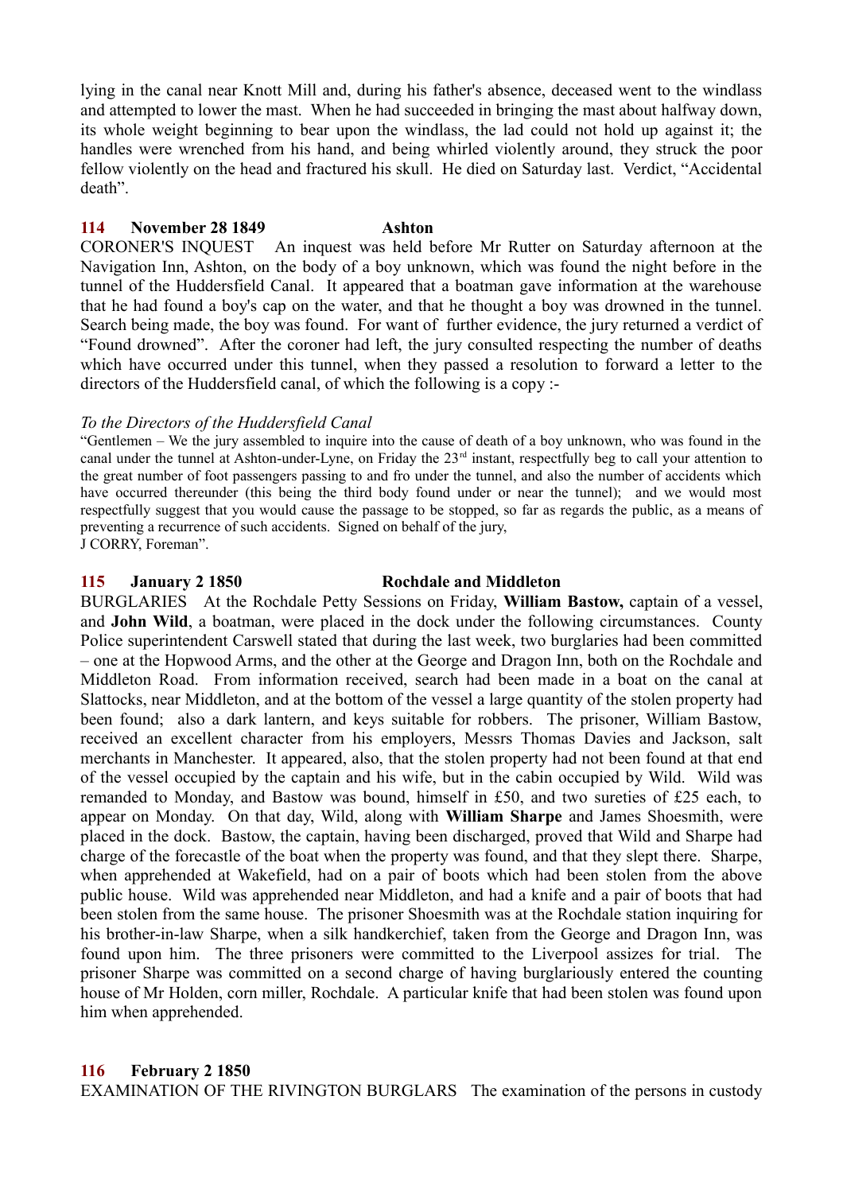lying in the canal near Knott Mill and, during his father's absence, deceased went to the windlass and attempted to lower the mast. When he had succeeded in bringing the mast about halfway down, its whole weight beginning to bear upon the windlass, the lad could not hold up against it; the handles were wrenched from his hand, and being whirled violently around, they struck the poor fellow violently on the head and fractured his skull. He died on Saturday last. Verdict, "Accidental death".

**114 November 28 1849 Ashton**

CORONER'S INQUEST An inquest was held before Mr Rutter on Saturday afternoon at the Navigation Inn, Ashton, on the body of a boy unknown, which was found the night before in the tunnel of the Huddersfield Canal. It appeared that a boatman gave information at the warehouse that he had found a boy's cap on the water, and that he thought a boy was drowned in the tunnel. Search being made, the boy was found. For want of further evidence, the jury returned a verdict of "Found drowned". After the coroner had left, the jury consulted respecting the number of deaths which have occurred under this tunnel, when they passed a resolution to forward a letter to the directors of the Huddersfield canal, of which the following is a copy :-

*To the Directors of the Huddersfield Canal*

"Gentlemen – We the jury assembled to inquire into the cause of death of a boy unknown, who was found in the canal under the tunnel at Ashton-under-Lyne, on Friday the 23rd instant, respectfully beg to call your attention to the great number of foot passengers passing to and fro under the tunnel, and also the number of accidents which have occurred thereunder (this being the third body found under or near the tunnel); and we would most respectfully suggest that you would cause the passage to be stopped, so far as regards the public, as a means of preventing a recurrence of such accidents. Signed on behalf of the jury,
J CORRY, Foreman".

**115 January 2 1850 Rochdale and Middleton**

BURGLARIES At the Rochdale Petty Sessions on Friday, **William Bastow,** captain of a vessel, and **John Wild**, a boatman, were placed in the dock under the following circumstances. County Police superintendent Carswell stated that during the last week, two burglaries had been committed – one at the Hopwood Arms, and the other at the George and Dragon Inn, both on the Rochdale and Middleton Road. From information received, search had been made in a boat on the canal at Slattocks, near Middleton, and at the bottom of the vessel a large quantity of the stolen property had been found; also a dark lantern, and keys suitable for robbers. The prisoner, William Bastow, received an excellent character from his employers, Messrs Thomas Davies and Jackson, salt merchants in Manchester. It appeared, also, that the stolen property had not been found at that end of the vessel occupied by the captain and his wife, but in the cabin occupied by Wild. Wild was remanded to Monday, and Bastow was bound, himself in £50, and two sureties of £25 each, to appear on Monday. On that day, Wild, along with **William Sharpe** and James Shoesmith, were placed in the dock. Bastow, the captain, having been discharged, proved that Wild and Sharpe had charge of the forecastle of the boat when the property was found, and that they slept there. Sharpe, when apprehended at Wakefield, had on a pair of boots which had been stolen from the above public house. Wild was apprehended near Middleton, and had a knife and a pair of boots that had been stolen from the same house. The prisoner Shoesmith was at the Rochdale station inquiring for his brother-in-law Sharpe, when a silk handkerchief, taken from the George and Dragon Inn, was found upon him. The three prisoners were committed to the Liverpool assizes for trial. The prisoner Sharpe was committed on a second charge of having burglariously entered the counting house of Mr Holden, corn miller, Rochdale. A particular knife that had been stolen was found upon him when apprehended.

**116 February 2 1850**

EXAMINATION OF THE RIVINGTON BURGLARS The examination of the persons in custody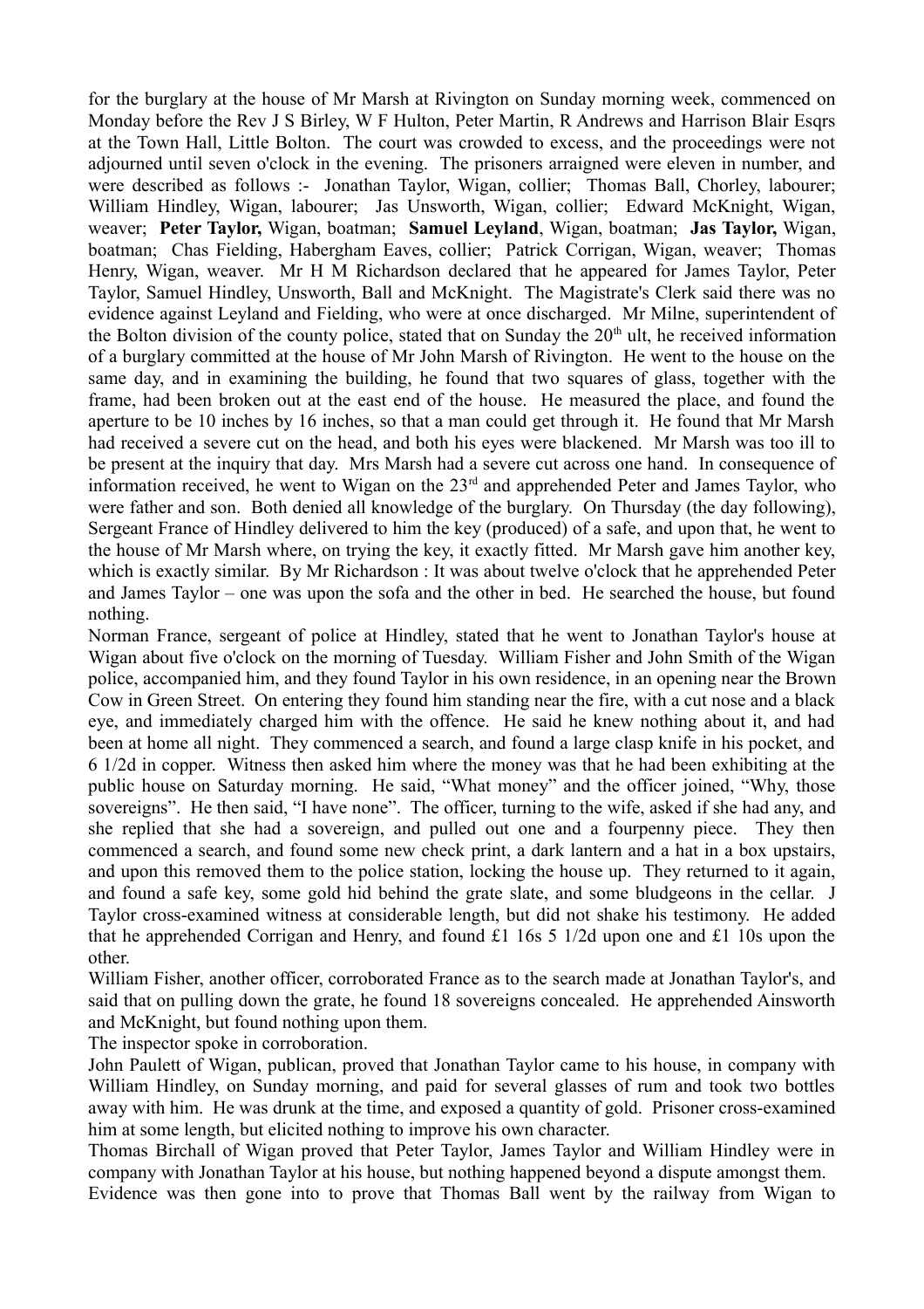for the burglary at the house of Mr Marsh at Rivington on Sunday morning week, commenced on Monday before the Rev J S Birley, W F Hulton, Peter Martin, R Andrews and Harrison Blair Esqrs at the Town Hall, Little Bolton. The court was crowded to excess, and the proceedings were not adjourned until seven o'clock in the evening. The prisoners arraigned were eleven in number, and were described as follows :- Jonathan Taylor, Wigan, collier; Thomas Ball, Chorley, labourer; William Hindley, Wigan, labourer; Jas Unsworth, Wigan, collier; Edward McKnight, Wigan, weaver; **Peter Taylor,** Wigan, boatman; **Samuel Leyland**, Wigan, boatman; **Jas Taylor,** Wigan, boatman; Chas Fielding, Habergham Eaves, collier; Patrick Corrigan, Wigan, weaver; Thomas Henry, Wigan, weaver. Mr H M Richardson declared that he appeared for James Taylor, Peter Taylor, Samuel Hindley, Unsworth, Ball and McKnight. The Magistrate's Clerk said there was no evidence against Leyland and Fielding, who were at once discharged. Mr Milne, superintendent of the Bolton division of the county police, stated that on Sunday the 20th ult, he received information of a burglary committed at the house of Mr John Marsh of Rivington. He went to the house on the same day, and in examining the building, he found that two squares of glass, together with the frame, had been broken out at the east end of the house. He measured the place, and found the aperture to be 10 inches by 16 inches, so that a man could get through it. He found that Mr Marsh had received a severe cut on the head, and both his eyes were blackened. Mr Marsh was too ill to be present at the inquiry that day. Mrs Marsh had a severe cut across one hand. In consequence of information received, he went to Wigan on the 23rd and apprehended Peter and James Taylor, who were father and son. Both denied all knowledge of the burglary. On Thursday (the day following), Sergeant France of Hindley delivered to him the key (produced) of a safe, and upon that, he went to the house of Mr Marsh where, on trying the key, it exactly fitted. Mr Marsh gave him another key, which is exactly similar. By Mr Richardson : It was about twelve o'clock that he apprehended Peter and James Taylor – one was upon the sofa and the other in bed. He searched the house, but found nothing.

Norman France, sergeant of police at Hindley, stated that he went to Jonathan Taylor's house at Wigan about five o'clock on the morning of Tuesday. William Fisher and John Smith of the Wigan police, accompanied him, and they found Taylor in his own residence, in an opening near the Brown Cow in Green Street. On entering they found him standing near the fire, with a cut nose and a black eye, and immediately charged him with the offence. He said he knew nothing about it, and had been at home all night. They commenced a search, and found a large clasp knife in his pocket, and 6 1/2d in copper. Witness then asked him where the money was that he had been exhibiting at the public house on Saturday morning. He said, "What money" and the officer joined, "Why, those sovereigns". He then said, "I have none". The officer, turning to the wife, asked if she had any, and she replied that she had a sovereign, and pulled out one and a fourpenny piece. They then commenced a search, and found some new check print, a dark lantern and a hat in a box upstairs, and upon this removed them to the police station, locking the house up. They returned to it again, and found a safe key, some gold hid behind the grate slate, and some bludgeons in the cellar. J Taylor cross-examined witness at considerable length, but did not shake his testimony. He added that he apprehended Corrigan and Henry, and found £1 16s 5 1/2d upon one and £1 10s upon the other.

William Fisher, another officer, corroborated France as to the search made at Jonathan Taylor's, and said that on pulling down the grate, he found 18 sovereigns concealed. He apprehended Ainsworth and McKnight, but found nothing upon them.

The inspector spoke in corroboration.

John Paulett of Wigan, publican, proved that Jonathan Taylor came to his house, in company with William Hindley, on Sunday morning, and paid for several glasses of rum and took two bottles away with him. He was drunk at the time, and exposed a quantity of gold. Prisoner cross-examined him at some length, but elicited nothing to improve his own character.

Thomas Birchall of Wigan proved that Peter Taylor, James Taylor and William Hindley were in company with Jonathan Taylor at his house, but nothing happened beyond a dispute amongst them.

Evidence was then gone into to prove that Thomas Ball went by the railway from Wigan to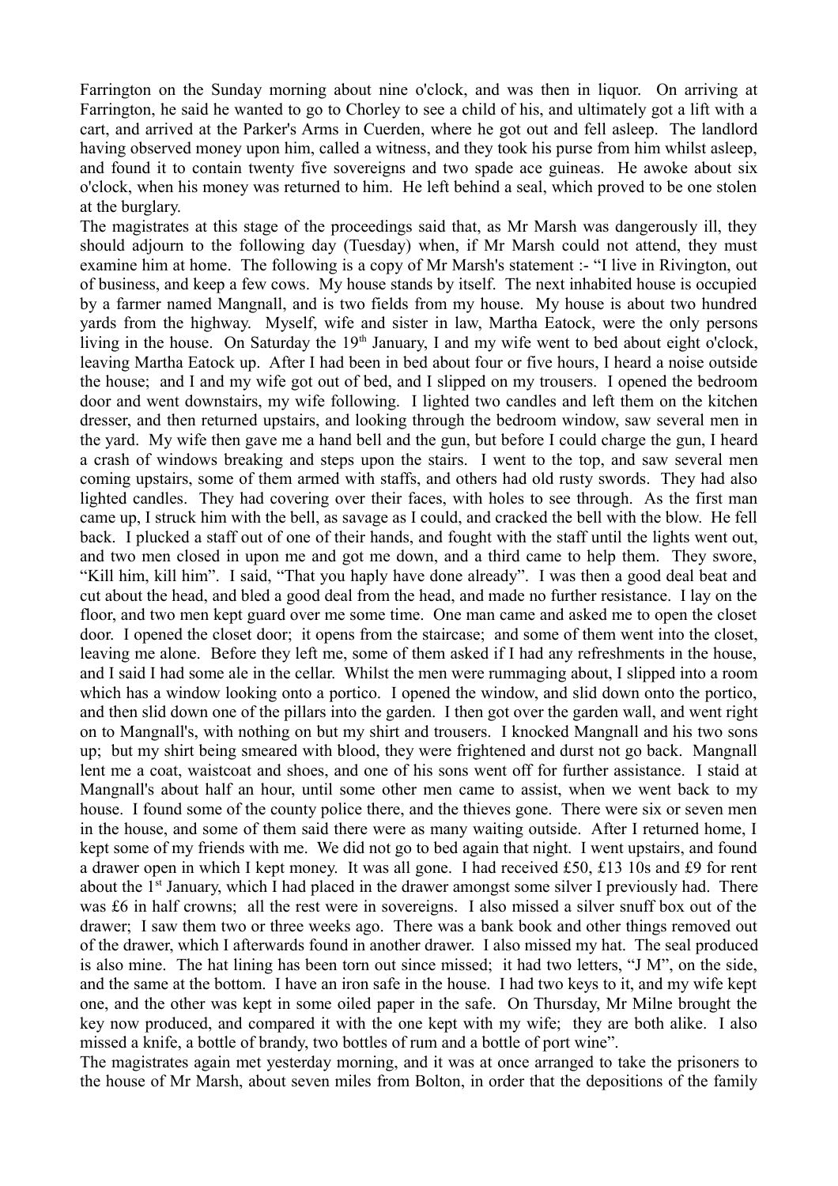Farrington on the Sunday morning about nine o'clock, and was then in liquor. On arriving at Farrington, he said he wanted to go to Chorley to see a child of his, and ultimately got a lift with a cart, and arrived at the Parker's Arms in Cuerden, where he got out and fell asleep. The landlord having observed money upon him, called a witness, and they took his purse from him whilst asleep, and found it to contain twenty five sovereigns and two spade ace guineas. He awoke about six o'clock, when his money was returned to him. He left behind a seal, which proved to be one stolen at the burglary.

The magistrates at this stage of the proceedings said that, as Mr Marsh was dangerously ill, they should adjourn to the following day (Tuesday) when, if Mr Marsh could not attend, they must examine him at home. The following is a copy of Mr Marsh's statement :- "I live in Rivington, out of business, and keep a few cows. My house stands by itself. The next inhabited house is occupied by a farmer named Mangnall, and is two fields from my house. My house is about two hundred yards from the highway. Myself, wife and sister in law, Martha Eatock, were the only persons living in the house. On Saturday the 19th January, I and my wife went to bed about eight o'clock, leaving Martha Eatock up. After I had been in bed about four or five hours, I heard a noise outside the house; and I and my wife got out of bed, and I slipped on my trousers. I opened the bedroom door and went downstairs, my wife following. I lighted two candles and left them on the kitchen dresser, and then returned upstairs, and looking through the bedroom window, saw several men in the yard. My wife then gave me a hand bell and the gun, but before I could charge the gun, I heard a crash of windows breaking and steps upon the stairs. I went to the top, and saw several men coming upstairs, some of them armed with staffs, and others had old rusty swords. They had also lighted candles. They had covering over their faces, with holes to see through. As the first man came up, I struck him with the bell, as savage as I could, and cracked the bell with the blow. He fell back. I plucked a staff out of one of their hands, and fought with the staff until the lights went out, and two men closed in upon me and got me down, and a third came to help them. They swore, "Kill him, kill him". I said, "That you haply have done already". I was then a good deal beat and cut about the head, and bled a good deal from the head, and made no further resistance. I lay on the floor, and two men kept guard over me some time. One man came and asked me to open the closet door. I opened the closet door; it opens from the staircase; and some of them went into the closet, leaving me alone. Before they left me, some of them asked if I had any refreshments in the house, and I said I had some ale in the cellar. Whilst the men were rummaging about, I slipped into a room which has a window looking onto a portico. I opened the window, and slid down onto the portico, and then slid down one of the pillars into the garden. I then got over the garden wall, and went right on to Mangnall's, with nothing on but my shirt and trousers. I knocked Mangnall and his two sons up; but my shirt being smeared with blood, they were frightened and durst not go back. Mangnall lent me a coat, waistcoat and shoes, and one of his sons went off for further assistance. I staid at Mangnall's about half an hour, until some other men came to assist, when we went back to my house. I found some of the county police there, and the thieves gone. There were six or seven men in the house, and some of them said there were as many waiting outside. After I returned home, I kept some of my friends with me. We did not go to bed again that night. I went upstairs, and found a drawer open in which I kept money. It was all gone. I had received £50, £13 10s and £9 for rent about the 1st January, which I had placed in the drawer amongst some silver I previously had. There was £6 in half crowns; all the rest were in sovereigns. I also missed a silver snuff box out of the drawer; I saw them two or three weeks ago. There was a bank book and other things removed out of the drawer, which I afterwards found in another drawer. I also missed my hat. The seal produced is also mine. The hat lining has been torn out since missed; it had two letters, "J M", on the side, and the same at the bottom. I have an iron safe in the house. I had two keys to it, and my wife kept one, and the other was kept in some oiled paper in the safe. On Thursday, Mr Milne brought the key now produced, and compared it with the one kept with my wife; they are both alike. I also missed a knife, a bottle of brandy, two bottles of rum and a bottle of port wine".

The magistrates again met yesterday morning, and it was at once arranged to take the prisoners to the house of Mr Marsh, about seven miles from Bolton, in order that the depositions of the family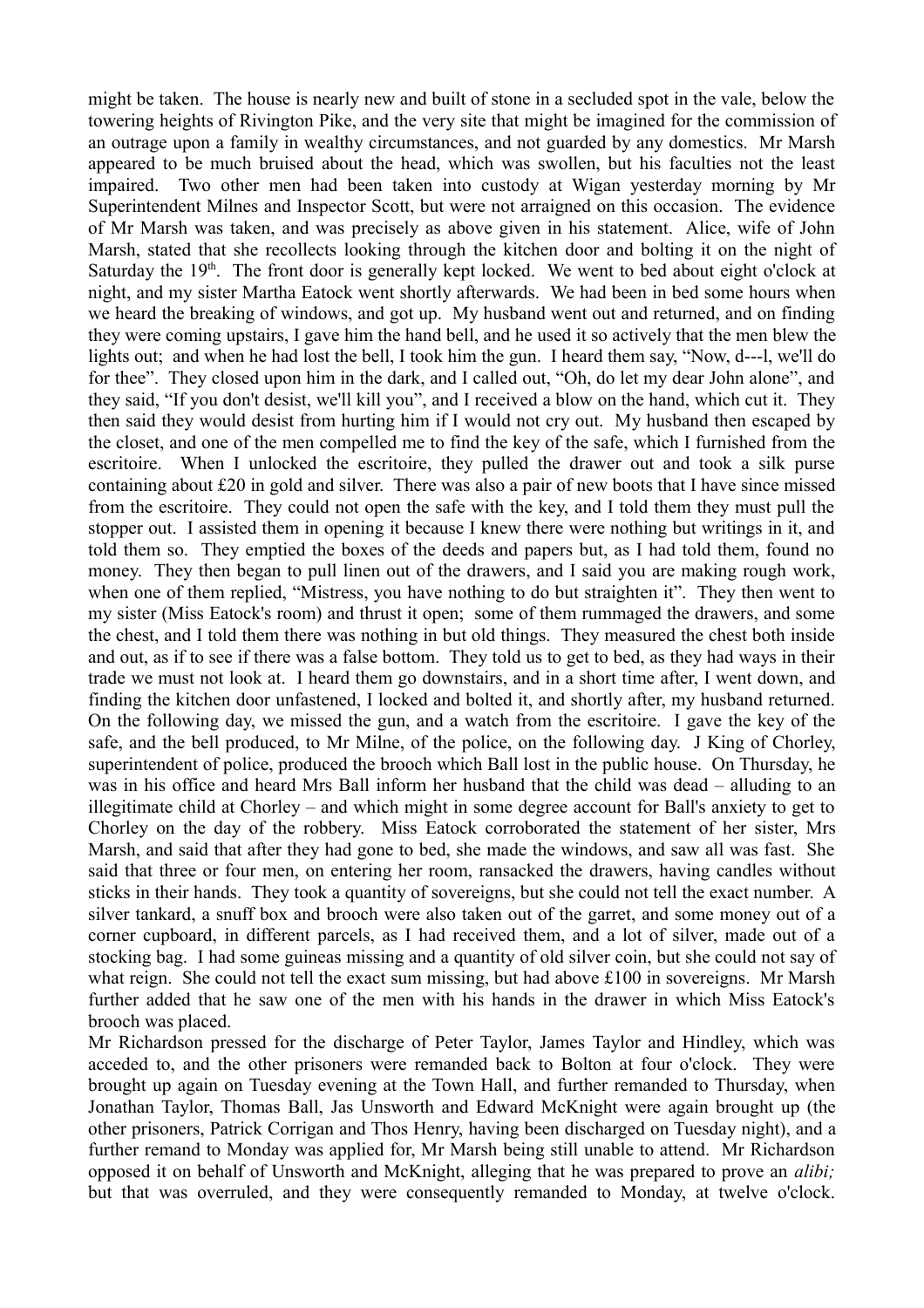might be taken. The house is nearly new and built of stone in a secluded spot in the vale, below the towering heights of Rivington Pike, and the very site that might be imagined for the commission of an outrage upon a family in wealthy circumstances, and not guarded by any domestics. Mr Marsh appeared to be much bruised about the head, which was swollen, but his faculties not the least impaired. Two other men had been taken into custody at Wigan yesterday morning by Mr Superintendent Milnes and Inspector Scott, but were not arraigned on this occasion. The evidence of Mr Marsh was taken, and was precisely as above given in his statement. Alice, wife of John Marsh, stated that she recollects looking through the kitchen door and bolting it on the night of Saturday the 19th. The front door is generally kept locked. We went to bed about eight o'clock at night, and my sister Martha Eatock went shortly afterwards. We had been in bed some hours when we heard the breaking of windows, and got up. My husband went out and returned, and on finding they were coming upstairs, I gave him the hand bell, and he used it so actively that the men blew the lights out; and when he had lost the bell, I took him the gun. I heard them say, "Now, d---l, we'll do for thee". They closed upon him in the dark, and I called out, "Oh, do let my dear John alone", and they said, "If you don't desist, we'll kill you", and I received a blow on the hand, which cut it. They then said they would desist from hurting him if I would not cry out. My husband then escaped by the closet, and one of the men compelled me to find the key of the safe, which I furnished from the escritoire. When I unlocked the escritoire, they pulled the drawer out and took a silk purse containing about £20 in gold and silver. There was also a pair of new boots that I have since missed from the escritoire. They could not open the safe with the key, and I told them they must pull the stopper out. I assisted them in opening it because I knew there were nothing but writings in it, and told them so. They emptied the boxes of the deeds and papers but, as I had told them, found no money. They then began to pull linen out of the drawers, and I said you are making rough work, when one of them replied, "Mistress, you have nothing to do but straighten it". They then went to my sister (Miss Eatock's room) and thrust it open; some of them rummaged the drawers, and some the chest, and I told them there was nothing in but old things. They measured the chest both inside and out, as if to see if there was a false bottom. They told us to get to bed, as they had ways in their trade we must not look at. I heard them go downstairs, and in a short time after, I went down, and finding the kitchen door unfastened, I locked and bolted it, and shortly after, my husband returned. On the following day, we missed the gun, and a watch from the escritoire. I gave the key of the safe, and the bell produced, to Mr Milne, of the police, on the following day. J King of Chorley, superintendent of police, produced the brooch which Ball lost in the public house. On Thursday, he was in his office and heard Mrs Ball inform her husband that the child was dead – alluding to an illegitimate child at Chorley – and which might in some degree account for Ball's anxiety to get to Chorley on the day of the robbery. Miss Eatock corroborated the statement of her sister, Mrs Marsh, and said that after they had gone to bed, she made the windows, and saw all was fast. She said that three or four men, on entering her room, ransacked the drawers, having candles without sticks in their hands. They took a quantity of sovereigns, but she could not tell the exact number. A silver tankard, a snuff box and brooch were also taken out of the garret, and some money out of a corner cupboard, in different parcels, as I had received them, and a lot of silver, made out of a stocking bag. I had some guineas missing and a quantity of old silver coin, but she could not say of what reign. She could not tell the exact sum missing, but had above £100 in sovereigns. Mr Marsh further added that he saw one of the men with his hands in the drawer in which Miss Eatock's brooch was placed.

Mr Richardson pressed for the discharge of Peter Taylor, James Taylor and Hindley, which was acceded to, and the other prisoners were remanded back to Bolton at four o'clock. They were brought up again on Tuesday evening at the Town Hall, and further remanded to Thursday, when Jonathan Taylor, Thomas Ball, Jas Unsworth and Edward McKnight were again brought up (the other prisoners, Patrick Corrigan and Thos Henry, having been discharged on Tuesday night), and a further remand to Monday was applied for, Mr Marsh being still unable to attend. Mr Richardson opposed it on behalf of Unsworth and McKnight, alleging that he was prepared to prove an *alibi;* but that was overruled, and they were consequently remanded to Monday, at twelve o'clock.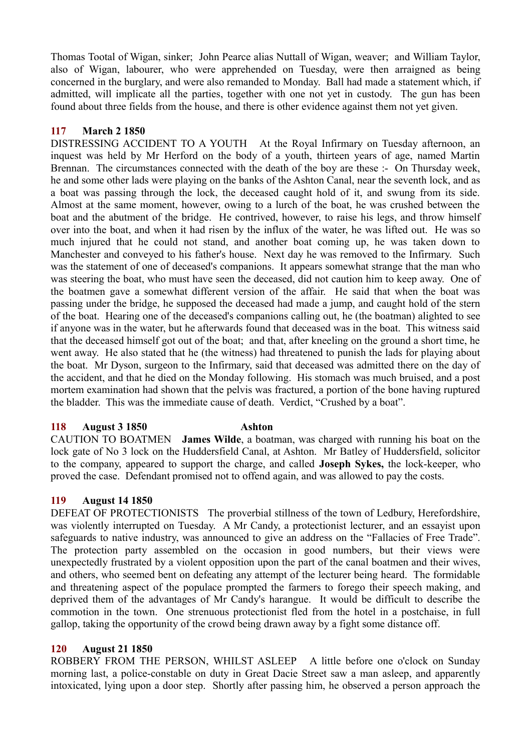Thomas Tootal of Wigan, sinker; John Pearce alias Nuttall of Wigan, weaver; and William Taylor, also of Wigan, labourer, who were apprehended on Tuesday, were then arraigned as being concerned in the burglary, and were also remanded to Monday. Ball had made a statement which, if admitted, will implicate all the parties, together with one not yet in custody. The gun has been found about three fields from the house, and there is other evidence against them not yet given.

### 117 March 2 1850

DISTRESSING ACCIDENT TO A YOUTH At the Royal Infirmary on Tuesday afternoon, an inquest was held by Mr Herford on the body of a youth, thirteen years of age, named Martin Brennan. The circumstances connected with the death of the boy are these :- On Thursday week, he and some other lads were playing on the banks of the Ashton Canal, near the seventh lock, and as a boat was passing through the lock, the deceased caught hold of it, and swung from its side. Almost at the same moment, however, owing to a lurch of the boat, he was crushed between the boat and the abutment of the bridge. He contrived, however, to raise his legs, and throw himself over into the boat, and when it had risen by the influx of the water, he was lifted out. He was so much injured that he could not stand, and another boat coming up, he was taken down to Manchester and conveyed to his father's house. Next day he was removed to the Infirmary. Such was the statement of one of deceased's companions. It appears somewhat strange that the man who was steering the boat, who must have seen the deceased, did not caution him to keep away. One of the boatmen gave a somewhat different version of the affair. He said that when the boat was passing under the bridge, he supposed the deceased had made a jump, and caught hold of the stern of the boat. Hearing one of the deceased's companions calling out, he (the boatman) alighted to see if anyone was in the water, but he afterwards found that deceased was in the boat. This witness said that the deceased himself got out of the boat; and that, after kneeling on the ground a short time, he went away. He also stated that he (the witness) had threatened to punish the lads for playing about the boat. Mr Dyson, surgeon to the Infirmary, said that deceased was admitted there on the day of the accident, and that he died on the Monday following. His stomach was much bruised, and a post mortem examination had shown that the pelvis was fractured, a portion of the bone having ruptured the bladder. This was the immediate cause of death. Verdict, "Crushed by a boat".

### 118 August 3 1850 Ashton

CAUTION TO BOATMEN **James Wilde**, a boatman, was charged with running his boat on the lock gate of No 3 lock on the Huddersfield Canal, at Ashton. Mr Batley of Huddersfield, solicitor to the company, appeared to support the charge, and called **Joseph Sykes,** the lock-keeper, who proved the case. Defendant promised not to offend again, and was allowed to pay the costs.

### 119 August 14 1850

DEFEAT OF PROTECTIONISTS The proverbial stillness of the town of Ledbury, Herefordshire, was violently interrupted on Tuesday. A Mr Candy, a protectionist lecturer, and an essayist upon safeguards to native industry, was announced to give an address on the "Fallacies of Free Trade". The protection party assembled on the occasion in good numbers, but their views were unexpectedly frustrated by a violent opposition upon the part of the canal boatmen and their wives, and others, who seemed bent on defeating any attempt of the lecturer being heard. The formidable and threatening aspect of the populace prompted the farmers to forego their speech making, and deprived them of the advantages of Mr Candy's harangue. It would be difficult to describe the commotion in the town. One strenuous protectionist fled from the hotel in a postchaise, in full gallop, taking the opportunity of the crowd being drawn away by a fight some distance off.

### 120 August 21 1850

ROBBERY FROM THE PERSON, WHILST ASLEEP A little before one o'clock on Sunday morning last, a police-constable on duty in Great Dacie Street saw a man asleep, and apparently intoxicated, lying upon a door step. Shortly after passing him, he observed a person approach the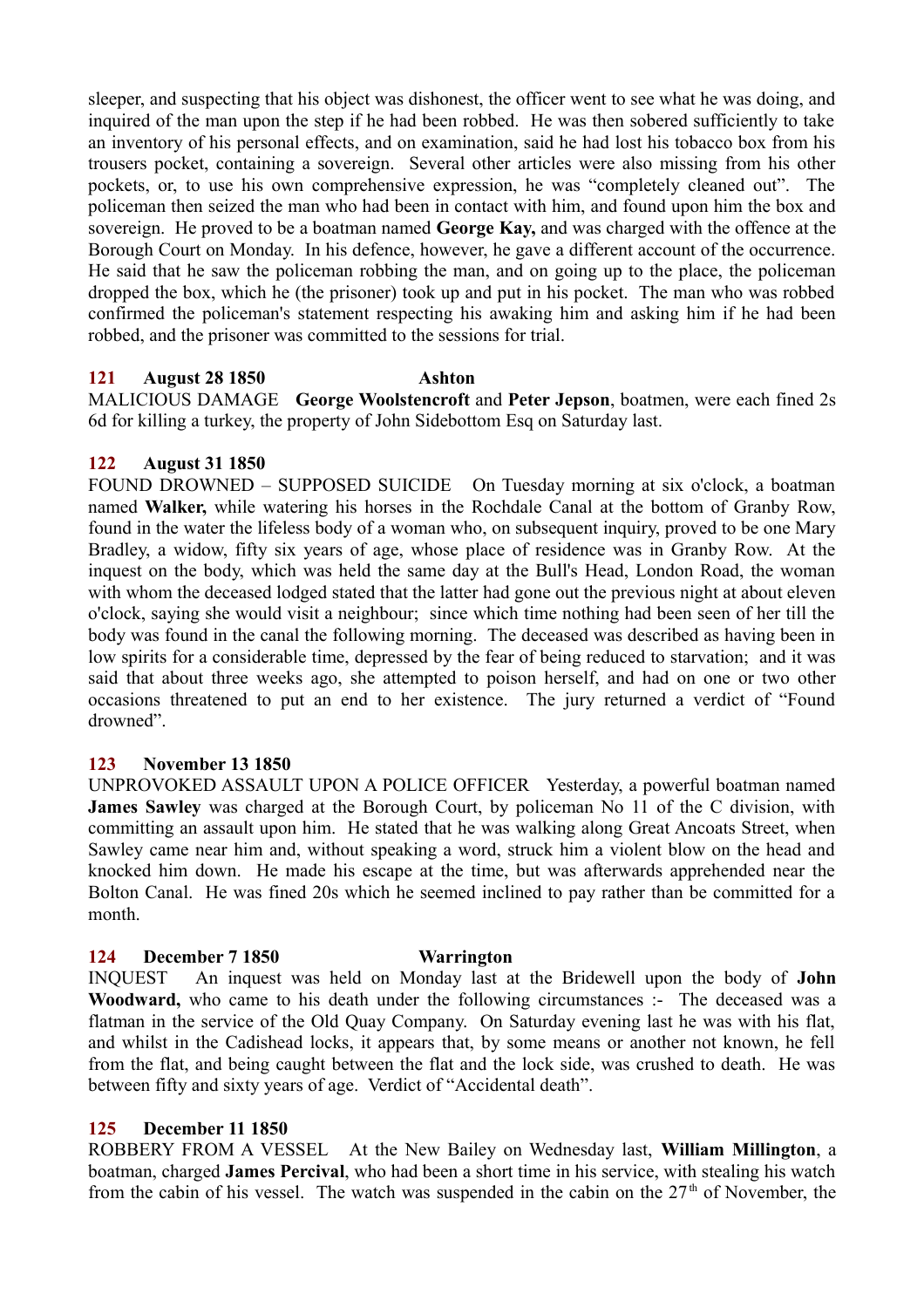sleeper, and suspecting that his object was dishonest, the officer went to see what he was doing, and inquired of the man upon the step if he had been robbed. He was then sobered sufficiently to take an inventory of his personal effects, and on examination, said he had lost his tobacco box from his trousers pocket, containing a sovereign. Several other articles were also missing from his other pockets, or, to use his own comprehensive expression, he was "completely cleaned out". The policeman then seized the man who had been in contact with him, and found upon him the box and sovereign. He proved to be a boatman named **George Kay,** and was charged with the offence at the Borough Court on Monday. In his defence, however, he gave a different account of the occurrence. He said that he saw the policeman robbing the man, and on going up to the place, the policeman dropped the box, which he (the prisoner) took up and put in his pocket. The man who was robbed confirmed the policeman's statement respecting his awaking him and asking him if he had been robbed, and the prisoner was committed to the sessions for trial.

**121 August 28 1850 Ashton**

MALICIOUS DAMAGE **George Woolstencroft** and **Peter Jepson**, boatmen, were each fined 2s 6d for killing a turkey, the property of John Sidebottom Esq on Saturday last.

**122 August 31 1850**

FOUND DROWNED – SUPPOSED SUICIDE On Tuesday morning at six o'clock, a boatman named **Walker,** while watering his horses in the Rochdale Canal at the bottom of Granby Row, found in the water the lifeless body of a woman who, on subsequent inquiry, proved to be one Mary Bradley, a widow, fifty six years of age, whose place of residence was in Granby Row. At the inquest on the body, which was held the same day at the Bull's Head, London Road, the woman with whom the deceased lodged stated that the latter had gone out the previous night at about eleven o'clock, saying she would visit a neighbour; since which time nothing had been seen of her till the body was found in the canal the following morning. The deceased was described as having been in low spirits for a considerable time, depressed by the fear of being reduced to starvation; and it was said that about three weeks ago, she attempted to poison herself, and had on one or two other occasions threatened to put an end to her existence. The jury returned a verdict of "Found drowned".

**123 November 13 1850**

UNPROVOKED ASSAULT UPON A POLICE OFFICER Yesterday, a powerful boatman named **James Sawley** was charged at the Borough Court, by policeman No 11 of the C division, with committing an assault upon him. He stated that he was walking along Great Ancoats Street, when Sawley came near him and, without speaking a word, struck him a violent blow on the head and knocked him down. He made his escape at the time, but was afterwards apprehended near the Bolton Canal. He was fined 20s which he seemed inclined to pay rather than be committed for a month.

**124 December 7 1850 Warrington**

INQUEST An inquest was held on Monday last at the Bridewell upon the body of **John Woodward,** who came to his death under the following circumstances :- The deceased was a flatman in the service of the Old Quay Company. On Saturday evening last he was with his flat, and whilst in the Cadishead locks, it appears that, by some means or another not known, he fell from the flat, and being caught between the flat and the lock side, was crushed to death. He was between fifty and sixty years of age. Verdict of "Accidental death".

**125 December 11 1850**

ROBBERY FROM A VESSEL At the New Bailey on Wednesday last, **William Millington**, a boatman, charged **James Percival**, who had been a short time in his service, with stealing his watch from the cabin of his vessel. The watch was suspended in the cabin on the 27th of November, the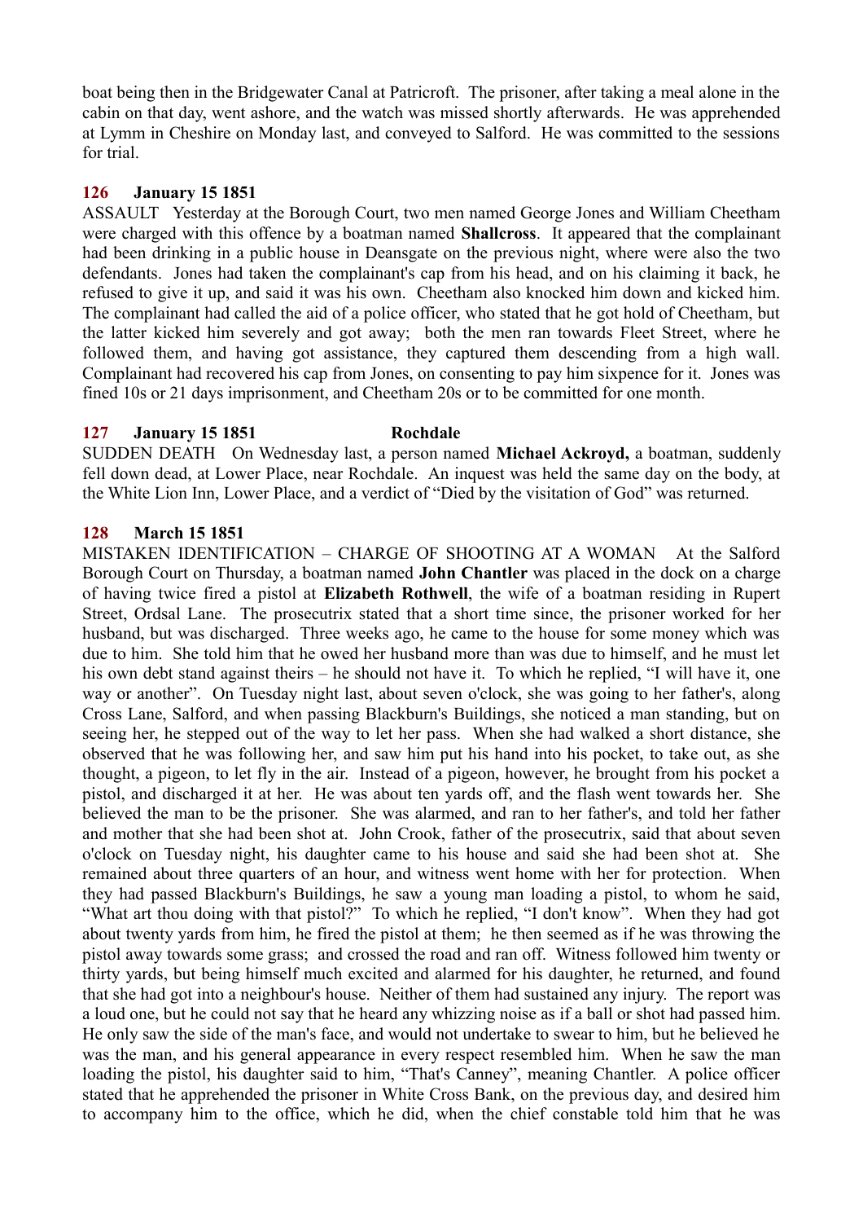boat being then in the Bridgewater Canal at Patricroft. The prisoner, after taking a meal alone in the cabin on that day, went ashore, and the watch was missed shortly afterwards. He was apprehended at Lymm in Cheshire on Monday last, and conveyed to Salford. He was committed to the sessions for trial.

### 126 January 15 1851

ASSAULT Yesterday at the Borough Court, two men named George Jones and William Cheetham were charged with this offence by a boatman named **Shallcross**. It appeared that the complainant had been drinking in a public house in Deansgate on the previous night, where were also the two defendants. Jones had taken the complainant's cap from his head, and on his claiming it back, he refused to give it up, and said it was his own. Cheetham also knocked him down and kicked him. The complainant had called the aid of a police officer, who stated that he got hold of Cheetham, but the latter kicked him severely and got away; both the men ran towards Fleet Street, where he followed them, and having got assistance, they captured them descending from a high wall. Complainant had recovered his cap from Jones, on consenting to pay him sixpence for it. Jones was fined 10s or 21 days imprisonment, and Cheetham 20s or to be committed for one month.

### 127 January 15 1851 Rochdale

SUDDEN DEATH On Wednesday last, a person named **Michael Ackroyd,** a boatman, suddenly fell down dead, at Lower Place, near Rochdale. An inquest was held the same day on the body, at the White Lion Inn, Lower Place, and a verdict of "Died by the visitation of God" was returned.

### 128 March 15 1851

MISTAKEN IDENTIFICATION – CHARGE OF SHOOTING AT A WOMAN At the Salford Borough Court on Thursday, a boatman named **John Chantler** was placed in the dock on a charge of having twice fired a pistol at **Elizabeth Rothwell**, the wife of a boatman residing in Rupert Street, Ordsal Lane. The prosecutrix stated that a short time since, the prisoner worked for her husband, but was discharged. Three weeks ago, he came to the house for some money which was due to him. She told him that he owed her husband more than was due to himself, and he must let his own debt stand against theirs – he should not have it. To which he replied, "I will have it, one way or another". On Tuesday night last, about seven o'clock, she was going to her father's, along Cross Lane, Salford, and when passing Blackburn's Buildings, she noticed a man standing, but on seeing her, he stepped out of the way to let her pass. When she had walked a short distance, she observed that he was following her, and saw him put his hand into his pocket, to take out, as she thought, a pigeon, to let fly in the air. Instead of a pigeon, however, he brought from his pocket a pistol, and discharged it at her. He was about ten yards off, and the flash went towards her. She believed the man to be the prisoner. She was alarmed, and ran to her father's, and told her father and mother that she had been shot at. John Crook, father of the prosecutrix, said that about seven o'clock on Tuesday night, his daughter came to his house and said she had been shot at. She remained about three quarters of an hour, and witness went home with her for protection. When they had passed Blackburn's Buildings, he saw a young man loading a pistol, to whom he said, "What art thou doing with that pistol?" To which he replied, "I don't know". When they had got about twenty yards from him, he fired the pistol at them; he then seemed as if he was throwing the pistol away towards some grass; and crossed the road and ran off. Witness followed him twenty or thirty yards, but being himself much excited and alarmed for his daughter, he returned, and found that she had got into a neighbour's house. Neither of them had sustained any injury. The report was a loud one, but he could not say that he heard any whizzing noise as if a ball or shot had passed him. He only saw the side of the man's face, and would not undertake to swear to him, but he believed he was the man, and his general appearance in every respect resembled him. When he saw the man loading the pistol, his daughter said to him, "That's Canney", meaning Chantler. A police officer stated that he apprehended the prisoner in White Cross Bank, on the previous day, and desired him to accompany him to the office, which he did, when the chief constable told him that he was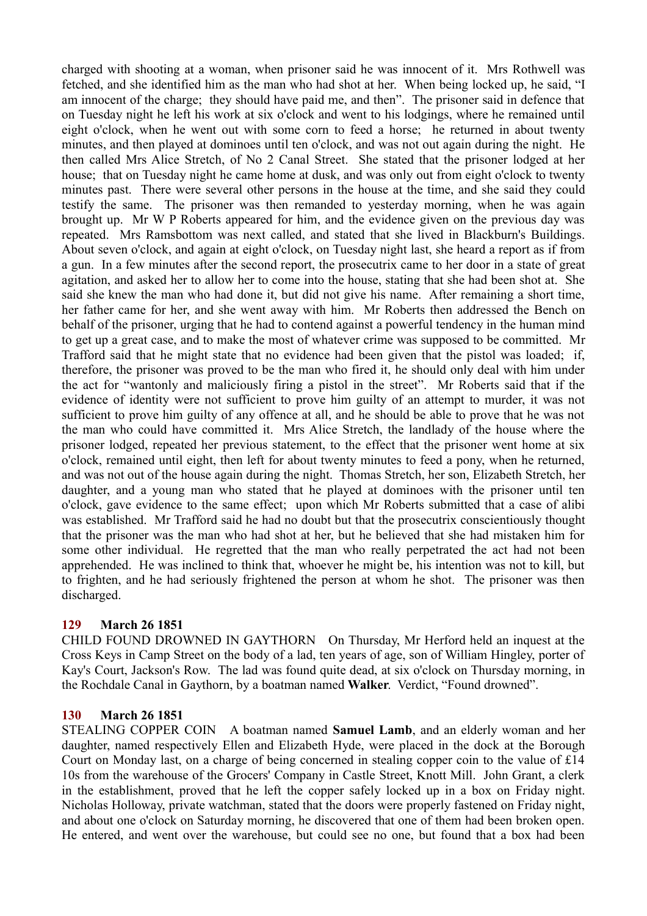charged with shooting at a woman, when prisoner said he was innocent of it. Mrs Rothwell was fetched, and she identified him as the man who had shot at her. When being locked up, he said, "I am innocent of the charge; they should have paid me, and then". The prisoner said in defence that on Tuesday night he left his work at six o'clock and went to his lodgings, where he remained until eight o'clock, when he went out with some corn to feed a horse; he returned in about twenty minutes, and then played at dominoes until ten o'clock, and was not out again during the night. He then called Mrs Alice Stretch, of No 2 Canal Street. She stated that the prisoner lodged at her house; that on Tuesday night he came home at dusk, and was only out from eight o'clock to twenty minutes past. There were several other persons in the house at the time, and she said they could testify the same. The prisoner was then remanded to yesterday morning, when he was again brought up. Mr W P Roberts appeared for him, and the evidence given on the previous day was repeated. Mrs Ramsbottom was next called, and stated that she lived in Blackburn's Buildings. About seven o'clock, and again at eight o'clock, on Tuesday night last, she heard a report as if from a gun. In a few minutes after the second report, the prosecutrix came to her door in a state of great agitation, and asked her to allow her to come into the house, stating that she had been shot at. She said she knew the man who had done it, but did not give his name. After remaining a short time, her father came for her, and she went away with him. Mr Roberts then addressed the Bench on behalf of the prisoner, urging that he had to contend against a powerful tendency in the human mind to get up a great case, and to make the most of whatever crime was supposed to be committed. Mr Trafford said that he might state that no evidence had been given that the pistol was loaded; if, therefore, the prisoner was proved to be the man who fired it, he should only deal with him under the act for "wantonly and maliciously firing a pistol in the street". Mr Roberts said that if the evidence of identity were not sufficient to prove him guilty of an attempt to murder, it was not sufficient to prove him guilty of any offence at all, and he should be able to prove that he was not the man who could have committed it. Mrs Alice Stretch, the landlady of the house where the prisoner lodged, repeated her previous statement, to the effect that the prisoner went home at six o'clock, remained until eight, then left for about twenty minutes to feed a pony, when he returned, and was not out of the house again during the night. Thomas Stretch, her son, Elizabeth Stretch, her daughter, and a young man who stated that he played at dominoes with the prisoner until ten o'clock, gave evidence to the same effect; upon which Mr Roberts submitted that a case of alibi was established. Mr Trafford said he had no doubt but that the prosecutrix conscientiously thought that the prisoner was the man who had shot at her, but he believed that she had mistaken him for some other individual. He regretted that the man who really perpetrated the act had not been apprehended. He was inclined to think that, whoever he might be, his intention was not to kill, but to frighten, and he had seriously frightened the person at whom he shot. The prisoner was then discharged.

### 129 March 26 1851

CHILD FOUND DROWNED IN GAYTHORN On Thursday, Mr Herford held an inquest at the Cross Keys in Camp Street on the body of a lad, ten years of age, son of William Hingley, porter of Kay's Court, Jackson's Row. The lad was found quite dead, at six o'clock on Thursday morning, in the Rochdale Canal in Gaythorn, by a boatman named **Walker**. Verdict, "Found drowned".

### 130 March 26 1851

STEALING COPPER COIN A boatman named **Samuel Lamb**, and an elderly woman and her daughter, named respectively Ellen and Elizabeth Hyde, were placed in the dock at the Borough Court on Monday last, on a charge of being concerned in stealing copper coin to the value of £14 10s from the warehouse of the Grocers' Company in Castle Street, Knott Mill. John Grant, a clerk in the establishment, proved that he left the copper safely locked up in a box on Friday night. Nicholas Holloway, private watchman, stated that the doors were properly fastened on Friday night, and about one o'clock on Saturday morning, he discovered that one of them had been broken open. He entered, and went over the warehouse, but could see no one, but found that a box had been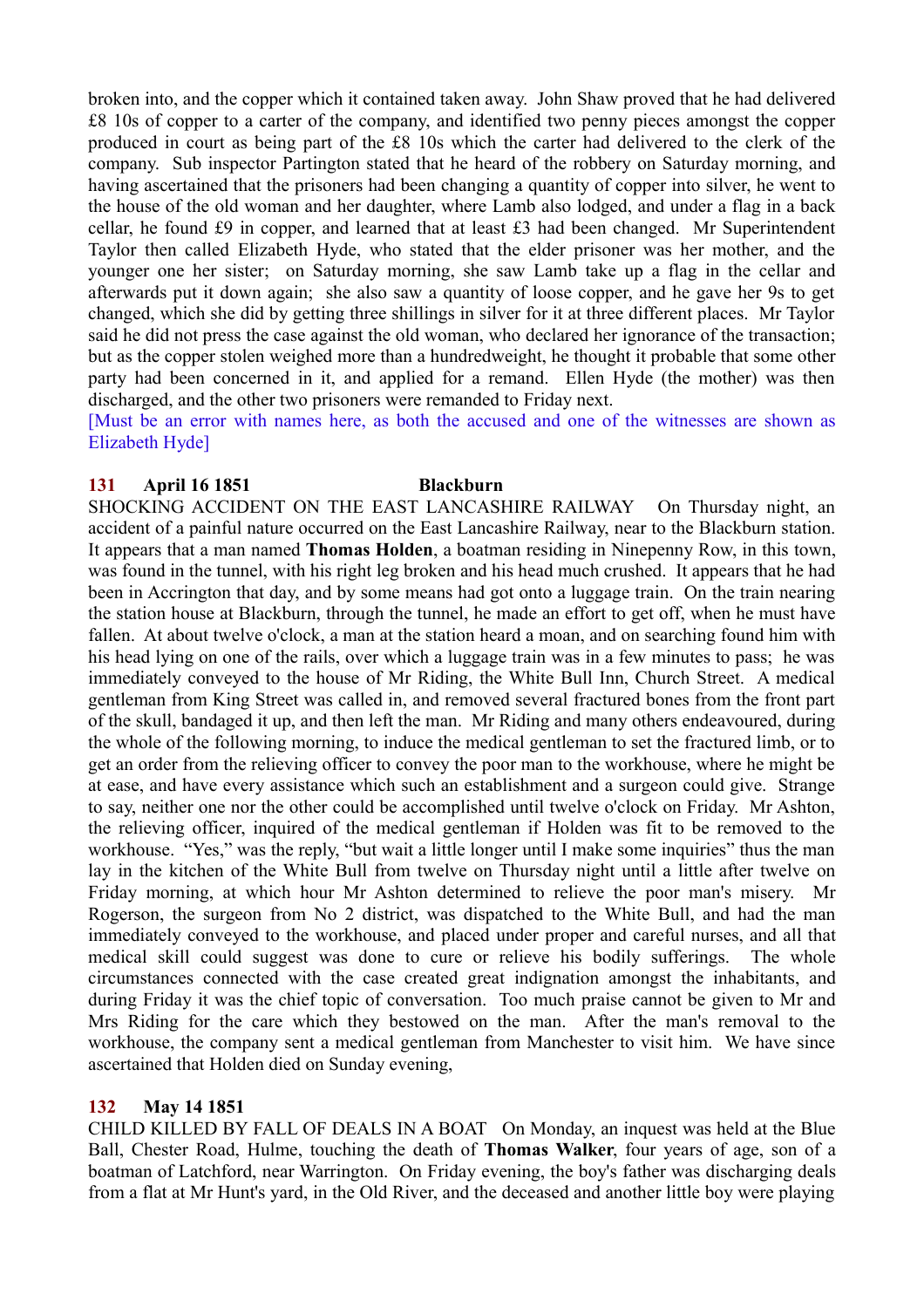broken into, and the copper which it contained taken away. John Shaw proved that he had delivered £8 10s of copper to a carter of the company, and identified two penny pieces amongst the copper produced in court as being part of the £8 10s which the carter had delivered to the clerk of the company. Sub inspector Partington stated that he heard of the robbery on Saturday morning, and having ascertained that the prisoners had been changing a quantity of copper into silver, he went to the house of the old woman and her daughter, where Lamb also lodged, and under a flag in a back cellar, he found £9 in copper, and learned that at least £3 had been changed. Mr Superintendent Taylor then called Elizabeth Hyde, who stated that the elder prisoner was her mother, and the younger one her sister; on Saturday morning, she saw Lamb take up a flag in the cellar and afterwards put it down again; she also saw a quantity of loose copper, and he gave her 9s to get changed, which she did by getting three shillings in silver for it at three different places. Mr Taylor said he did not press the case against the old woman, who declared her ignorance of the transaction; but as the copper stolen weighed more than a hundredweight, he thought it probable that some other party had been concerned in it, and applied for a remand. Ellen Hyde (the mother) was then discharged, and the other two prisoners were remanded to Friday next.

[Must be an error with names here, as both the accused and one of the witnesses are shown as Elizabeth Hyde]

### 131 April 16 1851 Blackburn

SHOCKING ACCIDENT ON THE EAST LANCASHIRE RAILWAY On Thursday night, an accident of a painful nature occurred on the East Lancashire Railway, near to the Blackburn station. It appears that a man named **Thomas Holden**, a boatman residing in Ninepenny Row, in this town, was found in the tunnel, with his right leg broken and his head much crushed. It appears that he had been in Accrington that day, and by some means had got onto a luggage train. On the train nearing the station house at Blackburn, through the tunnel, he made an effort to get off, when he must have fallen. At about twelve o'clock, a man at the station heard a moan, and on searching found him with his head lying on one of the rails, over which a luggage train was in a few minutes to pass; he was immediately conveyed to the house of Mr Riding, the White Bull Inn, Church Street. A medical gentleman from King Street was called in, and removed several fractured bones from the front part of the skull, bandaged it up, and then left the man. Mr Riding and many others endeavoured, during the whole of the following morning, to induce the medical gentleman to set the fractured limb, or to get an order from the relieving officer to convey the poor man to the workhouse, where he might be at ease, and have every assistance which such an establishment and a surgeon could give. Strange to say, neither one nor the other could be accomplished until twelve o'clock on Friday. Mr Ashton, the relieving officer, inquired of the medical gentleman if Holden was fit to be removed to the workhouse. "Yes," was the reply, "but wait a little longer until I make some inquiries" thus the man lay in the kitchen of the White Bull from twelve on Thursday night until a little after twelve on Friday morning, at which hour Mr Ashton determined to relieve the poor man's misery. Mr Rogerson, the surgeon from No 2 district, was dispatched to the White Bull, and had the man immediately conveyed to the workhouse, and placed under proper and careful nurses, and all that medical skill could suggest was done to cure or relieve his bodily sufferings. The whole circumstances connected with the case created great indignation amongst the inhabitants, and during Friday it was the chief topic of conversation. Too much praise cannot be given to Mr and Mrs Riding for the care which they bestowed on the man. After the man's removal to the workhouse, the company sent a medical gentleman from Manchester to visit him. We have since ascertained that Holden died on Sunday evening,

### 132 May 14 1851

CHILD KILLED BY FALL OF DEALS IN A BOAT On Monday, an inquest was held at the Blue Ball, Chester Road, Hulme, touching the death of **Thomas Walker**, four years of age, son of a boatman of Latchford, near Warrington. On Friday evening, the boy's father was discharging deals from a flat at Mr Hunt's yard, in the Old River, and the deceased and another little boy were playing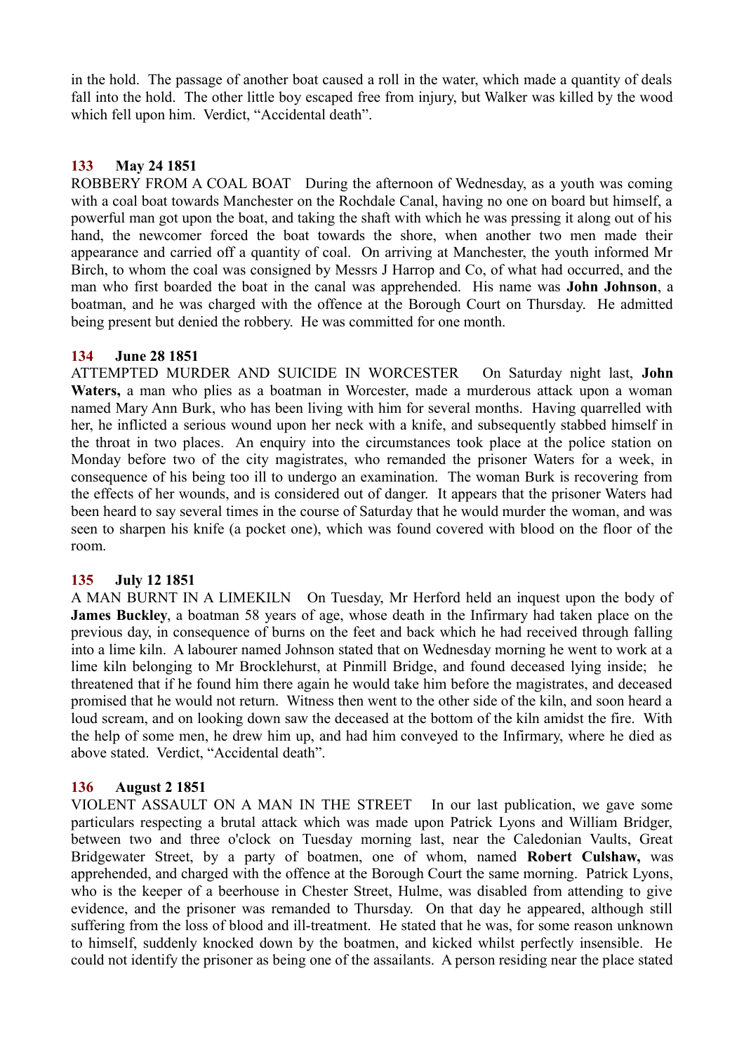in the hold. The passage of another boat caused a roll in the water, which made a quantity of deals fall into the hold. The other little boy escaped free from injury, but Walker was killed by the wood which fell upon him. Verdict, "Accidental death".

**133 May 24 1851**

ROBBERY FROM A COAL BOAT During the afternoon of Wednesday, as a youth was coming with a coal boat towards Manchester on the Rochdale Canal, having no one on board but himself, a powerful man got upon the boat, and taking the shaft with which he was pressing it along out of his hand, the newcomer forced the boat towards the shore, when another two men made their appearance and carried off a quantity of coal. On arriving at Manchester, the youth informed Mr Birch, to whom the coal was consigned by Messrs J Harrop and Co, of what had occurred, and the man who first boarded the boat in the canal was apprehended. His name was **John Johnson**, a boatman, and he was charged with the offence at the Borough Court on Thursday. He admitted being present but denied the robbery. He was committed for one month.

**134 June 28 1851**

ATTEMPTED MURDER AND SUICIDE IN WORCESTER On Saturday night last, **John Waters,** a man who plies as a boatman in Worcester, made a murderous attack upon a woman named Mary Ann Burk, who has been living with him for several months. Having quarrelled with her, he inflicted a serious wound upon her neck with a knife, and subsequently stabbed himself in the throat in two places. An enquiry into the circumstances took place at the police station on Monday before two of the city magistrates, who remanded the prisoner Waters for a week, in consequence of his being too ill to undergo an examination. The woman Burk is recovering from the effects of her wounds, and is considered out of danger. It appears that the prisoner Waters had been heard to say several times in the course of Saturday that he would murder the woman, and was seen to sharpen his knife (a pocket one), which was found covered with blood on the floor of the room.

**135 July 12 1851**

A MAN BURNT IN A LIMEKILN On Tuesday, Mr Herford held an inquest upon the body of **James Buckley**, a boatman 58 years of age, whose death in the Infirmary had taken place on the previous day, in consequence of burns on the feet and back which he had received through falling into a lime kiln. A labourer named Johnson stated that on Wednesday morning he went to work at a lime kiln belonging to Mr Brocklehurst, at Pinmill Bridge, and found deceased lying inside; he threatened that if he found him there again he would take him before the magistrates, and deceased promised that he would not return. Witness then went to the other side of the kiln, and soon heard a loud scream, and on looking down saw the deceased at the bottom of the kiln amidst the fire. With the help of some men, he drew him up, and had him conveyed to the Infirmary, where he died as above stated. Verdict, "Accidental death".

**136 August 2 1851**

VIOLENT ASSAULT ON A MAN IN THE STREET In our last publication, we gave some particulars respecting a brutal attack which was made upon Patrick Lyons and William Bridger, between two and three o'clock on Tuesday morning last, near the Caledonian Vaults, Great Bridgewater Street, by a party of boatmen, one of whom, named **Robert Culshaw,** was apprehended, and charged with the offence at the Borough Court the same morning. Patrick Lyons, who is the keeper of a beerhouse in Chester Street, Hulme, was disabled from attending to give evidence, and the prisoner was remanded to Thursday. On that day he appeared, although still suffering from the loss of blood and ill-treatment. He stated that he was, for some reason unknown to himself, suddenly knocked down by the boatmen, and kicked whilst perfectly insensible. He could not identify the prisoner as being one of the assailants. A person residing near the place stated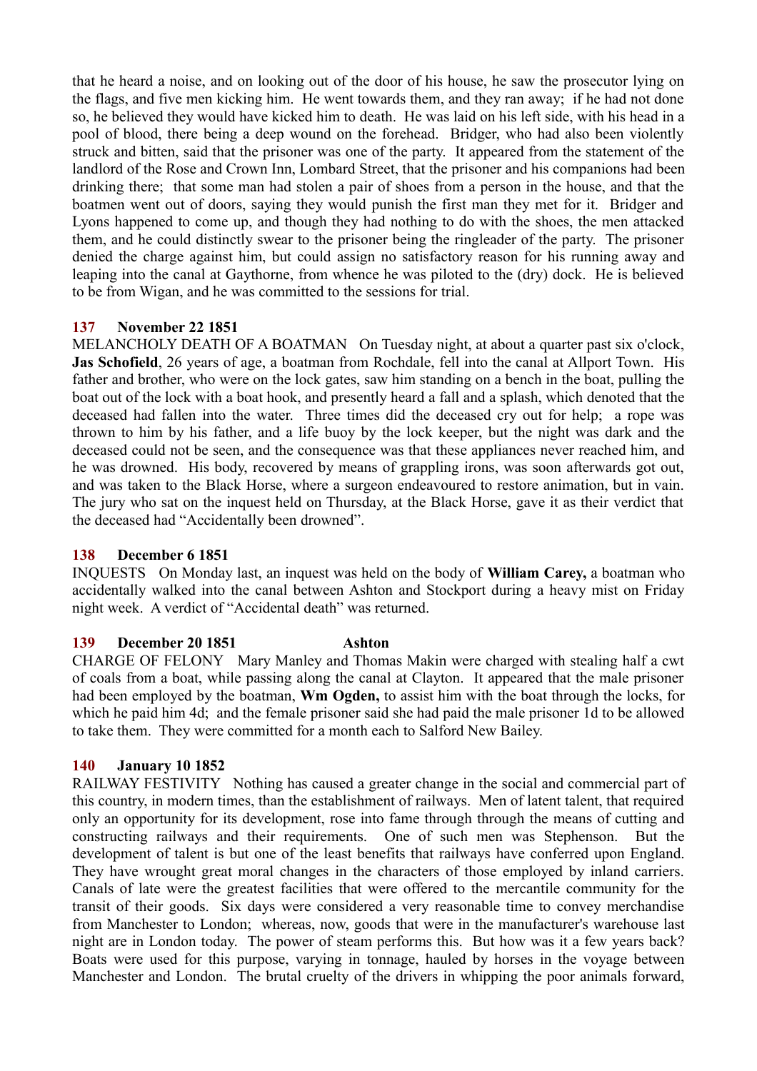that he heard a noise, and on looking out of the door of his house, he saw the prosecutor lying on the flags, and five men kicking him. He went towards them, and they ran away; if he had not done so, he believed they would have kicked him to death. He was laid on his left side, with his head in a pool of blood, there being a deep wound on the forehead. Bridger, who had also been violently struck and bitten, said that the prisoner was one of the party. It appeared from the statement of the landlord of the Rose and Crown Inn, Lombard Street, that the prisoner and his companions had been drinking there; that some man had stolen a pair of shoes from a person in the house, and that the boatmen went out of doors, saying they would punish the first man they met for it. Bridger and Lyons happened to come up, and though they had nothing to do with the shoes, the men attacked them, and he could distinctly swear to the prisoner being the ringleader of the party. The prisoner denied the charge against him, but could assign no satisfactory reason for his running away and leaping into the canal at Gaythorne, from whence he was piloted to the (dry) dock. He is believed to be from Wigan, and he was committed to the sessions for trial.

### 137 November 22 1851

MELANCHOLY DEATH OF A BOATMAN On Tuesday night, at about a quarter past six o'clock, **Jas Schofield**, 26 years of age, a boatman from Rochdale, fell into the canal at Allport Town. His father and brother, who were on the lock gates, saw him standing on a bench in the boat, pulling the boat out of the lock with a boat hook, and presently heard a fall and a splash, which denoted that the deceased had fallen into the water. Three times did the deceased cry out for help; a rope was thrown to him by his father, and a life buoy by the lock keeper, but the night was dark and the deceased could not be seen, and the consequence was that these appliances never reached him, and he was drowned. His body, recovered by means of grappling irons, was soon afterwards got out, and was taken to the Black Horse, where a surgeon endeavoured to restore animation, but in vain. The jury who sat on the inquest held on Thursday, at the Black Horse, gave it as their verdict that the deceased had "Accidentally been drowned".

### 138 December 6 1851

INQUESTS On Monday last, an inquest was held on the body of **William Carey,** a boatman who accidentally walked into the canal between Ashton and Stockport during a heavy mist on Friday night week. A verdict of "Accidental death" was returned.

### 139 December 20 1851 Ashton

CHARGE OF FELONY Mary Manley and Thomas Makin were charged with stealing half a cwt of coals from a boat, while passing along the canal at Clayton. It appeared that the male prisoner had been employed by the boatman, **Wm Ogden,** to assist him with the boat through the locks, for which he paid him 4d; and the female prisoner said she had paid the male prisoner 1d to be allowed to take them. They were committed for a month each to Salford New Bailey.

### 140 January 10 1852

RAILWAY FESTIVITY Nothing has caused a greater change in the social and commercial part of this country, in modern times, than the establishment of railways. Men of latent talent, that required only an opportunity for its development, rose into fame through through the means of cutting and constructing railways and their requirements. One of such men was Stephenson. But the development of talent is but one of the least benefits that railways have conferred upon England. They have wrought great moral changes in the characters of those employed by inland carriers. Canals of late were the greatest facilities that were offered to the mercantile community for the transit of their goods. Six days were considered a very reasonable time to convey merchandise from Manchester to London; whereas, now, goods that were in the manufacturer's warehouse last night are in London today. The power of steam performs this. But how was it a few years back? Boats were used for this purpose, varying in tonnage, hauled by horses in the voyage between Manchester and London. The brutal cruelty of the drivers in whipping the poor animals forward,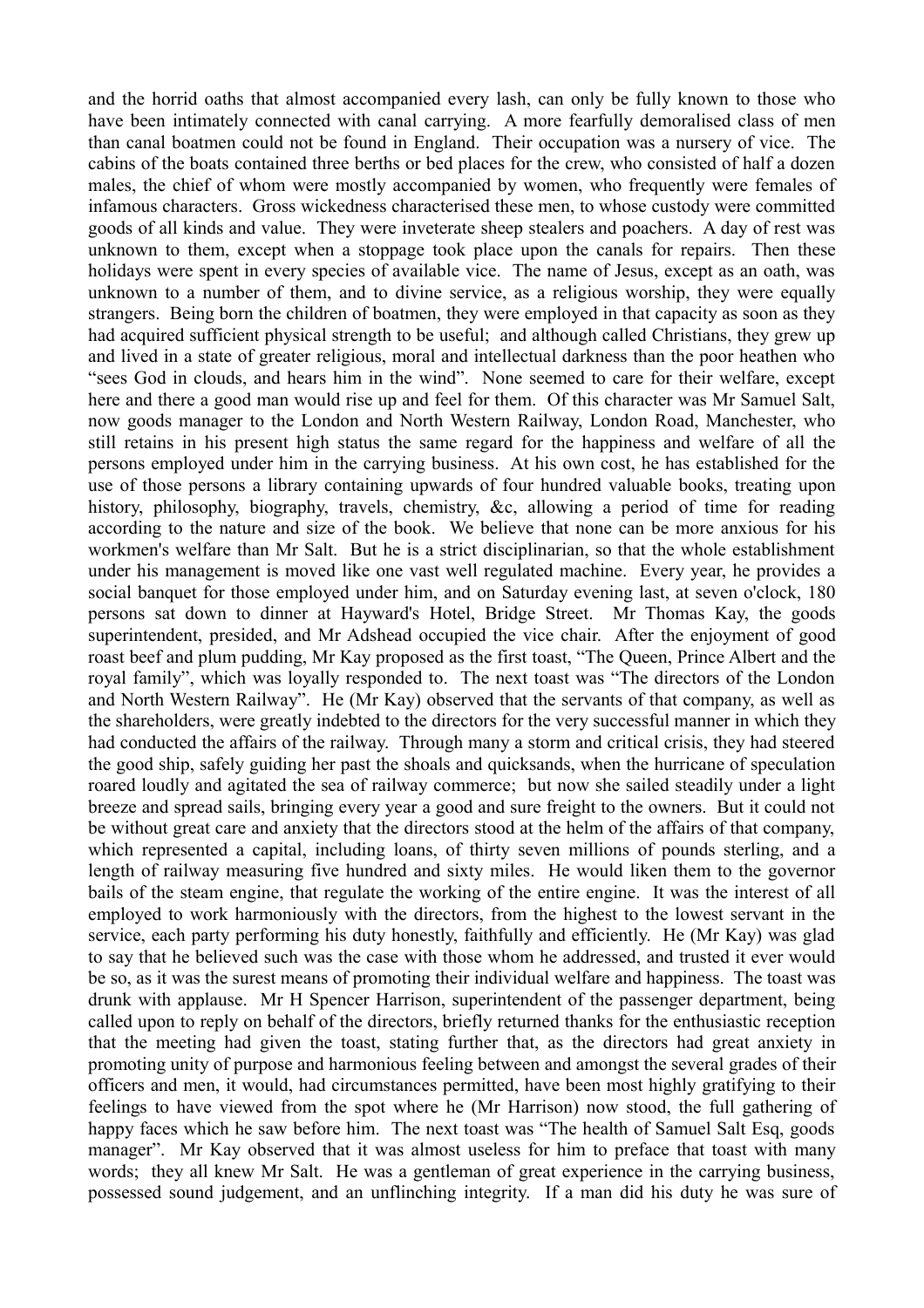and the horrid oaths that almost accompanied every lash, can only be fully known to those who have been intimately connected with canal carrying. A more fearfully demoralised class of men than canal boatmen could not be found in England. Their occupation was a nursery of vice. The cabins of the boats contained three berths or bed places for the crew, who consisted of half a dozen males, the chief of whom were mostly accompanied by women, who frequently were females of infamous characters. Gross wickedness characterised these men, to whose custody were committed goods of all kinds and value. They were inveterate sheep stealers and poachers. A day of rest was unknown to them, except when a stoppage took place upon the canals for repairs. Then these holidays were spent in every species of available vice. The name of Jesus, except as an oath, was unknown to a number of them, and to divine service, as a religious worship, they were equally strangers. Being born the children of boatmen, they were employed in that capacity as soon as they had acquired sufficient physical strength to be useful; and although called Christians, they grew up and lived in a state of greater religious, moral and intellectual darkness than the poor heathen who "sees God in clouds, and hears him in the wind". None seemed to care for their welfare, except here and there a good man would rise up and feel for them. Of this character was Mr Samuel Salt, now goods manager to the London and North Western Railway, London Road, Manchester, who still retains in his present high status the same regard for the happiness and welfare of all the persons employed under him in the carrying business. At his own cost, he has established for the use of those persons a library containing upwards of four hundred valuable books, treating upon history, philosophy, biography, travels, chemistry, &c, allowing a period of time for reading according to the nature and size of the book. We believe that none can be more anxious for his workmen's welfare than Mr Salt. But he is a strict disciplinarian, so that the whole establishment under his management is moved like one vast well regulated machine. Every year, he provides a social banquet for those employed under him, and on Saturday evening last, at seven o'clock, 180 persons sat down to dinner at Hayward's Hotel, Bridge Street. Mr Thomas Kay, the goods superintendent, presided, and Mr Adshead occupied the vice chair. After the enjoyment of good roast beef and plum pudding, Mr Kay proposed as the first toast, "The Queen, Prince Albert and the royal family", which was loyally responded to. The next toast was "The directors of the London and North Western Railway". He (Mr Kay) observed that the servants of that company, as well as the shareholders, were greatly indebted to the directors for the very successful manner in which they had conducted the affairs of the railway. Through many a storm and critical crisis, they had steered the good ship, safely guiding her past the shoals and quicksands, when the hurricane of speculation roared loudly and agitated the sea of railway commerce; but now she sailed steadily under a light breeze and spread sails, bringing every year a good and sure freight to the owners. But it could not be without great care and anxiety that the directors stood at the helm of the affairs of that company, which represented a capital, including loans, of thirty seven millions of pounds sterling, and a length of railway measuring five hundred and sixty miles. He would liken them to the governor bails of the steam engine, that regulate the working of the entire engine. It was the interest of all employed to work harmoniously with the directors, from the highest to the lowest servant in the service, each party performing his duty honestly, faithfully and efficiently. He (Mr Kay) was glad to say that he believed such was the case with those whom he addressed, and trusted it ever would be so, as it was the surest means of promoting their individual welfare and happiness. The toast was drunk with applause. Mr H Spencer Harrison, superintendent of the passenger department, being called upon to reply on behalf of the directors, briefly returned thanks for the enthusiastic reception that the meeting had given the toast, stating further that, as the directors had great anxiety in promoting unity of purpose and harmonious feeling between and amongst the several grades of their officers and men, it would, had circumstances permitted, have been most highly gratifying to their feelings to have viewed from the spot where he (Mr Harrison) now stood, the full gathering of happy faces which he saw before him. The next toast was "The health of Samuel Salt Esq, goods manager". Mr Kay observed that it was almost useless for him to preface that toast with many words; they all knew Mr Salt. He was a gentleman of great experience in the carrying business, possessed sound judgement, and an unflinching integrity. If a man did his duty he was sure of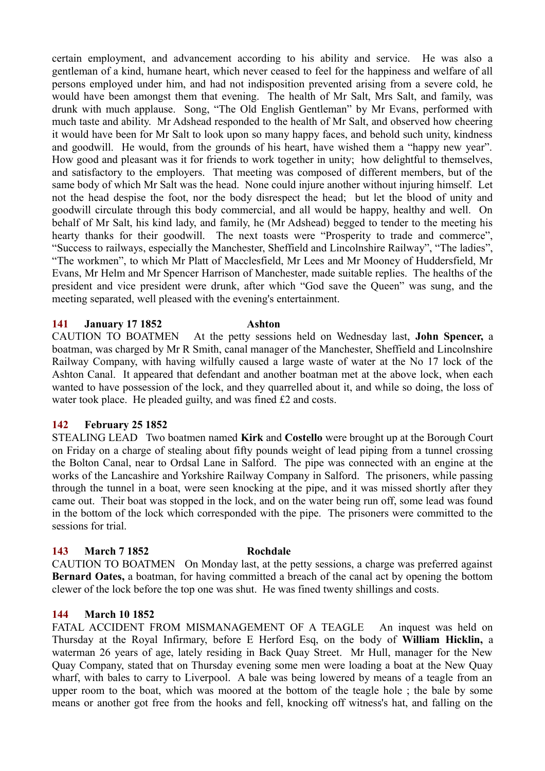certain employment, and advancement according to his ability and service. He was also a gentleman of a kind, humane heart, which never ceased to feel for the happiness and welfare of all persons employed under him, and had not indisposition prevented arising from a severe cold, he would have been amongst them that evening. The health of Mr Salt, Mrs Salt, and family, was drunk with much applause. Song, "The Old English Gentleman" by Mr Evans, performed with much taste and ability. Mr Adshead responded to the health of Mr Salt, and observed how cheering it would have been for Mr Salt to look upon so many happy faces, and behold such unity, kindness and goodwill. He would, from the grounds of his heart, have wished them a "happy new year". How good and pleasant was it for friends to work together in unity; how delightful to themselves, and satisfactory to the employers. That meeting was composed of different members, but of the same body of which Mr Salt was the head. None could injure another without injuring himself. Let not the head despise the foot, nor the body disrespect the head; but let the blood of unity and goodwill circulate through this body commercial, and all would be happy, healthy and well. On behalf of Mr Salt, his kind lady, and family, he (Mr Adshead) begged to tender to the meeting his hearty thanks for their goodwill. The next toasts were "Prosperity to trade and commerce", "Success to railways, especially the Manchester, Sheffield and Lincolnshire Railway", "The ladies", "The workmen", to which Mr Platt of Macclesfield, Mr Lees and Mr Mooney of Huddersfield, Mr Evans, Mr Helm and Mr Spencer Harrison of Manchester, made suitable replies. The healths of the president and vice president were drunk, after which "God save the Queen" was sung, and the meeting separated, well pleased with the evening's entertainment.

### 141 January 17 1852 Ashton

CAUTION TO BOATMEN At the petty sessions held on Wednesday last, **John Spencer,** a boatman, was charged by Mr R Smith, canal manager of the Manchester, Sheffield and Lincolnshire Railway Company, with having wilfully caused a large waste of water at the No 17 lock of the Ashton Canal. It appeared that defendant and another boatman met at the above lock, when each wanted to have possession of the lock, and they quarrelled about it, and while so doing, the loss of water took place. He pleaded guilty, and was fined £2 and costs.

### 142 February 25 1852

STEALING LEAD Two boatmen named **Kirk** and **Costello** were brought up at the Borough Court on Friday on a charge of stealing about fifty pounds weight of lead piping from a tunnel crossing the Bolton Canal, near to Ordsal Lane in Salford. The pipe was connected with an engine at the works of the Lancashire and Yorkshire Railway Company in Salford. The prisoners, while passing through the tunnel in a boat, were seen knocking at the pipe, and it was missed shortly after they came out. Their boat was stopped in the lock, and on the water being run off, some lead was found in the bottom of the lock which corresponded with the pipe. The prisoners were committed to the sessions for trial.

### 143 March 7 1852 Rochdale

CAUTION TO BOATMEN On Monday last, at the petty sessions, a charge was preferred against **Bernard Oates,** a boatman, for having committed a breach of the canal act by opening the bottom clewer of the lock before the top one was shut. He was fined twenty shillings and costs.

### 144 March 10 1852

FATAL ACCIDENT FROM MISMANAGEMENT OF A TEAGLE An inquest was held on Thursday at the Royal Infirmary, before E Herford Esq, on the body of **William Hicklin,** a waterman 26 years of age, lately residing in Back Quay Street. Mr Hull, manager for the New Quay Company, stated that on Thursday evening some men were loading a boat at the New Quay wharf, with bales to carry to Liverpool. A bale was being lowered by means of a teagle from an upper room to the boat, which was moored at the bottom of the teagle hole ; the bale by some means or another got free from the hooks and fell, knocking off witness's hat, and falling on the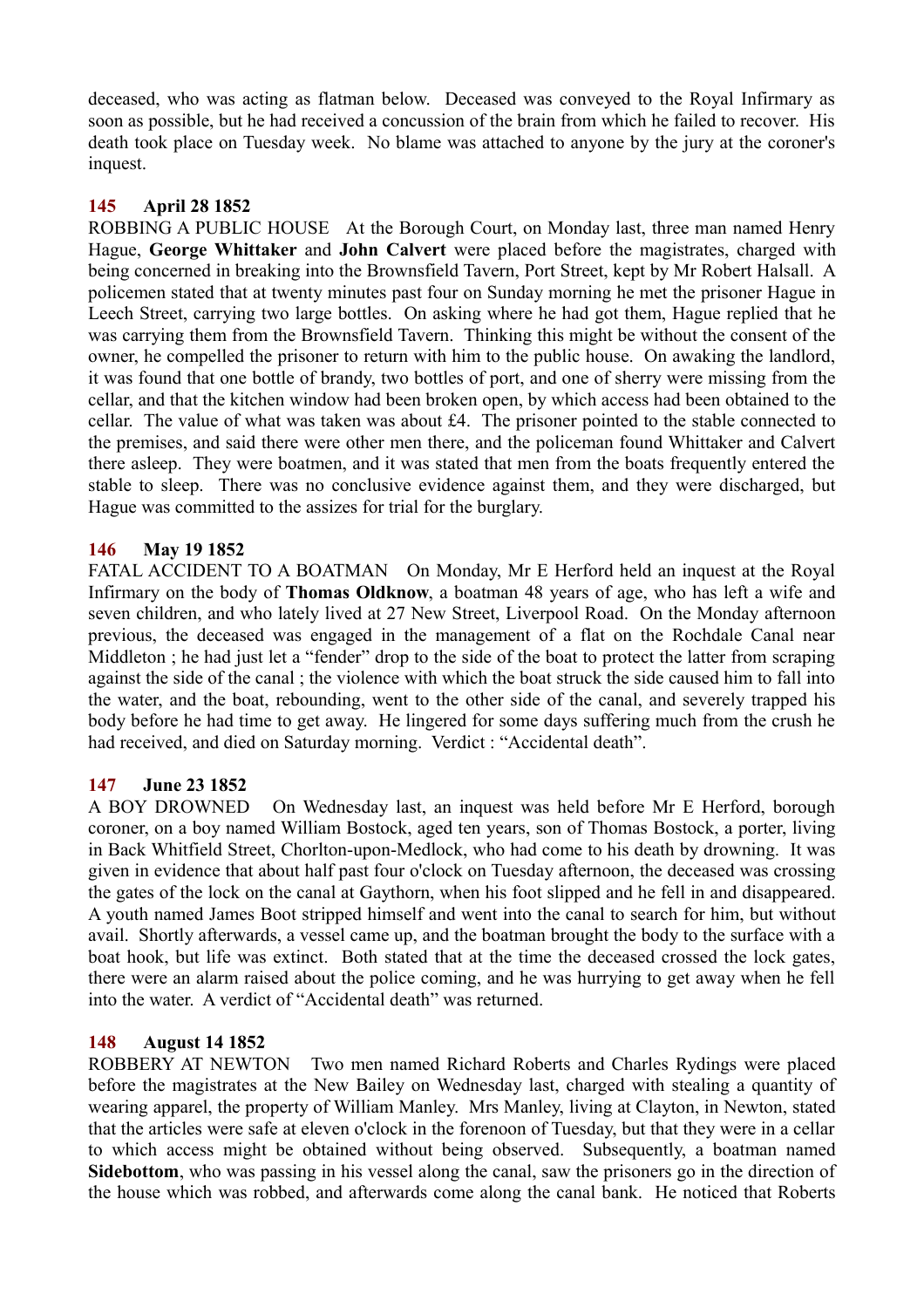deceased, who was acting as flatman below. Deceased was conveyed to the Royal Infirmary as soon as possible, but he had received a concussion of the brain from which he failed to recover. His death took place on Tuesday week. No blame was attached to anyone by the jury at the coroner's inquest.

### 145 April 28 1852

ROBBING A PUBLIC HOUSE At the Borough Court, on Monday last, three man named Henry Hague, **George Whittaker** and **John Calvert** were placed before the magistrates, charged with being concerned in breaking into the Brownsfield Tavern, Port Street, kept by Mr Robert Halsall. A policemen stated that at twenty minutes past four on Sunday morning he met the prisoner Hague in Leech Street, carrying two large bottles. On asking where he had got them, Hague replied that he was carrying them from the Brownsfield Tavern. Thinking this might be without the consent of the owner, he compelled the prisoner to return with him to the public house. On awaking the landlord, it was found that one bottle of brandy, two bottles of port, and one of sherry were missing from the cellar, and that the kitchen window had been broken open, by which access had been obtained to the cellar. The value of what was taken was about £4. The prisoner pointed to the stable connected to the premises, and said there were other men there, and the policeman found Whittaker and Calvert there asleep. They were boatmen, and it was stated that men from the boats frequently entered the stable to sleep. There was no conclusive evidence against them, and they were discharged, but Hague was committed to the assizes for trial for the burglary.

### 146 May 19 1852

FATAL ACCIDENT TO A BOATMAN On Monday, Mr E Herford held an inquest at the Royal Infirmary on the body of **Thomas Oldknow**, a boatman 48 years of age, who has left a wife and seven children, and who lately lived at 27 New Street, Liverpool Road. On the Monday afternoon previous, the deceased was engaged in the management of a flat on the Rochdale Canal near Middleton ; he had just let a "fender" drop to the side of the boat to protect the latter from scraping against the side of the canal ; the violence with which the boat struck the side caused him to fall into the water, and the boat, rebounding, went to the other side of the canal, and severely trapped his body before he had time to get away. He lingered for some days suffering much from the crush he had received, and died on Saturday morning. Verdict : "Accidental death".

### 147 June 23 1852

A BOY DROWNED On Wednesday last, an inquest was held before Mr E Herford, borough coroner, on a boy named William Bostock, aged ten years, son of Thomas Bostock, a porter, living in Back Whitfield Street, Chorlton-upon-Medlock, who had come to his death by drowning. It was given in evidence that about half past four o'clock on Tuesday afternoon, the deceased was crossing the gates of the lock on the canal at Gaythorn, when his foot slipped and he fell in and disappeared. A youth named James Boot stripped himself and went into the canal to search for him, but without avail. Shortly afterwards, a vessel came up, and the boatman brought the body to the surface with a boat hook, but life was extinct. Both stated that at the time the deceased crossed the lock gates, there were an alarm raised about the police coming, and he was hurrying to get away when he fell into the water. A verdict of "Accidental death" was returned.

### 148 August 14 1852

ROBBERY AT NEWTON Two men named Richard Roberts and Charles Rydings were placed before the magistrates at the New Bailey on Wednesday last, charged with stealing a quantity of wearing apparel, the property of William Manley. Mrs Manley, living at Clayton, in Newton, stated that the articles were safe at eleven o'clock in the forenoon of Tuesday, but that they were in a cellar to which access might be obtained without being observed. Subsequently, a boatman named **Sidebottom**, who was passing in his vessel along the canal, saw the prisoners go in the direction of the house which was robbed, and afterwards come along the canal bank. He noticed that Roberts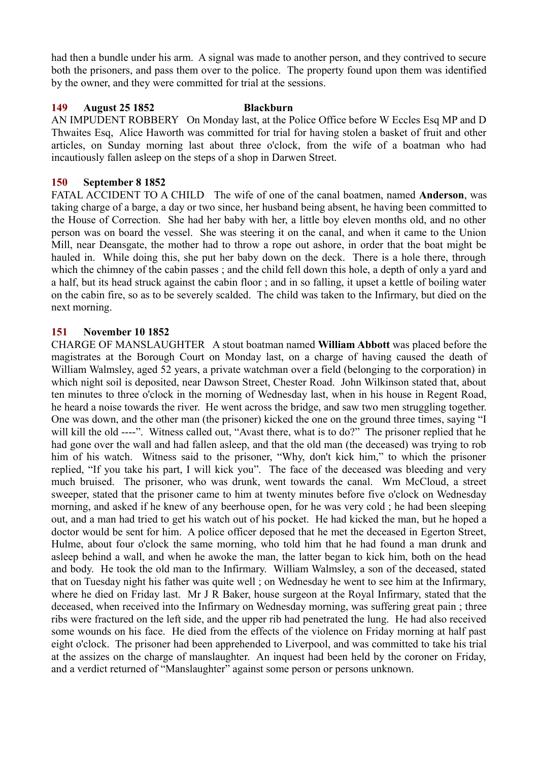had then a bundle under his arm. A signal was made to another person, and they contrived to secure both the prisoners, and pass them over to the police. The property found upon them was identified by the owner, and they were committed for trial at the sessions.

### 149 August 25 1852 Blackburn

AN IMPUDENT ROBBERY On Monday last, at the Police Office before W Eccles Esq MP and D Thwaites Esq, Alice Haworth was committed for trial for having stolen a basket of fruit and other articles, on Sunday morning last about three o'clock, from the wife of a boatman who had incautiously fallen asleep on the steps of a shop in Darwen Street.

### 150 September 8 1852

FATAL ACCIDENT TO A CHILD The wife of one of the canal boatmen, named **Anderson**, was taking charge of a barge, a day or two since, her husband being absent, he having been committed to the House of Correction. She had her baby with her, a little boy eleven months old, and no other person was on board the vessel. She was steering it on the canal, and when it came to the Union Mill, near Deansgate, the mother had to throw a rope out ashore, in order that the boat might be hauled in. While doing this, she put her baby down on the deck. There is a hole there, through which the chimney of the cabin passes ; and the child fell down this hole, a depth of only a yard and a half, but its head struck against the cabin floor ; and in so falling, it upset a kettle of boiling water on the cabin fire, so as to be severely scalded. The child was taken to the Infirmary, but died on the next morning.

### 151 November 10 1852

CHARGE OF MANSLAUGHTER A stout boatman named **William Abbott** was placed before the magistrates at the Borough Court on Monday last, on a charge of having caused the death of William Walmsley, aged 52 years, a private watchman over a field (belonging to the corporation) in which night soil is deposited, near Dawson Street, Chester Road. John Wilkinson stated that, about ten minutes to three o'clock in the morning of Wednesday last, when in his house in Regent Road, he heard a noise towards the river. He went across the bridge, and saw two men struggling together. One was down, and the other man (the prisoner) kicked the one on the ground three times, saying "I will kill the old ----". Witness called out, "Avast there, what is to do?" The prisoner replied that he had gone over the wall and had fallen asleep, and that the old man (the deceased) was trying to rob him of his watch. Witness said to the prisoner, "Why, don't kick him," to which the prisoner replied, "If you take his part, I will kick you". The face of the deceased was bleeding and very much bruised. The prisoner, who was drunk, went towards the canal. Wm McCloud, a street sweeper, stated that the prisoner came to him at twenty minutes before five o'clock on Wednesday morning, and asked if he knew of any beerhouse open, for he was very cold ; he had been sleeping out, and a man had tried to get his watch out of his pocket. He had kicked the man, but he hoped a doctor would be sent for him. A police officer deposed that he met the deceased in Egerton Street, Hulme, about four o'clock the same morning, who told him that he had found a man drunk and asleep behind a wall, and when he awoke the man, the latter began to kick him, both on the head and body. He took the old man to the Infirmary. William Walmsley, a son of the deceased, stated that on Tuesday night his father was quite well ; on Wednesday he went to see him at the Infirmary, where he died on Friday last. Mr J R Baker, house surgeon at the Royal Infirmary, stated that the deceased, when received into the Infirmary on Wednesday morning, was suffering great pain ; three ribs were fractured on the left side, and the upper rib had penetrated the lung. He had also received some wounds on his face. He died from the effects of the violence on Friday morning at half past eight o'clock. The prisoner had been apprehended to Liverpool, and was committed to take his trial at the assizes on the charge of manslaughter. An inquest had been held by the coroner on Friday, and a verdict returned of "Manslaughter" against some person or persons unknown.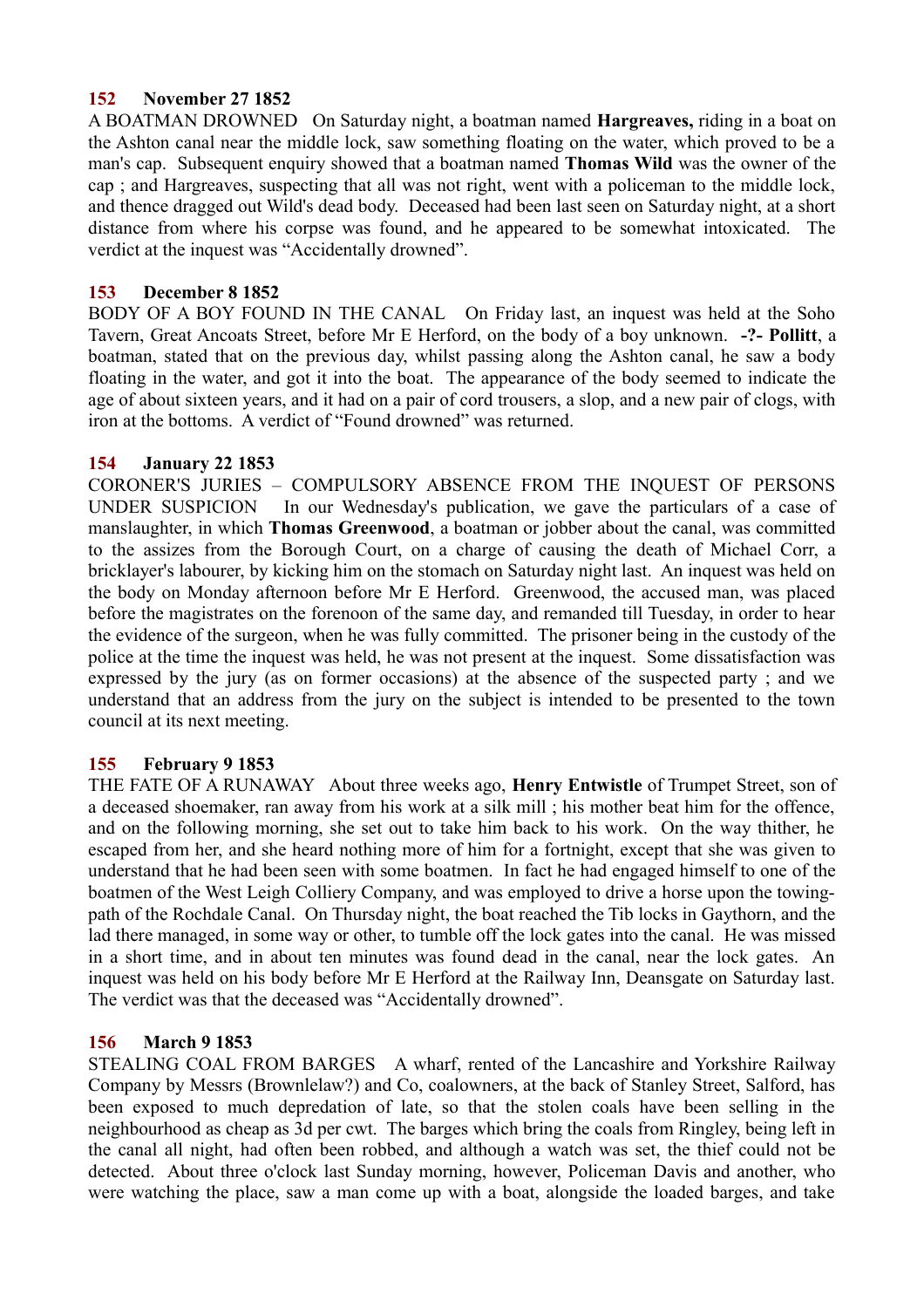**152 November 27 1852**

A BOATMAN DROWNED On Saturday night, a boatman named **Hargreaves,** riding in a boat on the Ashton canal near the middle lock, saw something floating on the water, which proved to be a man's cap. Subsequent enquiry showed that a boatman named **Thomas Wild** was the owner of the cap ; and Hargreaves, suspecting that all was not right, went with a policeman to the middle lock, and thence dragged out Wild's dead body. Deceased had been last seen on Saturday night, at a short distance from where his corpse was found, and he appeared to be somewhat intoxicated. The verdict at the inquest was "Accidentally drowned".

**153 December 8 1852**

BODY OF A BOY FOUND IN THE CANAL On Friday last, an inquest was held at the Soho Tavern, Great Ancoats Street, before Mr E Herford, on the body of a boy unknown. **-?- Pollitt**, a boatman, stated that on the previous day, whilst passing along the Ashton canal, he saw a body floating in the water, and got it into the boat. The appearance of the body seemed to indicate the age of about sixteen years, and it had on a pair of cord trousers, a slop, and a new pair of clogs, with iron at the bottoms. A verdict of "Found drowned" was returned.

**154 January 22 1853**

CORONER'S JURIES – COMPULSORY ABSENCE FROM THE INQUEST OF PERSONS UNDER SUSPICION In our Wednesday's publication, we gave the particulars of a case of manslaughter, in which **Thomas Greenwood**, a boatman or jobber about the canal, was committed to the assizes from the Borough Court, on a charge of causing the death of Michael Corr, a bricklayer's labourer, by kicking him on the stomach on Saturday night last. An inquest was held on the body on Monday afternoon before Mr E Herford. Greenwood, the accused man, was placed before the magistrates on the forenoon of the same day, and remanded till Tuesday, in order to hear the evidence of the surgeon, when he was fully committed. The prisoner being in the custody of the police at the time the inquest was held, he was not present at the inquest. Some dissatisfaction was expressed by the jury (as on former occasions) at the absence of the suspected party ; and we understand that an address from the jury on the subject is intended to be presented to the town council at its next meeting.

**155 February 9 1853**

THE FATE OF A RUNAWAY About three weeks ago, **Henry Entwistle** of Trumpet Street, son of a deceased shoemaker, ran away from his work at a silk mill ; his mother beat him for the offence, and on the following morning, she set out to take him back to his work. On the way thither, he escaped from her, and she heard nothing more of him for a fortnight, except that she was given to understand that he had been seen with some boatmen. In fact he had engaged himself to one of the boatmen of the West Leigh Colliery Company, and was employed to drive a horse upon the towing-path of the Rochdale Canal. On Thursday night, the boat reached the Tib locks in Gaythorn, and the lad there managed, in some way or other, to tumble off the lock gates into the canal. He was missed in a short time, and in about ten minutes was found dead in the canal, near the lock gates. An inquest was held on his body before Mr E Herford at the Railway Inn, Deansgate on Saturday last. The verdict was that the deceased was "Accidentally drowned".

**156 March 9 1853**

STEALING COAL FROM BARGES A wharf, rented of the Lancashire and Yorkshire Railway Company by Messrs (Brownlelaw?) and Co, coalowners, at the back of Stanley Street, Salford, has been exposed to much depredation of late, so that the stolen coals have been selling in the neighbourhood as cheap as 3d per cwt. The barges which bring the coals from Ringley, being left in the canal all night, had often been robbed, and although a watch was set, the thief could not be detected. About three o'clock last Sunday morning, however, Policeman Davis and another, who were watching the place, saw a man come up with a boat, alongside the loaded barges, and take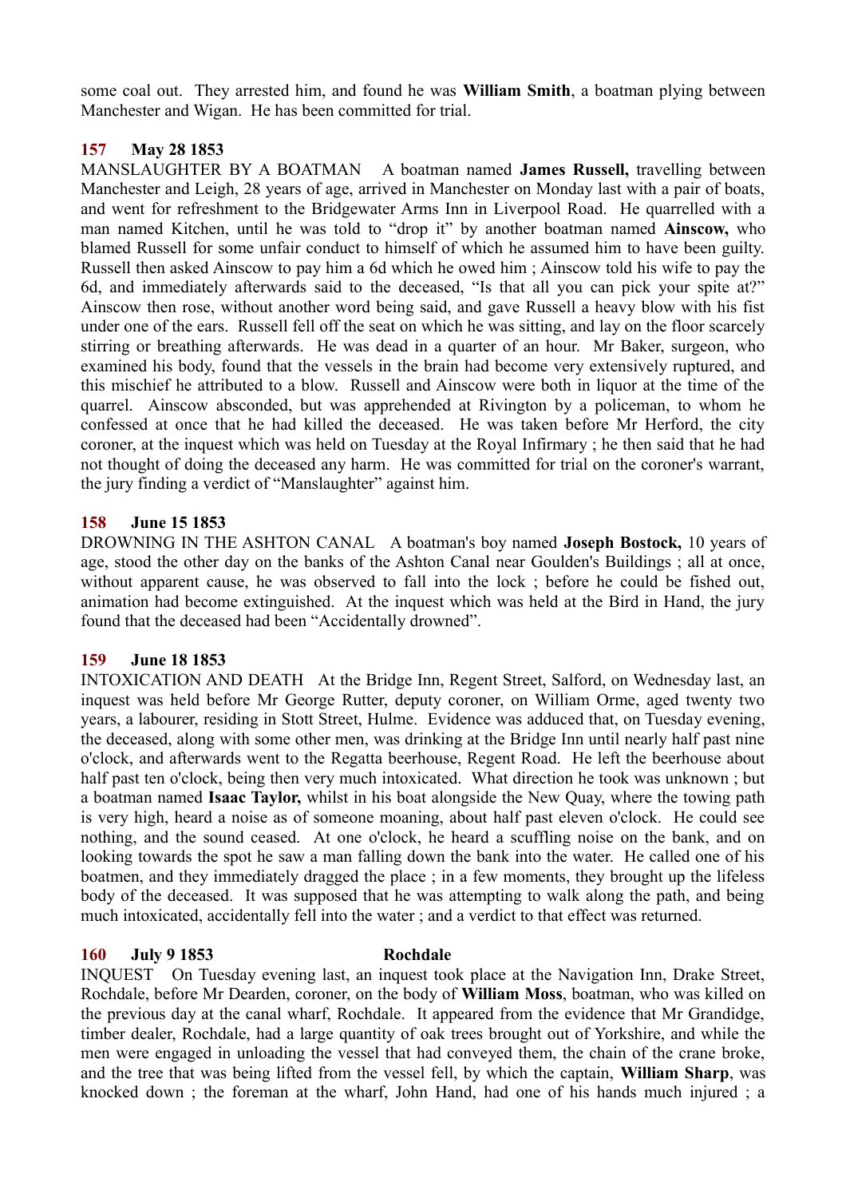some coal out. They arrested him, and found he was **William Smith**, a boatman plying between Manchester and Wigan. He has been committed for trial.

### 157 May 28 1853

MANSLAUGHTER BY A BOATMAN A boatman named **James Russell,** travelling between Manchester and Leigh, 28 years of age, arrived in Manchester on Monday last with a pair of boats, and went for refreshment to the Bridgewater Arms Inn in Liverpool Road. He quarrelled with a man named Kitchen, until he was told to "drop it" by another boatman named **Ainscow,** who blamed Russell for some unfair conduct to himself of which he assumed him to have been guilty. Russell then asked Ainscow to pay him a 6d which he owed him ; Ainscow told his wife to pay the 6d, and immediately afterwards said to the deceased, "Is that all you can pick your spite at?" Ainscow then rose, without another word being said, and gave Russell a heavy blow with his fist under one of the ears. Russell fell off the seat on which he was sitting, and lay on the floor scarcely stirring or breathing afterwards. He was dead in a quarter of an hour. Mr Baker, surgeon, who examined his body, found that the vessels in the brain had become very extensively ruptured, and this mischief he attributed to a blow. Russell and Ainscow were both in liquor at the time of the quarrel. Ainscow absconded, but was apprehended at Rivington by a policeman, to whom he confessed at once that he had killed the deceased. He was taken before Mr Herford, the city coroner, at the inquest which was held on Tuesday at the Royal Infirmary ; he then said that he had not thought of doing the deceased any harm. He was committed for trial on the coroner's warrant, the jury finding a verdict of "Manslaughter" against him.

### 158 June 15 1853

DROWNING IN THE ASHTON CANAL A boatman's boy named **Joseph Bostock,** 10 years of age, stood the other day on the banks of the Ashton Canal near Goulden's Buildings ; all at once, without apparent cause, he was observed to fall into the lock ; before he could be fished out, animation had become extinguished. At the inquest which was held at the Bird in Hand, the jury found that the deceased had been "Accidentally drowned".

### 159 June 18 1853

INTOXICATION AND DEATH At the Bridge Inn, Regent Street, Salford, on Wednesday last, an inquest was held before Mr George Rutter, deputy coroner, on William Orme, aged twenty two years, a labourer, residing in Stott Street, Hulme. Evidence was adduced that, on Tuesday evening, the deceased, along with some other men, was drinking at the Bridge Inn until nearly half past nine o'clock, and afterwards went to the Regatta beerhouse, Regent Road. He left the beerhouse about half past ten o'clock, being then very much intoxicated. What direction he took was unknown ; but a boatman named **Isaac Taylor,** whilst in his boat alongside the New Quay, where the towing path is very high, heard a noise as of someone moaning, about half past eleven o'clock. He could see nothing, and the sound ceased. At one o'clock, he heard a scuffling noise on the bank, and on looking towards the spot he saw a man falling down the bank into the water. He called one of his boatmen, and they immediately dragged the place ; in a few moments, they brought up the lifeless body of the deceased. It was supposed that he was attempting to walk along the path, and being much intoxicated, accidentally fell into the water ; and a verdict to that effect was returned.

### 160 July 9 1853 Rochdale

INQUEST On Tuesday evening last, an inquest took place at the Navigation Inn, Drake Street, Rochdale, before Mr Dearden, coroner, on the body of **William Moss**, boatman, who was killed on the previous day at the canal wharf, Rochdale. It appeared from the evidence that Mr Grandidge, timber dealer, Rochdale, had a large quantity of oak trees brought out of Yorkshire, and while the men were engaged in unloading the vessel that had conveyed them, the chain of the crane broke, and the tree that was being lifted from the vessel fell, by which the captain, **William Sharp**, was knocked down ; the foreman at the wharf, John Hand, had one of his hands much injured ; a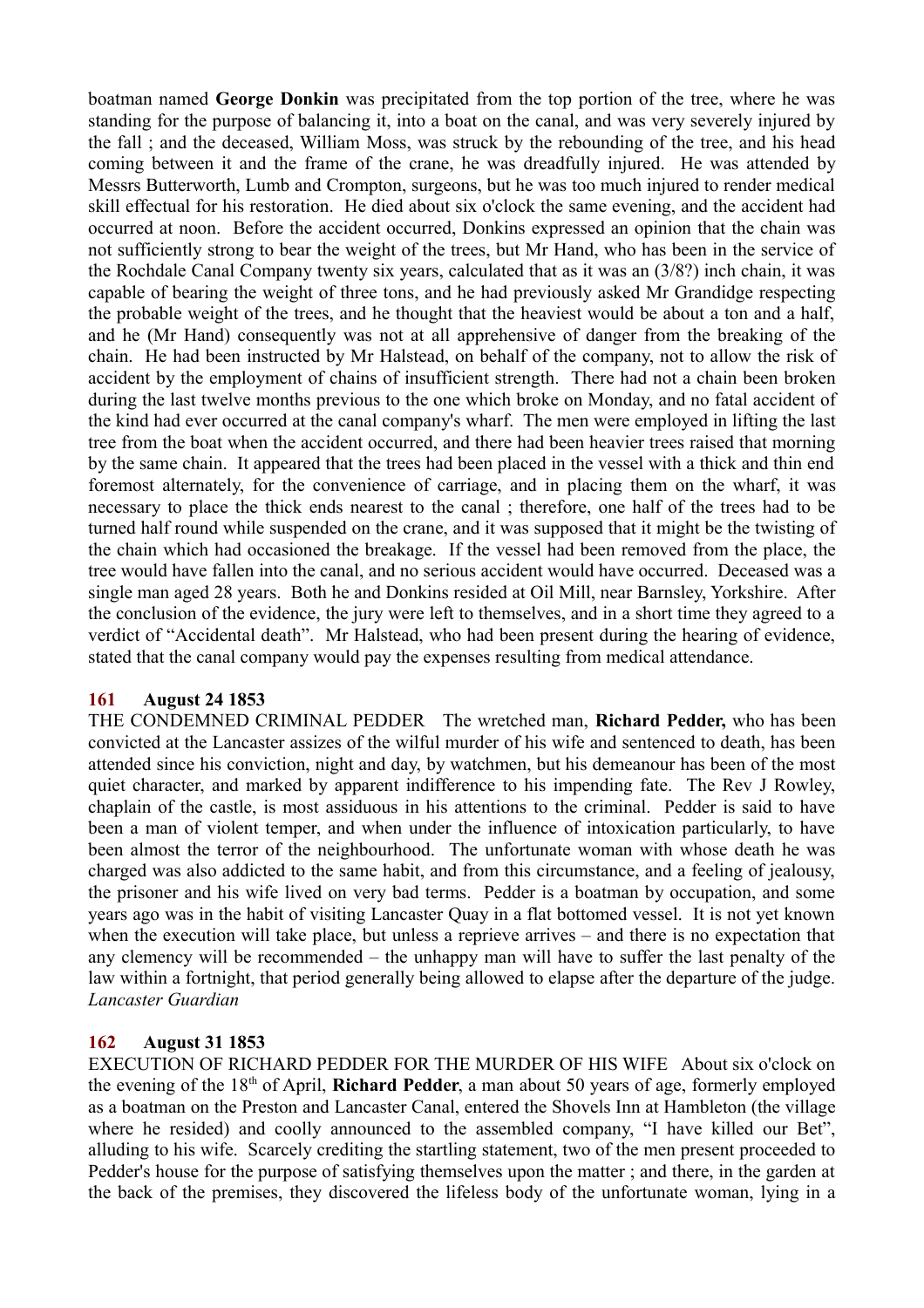boatman named **George Donkin** was precipitated from the top portion of the tree, where he was standing for the purpose of balancing it, into a boat on the canal, and was very severely injured by the fall ; and the deceased, William Moss, was struck by the rebounding of the tree, and his head coming between it and the frame of the crane, he was dreadfully injured. He was attended by Messrs Butterworth, Lumb and Crompton, surgeons, but he was too much injured to render medical skill effectual for his restoration. He died about six o'clock the same evening, and the accident had occurred at noon. Before the accident occurred, Donkins expressed an opinion that the chain was not sufficiently strong to bear the weight of the trees, but Mr Hand, who has been in the service of the Rochdale Canal Company twenty six years, calculated that as it was an (3/8?) inch chain, it was capable of bearing the weight of three tons, and he had previously asked Mr Grandidge respecting the probable weight of the trees, and he thought that the heaviest would be about a ton and a half, and he (Mr Hand) consequently was not at all apprehensive of danger from the breaking of the chain. He had been instructed by Mr Halstead, on behalf of the company, not to allow the risk of accident by the employment of chains of insufficient strength. There had not a chain been broken during the last twelve months previous to the one which broke on Monday, and no fatal accident of the kind had ever occurred at the canal company's wharf. The men were employed in lifting the last tree from the boat when the accident occurred, and there had been heavier trees raised that morning by the same chain. It appeared that the trees had been placed in the vessel with a thick and thin end foremost alternately, for the convenience of carriage, and in placing them on the wharf, it was necessary to place the thick ends nearest to the canal ; therefore, one half of the trees had to be turned half round while suspended on the crane, and it was supposed that it might be the twisting of the chain which had occasioned the breakage. If the vessel had been removed from the place, the tree would have fallen into the canal, and no serious accident would have occurred. Deceased was a single man aged 28 years. Both he and Donkins resided at Oil Mill, near Barnsley, Yorkshire. After the conclusion of the evidence, the jury were left to themselves, and in a short time they agreed to a verdict of "Accidental death". Mr Halstead, who had been present during the hearing of evidence, stated that the canal company would pay the expenses resulting from medical attendance.

### 161 August 24 1853

THE CONDEMNED CRIMINAL PEDDER The wretched man, **Richard Pedder,** who has been convicted at the Lancaster assizes of the wilful murder of his wife and sentenced to death, has been attended since his conviction, night and day, by watchmen, but his demeanour has been of the most quiet character, and marked by apparent indifference to his impending fate. The Rev J Rowley, chaplain of the castle, is most assiduous in his attentions to the criminal. Pedder is said to have been a man of violent temper, and when under the influence of intoxication particularly, to have been almost the terror of the neighbourhood. The unfortunate woman with whose death he was charged was also addicted to the same habit, and from this circumstance, and a feeling of jealousy, the prisoner and his wife lived on very bad terms. Pedder is a boatman by occupation, and some years ago was in the habit of visiting Lancaster Quay in a flat bottomed vessel. It is not yet known when the execution will take place, but unless a reprieve arrives – and there is no expectation that any clemency will be recommended – the unhappy man will have to suffer the last penalty of the law within a fortnight, that period generally being allowed to elapse after the departure of the judge. *Lancaster Guardian*

### 162 August 31 1853

EXECUTION OF RICHARD PEDDER FOR THE MURDER OF HIS WIFE About six o'clock on the evening of the 18th of April, **Richard Pedder**, a man about 50 years of age, formerly employed as a boatman on the Preston and Lancaster Canal, entered the Shovels Inn at Hambleton (the village where he resided) and coolly announced to the assembled company, "I have killed our Bet", alluding to his wife. Scarcely crediting the startling statement, two of the men present proceeded to Pedder's house for the purpose of satisfying themselves upon the matter ; and there, in the garden at the back of the premises, they discovered the lifeless body of the unfortunate woman, lying in a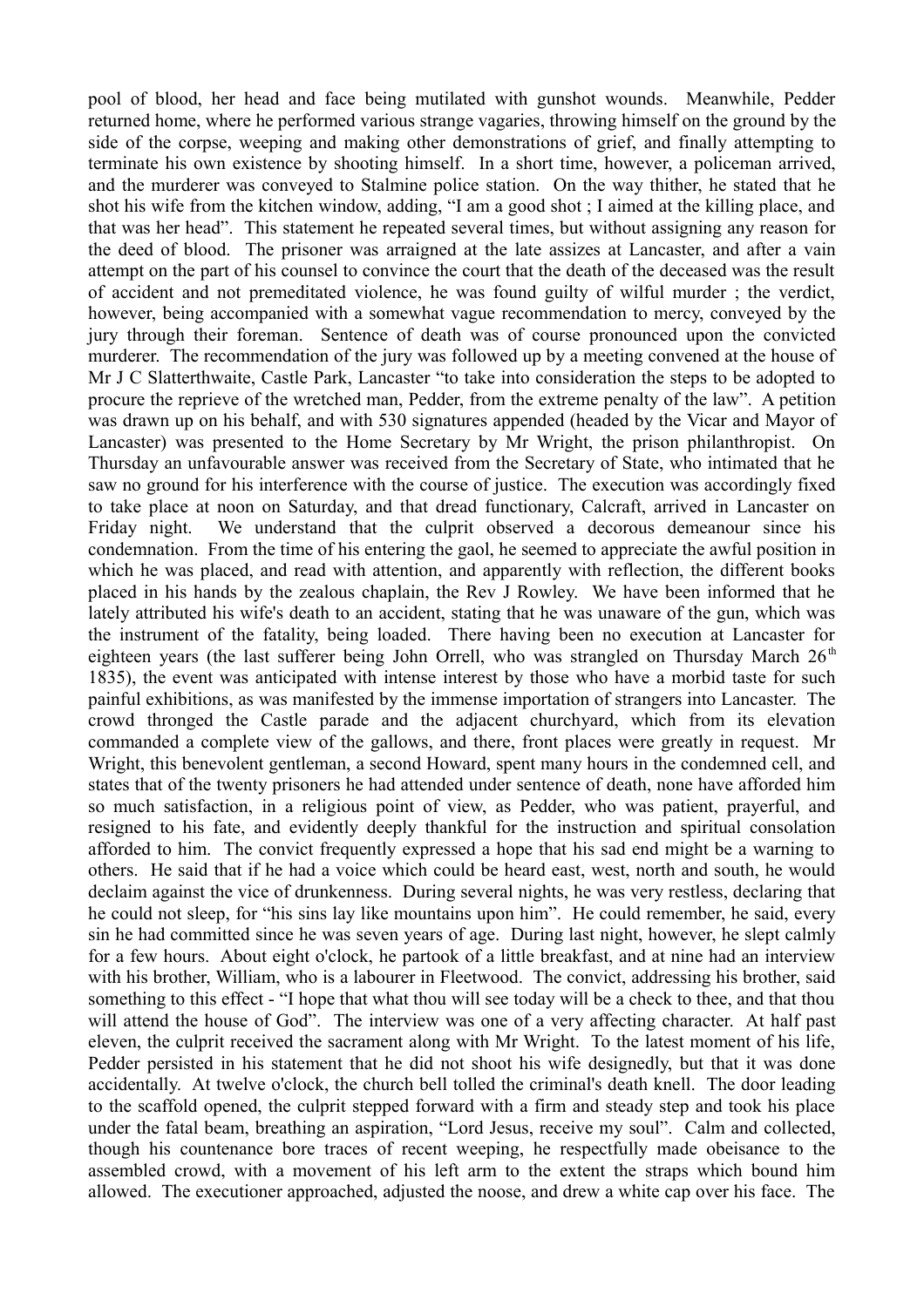pool of blood, her head and face being mutilated with gunshot wounds. Meanwhile, Pedder returned home, where he performed various strange vagaries, throwing himself on the ground by the side of the corpse, weeping and making other demonstrations of grief, and finally attempting to terminate his own existence by shooting himself. In a short time, however, a policeman arrived, and the murderer was conveyed to Stalmine police station. On the way thither, he stated that he shot his wife from the kitchen window, adding, "I am a good shot ; I aimed at the killing place, and that was her head". This statement he repeated several times, but without assigning any reason for the deed of blood. The prisoner was arraigned at the late assizes at Lancaster, and after a vain attempt on the part of his counsel to convince the court that the death of the deceased was the result of accident and not premeditated violence, he was found guilty of wilful murder ; the verdict, however, being accompanied with a somewhat vague recommendation to mercy, conveyed by the jury through their foreman. Sentence of death was of course pronounced upon the convicted murderer. The recommendation of the jury was followed up by a meeting convened at the house of Mr J C Slatterthwaite, Castle Park, Lancaster "to take into consideration the steps to be adopted to procure the reprieve of the wretched man, Pedder, from the extreme penalty of the law". A petition was drawn up on his behalf, and with 530 signatures appended (headed by the Vicar and Mayor of Lancaster) was presented to the Home Secretary by Mr Wright, the prison philanthropist. On Thursday an unfavourable answer was received from the Secretary of State, who intimated that he saw no ground for his interference with the course of justice. The execution was accordingly fixed to take place at noon on Saturday, and that dread functionary, Calcraft, arrived in Lancaster on Friday night. We understand that the culprit observed a decorous demeanour since his condemnation. From the time of his entering the gaol, he seemed to appreciate the awful position in which he was placed, and read with attention, and apparently with reflection, the different books placed in his hands by the zealous chaplain, the Rev J Rowley. We have been informed that he lately attributed his wife's death to an accident, stating that he was unaware of the gun, which was the instrument of the fatality, being loaded. There having been no execution at Lancaster for eighteen years (the last sufferer being John Orrell, who was strangled on Thursday March 26th 1835), the event was anticipated with intense interest by those who have a morbid taste for such painful exhibitions, as was manifested by the immense importation of strangers into Lancaster. The crowd thronged the Castle parade and the adjacent churchyard, which from its elevation commanded a complete view of the gallows, and there, front places were greatly in request. Mr Wright, this benevolent gentleman, a second Howard, spent many hours in the condemned cell, and states that of the twenty prisoners he had attended under sentence of death, none have afforded him so much satisfaction, in a religious point of view, as Pedder, who was patient, prayerful, and resigned to his fate, and evidently deeply thankful for the instruction and spiritual consolation afforded to him. The convict frequently expressed a hope that his sad end might be a warning to others. He said that if he had a voice which could be heard east, west, north and south, he would declaim against the vice of drunkenness. During several nights, he was very restless, declaring that he could not sleep, for "his sins lay like mountains upon him". He could remember, he said, every sin he had committed since he was seven years of age. During last night, however, he slept calmly for a few hours. About eight o'clock, he partook of a little breakfast, and at nine had an interview with his brother, William, who is a labourer in Fleetwood. The convict, addressing his brother, said something to this effect - "I hope that what thou will see today will be a check to thee, and that thou will attend the house of God". The interview was one of a very affecting character. At half past eleven, the culprit received the sacrament along with Mr Wright. To the latest moment of his life, Pedder persisted in his statement that he did not shoot his wife designedly, but that it was done accidentally. At twelve o'clock, the church bell tolled the criminal's death knell. The door leading to the scaffold opened, the culprit stepped forward with a firm and steady step and took his place under the fatal beam, breathing an aspiration, "Lord Jesus, receive my soul". Calm and collected, though his countenance bore traces of recent weeping, he respectfully made obeisance to the assembled crowd, with a movement of his left arm to the extent the straps which bound him allowed. The executioner approached, adjusted the noose, and drew a white cap over his face. The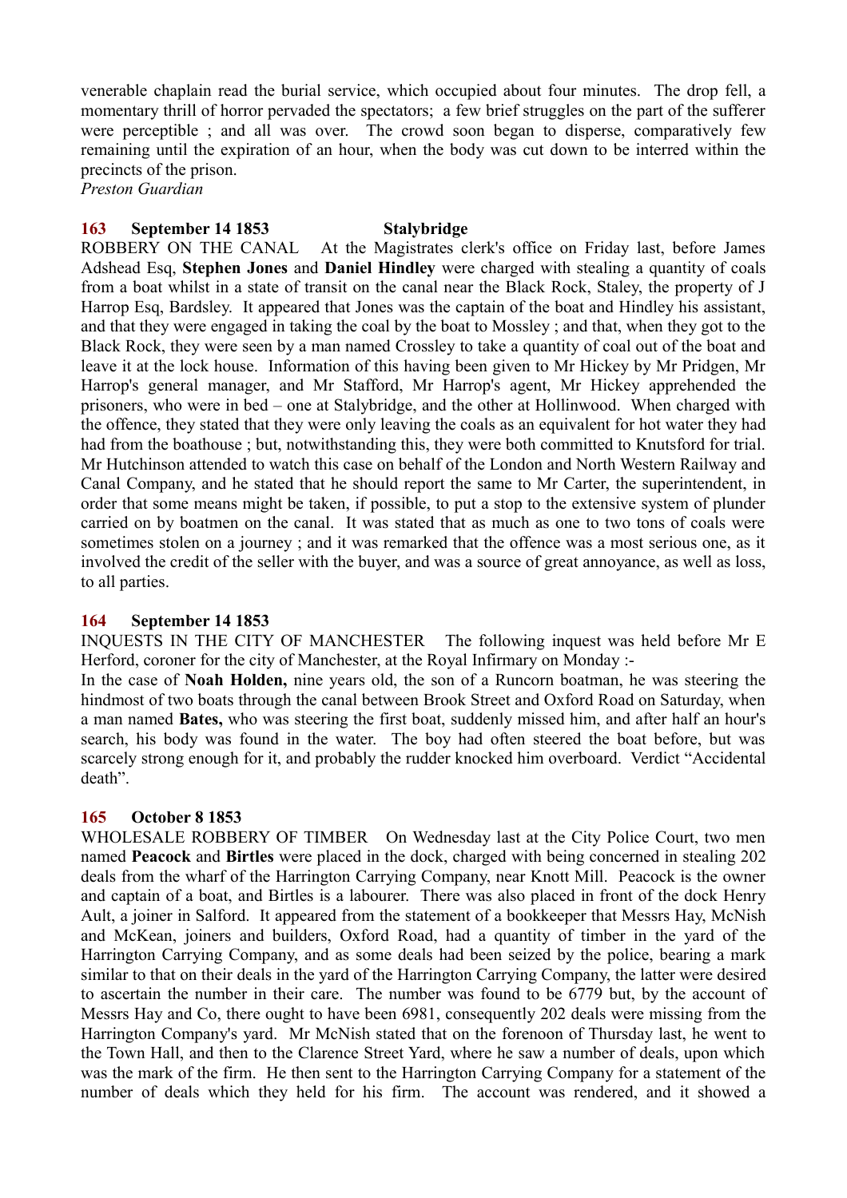venerable chaplain read the burial service, which occupied about four minutes. The drop fell, a momentary thrill of horror pervaded the spectators; a few brief struggles on the part of the sufferer were perceptible ; and all was over. The crowd soon began to disperse, comparatively few remaining until the expiration of an hour, when the body was cut down to be interred within the precincts of the prison.
*Preston Guardian*

**163 September 14 1853 Stalybridge**
ROBBERY ON THE CANAL At the Magistrates clerk's office on Friday last, before James Adshead Esq, **Stephen Jones** and **Daniel Hindley** were charged with stealing a quantity of coals from a boat whilst in a state of transit on the canal near the Black Rock, Staley, the property of J Harrop Esq, Bardsley. It appeared that Jones was the captain of the boat and Hindley his assistant, and that they were engaged in taking the coal by the boat to Mossley ; and that, when they got to the Black Rock, they were seen by a man named Crossley to take a quantity of coal out of the boat and leave it at the lock house. Information of this having been given to Mr Hickey by Mr Pridgen, Mr Harrop's general manager, and Mr Stafford, Mr Harrop's agent, Mr Hickey apprehended the prisoners, who were in bed – one at Stalybridge, and the other at Hollinwood. When charged with the offence, they stated that they were only leaving the coals as an equivalent for hot water they had had from the boathouse ; but, notwithstanding this, they were both committed to Knutsford for trial. Mr Hutchinson attended to watch this case on behalf of the London and North Western Railway and Canal Company, and he stated that he should report the same to Mr Carter, the superintendent, in order that some means might be taken, if possible, to put a stop to the extensive system of plunder carried on by boatmen on the canal. It was stated that as much as one to two tons of coals were sometimes stolen on a journey ; and it was remarked that the offence was a most serious one, as it involved the credit of the seller with the buyer, and was a source of great annoyance, as well as loss, to all parties.

**164 September 14 1853**
INQUESTS IN THE CITY OF MANCHESTER The following inquest was held before Mr E Herford, coroner for the city of Manchester, at the Royal Infirmary on Monday :-
In the case of **Noah Holden,** nine years old, the son of a Runcorn boatman, he was steering the hindmost of two boats through the canal between Brook Street and Oxford Road on Saturday, when a man named **Bates,** who was steering the first boat, suddenly missed him, and after half an hour's search, his body was found in the water. The boy had often steered the boat before, but was scarcely strong enough for it, and probably the rudder knocked him overboard. Verdict "Accidental death".

**165 October 8 1853**
WHOLESALE ROBBERY OF TIMBER On Wednesday last at the City Police Court, two men named **Peacock** and **Birtles** were placed in the dock, charged with being concerned in stealing 202 deals from the wharf of the Harrington Carrying Company, near Knott Mill. Peacock is the owner and captain of a boat, and Birtles is a labourer. There was also placed in front of the dock Henry Ault, a joiner in Salford. It appeared from the statement of a bookkeeper that Messrs Hay, McNish and McKean, joiners and builders, Oxford Road, had a quantity of timber in the yard of the Harrington Carrying Company, and as some deals had been seized by the police, bearing a mark similar to that on their deals in the yard of the Harrington Carrying Company, the latter were desired to ascertain the number in their care. The number was found to be 6779 but, by the account of Messrs Hay and Co, there ought to have been 6981, consequently 202 deals were missing from the Harrington Company's yard. Mr McNish stated that on the forenoon of Thursday last, he went to the Town Hall, and then to the Clarence Street Yard, where he saw a number of deals, upon which was the mark of the firm. He then sent to the Harrington Carrying Company for a statement of the number of deals which they held for his firm. The account was rendered, and it showed a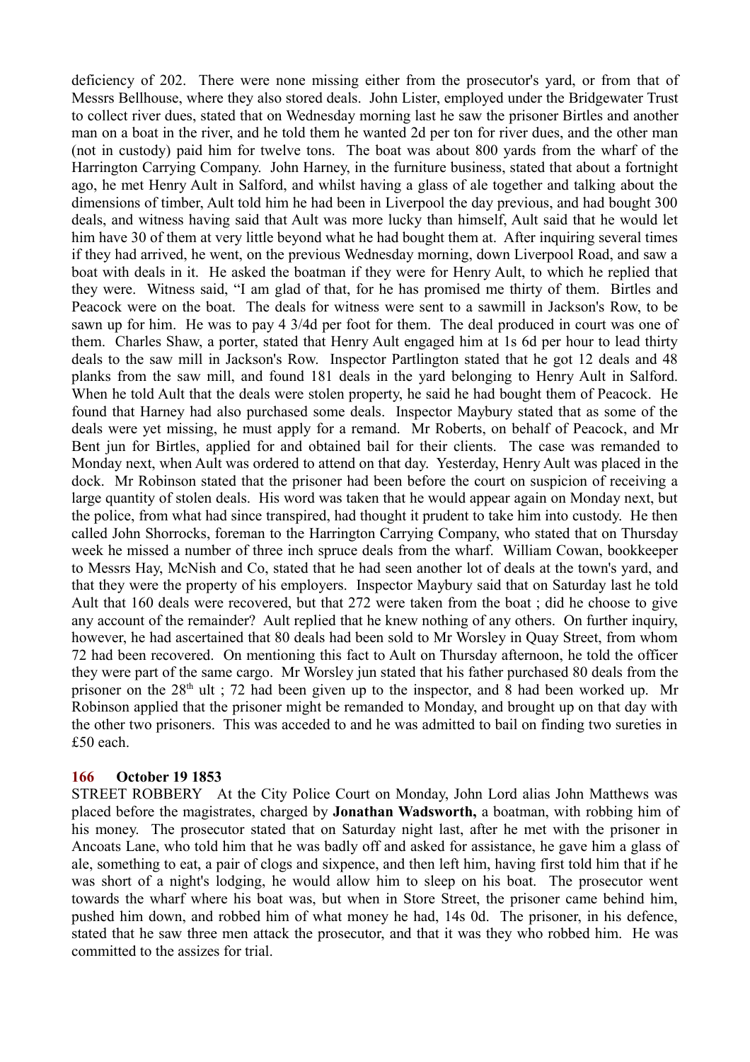deficiency of 202. There were none missing either from the prosecutor's yard, or from that of Messrs Bellhouse, where they also stored deals. John Lister, employed under the Bridgewater Trust to collect river dues, stated that on Wednesday morning last he saw the prisoner Birtles and another man on a boat in the river, and he told them he wanted 2d per ton for river dues, and the other man (not in custody) paid him for twelve tons. The boat was about 800 yards from the wharf of the Harrington Carrying Company. John Harney, in the furniture business, stated that about a fortnight ago, he met Henry Ault in Salford, and whilst having a glass of ale together and talking about the dimensions of timber, Ault told him he had been in Liverpool the day previous, and had bought 300 deals, and witness having said that Ault was more lucky than himself, Ault said that he would let him have 30 of them at very little beyond what he had bought them at. After inquiring several times if they had arrived, he went, on the previous Wednesday morning, down Liverpool Road, and saw a boat with deals in it. He asked the boatman if they were for Henry Ault, to which he replied that they were. Witness said, "I am glad of that, for he has promised me thirty of them. Birtles and Peacock were on the boat. The deals for witness were sent to a sawmill in Jackson's Row, to be sawn up for him. He was to pay 4 3/4d per foot for them. The deal produced in court was one of them. Charles Shaw, a porter, stated that Henry Ault engaged him at 1s 6d per hour to lead thirty deals to the saw mill in Jackson's Row. Inspector Partlington stated that he got 12 deals and 48 planks from the saw mill, and found 181 deals in the yard belonging to Henry Ault in Salford. When he told Ault that the deals were stolen property, he said he had bought them of Peacock. He found that Harney had also purchased some deals. Inspector Maybury stated that as some of the deals were yet missing, he must apply for a remand. Mr Roberts, on behalf of Peacock, and Mr Bent jun for Birtles, applied for and obtained bail for their clients. The case was remanded to Monday next, when Ault was ordered to attend on that day. Yesterday, Henry Ault was placed in the dock. Mr Robinson stated that the prisoner had been before the court on suspicion of receiving a large quantity of stolen deals. His word was taken that he would appear again on Monday next, but the police, from what had since transpired, had thought it prudent to take him into custody. He then called John Shorrocks, foreman to the Harrington Carrying Company, who stated that on Thursday week he missed a number of three inch spruce deals from the wharf. William Cowan, bookkeeper to Messrs Hay, McNish and Co, stated that he had seen another lot of deals at the town's yard, and that they were the property of his employers. Inspector Maybury said that on Saturday last he told Ault that 160 deals were recovered, but that 272 were taken from the boat ; did he choose to give any account of the remainder? Ault replied that he knew nothing of any others. On further inquiry, however, he had ascertained that 80 deals had been sold to Mr Worsley in Quay Street, from whom 72 had been recovered. On mentioning this fact to Ault on Thursday afternoon, he told the officer they were part of the same cargo. Mr Worsley jun stated that his father purchased 80 deals from the prisoner on the 28th ult ; 72 had been given up to the inspector, and 8 had been worked up. Mr Robinson applied that the prisoner might be remanded to Monday, and brought up on that day with the other two prisoners. This was acceded to and he was admitted to bail on finding two sureties in £50 each.

### 166 October 19 1853

STREET ROBBERY At the City Police Court on Monday, John Lord alias John Matthews was placed before the magistrates, charged by **Jonathan Wadsworth,** a boatman, with robbing him of his money. The prosecutor stated that on Saturday night last, after he met with the prisoner in Ancoats Lane, who told him that he was badly off and asked for assistance, he gave him a glass of ale, something to eat, a pair of clogs and sixpence, and then left him, having first told him that if he was short of a night's lodging, he would allow him to sleep on his boat. The prosecutor went towards the wharf where his boat was, but when in Store Street, the prisoner came behind him, pushed him down, and robbed him of what money he had, 14s 0d. The prisoner, in his defence, stated that he saw three men attack the prosecutor, and that it was they who robbed him. He was committed to the assizes for trial.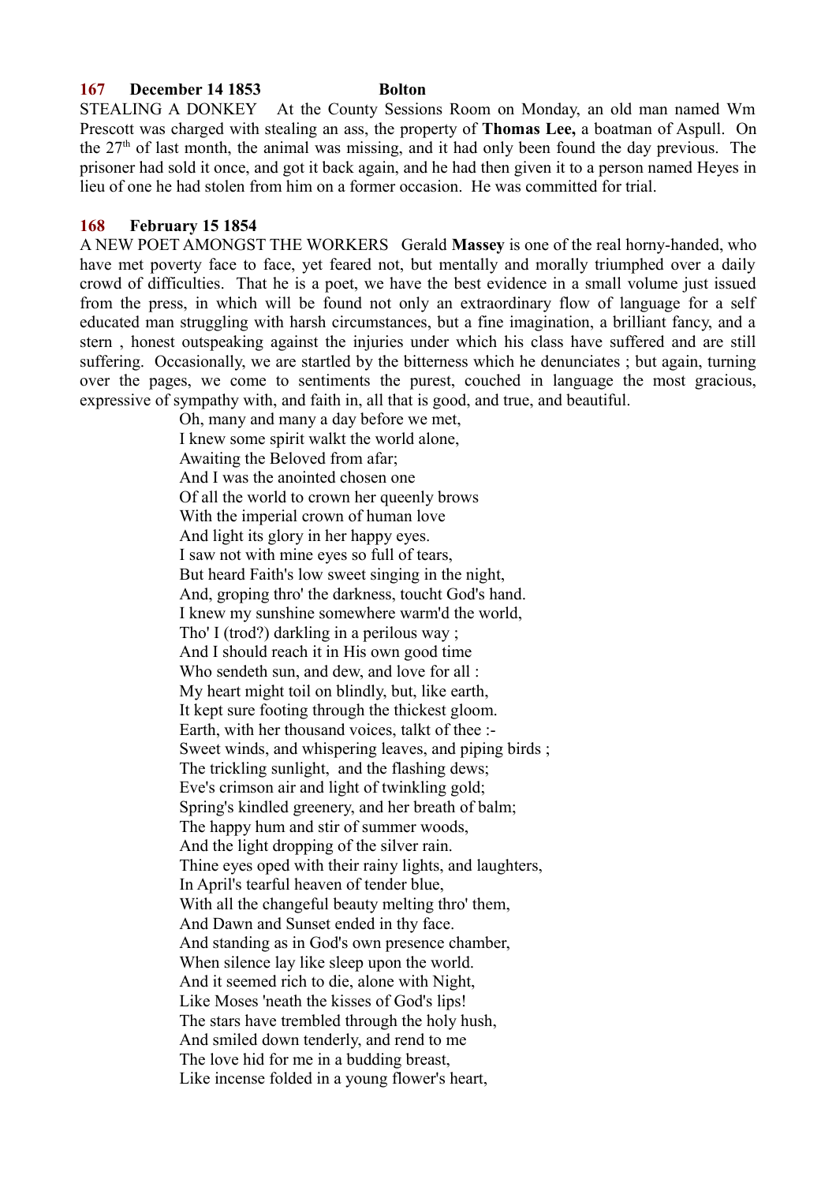**167 December 14 1853 Bolton**

STEALING A DONKEY At the County Sessions Room on Monday, an old man named Wm Prescott was charged with stealing an ass, the property of **Thomas Lee,** a boatman of Aspull. On the 27th of last month, the animal was missing, and it had only been found the day previous. The prisoner had sold it once, and got it back again, and he had then given it to a person named Heyes in lieu of one he had stolen from him on a former occasion. He was committed for trial.

**168 February 15 1854**

A NEW POET AMONGST THE WORKERS Gerald **Massey** is one of the real horny-handed, who have met poverty face to face, yet feared not, but mentally and morally triumphed over a daily crowd of difficulties. That he is a poet, we have the best evidence in a small volume just issued from the press, in which will be found not only an extraordinary flow of language for a self educated man struggling with harsh circumstances, but a fine imagination, a brilliant fancy, and a stern , honest outspeaking against the injuries under which his class have suffered and are still suffering. Occasionally, we are startled by the bitterness which he denunciates ; but again, turning over the pages, we come to sentiments the purest, couched in language the most gracious, expressive of sympathy with, and faith in, all that is good, and true, and beautiful.

Oh, many and many a day before we met,
I knew some spirit walkt the world alone,
Awaiting the Beloved from afar;
And I was the anointed chosen one
Of all the world to crown her queenly brows
With the imperial crown of human love
And light its glory in her happy eyes.
I saw not with mine eyes so full of tears,
But heard Faith's low sweet singing in the night,
And, groping thro' the darkness, toucht God's hand.
I knew my sunshine somewhere warm'd the world,
Tho' I (trod?) darkling in a perilous way ;
And I should reach it in His own good time
Who sendeth sun, and dew, and love for all :
My heart might toil on blindly, but, like earth,
It kept sure footing through the thickest gloom.
Earth, with her thousand voices, talkt of thee :-
Sweet winds, and whispering leaves, and piping birds ;
The trickling sunlight, and the flashing dews;
Eve's crimson air and light of twinkling gold;
Spring's kindled greenery, and her breath of balm;
The happy hum and stir of summer woods,
And the light dropping of the silver rain.
Thine eyes oped with their rainy lights, and laughters,
In April's tearful heaven of tender blue,
With all the changeful beauty melting thro' them,
And Dawn and Sunset ended in thy face.
And standing as in God's own presence chamber,
When silence lay like sleep upon the world.
And it seemed rich to die, alone with Night,
Like Moses 'neath the kisses of God's lips!
The stars have trembled through the holy hush,
And smiled down tenderly, and rend to me
The love hid for me in a budding breast,
Like incense folded in a young flower's heart,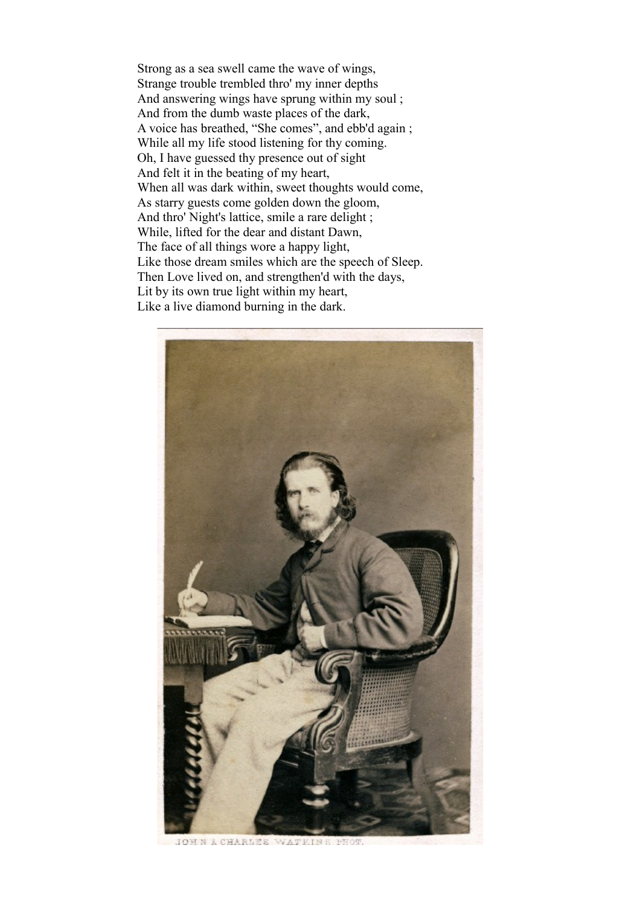Strong as a sea swell came the wave of wings,
Strange trouble trembled thro' my inner depths
And answering wings have sprung within my soul ;
And from the dumb waste places of the dark,
A voice has breathed, "She comes", and ebb'd again ;
While all my life stood listening for thy coming.
Oh, I have guessed thy presence out of sight
And felt it in the beating of my heart,
When all was dark within, sweet thoughts would come,
As starry guests come golden down the gloom,
And thro' Night's lattice, smile a rare delight ;
While, lifted for the dear and distant Dawn,
The face of all things wore a happy light,
Like those dream smiles which are the speech of Sleep.
Then Love lived on, and strengthen'd with the days,
Lit by its own true light within my heart,
Like a live diamond burning in the dark.

---

JOHN & CHARLES WATKINS PHOT.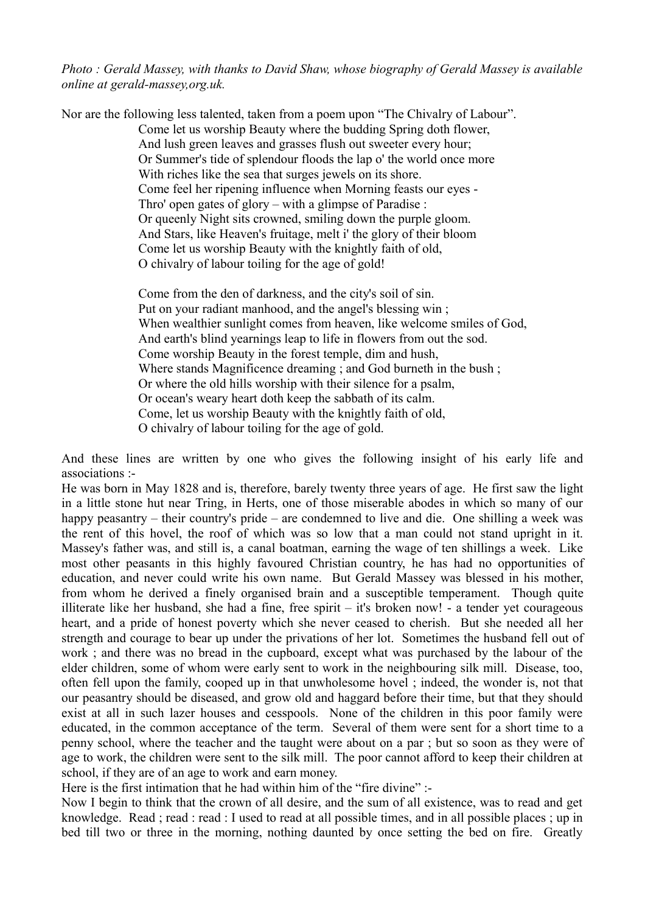*Photo : Gerald Massey, with thanks to David Shaw, whose biography of Gerald Massey is available online at gerald-massey,org.uk.*

Nor are the following less talented, taken from a poem upon "The Chivalry of Labour".

> Come let us worship Beauty where the budding Spring doth flower,
> And lush green leaves and grasses flush out sweeter every hour;
> Or Summer's tide of splendour floods the lap o' the world once more
> With riches like the sea that surges jewels on its shore.
> Come feel her ripening influence when Morning feasts our eyes -
> Thro' open gates of glory – with a glimpse of Paradise :
> Or queenly Night sits crowned, smiling down the purple gloom.
> And Stars, like Heaven's fruitage, melt i' the glory of their bloom
> Come let us worship Beauty with the knightly faith of old,
> O chivalry of labour toiling for the age of gold!
>
> Come from the den of darkness, and the city's soil of sin.
> Put on your radiant manhood, and the angel's blessing win ;
> When wealthier sunlight comes from heaven, like welcome smiles of God,
> And earth's blind yearnings leap to life in flowers from out the sod.
> Come worship Beauty in the forest temple, dim and hush,
> Where stands Magnificence dreaming ; and God burneth in the bush ;
> Or where the old hills worship with their silence for a psalm,
> Or ocean's weary heart doth keep the sabbath of its calm.
> Come, let us worship Beauty with the knightly faith of old,
> O chivalry of labour toiling for the age of gold.

And these lines are written by one who gives the following insight of his early life and associations :-

He was born in May 1828 and is, therefore, barely twenty three years of age. He first saw the light in a little stone hut near Tring, in Herts, one of those miserable abodes in which so many of our happy peasantry – their country's pride – are condemned to live and die. One shilling a week was the rent of this hovel, the roof of which was so low that a man could not stand upright in it. Massey's father was, and still is, a canal boatman, earning the wage of ten shillings a week. Like most other peasants in this highly favoured Christian country, he has had no opportunities of education, and never could write his own name. But Gerald Massey was blessed in his mother, from whom he derived a finely organised brain and a susceptible temperament. Though quite illiterate like her husband, she had a fine, free spirit – it's broken now! - a tender yet courageous heart, and a pride of honest poverty which she never ceased to cherish. But she needed all her strength and courage to bear up under the privations of her lot. Sometimes the husband fell out of work ; and there was no bread in the cupboard, except what was purchased by the labour of the elder children, some of whom were early sent to work in the neighbouring silk mill. Disease, too, often fell upon the family, cooped up in that unwholesome hovel ; indeed, the wonder is, not that our peasantry should be diseased, and grow old and haggard before their time, but that they should exist at all in such lazer houses and cesspools. None of the children in this poor family were educated, in the common acceptance of the term. Several of them were sent for a short time to a penny school, where the teacher and the taught were about on a par ; but so soon as they were of age to work, the children were sent to the silk mill. The poor cannot afford to keep their children at school, if they are of an age to work and earn money.

Here is the first intimation that he had within him of the "fire divine" :-

Now I begin to think that the crown of all desire, and the sum of all existence, was to read and get knowledge. Read ; read : read : I used to read at all possible times, and in all possible places ; up in bed till two or three in the morning, nothing daunted by once setting the bed on fire. Greatly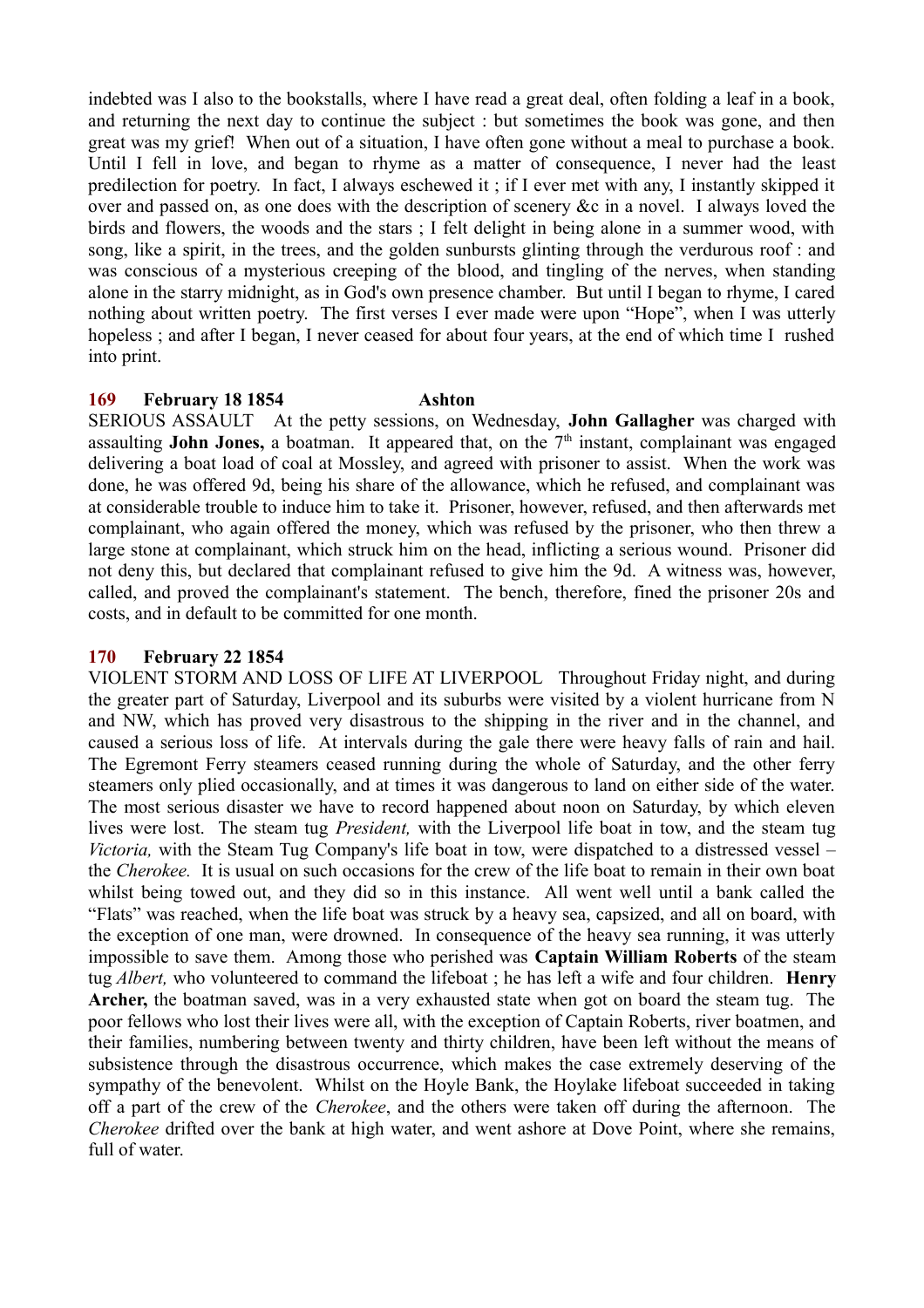indebted was I also to the bookstalls, where I have read a great deal, often folding a leaf in a book, and returning the next day to continue the subject : but sometimes the book was gone, and then great was my grief! When out of a situation, I have often gone without a meal to purchase a book. Until I fell in love, and began to rhyme as a matter of consequence, I never had the least predilection for poetry. In fact, I always eschewed it ; if I ever met with any, I instantly skipped it over and passed on, as one does with the description of scenery &c in a novel. I always loved the birds and flowers, the woods and the stars ; I felt delight in being alone in a summer wood, with song, like a spirit, in the trees, and the golden sunbursts glinting through the verdurous roof : and was conscious of a mysterious creeping of the blood, and tingling of the nerves, when standing alone in the starry midnight, as in God's own presence chamber. But until I began to rhyme, I cared nothing about written poetry. The first verses I ever made were upon "Hope", when I was utterly hopeless ; and after I began, I never ceased for about four years, at the end of which time I rushed into print.

**169 February 18 1854 Ashton**

SERIOUS ASSAULT At the petty sessions, on Wednesday, **John Gallagher** was charged with assaulting **John Jones,** a boatman. It appeared that, on the 7th instant, complainant was engaged delivering a boat load of coal at Mossley, and agreed with prisoner to assist. When the work was done, he was offered 9d, being his share of the allowance, which he refused, and complainant was at considerable trouble to induce him to take it. Prisoner, however, refused, and then afterwards met complainant, who again offered the money, which was refused by the prisoner, who then threw a large stone at complainant, which struck him on the head, inflicting a serious wound. Prisoner did not deny this, but declared that complainant refused to give him the 9d. A witness was, however, called, and proved the complainant's statement. The bench, therefore, fined the prisoner 20s and costs, and in default to be committed for one month.

**170 February 22 1854**

VIOLENT STORM AND LOSS OF LIFE AT LIVERPOOL Throughout Friday night, and during the greater part of Saturday, Liverpool and its suburbs were visited by a violent hurricane from N and NW, which has proved very disastrous to the shipping in the river and in the channel, and caused a serious loss of life. At intervals during the gale there were heavy falls of rain and hail. The Egremont Ferry steamers ceased running during the whole of Saturday, and the other ferry steamers only plied occasionally, and at times it was dangerous to land on either side of the water. The most serious disaster we have to record happened about noon on Saturday, by which eleven lives were lost. The steam tug *President,* with the Liverpool life boat in tow, and the steam tug *Victoria,* with the Steam Tug Company's life boat in tow, were dispatched to a distressed vessel – the *Cherokee.* It is usual on such occasions for the crew of the life boat to remain in their own boat whilst being towed out, and they did so in this instance. All went well until a bank called the "Flats" was reached, when the life boat was struck by a heavy sea, capsized, and all on board, with the exception of one man, were drowned. In consequence of the heavy sea running, it was utterly impossible to save them. Among those who perished was **Captain William Roberts** of the steam tug *Albert,* who volunteered to command the lifeboat ; he has left a wife and four children. **Henry Archer,** the boatman saved, was in a very exhausted state when got on board the steam tug. The poor fellows who lost their lives were all, with the exception of Captain Roberts, river boatmen, and their families, numbering between twenty and thirty children, have been left without the means of subsistence through the disastrous occurrence, which makes the case extremely deserving of the sympathy of the benevolent. Whilst on the Hoyle Bank, the Hoylake lifeboat succeeded in taking off a part of the crew of the *Cherokee*, and the others were taken off during the afternoon. The *Cherokee* drifted over the bank at high water, and went ashore at Dove Point, where she remains, full of water.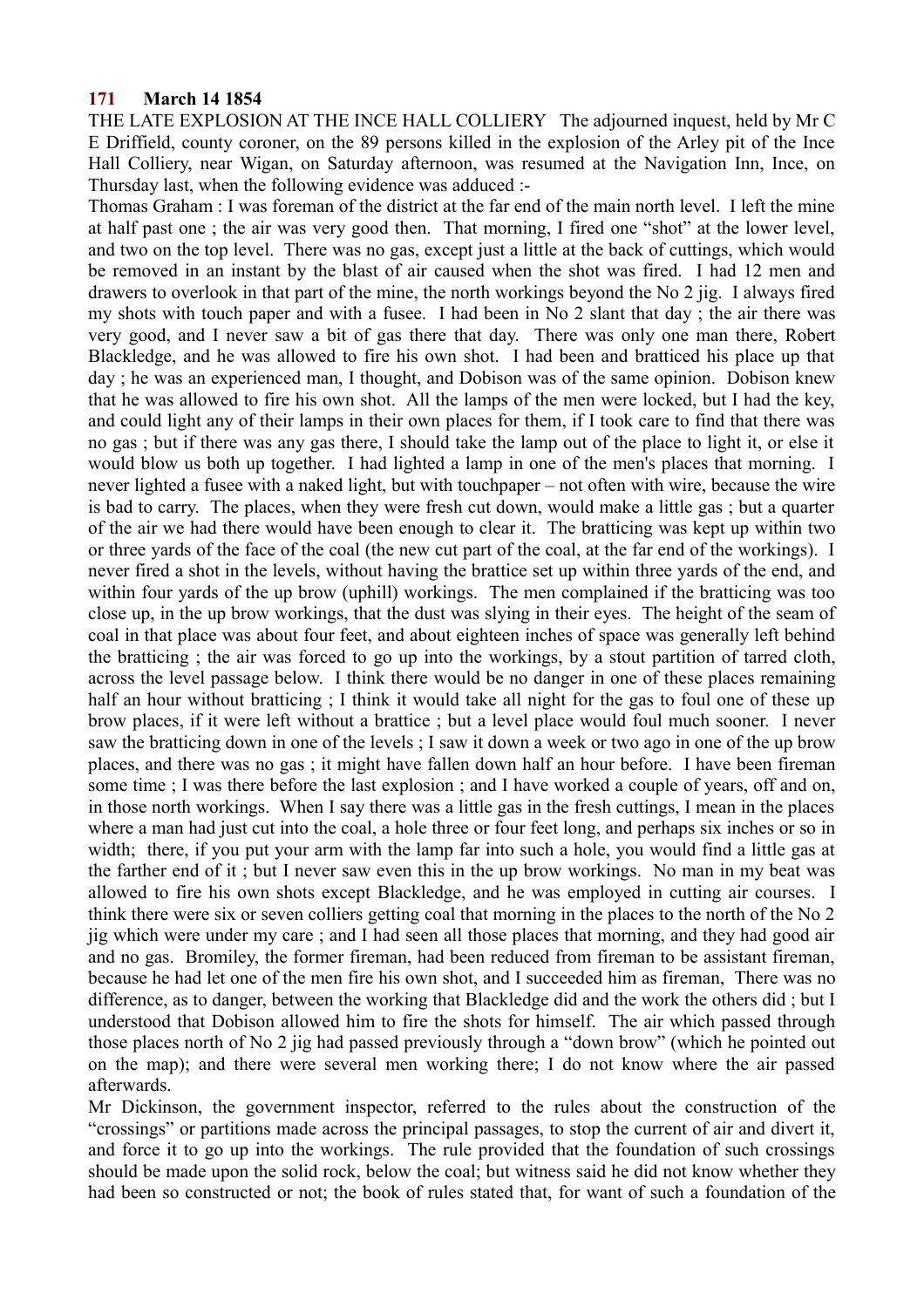**171 March 14 1854**

THE LATE EXPLOSION AT THE INCE HALL COLLIERY The adjourned inquest, held by Mr C E Driffield, county coroner, on the 89 persons killed in the explosion of the Arley pit of the Ince Hall Colliery, near Wigan, on Saturday afternoon, was resumed at the Navigation Inn, Ince, on Thursday last, when the following evidence was adduced :-

Thomas Graham : I was foreman of the district at the far end of the main north level. I left the mine at half past one ; the air was very good then. That morning, I fired one "shot" at the lower level, and two on the top level. There was no gas, except just a little at the back of cuttings, which would be removed in an instant by the blast of air caused when the shot was fired. I had 12 men and drawers to overlook in that part of the mine, the north workings beyond the No 2 jig. I always fired my shots with touch paper and with a fusee. I had been in No 2 slant that day ; the air there was very good, and I never saw a bit of gas there that day. There was only one man there, Robert Blackledge, and he was allowed to fire his own shot. I had been and bratticed his place up that day ; he was an experienced man, I thought, and Dobison was of the same opinion. Dobison knew that he was allowed to fire his own shot. All the lamps of the men were locked, but I had the key, and could light any of their lamps in their own places for them, if I took care to find that there was no gas ; but if there was any gas there, I should take the lamp out of the place to light it, or else it would blow us both up together. I had lighted a lamp in one of the men's places that morning. I never lighted a fusee with a naked light, but with touchpaper – not often with wire, because the wire is bad to carry. The places, when they were fresh cut down, would make a little gas ; but a quarter of the air we had there would have been enough to clear it. The bratticing was kept up within two or three yards of the face of the coal (the new cut part of the coal, at the far end of the workings). I never fired a shot in the levels, without having the brattice set up within three yards of the end, and within four yards of the up brow (uphill) workings. The men complained if the bratticing was too close up, in the up brow workings, that the dust was slying in their eyes. The height of the seam of coal in that place was about four feet, and about eighteen inches of space was generally left behind the bratticing ; the air was forced to go up into the workings, by a stout partition of tarred cloth, across the level passage below. I think there would be no danger in one of these places remaining half an hour without bratticing ; I think it would take all night for the gas to foul one of these up brow places, if it were left without a brattice ; but a level place would foul much sooner. I never saw the bratticing down in one of the levels ; I saw it down a week or two ago in one of the up brow places, and there was no gas ; it might have fallen down half an hour before. I have been fireman some time ; I was there before the last explosion ; and I have worked a couple of years, off and on, in those north workings. When I say there was a little gas in the fresh cuttings, I mean in the places where a man had just cut into the coal, a hole three or four feet long, and perhaps six inches or so in width; there, if you put your arm with the lamp far into such a hole, you would find a little gas at the farther end of it ; but I never saw even this in the up brow workings. No man in my beat was allowed to fire his own shots except Blackledge, and he was employed in cutting air courses. I think there were six or seven colliers getting coal that morning in the places to the north of the No 2 jig which were under my care ; and I had seen all those places that morning, and they had good air and no gas. Bromiley, the former fireman, had been reduced from fireman to be assistant fireman, because he had let one of the men fire his own shot, and I succeeded him as fireman, There was no difference, as to danger, between the working that Blackledge did and the work the others did ; but I understood that Dobison allowed him to fire the shots for himself. The air which passed through those places north of No 2 jig had passed previously through a "down brow" (which he pointed out on the map); and there were several men working there; I do not know where the air passed afterwards.

Mr Dickinson, the government inspector, referred to the rules about the construction of the "crossings" or partitions made across the principal passages, to stop the current of air and divert it, and force it to go up into the workings. The rule provided that the foundation of such crossings should be made upon the solid rock, below the coal; but witness said he did not know whether they had been so constructed or not; the book of rules stated that, for want of such a foundation of the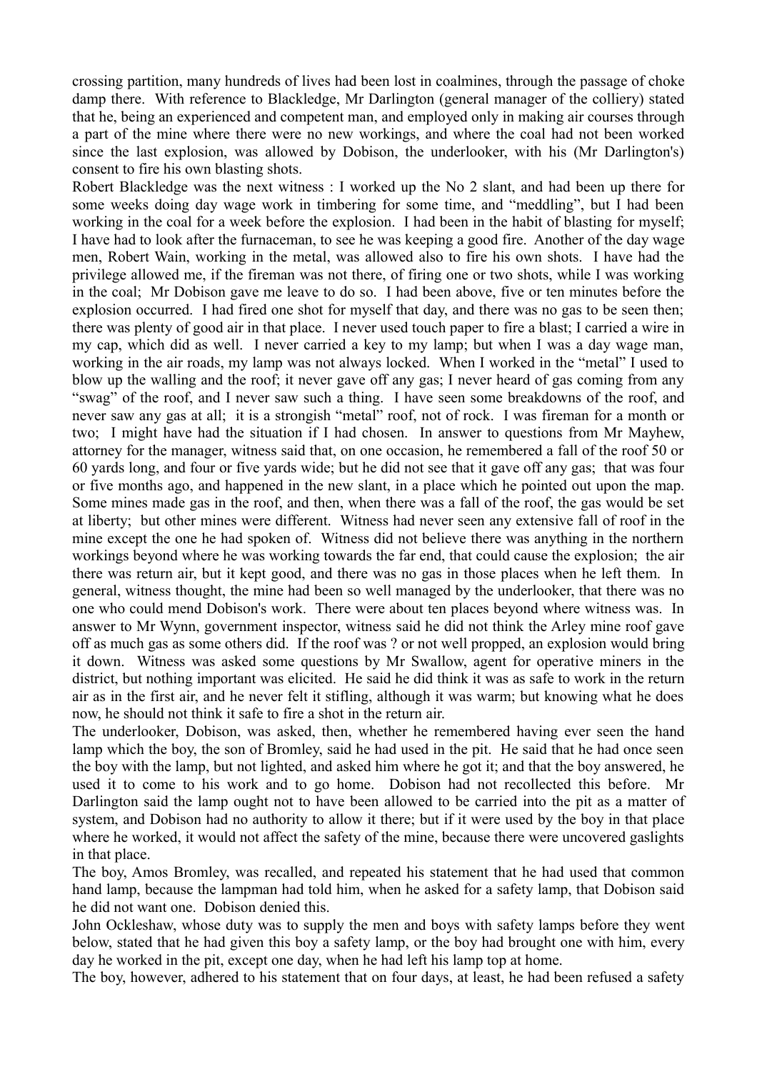crossing partition, many hundreds of lives had been lost in coalmines, through the passage of choke damp there. With reference to Blackledge, Mr Darlington (general manager of the colliery) stated that he, being an experienced and competent man, and employed only in making air courses through a part of the mine where there were no new workings, and where the coal had not been worked since the last explosion, was allowed by Dobison, the underlooker, with his (Mr Darlington's) consent to fire his own blasting shots.

Robert Blackledge was the next witness : I worked up the No 2 slant, and had been up there for some weeks doing day wage work in timbering for some time, and "meddling", but I had been working in the coal for a week before the explosion. I had been in the habit of blasting for myself; I have had to look after the furnaceman, to see he was keeping a good fire. Another of the day wage men, Robert Wain, working in the metal, was allowed also to fire his own shots. I have had the privilege allowed me, if the fireman was not there, of firing one or two shots, while I was working in the coal; Mr Dobison gave me leave to do so. I had been above, five or ten minutes before the explosion occurred. I had fired one shot for myself that day, and there was no gas to be seen then; there was plenty of good air in that place. I never used touch paper to fire a blast; I carried a wire in my cap, which did as well. I never carried a key to my lamp; but when I was a day wage man, working in the air roads, my lamp was not always locked. When I worked in the "metal" I used to blow up the walling and the roof; it never gave off any gas; I never heard of gas coming from any "swag" of the roof, and I never saw such a thing. I have seen some breakdowns of the roof, and never saw any gas at all; it is a strongish "metal" roof, not of rock. I was fireman for a month or two; I might have had the situation if I had chosen. In answer to questions from Mr Mayhew, attorney for the manager, witness said that, on one occasion, he remembered a fall of the roof 50 or 60 yards long, and four or five yards wide; but he did not see that it gave off any gas; that was four or five months ago, and happened in the new slant, in a place which he pointed out upon the map. Some mines made gas in the roof, and then, when there was a fall of the roof, the gas would be set at liberty; but other mines were different. Witness had never seen any extensive fall of roof in the mine except the one he had spoken of. Witness did not believe there was anything in the northern workings beyond where he was working towards the far end, that could cause the explosion; the air there was return air, but it kept good, and there was no gas in those places when he left them. In general, witness thought, the mine had been so well managed by the underlooker, that there was no one who could mend Dobison's work. There were about ten places beyond where witness was. In answer to Mr Wynn, government inspector, witness said he did not think the Arley mine roof gave off as much gas as some others did. If the roof was ? or not well propped, an explosion would bring it down. Witness was asked some questions by Mr Swallow, agent for operative miners in the district, but nothing important was elicited. He said he did think it was as safe to work in the return air as in the first air, and he never felt it stifling, although it was warm; but knowing what he does now, he should not think it safe to fire a shot in the return air.

The underlooker, Dobison, was asked, then, whether he remembered having ever seen the hand lamp which the boy, the son of Bromley, said he had used in the pit. He said that he had once seen the boy with the lamp, but not lighted, and asked him where he got it; and that the boy answered, he used it to come to his work and to go home. Dobison had not recollected this before. Mr Darlington said the lamp ought not to have been allowed to be carried into the pit as a matter of system, and Dobison had no authority to allow it there; but if it were used by the boy in that place where he worked, it would not affect the safety of the mine, because there were uncovered gaslights in that place.

The boy, Amos Bromley, was recalled, and repeated his statement that he had used that common hand lamp, because the lampman had told him, when he asked for a safety lamp, that Dobison said he did not want one. Dobison denied this.

John Ockleshaw, whose duty was to supply the men and boys with safety lamps before they went below, stated that he had given this boy a safety lamp, or the boy had brought one with him, every day he worked in the pit, except one day, when he had left his lamp top at home.

The boy, however, adhered to his statement that on four days, at least, he had been refused a safety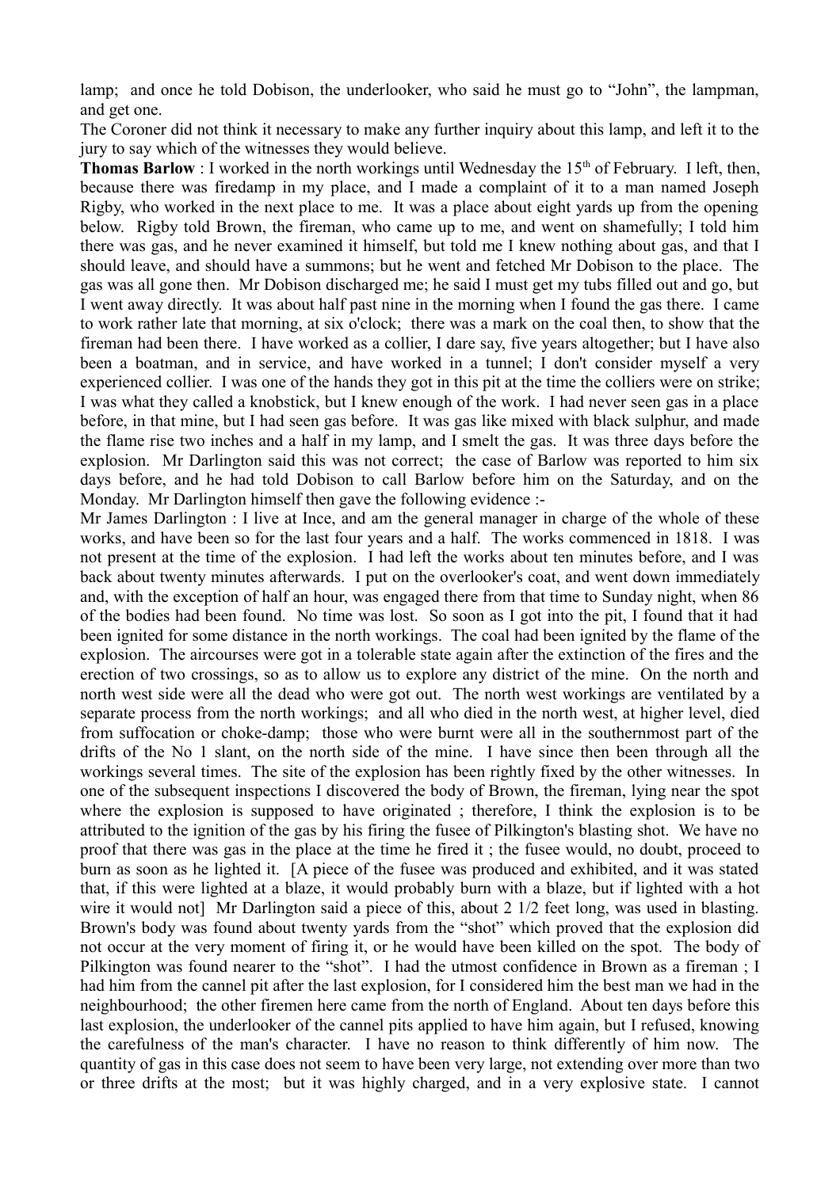lamp; and once he told Dobison, the underlooker, who said he must go to "John", the lampman, and get one.

The Coroner did not think it necessary to make any further inquiry about this lamp, and left it to the jury to say which of the witnesses they would believe.

**Thomas Barlow** : I worked in the north workings until Wednesday the 15th of February. I left, then, because there was firedamp in my place, and I made a complaint of it to a man named Joseph Rigby, who worked in the next place to me. It was a place about eight yards up from the opening below. Rigby told Brown, the fireman, who came up to me, and went on shamefully; I told him there was gas, and he never examined it himself, but told me I knew nothing about gas, and that I should leave, and should have a summons; but he went and fetched Mr Dobison to the place. The gas was all gone then. Mr Dobison discharged me; he said I must get my tubs filled out and go, but I went away directly. It was about half past nine in the morning when I found the gas there. I came to work rather late that morning, at six o'clock; there was a mark on the coal then, to show that the fireman had been there. I have worked as a collier, I dare say, five years altogether; but I have also been a boatman, and in service, and have worked in a tunnel; I don't consider myself a very experienced collier. I was one of the hands they got in this pit at the time the colliers were on strike; I was what they called a knobstick, but I knew enough of the work. I had never seen gas in a place before, in that mine, but I had seen gas before. It was gas like mixed with black sulphur, and made the flame rise two inches and a half in my lamp, and I smelt the gas. It was three days before the explosion. Mr Darlington said this was not correct; the case of Barlow was reported to him six days before, and he had told Dobison to call Barlow before him on the Saturday, and on the Monday. Mr Darlington himself then gave the following evidence :-

Mr James Darlington : I live at Ince, and am the general manager in charge of the whole of these works, and have been so for the last four years and a half. The works commenced in 1818. I was not present at the time of the explosion. I had left the works about ten minutes before, and I was back about twenty minutes afterwards. I put on the overlooker's coat, and went down immediately and, with the exception of half an hour, was engaged there from that time to Sunday night, when 86 of the bodies had been found. No time was lost. So soon as I got into the pit, I found that it had been ignited for some distance in the north workings. The coal had been ignited by the flame of the explosion. The aircourses were got in a tolerable state again after the extinction of the fires and the erection of two crossings, so as to allow us to explore any district of the mine. On the north and north west side were all the dead who were got out. The north west workings are ventilated by a separate process from the north workings; and all who died in the north west, at higher level, died from suffocation or choke-damp; those who were burnt were all in the southernmost part of the drifts of the No 1 slant, on the north side of the mine. I have since then been through all the workings several times. The site of the explosion has been rightly fixed by the other witnesses. In one of the subsequent inspections I discovered the body of Brown, the fireman, lying near the spot where the explosion is supposed to have originated ; therefore, I think the explosion is to be attributed to the ignition of the gas by his firing the fusee of Pilkington's blasting shot. We have no proof that there was gas in the place at the time he fired it ; the fusee would, no doubt, proceed to burn as soon as he lighted it. [A piece of the fusee was produced and exhibited, and it was stated that, if this were lighted at a blaze, it would probably burn with a blaze, but if lighted with a hot wire it would not] Mr Darlington said a piece of this, about 2 1/2 feet long, was used in blasting. Brown's body was found about twenty yards from the "shot" which proved that the explosion did not occur at the very moment of firing it, or he would have been killed on the spot. The body of Pilkington was found nearer to the "shot". I had the utmost confidence in Brown as a fireman ; I had him from the cannel pit after the last explosion, for I considered him the best man we had in the neighbourhood; the other firemen here came from the north of England. About ten days before this last explosion, the underlooker of the cannel pits applied to have him again, but I refused, knowing the carefulness of the man's character. I have no reason to think differently of him now. The quantity of gas in this case does not seem to have been very large, not extending over more than two or three drifts at the most; but it was highly charged, and in a very explosive state. I cannot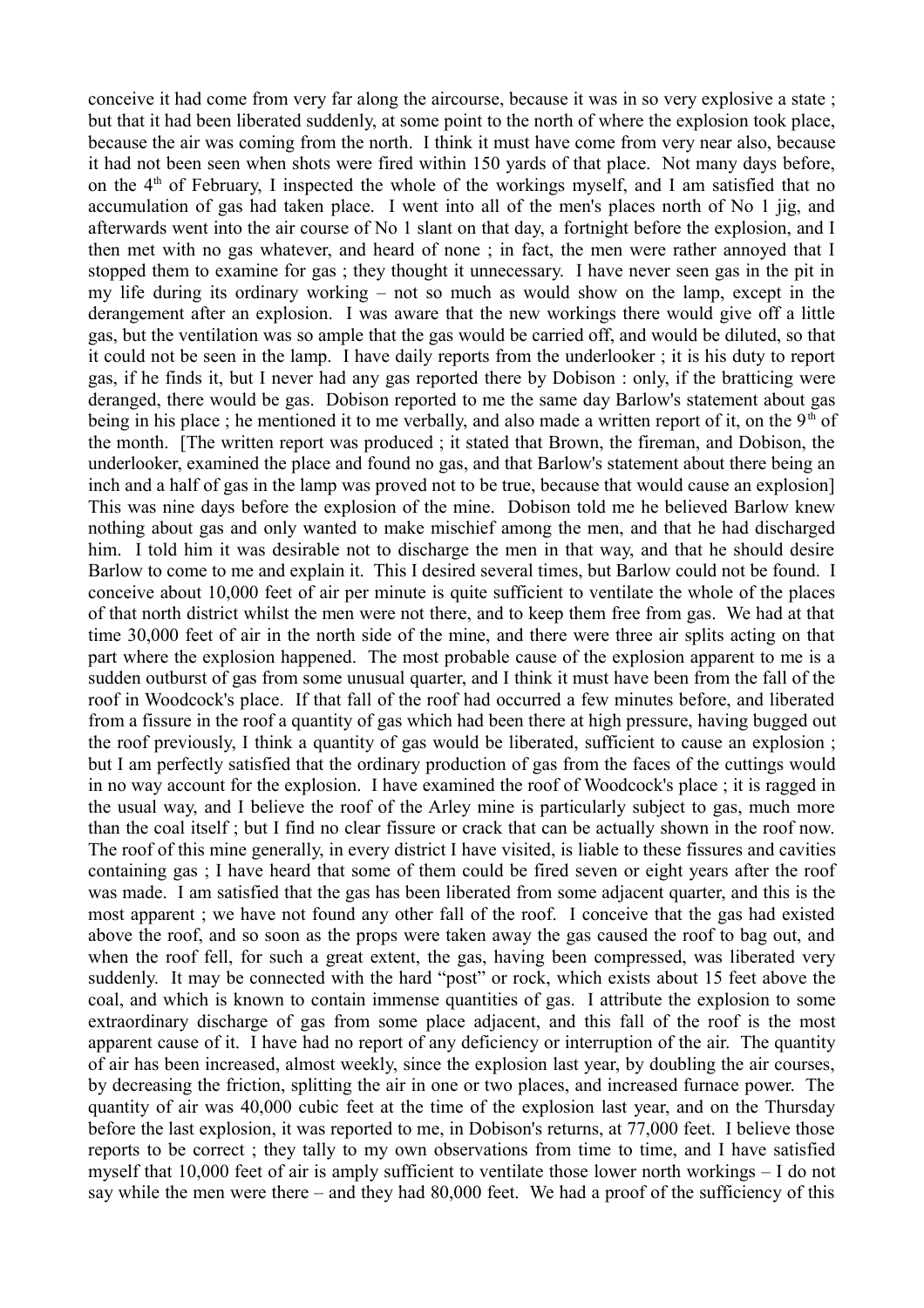conceive it had come from very far along the aircourse, because it was in so very explosive a state ; but that it had been liberated suddenly, at some point to the north of where the explosion took place, because the air was coming from the north. I think it must have come from very near also, because it had not been seen when shots were fired within 150 yards of that place. Not many days before, on the 4th of February, I inspected the whole of the workings myself, and I am satisfied that no accumulation of gas had taken place. I went into all of the men's places north of No 1 jig, and afterwards went into the air course of No 1 slant on that day, a fortnight before the explosion, and I then met with no gas whatever, and heard of none ; in fact, the men were rather annoyed that I stopped them to examine for gas ; they thought it unnecessary. I have never seen gas in the pit in my life during its ordinary working – not so much as would show on the lamp, except in the derangement after an explosion. I was aware that the new workings there would give off a little gas, but the ventilation was so ample that the gas would be carried off, and would be diluted, so that it could not be seen in the lamp. I have daily reports from the underlooker ; it is his duty to report gas, if he finds it, but I never had any gas reported there by Dobison : only, if the bratticing were deranged, there would be gas. Dobison reported to me the same day Barlow's statement about gas being in his place ; he mentioned it to me verbally, and also made a written report of it, on the 9th of the month. [The written report was produced ; it stated that Brown, the fireman, and Dobison, the underlooker, examined the place and found no gas, and that Barlow's statement about there being an inch and a half of gas in the lamp was proved not to be true, because that would cause an explosion] This was nine days before the explosion of the mine. Dobison told me he believed Barlow knew nothing about gas and only wanted to make mischief among the men, and that he had discharged him. I told him it was desirable not to discharge the men in that way, and that he should desire Barlow to come to me and explain it. This I desired several times, but Barlow could not be found. I conceive about 10,000 feet of air per minute is quite sufficient to ventilate the whole of the places of that north district whilst the men were not there, and to keep them free from gas. We had at that time 30,000 feet of air in the north side of the mine, and there were three air splits acting on that part where the explosion happened. The most probable cause of the explosion apparent to me is a sudden outburst of gas from some unusual quarter, and I think it must have been from the fall of the roof in Woodcock's place. If that fall of the roof had occurred a few minutes before, and liberated from a fissure in the roof a quantity of gas which had been there at high pressure, having bugged out the roof previously, I think a quantity of gas would be liberated, sufficient to cause an explosion ; but I am perfectly satisfied that the ordinary production of gas from the faces of the cuttings would in no way account for the explosion. I have examined the roof of Woodcock's place ; it is ragged in the usual way, and I believe the roof of the Arley mine is particularly subject to gas, much more than the coal itself ; but I find no clear fissure or crack that can be actually shown in the roof now. The roof of this mine generally, in every district I have visited, is liable to these fissures and cavities containing gas ; I have heard that some of them could be fired seven or eight years after the roof was made. I am satisfied that the gas has been liberated from some adjacent quarter, and this is the most apparent ; we have not found any other fall of the roof. I conceive that the gas had existed above the roof, and so soon as the props were taken away the gas caused the roof to bag out, and when the roof fell, for such a great extent, the gas, having been compressed, was liberated very suddenly. It may be connected with the hard "post" or rock, which exists about 15 feet above the coal, and which is known to contain immense quantities of gas. I attribute the explosion to some extraordinary discharge of gas from some place adjacent, and this fall of the roof is the most apparent cause of it. I have had no report of any deficiency or interruption of the air. The quantity of air has been increased, almost weekly, since the explosion last year, by doubling the air courses, by decreasing the friction, splitting the air in one or two places, and increased furnace power. The quantity of air was 40,000 cubic feet at the time of the explosion last year, and on the Thursday before the last explosion, it was reported to me, in Dobison's returns, at 77,000 feet. I believe those reports to be correct ; they tally to my own observations from time to time, and I have satisfied myself that 10,000 feet of air is amply sufficient to ventilate those lower north workings – I do not say while the men were there – and they had 80,000 feet. We had a proof of the sufficiency of this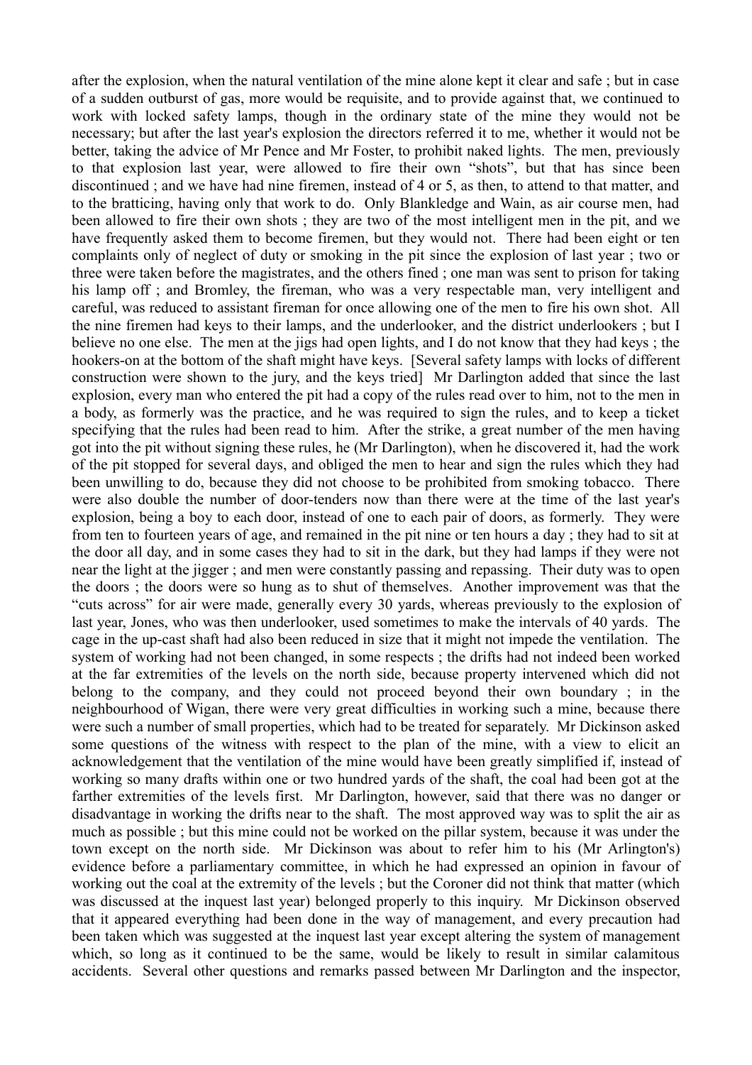after the explosion, when the natural ventilation of the mine alone kept it clear and safe ; but in case of a sudden outburst of gas, more would be requisite, and to provide against that, we continued to work with locked safety lamps, though in the ordinary state of the mine they would not be necessary; but after the last year's explosion the directors referred it to me, whether it would not be better, taking the advice of Mr Pence and Mr Foster, to prohibit naked lights. The men, previously to that explosion last year, were allowed to fire their own "shots", but that has since been discontinued ; and we have had nine firemen, instead of 4 or 5, as then, to attend to that matter, and to the bratticing, having only that work to do. Only Blankledge and Wain, as air course men, had been allowed to fire their own shots ; they are two of the most intelligent men in the pit, and we have frequently asked them to become firemen, but they would not. There had been eight or ten complaints only of neglect of duty or smoking in the pit since the explosion of last year ; two or three were taken before the magistrates, and the others fined ; one man was sent to prison for taking his lamp off ; and Bromley, the fireman, who was a very respectable man, very intelligent and careful, was reduced to assistant fireman for once allowing one of the men to fire his own shot. All the nine firemen had keys to their lamps, and the underlooker, and the district underlookers ; but I believe no one else. The men at the jigs had open lights, and I do not know that they had keys ; the hookers-on at the bottom of the shaft might have keys. [Several safety lamps with locks of different construction were shown to the jury, and the keys tried] Mr Darlington added that since the last explosion, every man who entered the pit had a copy of the rules read over to him, not to the men in a body, as formerly was the practice, and he was required to sign the rules, and to keep a ticket specifying that the rules had been read to him. After the strike, a great number of the men having got into the pit without signing these rules, he (Mr Darlington), when he discovered it, had the work of the pit stopped for several days, and obliged the men to hear and sign the rules which they had been unwilling to do, because they did not choose to be prohibited from smoking tobacco. There were also double the number of door-tenders now than there were at the time of the last year's explosion, being a boy to each door, instead of one to each pair of doors, as formerly. They were from ten to fourteen years of age, and remained in the pit nine or ten hours a day ; they had to sit at the door all day, and in some cases they had to sit in the dark, but they had lamps if they were not near the light at the jigger ; and men were constantly passing and repassing. Their duty was to open the doors ; the doors were so hung as to shut of themselves. Another improvement was that the "cuts across" for air were made, generally every 30 yards, whereas previously to the explosion of last year, Jones, who was then underlooker, used sometimes to make the intervals of 40 yards. The cage in the up-cast shaft had also been reduced in size that it might not impede the ventilation. The system of working had not been changed, in some respects ; the drifts had not indeed been worked at the far extremities of the levels on the north side, because property intervened which did not belong to the company, and they could not proceed beyond their own boundary ; in the neighbourhood of Wigan, there were very great difficulties in working such a mine, because there were such a number of small properties, which had to be treated for separately. Mr Dickinson asked some questions of the witness with respect to the plan of the mine, with a view to elicit an acknowledgement that the ventilation of the mine would have been greatly simplified if, instead of working so many drafts within one or two hundred yards of the shaft, the coal had been got at the farther extremities of the levels first. Mr Darlington, however, said that there was no danger or disadvantage in working the drifts near to the shaft. The most approved way was to split the air as much as possible ; but this mine could not be worked on the pillar system, because it was under the town except on the north side. Mr Dickinson was about to refer him to his (Mr Arlington's) evidence before a parliamentary committee, in which he had expressed an opinion in favour of working out the coal at the extremity of the levels ; but the Coroner did not think that matter (which was discussed at the inquest last year) belonged properly to this inquiry. Mr Dickinson observed that it appeared everything had been done in the way of management, and every precaution had been taken which was suggested at the inquest last year except altering the system of management which, so long as it continued to be the same, would be likely to result in similar calamitous accidents. Several other questions and remarks passed between Mr Darlington and the inspector,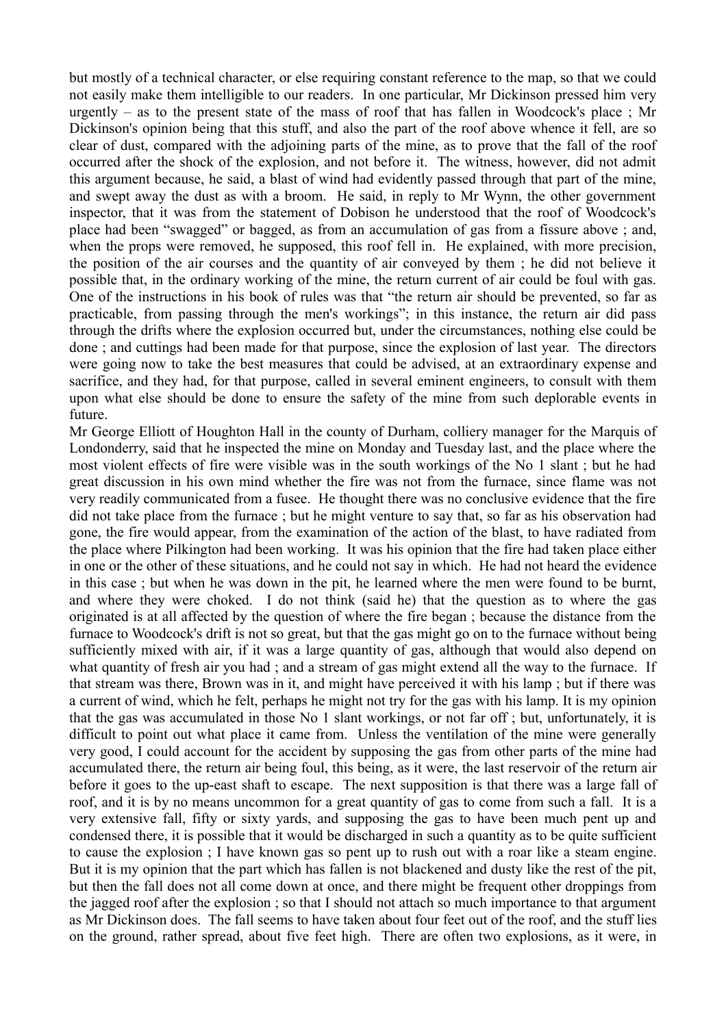but mostly of a technical character, or else requiring constant reference to the map, so that we could not easily make them intelligible to our readers. In one particular, Mr Dickinson pressed him very urgently – as to the present state of the mass of roof that has fallen in Woodcock's place ; Mr Dickinson's opinion being that this stuff, and also the part of the roof above whence it fell, are so clear of dust, compared with the adjoining parts of the mine, as to prove that the fall of the roof occurred after the shock of the explosion, and not before it. The witness, however, did not admit this argument because, he said, a blast of wind had evidently passed through that part of the mine, and swept away the dust as with a broom. He said, in reply to Mr Wynn, the other government inspector, that it was from the statement of Dobison he understood that the roof of Woodcock's place had been "swagged" or bagged, as from an accumulation of gas from a fissure above ; and, when the props were removed, he supposed, this roof fell in. He explained, with more precision, the position of the air courses and the quantity of air conveyed by them ; he did not believe it possible that, in the ordinary working of the mine, the return current of air could be foul with gas. One of the instructions in his book of rules was that "the return air should be prevented, so far as practicable, from passing through the men's workings"; in this instance, the return air did pass through the drifts where the explosion occurred but, under the circumstances, nothing else could be done ; and cuttings had been made for that purpose, since the explosion of last year. The directors were going now to take the best measures that could be advised, at an extraordinary expense and sacrifice, and they had, for that purpose, called in several eminent engineers, to consult with them upon what else should be done to ensure the safety of the mine from such deplorable events in future.

Mr George Elliott of Houghton Hall in the county of Durham, colliery manager for the Marquis of Londonderry, said that he inspected the mine on Monday and Tuesday last, and the place where the most violent effects of fire were visible was in the south workings of the No 1 slant ; but he had great discussion in his own mind whether the fire was not from the furnace, since flame was not very readily communicated from a fusee. He thought there was no conclusive evidence that the fire did not take place from the furnace ; but he might venture to say that, so far as his observation had gone, the fire would appear, from the examination of the action of the blast, to have radiated from the place where Pilkington had been working. It was his opinion that the fire had taken place either in one or the other of these situations, and he could not say in which. He had not heard the evidence in this case ; but when he was down in the pit, he learned where the men were found to be burnt, and where they were choked. I do not think (said he) that the question as to where the gas originated is at all affected by the question of where the fire began ; because the distance from the furnace to Woodcock's drift is not so great, but that the gas might go on to the furnace without being sufficiently mixed with air, if it was a large quantity of gas, although that would also depend on what quantity of fresh air you had ; and a stream of gas might extend all the way to the furnace. If that stream was there, Brown was in it, and might have perceived it with his lamp ; but if there was a current of wind, which he felt, perhaps he might not try for the gas with his lamp. It is my opinion that the gas was accumulated in those No 1 slant workings, or not far off ; but, unfortunately, it is difficult to point out what place it came from. Unless the ventilation of the mine were generally very good, I could account for the accident by supposing the gas from other parts of the mine had accumulated there, the return air being foul, this being, as it were, the last reservoir of the return air before it goes to the up-east shaft to escape. The next supposition is that there was a large fall of roof, and it is by no means uncommon for a great quantity of gas to come from such a fall. It is a very extensive fall, fifty or sixty yards, and supposing the gas to have been much pent up and condensed there, it is possible that it would be discharged in such a quantity as to be quite sufficient to cause the explosion ; I have known gas so pent up to rush out with a roar like a steam engine. But it is my opinion that the part which has fallen is not blackened and dusty like the rest of the pit, but then the fall does not all come down at once, and there might be frequent other droppings from the jagged roof after the explosion ; so that I should not attach so much importance to that argument as Mr Dickinson does. The fall seems to have taken about four feet out of the roof, and the stuff lies on the ground, rather spread, about five feet high. There are often two explosions, as it were, in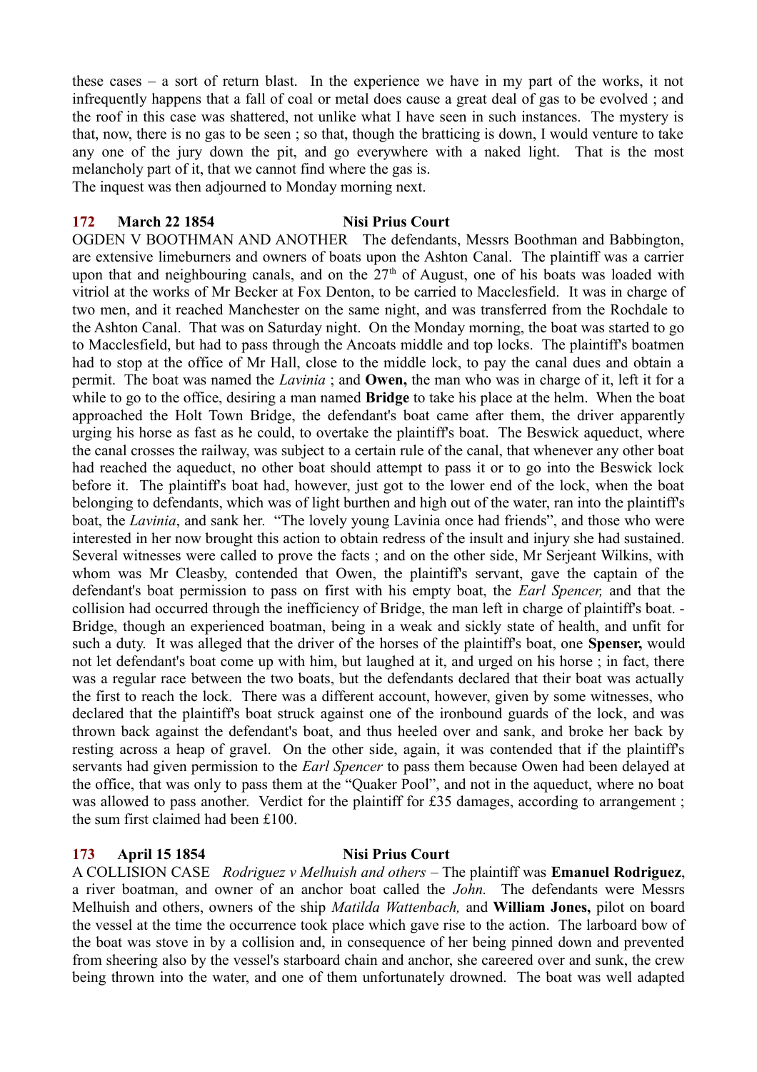these cases – a sort of return blast. In the experience we have in my part of the works, it not infrequently happens that a fall of coal or metal does cause a great deal of gas to be evolved ; and the roof in this case was shattered, not unlike what I have seen in such instances. The mystery is that, now, there is no gas to be seen ; so that, though the bratticing is down, I would venture to take any one of the jury down the pit, and go everywhere with a naked light. That is the most melancholy part of it, that we cannot find where the gas is.
The inquest was then adjourned to Monday morning next.

### 172 March 22 1854 Nisi Prius Court

OGDEN V BOOTHMAN AND ANOTHER The defendants, Messrs Boothman and Babbington, are extensive limeburners and owners of boats upon the Ashton Canal. The plaintiff was a carrier upon that and neighbouring canals, and on the 27th of August, one of his boats was loaded with vitriol at the works of Mr Becker at Fox Denton, to be carried to Macclesfield. It was in charge of two men, and it reached Manchester on the same night, and was transferred from the Rochdale to the Ashton Canal. That was on Saturday night. On the Monday morning, the boat was started to go to Macclesfield, but had to pass through the Ancoats middle and top locks. The plaintiff's boatmen had to stop at the office of Mr Hall, close to the middle lock, to pay the canal dues and obtain a permit. The boat was named the *Lavinia* ; and **Owen,** the man who was in charge of it, left it for a while to go to the office, desiring a man named **Bridge** to take his place at the helm. When the boat approached the Holt Town Bridge, the defendant's boat came after them, the driver apparently urging his horse as fast as he could, to overtake the plaintiff's boat. The Beswick aqueduct, where the canal crosses the railway, was subject to a certain rule of the canal, that whenever any other boat had reached the aqueduct, no other boat should attempt to pass it or to go into the Beswick lock before it. The plaintiff's boat had, however, just got to the lower end of the lock, when the boat belonging to defendants, which was of light burthen and high out of the water, ran into the plaintiff's boat, the *Lavinia*, and sank her. "The lovely young Lavinia once had friends", and those who were interested in her now brought this action to obtain redress of the insult and injury she had sustained. Several witnesses were called to prove the facts ; and on the other side, Mr Serjeant Wilkins, with whom was Mr Cleasby, contended that Owen, the plaintiff's servant, gave the captain of the defendant's boat permission to pass on first with his empty boat, the *Earl Spencer,* and that the collision had occurred through the inefficiency of Bridge, the man left in charge of plaintiff's boat. - Bridge, though an experienced boatman, being in a weak and sickly state of health, and unfit for such a duty. It was alleged that the driver of the horses of the plaintiff's boat, one **Spenser,** would not let defendant's boat come up with him, but laughed at it, and urged on his horse ; in fact, there was a regular race between the two boats, but the defendants declared that their boat was actually the first to reach the lock. There was a different account, however, given by some witnesses, who declared that the plaintiff's boat struck against one of the ironbound guards of the lock, and was thrown back against the defendant's boat, and thus heeled over and sank, and broke her back by resting across a heap of gravel. On the other side, again, it was contended that if the plaintiff's servants had given permission to the *Earl Spencer* to pass them because Owen had been delayed at the office, that was only to pass them at the "Quaker Pool", and not in the aqueduct, where no boat was allowed to pass another. Verdict for the plaintiff for £35 damages, according to arrangement ; the sum first claimed had been £100.

### 173 April 15 1854 Nisi Prius Court

A COLLISION CASE *Rodriguez v Melhuish and others* – The plaintiff was **Emanuel Rodriguez**, a river boatman, and owner of an anchor boat called the *John.* The defendants were Messrs Melhuish and others, owners of the ship *Matilda Wattenbach,* and **William Jones,** pilot on board the vessel at the time the occurrence took place which gave rise to the action. The larboard bow of the boat was stove in by a collision and, in consequence of her being pinned down and prevented from sheering also by the vessel's starboard chain and anchor, she careered over and sunk, the crew being thrown into the water, and one of them unfortunately drowned. The boat was well adapted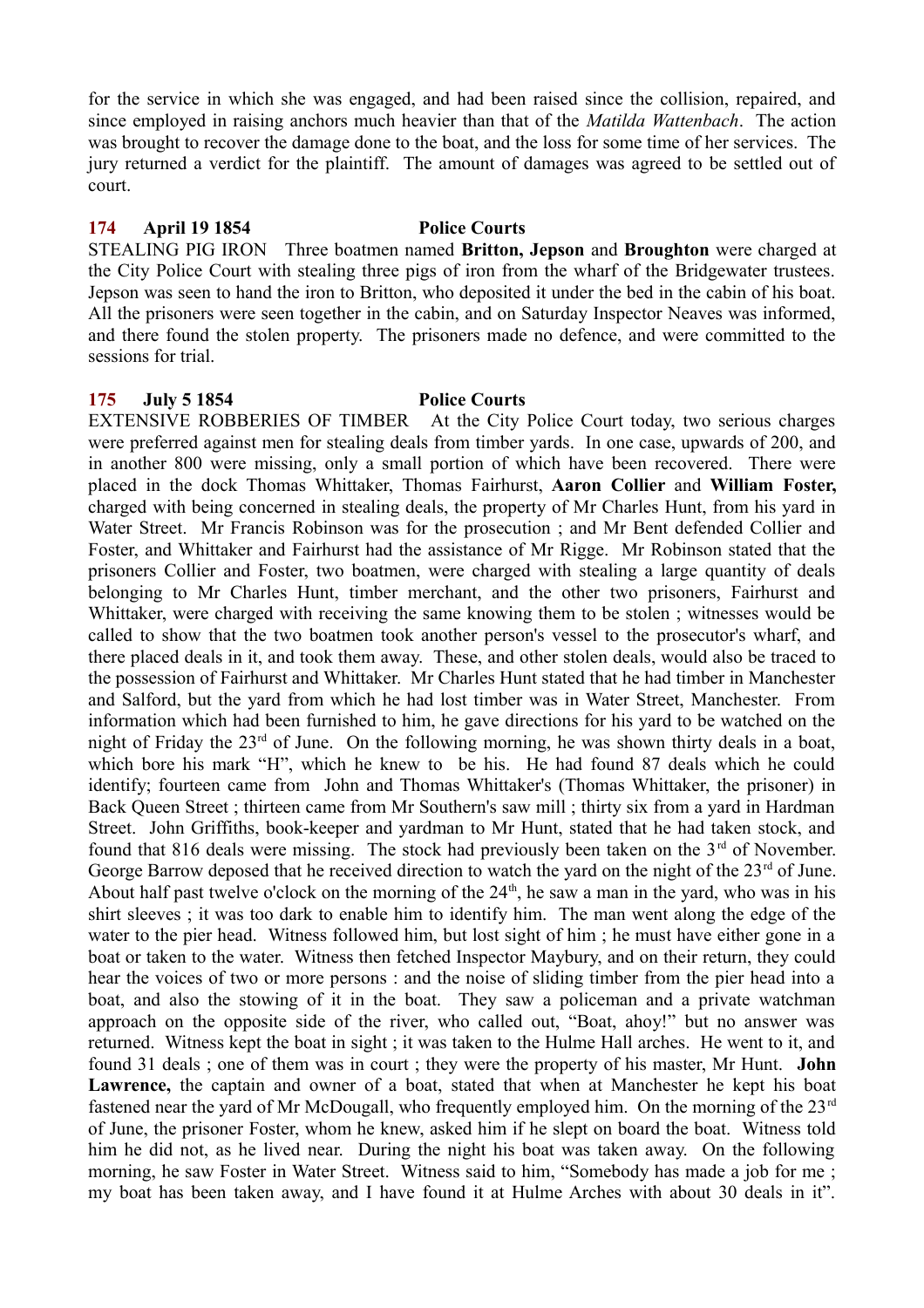for the service in which she was engaged, and had been raised since the collision, repaired, and since employed in raising anchors much heavier than that of the *Matilda Wattenbach*. The action was brought to recover the damage done to the boat, and the loss for some time of her services. The jury returned a verdict for the plaintiff. The amount of damages was agreed to be settled out of court.

**174 April 19 1854 Police Courts**

STEALING PIG IRON Three boatmen named **Britton, Jepson** and **Broughton** were charged at the City Police Court with stealing three pigs of iron from the wharf of the Bridgewater trustees. Jepson was seen to hand the iron to Britton, who deposited it under the bed in the cabin of his boat. All the prisoners were seen together in the cabin, and on Saturday Inspector Neaves was informed, and there found the stolen property. The prisoners made no defence, and were committed to the sessions for trial.

**175 July 5 1854 Police Courts**

EXTENSIVE ROBBERIES OF TIMBER At the City Police Court today, two serious charges were preferred against men for stealing deals from timber yards. In one case, upwards of 200, and in another 800 were missing, only a small portion of which have been recovered. There were placed in the dock Thomas Whittaker, Thomas Fairhurst, **Aaron Collier** and **William Foster,** charged with being concerned in stealing deals, the property of Mr Charles Hunt, from his yard in Water Street. Mr Francis Robinson was for the prosecution ; and Mr Bent defended Collier and Foster, and Whittaker and Fairhurst had the assistance of Mr Rigge. Mr Robinson stated that the prisoners Collier and Foster, two boatmen, were charged with stealing a large quantity of deals belonging to Mr Charles Hunt, timber merchant, and the other two prisoners, Fairhurst and Whittaker, were charged with receiving the same knowing them to be stolen ; witnesses would be called to show that the two boatmen took another person's vessel to the prosecutor's wharf, and there placed deals in it, and took them away. These, and other stolen deals, would also be traced to the possession of Fairhurst and Whittaker. Mr Charles Hunt stated that he had timber in Manchester and Salford, but the yard from which he had lost timber was in Water Street, Manchester. From information which had been furnished to him, he gave directions for his yard to be watched on the night of Friday the 23rd of June. On the following morning, he was shown thirty deals in a boat, which bore his mark "H", which he knew to be his. He had found 87 deals which he could identify; fourteen came from John and Thomas Whittaker's (Thomas Whittaker, the prisoner) in Back Queen Street ; thirteen came from Mr Southern's saw mill ; thirty six from a yard in Hardman Street. John Griffiths, book-keeper and yardman to Mr Hunt, stated that he had taken stock, and found that 816 deals were missing. The stock had previously been taken on the 3rd of November. George Barrow deposed that he received direction to watch the yard on the night of the 23rd of June. About half past twelve o'clock on the morning of the 24th, he saw a man in the yard, who was in his shirt sleeves ; it was too dark to enable him to identify him. The man went along the edge of the water to the pier head. Witness followed him, but lost sight of him ; he must have either gone in a boat or taken to the water. Witness then fetched Inspector Maybury, and on their return, they could hear the voices of two or more persons : and the noise of sliding timber from the pier head into a boat, and also the stowing of it in the boat. They saw a policeman and a private watchman approach on the opposite side of the river, who called out, "Boat, ahoy!" but no answer was returned. Witness kept the boat in sight ; it was taken to the Hulme Hall arches. He went to it, and found 31 deals ; one of them was in court ; they were the property of his master, Mr Hunt. **John Lawrence,** the captain and owner of a boat, stated that when at Manchester he kept his boat fastened near the yard of Mr McDougall, who frequently employed him. On the morning of the 23rd of June, the prisoner Foster, whom he knew, asked him if he slept on board the boat. Witness told him he did not, as he lived near. During the night his boat was taken away. On the following morning, he saw Foster in Water Street. Witness said to him, "Somebody has made a job for me ; my boat has been taken away, and I have found it at Hulme Arches with about 30 deals in it".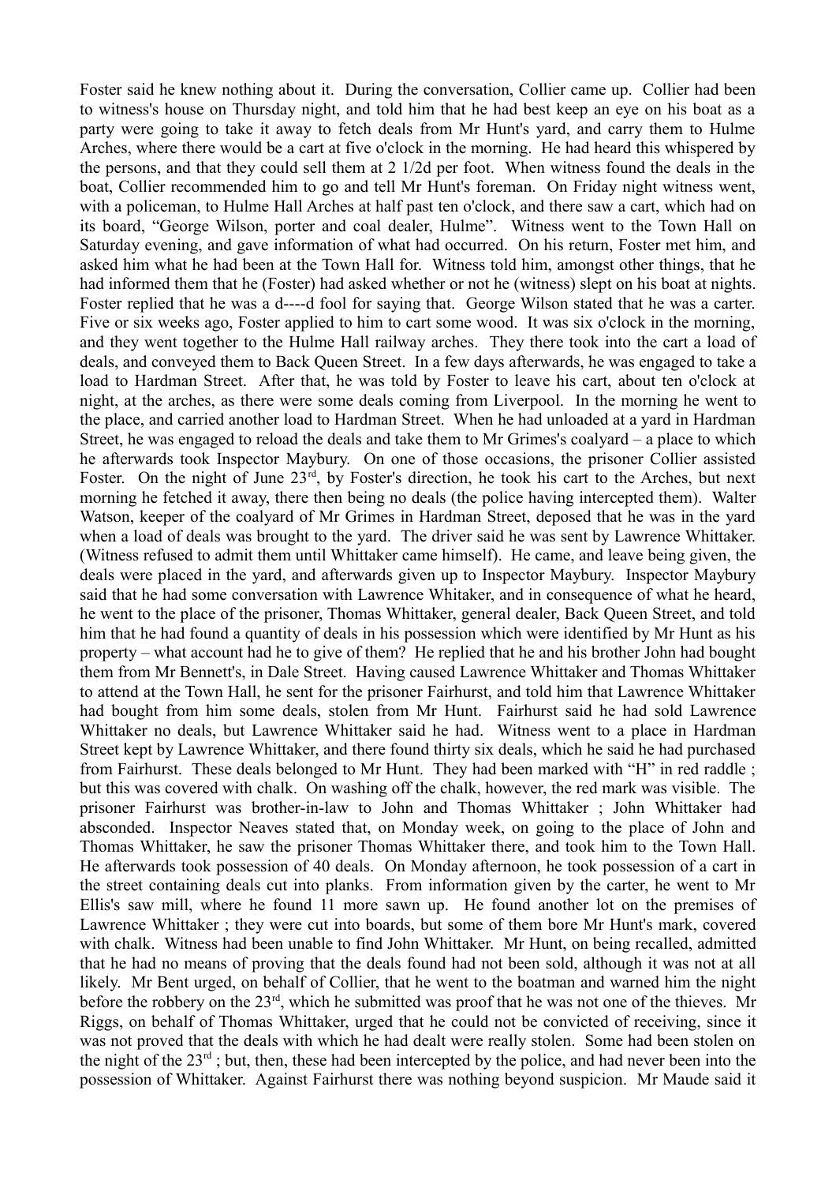Foster said he knew nothing about it. During the conversation, Collier came up. Collier had been to witness's house on Thursday night, and told him that he had best keep an eye on his boat as a party were going to take it away to fetch deals from Mr Hunt's yard, and carry them to Hulme Arches, where there would be a cart at five o'clock in the morning. He had heard this whispered by the persons, and that they could sell them at 2 1/2d per foot. When witness found the deals in the boat, Collier recommended him to go and tell Mr Hunt's foreman. On Friday night witness went, with a policeman, to Hulme Hall Arches at half past ten o'clock, and there saw a cart, which had on its board, "George Wilson, porter and coal dealer, Hulme". Witness went to the Town Hall on Saturday evening, and gave information of what had occurred. On his return, Foster met him, and asked him what he had been at the Town Hall for. Witness told him, amongst other things, that he had informed them that he (Foster) had asked whether or not he (witness) slept on his boat at nights. Foster replied that he was a d----d fool for saying that. George Wilson stated that he was a carter. Five or six weeks ago, Foster applied to him to cart some wood. It was six o'clock in the morning, and they went together to the Hulme Hall railway arches. They there took into the cart a load of deals, and conveyed them to Back Queen Street. In a few days afterwards, he was engaged to take a load to Hardman Street. After that, he was told by Foster to leave his cart, about ten o'clock at night, at the arches, as there were some deals coming from Liverpool. In the morning he went to the place, and carried another load to Hardman Street. When he had unloaded at a yard in Hardman Street, he was engaged to reload the deals and take them to Mr Grimes's coalyard – a place to which he afterwards took Inspector Maybury. On one of those occasions, the prisoner Collier assisted Foster. On the night of June 23rd, by Foster's direction, he took his cart to the Arches, but next morning he fetched it away, there then being no deals (the police having intercepted them). Walter Watson, keeper of the coalyard of Mr Grimes in Hardman Street, deposed that he was in the yard when a load of deals was brought to the yard. The driver said he was sent by Lawrence Whittaker. (Witness refused to admit them until Whittaker came himself). He came, and leave being given, the deals were placed in the yard, and afterwards given up to Inspector Maybury. Inspector Maybury said that he had some conversation with Lawrence Whitaker, and in consequence of what he heard, he went to the place of the prisoner, Thomas Whittaker, general dealer, Back Queen Street, and told him that he had found a quantity of deals in his possession which were identified by Mr Hunt as his property – what account had he to give of them? He replied that he and his brother John had bought them from Mr Bennett's, in Dale Street. Having caused Lawrence Whittaker and Thomas Whittaker to attend at the Town Hall, he sent for the prisoner Fairhurst, and told him that Lawrence Whittaker had bought from him some deals, stolen from Mr Hunt. Fairhurst said he had sold Lawrence Whittaker no deals, but Lawrence Whittaker said he had. Witness went to a place in Hardman Street kept by Lawrence Whittaker, and there found thirty six deals, which he said he had purchased from Fairhurst. These deals belonged to Mr Hunt. They had been marked with "H" in red raddle ; but this was covered with chalk. On washing off the chalk, however, the red mark was visible. The prisoner Fairhurst was brother-in-law to John and Thomas Whittaker ; John Whittaker had absconded. Inspector Neaves stated that, on Monday week, on going to the place of John and Thomas Whittaker, he saw the prisoner Thomas Whittaker there, and took him to the Town Hall. He afterwards took possession of 40 deals. On Monday afternoon, he took possession of a cart in the street containing deals cut into planks. From information given by the carter, he went to Mr Ellis's saw mill, where he found 11 more sawn up. He found another lot on the premises of Lawrence Whittaker ; they were cut into boards, but some of them bore Mr Hunt's mark, covered with chalk. Witness had been unable to find John Whittaker. Mr Hunt, on being recalled, admitted that he had no means of proving that the deals found had not been sold, although it was not at all likely. Mr Bent urged, on behalf of Collier, that he went to the boatman and warned him the night before the robbery on the 23rd, which he submitted was proof that he was not one of the thieves. Mr Riggs, on behalf of Thomas Whittaker, urged that he could not be convicted of receiving, since it was not proved that the deals with which he had dealt were really stolen. Some had been stolen on the night of the 23rd ; but, then, these had been intercepted by the police, and had never been into the possession of Whittaker. Against Fairhurst there was nothing beyond suspicion. Mr Maude said it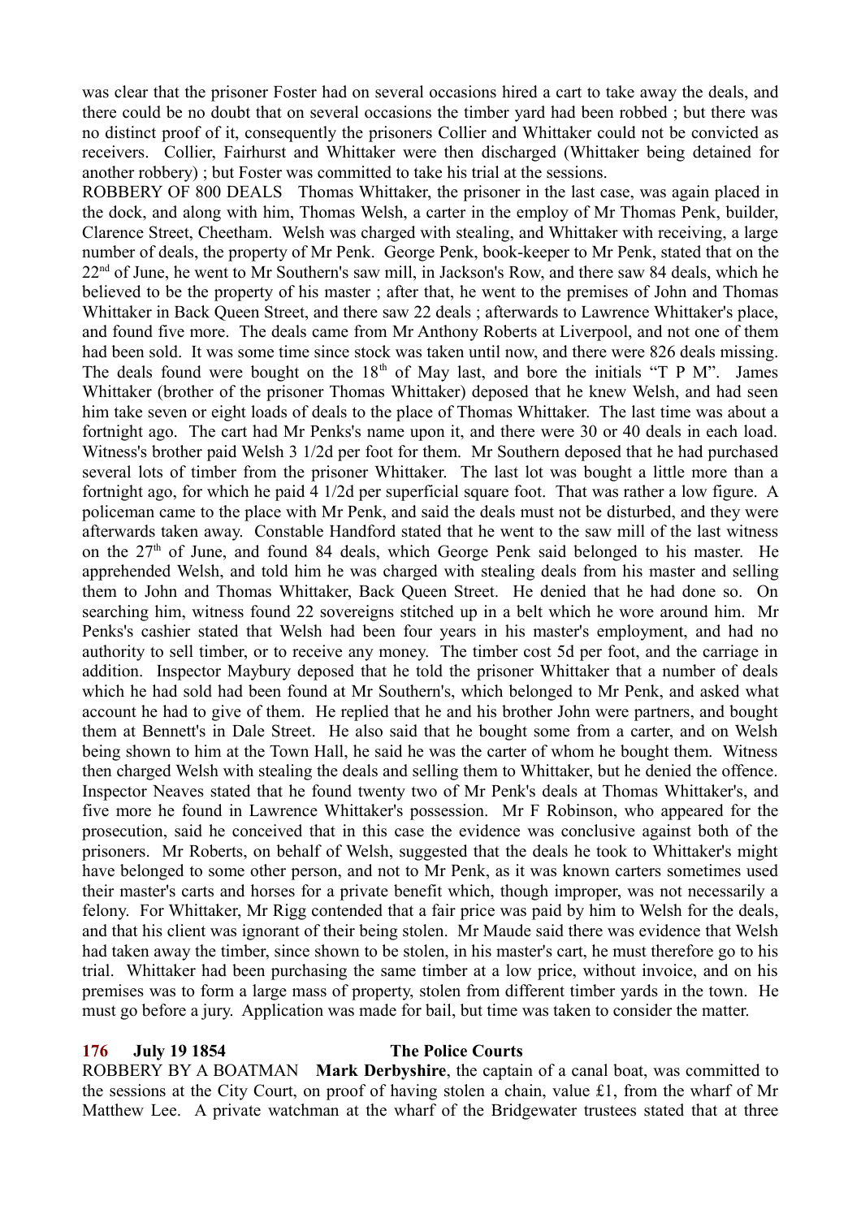was clear that the prisoner Foster had on several occasions hired a cart to take away the deals, and there could be no doubt that on several occasions the timber yard had been robbed ; but there was no distinct proof of it, consequently the prisoners Collier and Whittaker could not be convicted as receivers. Collier, Fairhurst and Whittaker were then discharged (Whittaker being detained for another robbery) ; but Foster was committed to take his trial at the sessions.

ROBBERY OF 800 DEALS Thomas Whittaker, the prisoner in the last case, was again placed in the dock, and along with him, Thomas Welsh, a carter in the employ of Mr Thomas Penk, builder, Clarence Street, Cheetham. Welsh was charged with stealing, and Whittaker with receiving, a large number of deals, the property of Mr Penk. George Penk, book-keeper to Mr Penk, stated that on the 22nd of June, he went to Mr Southern's saw mill, in Jackson's Row, and there saw 84 deals, which he believed to be the property of his master ; after that, he went to the premises of John and Thomas Whittaker in Back Queen Street, and there saw 22 deals ; afterwards to Lawrence Whittaker's place, and found five more. The deals came from Mr Anthony Roberts at Liverpool, and not one of them had been sold. It was some time since stock was taken until now, and there were 826 deals missing. The deals found were bought on the 18th of May last, and bore the initials "T P M". James Whittaker (brother of the prisoner Thomas Whittaker) deposed that he knew Welsh, and had seen him take seven or eight loads of deals to the place of Thomas Whittaker. The last time was about a fortnight ago. The cart had Mr Penks's name upon it, and there were 30 or 40 deals in each load. Witness's brother paid Welsh 3 1/2d per foot for them. Mr Southern deposed that he had purchased several lots of timber from the prisoner Whittaker. The last lot was bought a little more than a fortnight ago, for which he paid 4 1/2d per superficial square foot. That was rather a low figure. A policeman came to the place with Mr Penk, and said the deals must not be disturbed, and they were afterwards taken away. Constable Handford stated that he went to the saw mill of the last witness on the 27th of June, and found 84 deals, which George Penk said belonged to his master. He apprehended Welsh, and told him he was charged with stealing deals from his master and selling them to John and Thomas Whittaker, Back Queen Street. He denied that he had done so. On searching him, witness found 22 sovereigns stitched up in a belt which he wore around him. Mr Penks's cashier stated that Welsh had been four years in his master's employment, and had no authority to sell timber, or to receive any money. The timber cost 5d per foot, and the carriage in addition. Inspector Maybury deposed that he told the prisoner Whittaker that a number of deals which he had sold had been found at Mr Southern's, which belonged to Mr Penk, and asked what account he had to give of them. He replied that he and his brother John were partners, and bought them at Bennett's in Dale Street. He also said that he bought some from a carter, and on Welsh being shown to him at the Town Hall, he said he was the carter of whom he bought them. Witness then charged Welsh with stealing the deals and selling them to Whittaker, but he denied the offence. Inspector Neaves stated that he found twenty two of Mr Penk's deals at Thomas Whittaker's, and five more he found in Lawrence Whittaker's possession. Mr F Robinson, who appeared for the prosecution, said he conceived that in this case the evidence was conclusive against both of the prisoners. Mr Roberts, on behalf of Welsh, suggested that the deals he took to Whittaker's might have belonged to some other person, and not to Mr Penk, as it was known carters sometimes used their master's carts and horses for a private benefit which, though improper, was not necessarily a felony. For Whittaker, Mr Rigg contended that a fair price was paid by him to Welsh for the deals, and that his client was ignorant of their being stolen. Mr Maude said there was evidence that Welsh had taken away the timber, since shown to be stolen, in his master's cart, he must therefore go to his trial. Whittaker had been purchasing the same timber at a low price, without invoice, and on his premises was to form a large mass of property, stolen from different timber yards in the town. He must go before a jury. Application was made for bail, but time was taken to consider the matter.

**176 July 19 1854 The Police Courts**

ROBBERY BY A BOATMAN **Mark Derbyshire**, the captain of a canal boat, was committed to the sessions at the City Court, on proof of having stolen a chain, value £1, from the wharf of Mr Matthew Lee. A private watchman at the wharf of the Bridgewater trustees stated that at three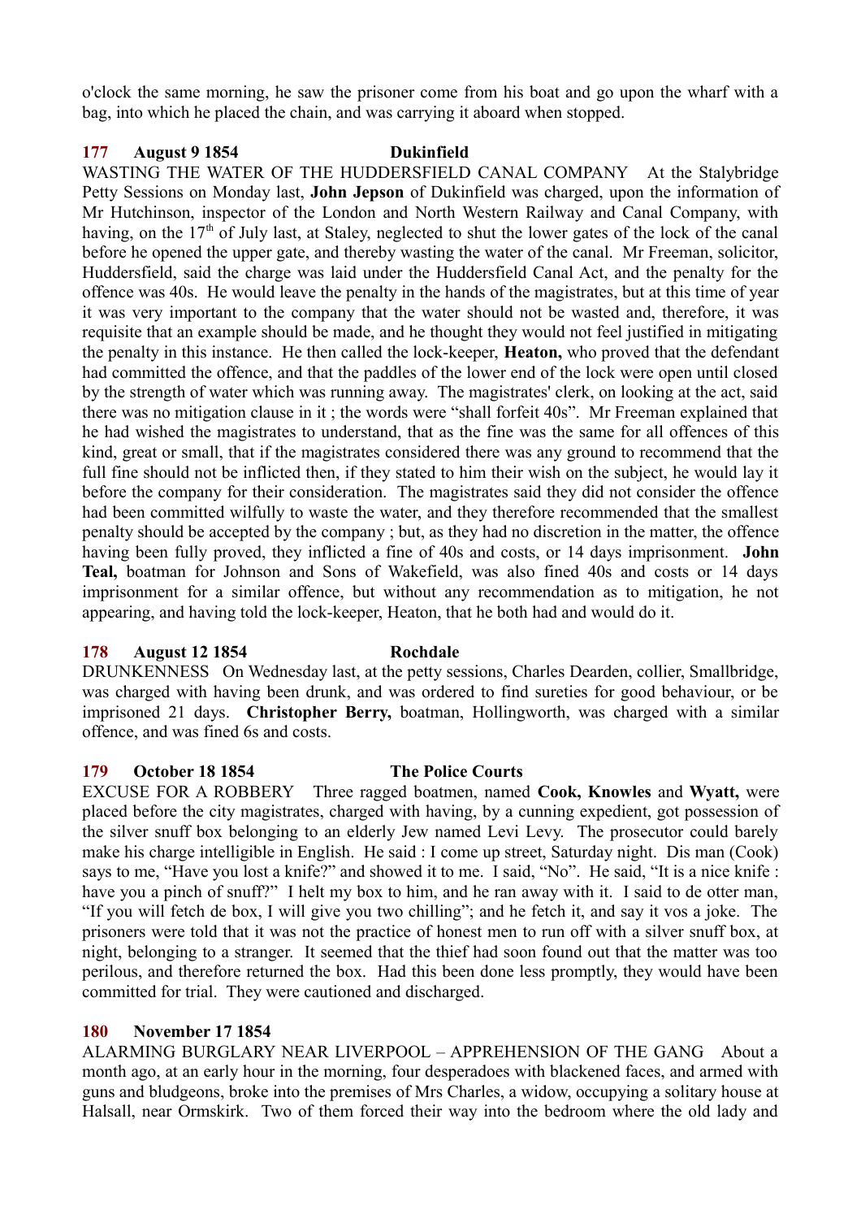o'clock the same morning, he saw the prisoner come from his boat and go upon the wharf with a bag, into which he placed the chain, and was carrying it aboard when stopped.

**177 August 9 1854 Dukinfield**

WASTING THE WATER OF THE HUDDERSFIELD CANAL COMPANY At the Stalybridge Petty Sessions on Monday last, **John Jepson** of Dukinfield was charged, upon the information of Mr Hutchinson, inspector of the London and North Western Railway and Canal Company, with having, on the 17th of July last, at Staley, neglected to shut the lower gates of the lock of the canal before he opened the upper gate, and thereby wasting the water of the canal. Mr Freeman, solicitor, Huddersfield, said the charge was laid under the Huddersfield Canal Act, and the penalty for the offence was 40s. He would leave the penalty in the hands of the magistrates, but at this time of year it was very important to the company that the water should not be wasted and, therefore, it was requisite that an example should be made, and he thought they would not feel justified in mitigating the penalty in this instance. He then called the lock-keeper, **Heaton,** who proved that the defendant had committed the offence, and that the paddles of the lower end of the lock were open until closed by the strength of water which was running away. The magistrates' clerk, on looking at the act, said there was no mitigation clause in it ; the words were "shall forfeit 40s". Mr Freeman explained that he had wished the magistrates to understand, that as the fine was the same for all offences of this kind, great or small, that if the magistrates considered there was any ground to recommend that the full fine should not be inflicted then, if they stated to him their wish on the subject, he would lay it before the company for their consideration. The magistrates said they did not consider the offence had been committed wilfully to waste the water, and they therefore recommended that the smallest penalty should be accepted by the company ; but, as they had no discretion in the matter, the offence having been fully proved, they inflicted a fine of 40s and costs, or 14 days imprisonment. **John Teal,** boatman for Johnson and Sons of Wakefield, was also fined 40s and costs or 14 days imprisonment for a similar offence, but without any recommendation as to mitigation, he not appearing, and having told the lock-keeper, Heaton, that he both had and would do it.

**178 August 12 1854 Rochdale**

DRUNKENNESS On Wednesday last, at the petty sessions, Charles Dearden, collier, Smallbridge, was charged with having been drunk, and was ordered to find sureties for good behaviour, or be imprisoned 21 days. **Christopher Berry,** boatman, Hollingworth, was charged with a similar offence, and was fined 6s and costs.

**179 October 18 1854 The Police Courts**

EXCUSE FOR A ROBBERY Three ragged boatmen, named **Cook, Knowles** and **Wyatt,** were placed before the city magistrates, charged with having, by a cunning expedient, got possession of the silver snuff box belonging to an elderly Jew named Levi Levy. The prosecutor could barely make his charge intelligible in English. He said : I come up street, Saturday night. Dis man (Cook) says to me, "Have you lost a knife?" and showed it to me. I said, "No". He said, "It is a nice knife : have you a pinch of snuff?" I helt my box to him, and he ran away with it. I said to de otter man, "If you will fetch de box, I will give you two chilling"; and he fetch it, and say it vos a joke. The prisoners were told that it was not the practice of honest men to run off with a silver snuff box, at night, belonging to a stranger. It seemed that the thief had soon found out that the matter was too perilous, and therefore returned the box. Had this been done less promptly, they would have been committed for trial. They were cautioned and discharged.

**180 November 17 1854**

ALARMING BURGLARY NEAR LIVERPOOL – APPREHENSION OF THE GANG About a month ago, at an early hour in the morning, four desperadoes with blackened faces, and armed with guns and bludgeons, broke into the premises of Mrs Charles, a widow, occupying a solitary house at Halsall, near Ormskirk. Two of them forced their way into the bedroom where the old lady and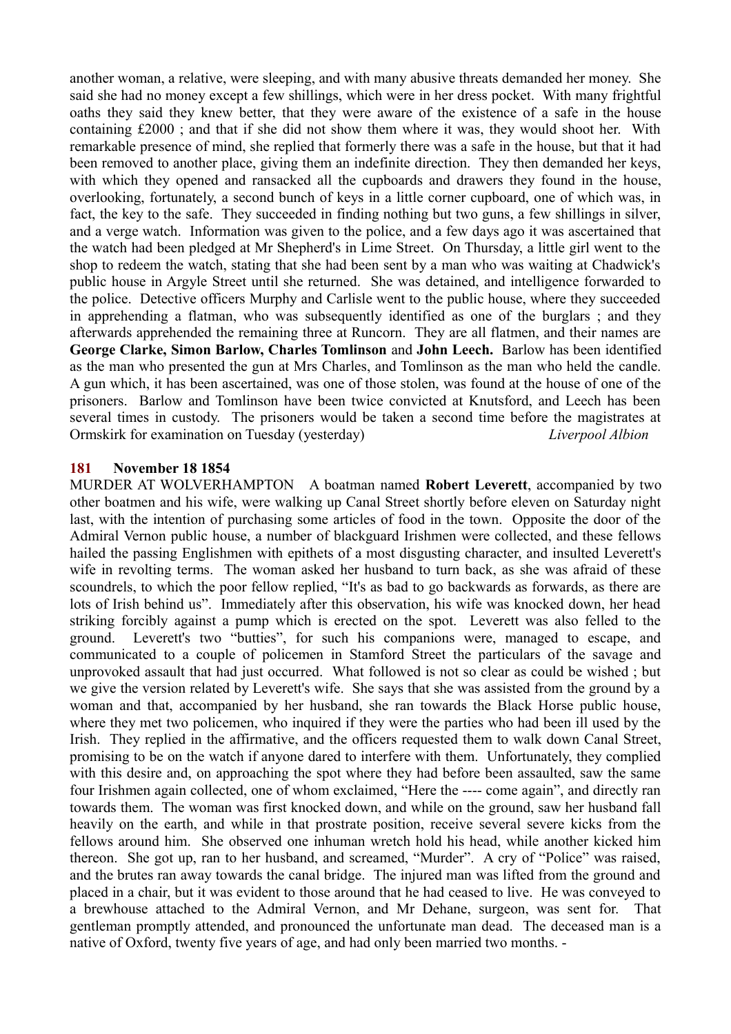another woman, a relative, were sleeping, and with many abusive threats demanded her money. She said she had no money except a few shillings, which were in her dress pocket. With many frightful oaths they said they knew better, that they were aware of the existence of a safe in the house containing £2000 ; and that if she did not show them where it was, they would shoot her. With remarkable presence of mind, she replied that formerly there was a safe in the house, but that it had been removed to another place, giving them an indefinite direction. They then demanded her keys, with which they opened and ransacked all the cupboards and drawers they found in the house, overlooking, fortunately, a second bunch of keys in a little corner cupboard, one of which was, in fact, the key to the safe. They succeeded in finding nothing but two guns, a few shillings in silver, and a verge watch. Information was given to the police, and a few days ago it was ascertained that the watch had been pledged at Mr Shepherd's in Lime Street. On Thursday, a little girl went to the shop to redeem the watch, stating that she had been sent by a man who was waiting at Chadwick's public house in Argyle Street until she returned. She was detained, and intelligence forwarded to the police. Detective officers Murphy and Carlisle went to the public house, where they succeeded in apprehending a flatman, who was subsequently identified as one of the burglars ; and they afterwards apprehended the remaining three at Runcorn. They are all flatmen, and their names are **George Clarke, Simon Barlow, Charles Tomlinson** and **John Leech.** Barlow has been identified as the man who presented the gun at Mrs Charles, and Tomlinson as the man who held the candle. A gun which, it has been ascertained, was one of those stolen, was found at the house of one of the prisoners. Barlow and Tomlinson have been twice convicted at Knutsford, and Leech has been several times in custody. The prisoners would be taken a second time before the magistrates at Ormskirk for examination on Tuesday (yesterday) *Liverpool Albion*

**181 November 18 1854**

MURDER AT WOLVERHAMPTON A boatman named **Robert Leverett**, accompanied by two other boatmen and his wife, were walking up Canal Street shortly before eleven on Saturday night last, with the intention of purchasing some articles of food in the town. Opposite the door of the Admiral Vernon public house, a number of blackguard Irishmen were collected, and these fellows hailed the passing Englishmen with epithets of a most disgusting character, and insulted Leverett's wife in revolting terms. The woman asked her husband to turn back, as she was afraid of these scoundrels, to which the poor fellow replied, "It's as bad to go backwards as forwards, as there are lots of Irish behind us". Immediately after this observation, his wife was knocked down, her head striking forcibly against a pump which is erected on the spot. Leverett was also felled to the ground. Leverett's two "butties", for such his companions were, managed to escape, and communicated to a couple of policemen in Stamford Street the particulars of the savage and unprovoked assault that had just occurred. What followed is not so clear as could be wished ; but we give the version related by Leverett's wife. She says that she was assisted from the ground by a woman and that, accompanied by her husband, she ran towards the Black Horse public house, where they met two policemen, who inquired if they were the parties who had been ill used by the Irish. They replied in the affirmative, and the officers requested them to walk down Canal Street, promising to be on the watch if anyone dared to interfere with them. Unfortunately, they complied with this desire and, on approaching the spot where they had before been assaulted, saw the same four Irishmen again collected, one of whom exclaimed, "Here the ---- come again", and directly ran towards them. The woman was first knocked down, and while on the ground, saw her husband fall heavily on the earth, and while in that prostrate position, receive several severe kicks from the fellows around him. She observed one inhuman wretch hold his head, while another kicked him thereon. She got up, ran to her husband, and screamed, "Murder". A cry of "Police" was raised, and the brutes ran away towards the canal bridge. The injured man was lifted from the ground and placed in a chair, but it was evident to those around that he had ceased to live. He was conveyed to a brewhouse attached to the Admiral Vernon, and Mr Dehane, surgeon, was sent for. That gentleman promptly attended, and pronounced the unfortunate man dead. The deceased man is a native of Oxford, twenty five years of age, and had only been married two months. -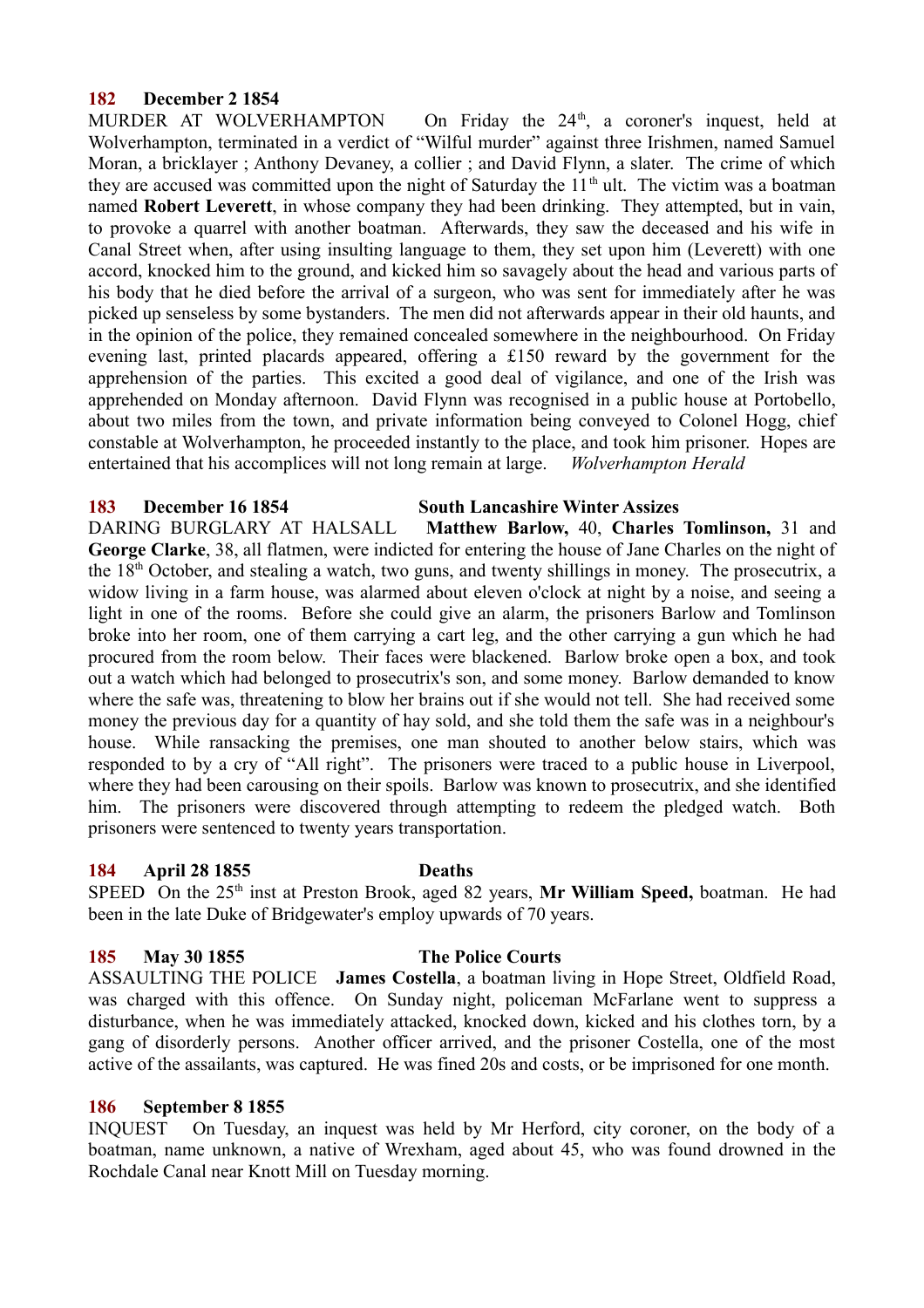**182 December 2 1854**

MURDER AT WOLVERHAMPTON On Friday the 24th, a coroner's inquest, held at Wolverhampton, terminated in a verdict of "Wilful murder" against three Irishmen, named Samuel Moran, a bricklayer ; Anthony Devaney, a collier ; and David Flynn, a slater. The crime of which they are accused was committed upon the night of Saturday the 11th ult. The victim was a boatman named **Robert Leverett**, in whose company they had been drinking. They attempted, but in vain, to provoke a quarrel with another boatman. Afterwards, they saw the deceased and his wife in Canal Street when, after using insulting language to them, they set upon him (Leverett) with one accord, knocked him to the ground, and kicked him so savagely about the head and various parts of his body that he died before the arrival of a surgeon, who was sent for immediately after he was picked up senseless by some bystanders. The men did not afterwards appear in their old haunts, and in the opinion of the police, they remained concealed somewhere in the neighbourhood. On Friday evening last, printed placards appeared, offering a £150 reward by the government for the apprehension of the parties. This excited a good deal of vigilance, and one of the Irish was apprehended on Monday afternoon. David Flynn was recognised in a public house at Portobello, about two miles from the town, and private information being conveyed to Colonel Hogg, chief constable at Wolverhampton, he proceeded instantly to the place, and took him prisoner. Hopes are entertained that his accomplices will not long remain at large. *Wolverhampton Herald*

**183 December 16 1854 South Lancashire Winter Assizes**

DARING BURGLARY AT HALSALL **Matthew Barlow,** 40, **Charles Tomlinson,** 31 and **George Clarke**, 38, all flatmen, were indicted for entering the house of Jane Charles on the night of the 18th October, and stealing a watch, two guns, and twenty shillings in money. The prosecutrix, a widow living in a farm house, was alarmed about eleven o'clock at night by a noise, and seeing a light in one of the rooms. Before she could give an alarm, the prisoners Barlow and Tomlinson broke into her room, one of them carrying a cart leg, and the other carrying a gun which he had procured from the room below. Their faces were blackened. Barlow broke open a box, and took out a watch which had belonged to prosecutrix's son, and some money. Barlow demanded to know where the safe was, threatening to blow her brains out if she would not tell. She had received some money the previous day for a quantity of hay sold, and she told them the safe was in a neighbour's house. While ransacking the premises, one man shouted to another below stairs, which was responded to by a cry of "All right". The prisoners were traced to a public house in Liverpool, where they had been carousing on their spoils. Barlow was known to prosecutrix, and she identified him. The prisoners were discovered through attempting to redeem the pledged watch. Both prisoners were sentenced to twenty years transportation.

**184 April 28 1855 Deaths**

SPEED On the 25th inst at Preston Brook, aged 82 years, **Mr William Speed,** boatman. He had been in the late Duke of Bridgewater's employ upwards of 70 years.

**185 May 30 1855 The Police Courts**

ASSAULTING THE POLICE **James Costella**, a boatman living in Hope Street, Oldfield Road, was charged with this offence. On Sunday night, policeman McFarlane went to suppress a disturbance, when he was immediately attacked, knocked down, kicked and his clothes torn, by a gang of disorderly persons. Another officer arrived, and the prisoner Costella, one of the most active of the assailants, was captured. He was fined 20s and costs, or be imprisoned for one month.

**186 September 8 1855**

INQUEST On Tuesday, an inquest was held by Mr Herford, city coroner, on the body of a boatman, name unknown, a native of Wrexham, aged about 45, who was found drowned in the Rochdale Canal near Knott Mill on Tuesday morning.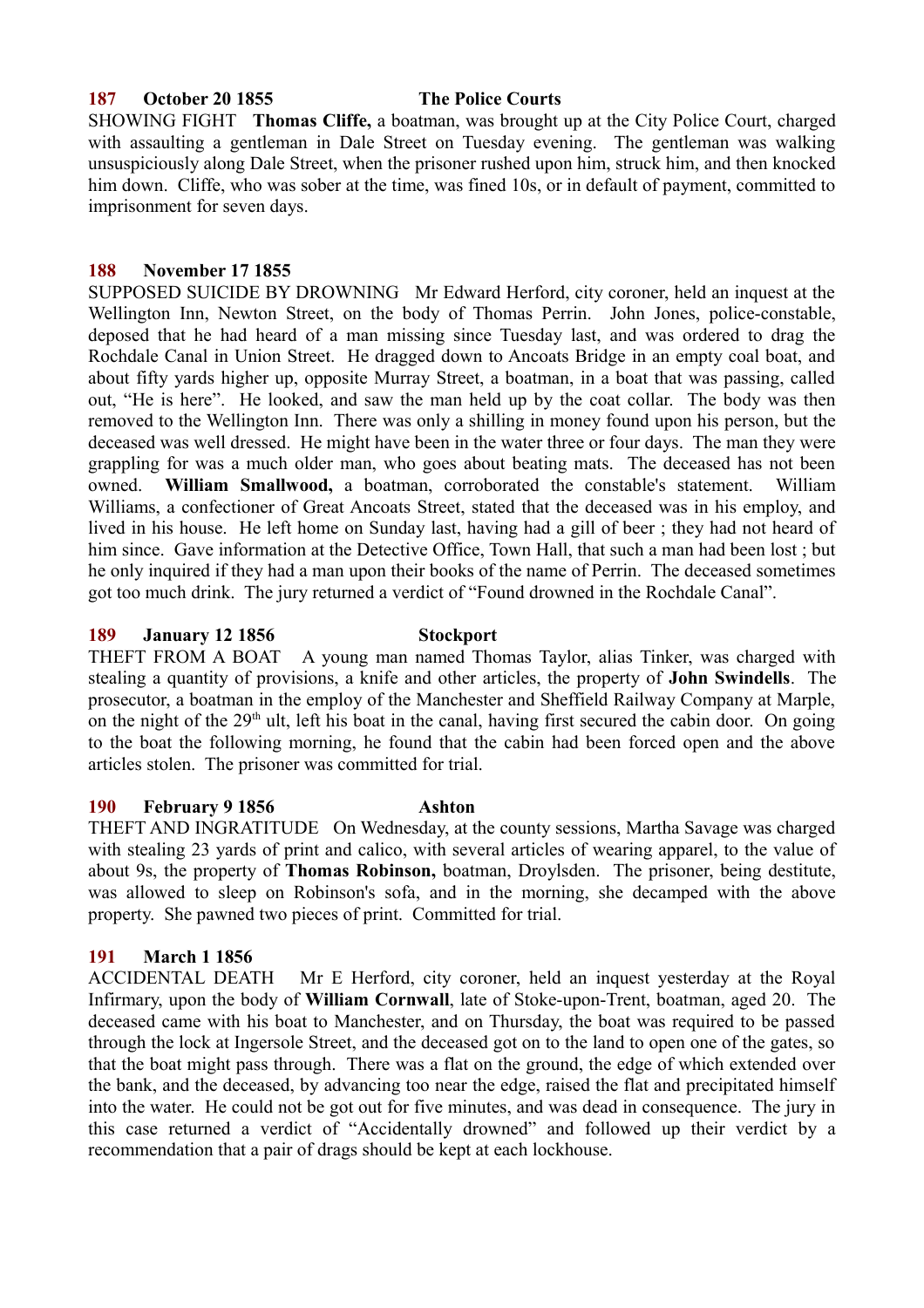**187 October 20 1855 The Police Courts**

SHOWING FIGHT **Thomas Cliffe,** a boatman, was brought up at the City Police Court, charged with assaulting a gentleman in Dale Street on Tuesday evening. The gentleman was walking unsuspiciously along Dale Street, when the prisoner rushed upon him, struck him, and then knocked him down. Cliffe, who was sober at the time, was fined 10s, or in default of payment, committed to imprisonment for seven days.

**188 November 17 1855**

SUPPOSED SUICIDE BY DROWNING Mr Edward Herford, city coroner, held an inquest at the Wellington Inn, Newton Street, on the body of Thomas Perrin. John Jones, police-constable, deposed that he had heard of a man missing since Tuesday last, and was ordered to drag the Rochdale Canal in Union Street. He dragged down to Ancoats Bridge in an empty coal boat, and about fifty yards higher up, opposite Murray Street, a boatman, in a boat that was passing, called out, "He is here". He looked, and saw the man held up by the coat collar. The body was then removed to the Wellington Inn. There was only a shilling in money found upon his person, but the deceased was well dressed. He might have been in the water three or four days. The man they were grappling for was a much older man, who goes about beating mats. The deceased has not been owned. **William Smallwood,** a boatman, corroborated the constable's statement. William Williams, a confectioner of Great Ancoats Street, stated that the deceased was in his employ, and lived in his house. He left home on Sunday last, having had a gill of beer ; they had not heard of him since. Gave information at the Detective Office, Town Hall, that such a man had been lost ; but he only inquired if they had a man upon their books of the name of Perrin. The deceased sometimes got too much drink. The jury returned a verdict of "Found drowned in the Rochdale Canal".

**189 January 12 1856 Stockport**

THEFT FROM A BOAT A young man named Thomas Taylor, alias Tinker, was charged with stealing a quantity of provisions, a knife and other articles, the property of **John Swindells**. The prosecutor, a boatman in the employ of the Manchester and Sheffield Railway Company at Marple, on the night of the 29th ult, left his boat in the canal, having first secured the cabin door. On going to the boat the following morning, he found that the cabin had been forced open and the above articles stolen. The prisoner was committed for trial.

**190 February 9 1856 Ashton**

THEFT AND INGRATITUDE On Wednesday, at the county sessions, Martha Savage was charged with stealing 23 yards of print and calico, with several articles of wearing apparel, to the value of about 9s, the property of **Thomas Robinson,** boatman, Droylsden. The prisoner, being destitute, was allowed to sleep on Robinson's sofa, and in the morning, she decamped with the above property. She pawned two pieces of print. Committed for trial.

**191 March 1 1856**

ACCIDENTAL DEATH Mr E Herford, city coroner, held an inquest yesterday at the Royal Infirmary, upon the body of **William Cornwall**, late of Stoke-upon-Trent, boatman, aged 20. The deceased came with his boat to Manchester, and on Thursday, the boat was required to be passed through the lock at Ingersole Street, and the deceased got on to the land to open one of the gates, so that the boat might pass through. There was a flat on the ground, the edge of which extended over the bank, and the deceased, by advancing too near the edge, raised the flat and precipitated himself into the water. He could not be got out for five minutes, and was dead in consequence. The jury in this case returned a verdict of "Accidentally drowned" and followed up their verdict by a recommendation that a pair of drags should be kept at each lockhouse.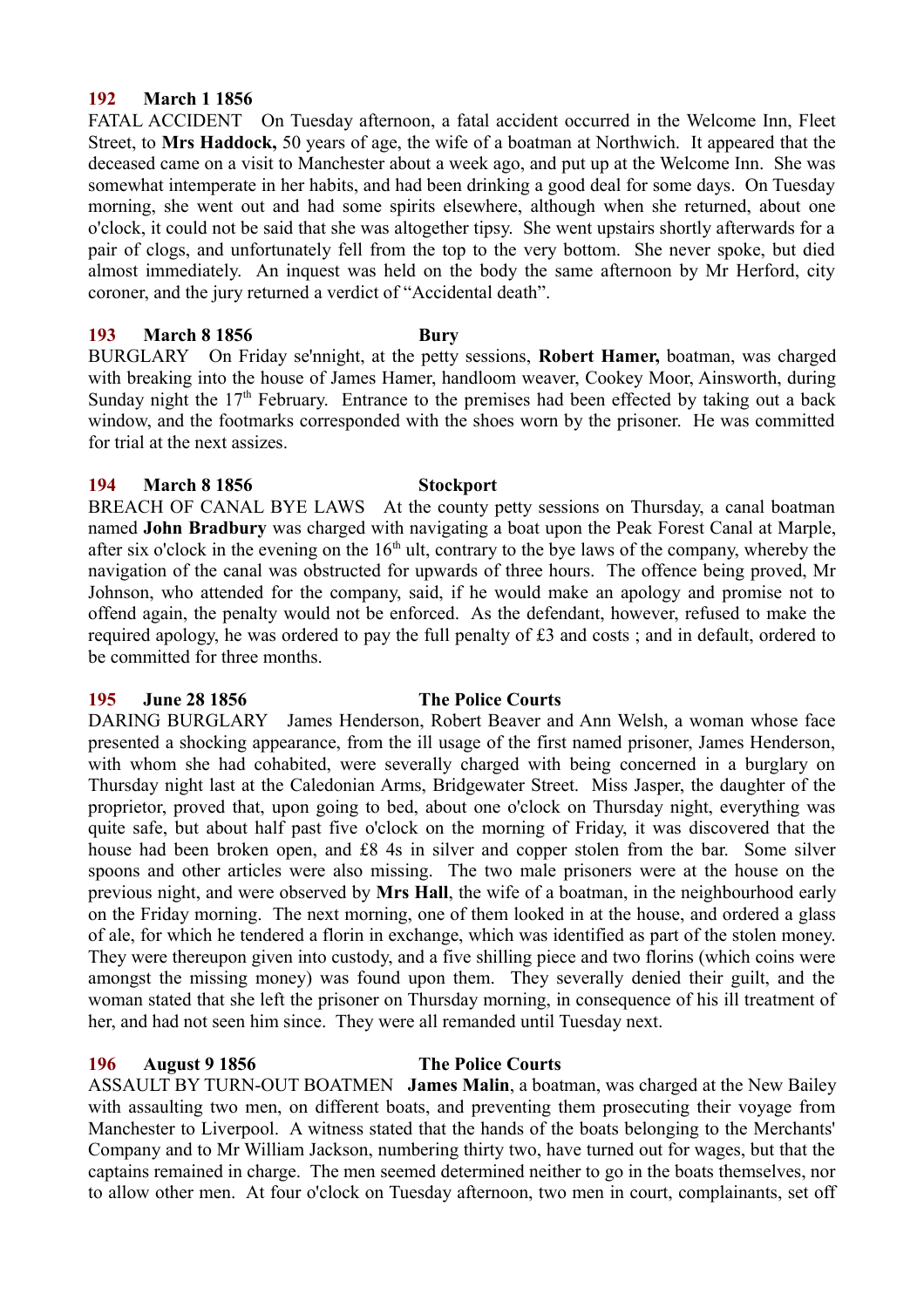**192 March 1 1856**

FATAL ACCIDENT On Tuesday afternoon, a fatal accident occurred in the Welcome Inn, Fleet Street, to **Mrs Haddock,** 50 years of age, the wife of a boatman at Northwich. It appeared that the deceased came on a visit to Manchester about a week ago, and put up at the Welcome Inn. She was somewhat intemperate in her habits, and had been drinking a good deal for some days. On Tuesday morning, she went out and had some spirits elsewhere, although when she returned, about one o'clock, it could not be said that she was altogether tipsy. She went upstairs shortly afterwards for a pair of clogs, and unfortunately fell from the top to the very bottom. She never spoke, but died almost immediately. An inquest was held on the body the same afternoon by Mr Herford, city coroner, and the jury returned a verdict of "Accidental death".

**193 March 8 1856 Bury**

BURGLARY On Friday se'nnight, at the petty sessions, **Robert Hamer,** boatman, was charged with breaking into the house of James Hamer, handloom weaver, Cookey Moor, Ainsworth, during Sunday night the 17th February. Entrance to the premises had been effected by taking out a back window, and the footmarks corresponded with the shoes worn by the prisoner. He was committed for trial at the next assizes.

**194 March 8 1856 Stockport**

BREACH OF CANAL BYE LAWS At the county petty sessions on Thursday, a canal boatman named **John Bradbury** was charged with navigating a boat upon the Peak Forest Canal at Marple, after six o'clock in the evening on the 16th ult, contrary to the bye laws of the company, whereby the navigation of the canal was obstructed for upwards of three hours. The offence being proved, Mr Johnson, who attended for the company, said, if he would make an apology and promise not to offend again, the penalty would not be enforced. As the defendant, however, refused to make the required apology, he was ordered to pay the full penalty of £3 and costs ; and in default, ordered to be committed for three months.

**195 June 28 1856 The Police Courts**

DARING BURGLARY James Henderson, Robert Beaver and Ann Welsh, a woman whose face presented a shocking appearance, from the ill usage of the first named prisoner, James Henderson, with whom she had cohabited, were severally charged with being concerned in a burglary on Thursday night last at the Caledonian Arms, Bridgewater Street. Miss Jasper, the daughter of the proprietor, proved that, upon going to bed, about one o'clock on Thursday night, everything was quite safe, but about half past five o'clock on the morning of Friday, it was discovered that the house had been broken open, and £8 4s in silver and copper stolen from the bar. Some silver spoons and other articles were also missing. The two male prisoners were at the house on the previous night, and were observed by **Mrs Hall**, the wife of a boatman, in the neighbourhood early on the Friday morning. The next morning, one of them looked in at the house, and ordered a glass of ale, for which he tendered a florin in exchange, which was identified as part of the stolen money. They were thereupon given into custody, and a five shilling piece and two florins (which coins were amongst the missing money) was found upon them. They severally denied their guilt, and the woman stated that she left the prisoner on Thursday morning, in consequence of his ill treatment of her, and had not seen him since. They were all remanded until Tuesday next.

**196 August 9 1856 The Police Courts**

ASSAULT BY TURN-OUT BOATMEN **James Malin**, a boatman, was charged at the New Bailey with assaulting two men, on different boats, and preventing them prosecuting their voyage from Manchester to Liverpool. A witness stated that the hands of the boats belonging to the Merchants' Company and to Mr William Jackson, numbering thirty two, have turned out for wages, but that the captains remained in charge. The men seemed determined neither to go in the boats themselves, nor to allow other men. At four o'clock on Tuesday afternoon, two men in court, complainants, set off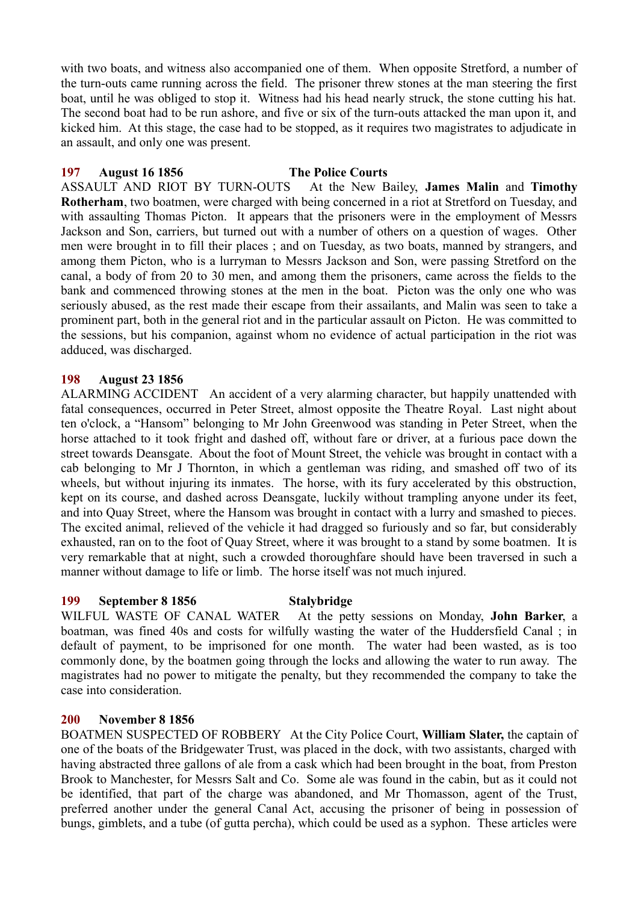with two boats, and witness also accompanied one of them. When opposite Stretford, a number of the turn-outs came running across the field. The prisoner threw stones at the man steering the first boat, until he was obliged to stop it. Witness had his head nearly struck, the stone cutting his hat. The second boat had to be run ashore, and five or six of the turn-outs attacked the man upon it, and kicked him. At this stage, the case had to be stopped, as it requires two magistrates to adjudicate in an assault, and only one was present.

**197 August 16 1856 The Police Courts**

ASSAULT AND RIOT BY TURN-OUTS At the New Bailey, **James Malin** and **Timothy Rotherham**, two boatmen, were charged with being concerned in a riot at Stretford on Tuesday, and with assaulting Thomas Picton. It appears that the prisoners were in the employment of Messrs Jackson and Son, carriers, but turned out with a number of others on a question of wages. Other men were brought in to fill their places ; and on Tuesday, as two boats, manned by strangers, and among them Picton, who is a lurryman to Messrs Jackson and Son, were passing Stretford on the canal, a body of from 20 to 30 men, and among them the prisoners, came across the fields to the bank and commenced throwing stones at the men in the boat. Picton was the only one who was seriously abused, as the rest made their escape from their assailants, and Malin was seen to take a prominent part, both in the general riot and in the particular assault on Picton. He was committed to the sessions, but his companion, against whom no evidence of actual participation in the riot was adduced, was discharged.

**198 August 23 1856**

ALARMING ACCIDENT An accident of a very alarming character, but happily unattended with fatal consequences, occurred in Peter Street, almost opposite the Theatre Royal. Last night about ten o'clock, a "Hansom" belonging to Mr John Greenwood was standing in Peter Street, when the horse attached to it took fright and dashed off, without fare or driver, at a furious pace down the street towards Deansgate. About the foot of Mount Street, the vehicle was brought in contact with a cab belonging to Mr J Thornton, in which a gentleman was riding, and smashed off two of its wheels, but without injuring its inmates. The horse, with its fury accelerated by this obstruction, kept on its course, and dashed across Deansgate, luckily without trampling anyone under its feet, and into Quay Street, where the Hansom was brought in contact with a lurry and smashed to pieces. The excited animal, relieved of the vehicle it had dragged so furiously and so far, but considerably exhausted, ran on to the foot of Quay Street, where it was brought to a stand by some boatmen. It is very remarkable that at night, such a crowded thoroughfare should have been traversed in such a manner without damage to life or limb. The horse itself was not much injured.

**199 September 8 1856 Stalybridge**

WILFUL WASTE OF CANAL WATER At the petty sessions on Monday, **John Barker**, a boatman, was fined 40s and costs for wilfully wasting the water of the Huddersfield Canal ; in default of payment, to be imprisoned for one month. The water had been wasted, as is too commonly done, by the boatmen going through the locks and allowing the water to run away. The magistrates had no power to mitigate the penalty, but they recommended the company to take the case into consideration.

**200 November 8 1856**

BOATMEN SUSPECTED OF ROBBERY At the City Police Court, **William Slater,** the captain of one of the boats of the Bridgewater Trust, was placed in the dock, with two assistants, charged with having abstracted three gallons of ale from a cask which had been brought in the boat, from Preston Brook to Manchester, for Messrs Salt and Co. Some ale was found in the cabin, but as it could not be identified, that part of the charge was abandoned, and Mr Thomasson, agent of the Trust, preferred another under the general Canal Act, accusing the prisoner of being in possession of bungs, gimblets, and a tube (of gutta percha), which could be used as a syphon. These articles were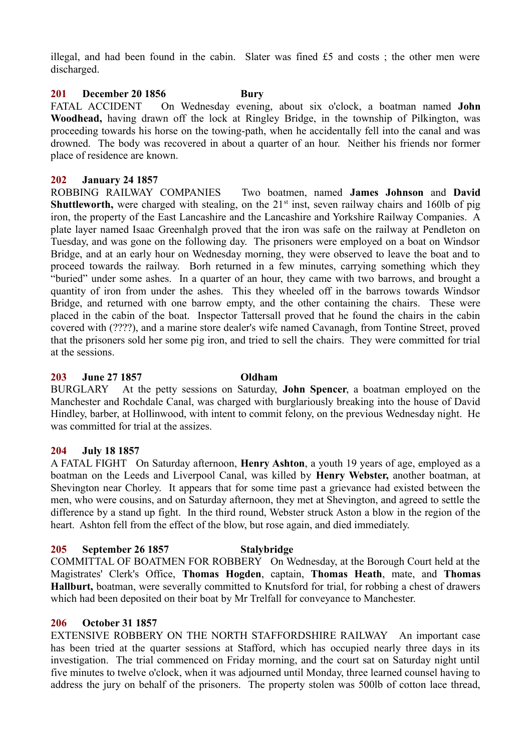illegal, and had been found in the cabin. Slater was fined £5 and costs ; the other men were discharged.

**201 December 20 1856 Bury**

FATAL ACCIDENT On Wednesday evening, about six o'clock, a boatman named **John Woodhead,** having drawn off the lock at Ringley Bridge, in the township of Pilkington, was proceeding towards his horse on the towing-path, when he accidentally fell into the canal and was drowned. The body was recovered in about a quarter of an hour. Neither his friends nor former place of residence are known.

**202 January 24 1857**

ROBBING RAILWAY COMPANIES Two boatmen, named **James Johnson** and **David Shuttleworth,** were charged with stealing, on the 21st inst, seven railway chairs and 160lb of pig iron, the property of the East Lancashire and the Lancashire and Yorkshire Railway Companies. A plate layer named Isaac Greenhalgh proved that the iron was safe on the railway at Pendleton on Tuesday, and was gone on the following day. The prisoners were employed on a boat on Windsor Bridge, and at an early hour on Wednesday morning, they were observed to leave the boat and to proceed towards the railway. Borh returned in a few minutes, carrying something which they "buried" under some ashes. In a quarter of an hour, they came with two barrows, and brought a quantity of iron from under the ashes. This they wheeled off in the barrows towards Windsor Bridge, and returned with one barrow empty, and the other containing the chairs. These were placed in the cabin of the boat. Inspector Tattersall proved that he found the chairs in the cabin covered with (????), and a marine store dealer's wife named Cavanagh, from Tontine Street, proved that the prisoners sold her some pig iron, and tried to sell the chairs. They were committed for trial at the sessions.

**203 June 27 1857 Oldham**

BURGLARY At the petty sessions on Saturday, **John Spencer**, a boatman employed on the Manchester and Rochdale Canal, was charged with burglariously breaking into the house of David Hindley, barber, at Hollinwood, with intent to commit felony, on the previous Wednesday night. He was committed for trial at the assizes.

**204 July 18 1857**

A FATAL FIGHT On Saturday afternoon, **Henry Ashton**, a youth 19 years of age, employed as a boatman on the Leeds and Liverpool Canal, was killed by **Henry Webster,** another boatman, at Shevington near Chorley. It appears that for some time past a grievance had existed between the men, who were cousins, and on Saturday afternoon, they met at Shevington, and agreed to settle the difference by a stand up fight. In the third round, Webster struck Aston a blow in the region of the heart. Ashton fell from the effect of the blow, but rose again, and died immediately.

**205 September 26 1857 Stalybridge**

COMMITTAL OF BOATMEN FOR ROBBERY On Wednesday, at the Borough Court held at the Magistrates' Clerk's Office, **Thomas Hogden**, captain, **Thomas Heath**, mate, and **Thomas Hallburt,** boatman, were severally committed to Knutsford for trial, for robbing a chest of drawers which had been deposited on their boat by Mr Trelfall for conveyance to Manchester.

**206 October 31 1857**

EXTENSIVE ROBBERY ON THE NORTH STAFFORDSHIRE RAILWAY An important case has been tried at the quarter sessions at Stafford, which has occupied nearly three days in its investigation. The trial commenced on Friday morning, and the court sat on Saturday night until five minutes to twelve o'clock, when it was adjourned until Monday, three learned counsel having to address the jury on behalf of the prisoners. The property stolen was 500lb of cotton lace thread,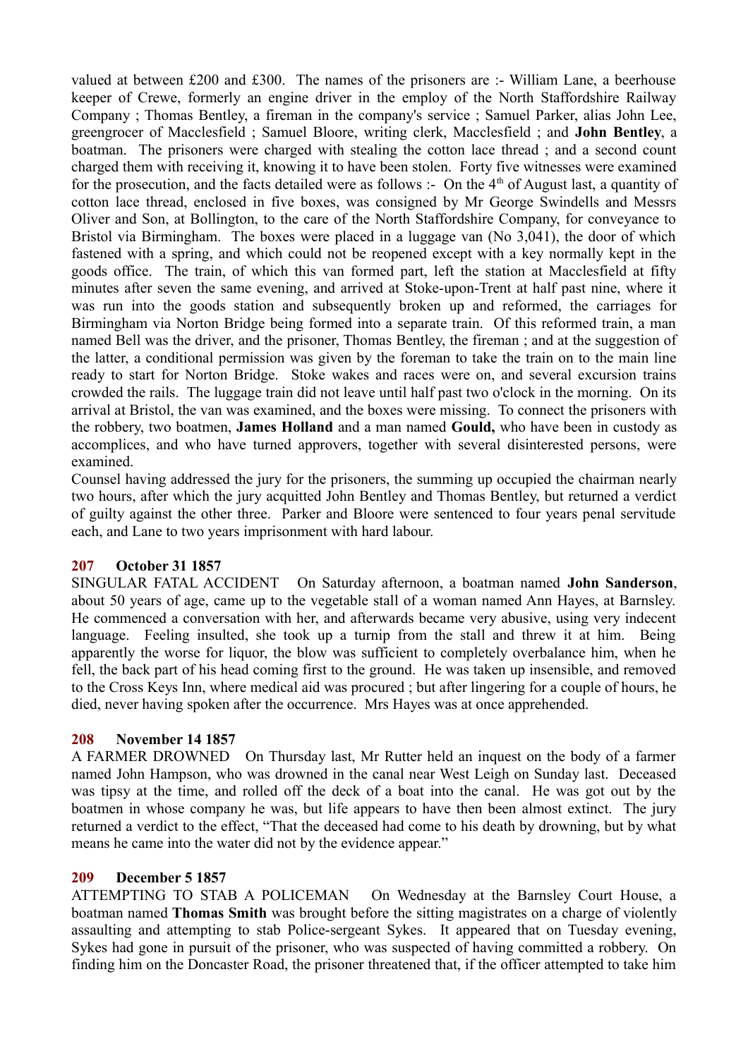valued at between £200 and £300. The names of the prisoners are :- William Lane, a beerhouse keeper of Crewe, formerly an engine driver in the employ of the North Staffordshire Railway Company ; Thomas Bentley, a fireman in the company's service ; Samuel Parker, alias John Lee, greengrocer of Macclesfield ; Samuel Bloore, writing clerk, Macclesfield ; and **John Bentley**, a boatman. The prisoners were charged with stealing the cotton lace thread ; and a second count charged them with receiving it, knowing it to have been stolen. Forty five witnesses were examined for the prosecution, and the facts detailed were as follows :- On the 4th of August last, a quantity of cotton lace thread, enclosed in five boxes, was consigned by Mr George Swindells and Messrs Oliver and Son, at Bollington, to the care of the North Staffordshire Company, for conveyance to Bristol via Birmingham. The boxes were placed in a luggage van (No 3,041), the door of which fastened with a spring, and which could not be reopened except with a key normally kept in the goods office. The train, of which this van formed part, left the station at Macclesfield at fifty minutes after seven the same evening, and arrived at Stoke-upon-Trent at half past nine, where it was run into the goods station and subsequently broken up and reformed, the carriages for Birmingham via Norton Bridge being formed into a separate train. Of this reformed train, a man named Bell was the driver, and the prisoner, Thomas Bentley, the fireman ; and at the suggestion of the latter, a conditional permission was given by the foreman to take the train on to the main line ready to start for Norton Bridge. Stoke wakes and races were on, and several excursion trains crowded the rails. The luggage train did not leave until half past two o'clock in the morning. On its arrival at Bristol, the van was examined, and the boxes were missing. To connect the prisoners with the robbery, two boatmen, **James Holland** and a man named **Gould,** who have been in custody as accomplices, and who have turned approvers, together with several disinterested persons, were examined.

Counsel having addressed the jury for the prisoners, the summing up occupied the chairman nearly two hours, after which the jury acquitted John Bentley and Thomas Bentley, but returned a verdict of guilty against the other three. Parker and Bloore were sentenced to four years penal servitude each, and Lane to two years imprisonment with hard labour.

### 207 October 31 1857

SINGULAR FATAL ACCIDENT On Saturday afternoon, a boatman named **John Sanderson**, about 50 years of age, came up to the vegetable stall of a woman named Ann Hayes, at Barnsley. He commenced a conversation with her, and afterwards became very abusive, using very indecent language. Feeling insulted, she took up a turnip from the stall and threw it at him. Being apparently the worse for liquor, the blow was sufficient to completely overbalance him, when he fell, the back part of his head coming first to the ground. He was taken up insensible, and removed to the Cross Keys Inn, where medical aid was procured ; but after lingering for a couple of hours, he died, never having spoken after the occurrence. Mrs Hayes was at once apprehended.

### 208 November 14 1857

A FARMER DROWNED On Thursday last, Mr Rutter held an inquest on the body of a farmer named John Hampson, who was drowned in the canal near West Leigh on Sunday last. Deceased was tipsy at the time, and rolled off the deck of a boat into the canal. He was got out by the boatmen in whose company he was, but life appears to have then been almost extinct. The jury returned a verdict to the effect, "That the deceased had come to his death by drowning, but by what means he came into the water did not by the evidence appear."

### 209 December 5 1857

ATTEMPTING TO STAB A POLICEMAN On Wednesday at the Barnsley Court House, a boatman named **Thomas Smith** was brought before the sitting magistrates on a charge of violently assaulting and attempting to stab Police-sergeant Sykes. It appeared that on Tuesday evening, Sykes had gone in pursuit of the prisoner, who was suspected of having committed a robbery. On finding him on the Doncaster Road, the prisoner threatened that, if the officer attempted to take him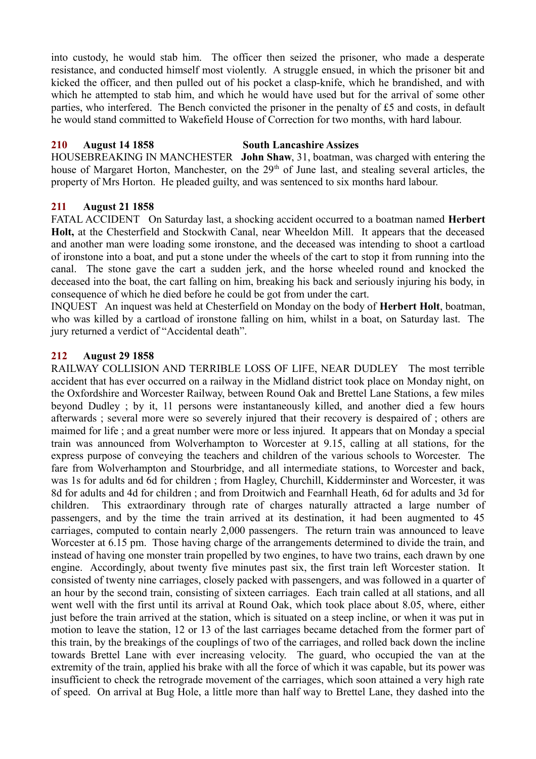into custody, he would stab him. The officer then seized the prisoner, who made a desperate resistance, and conducted himself most violently. A struggle ensued, in which the prisoner bit and kicked the officer, and then pulled out of his pocket a clasp-knife, which he brandished, and with which he attempted to stab him, and which he would have used but for the arrival of some other parties, who interfered. The Bench convicted the prisoner in the penalty of £5 and costs, in default he would stand committed to Wakefield House of Correction for two months, with hard labour.

**210 August 14 1858 South Lancashire Assizes**

HOUSEBREAKING IN MANCHESTER **John Shaw**, 31, boatman, was charged with entering the house of Margaret Horton, Manchester, on the 29th of June last, and stealing several articles, the property of Mrs Horton. He pleaded guilty, and was sentenced to six months hard labour.

**211 August 21 1858**

FATAL ACCIDENT On Saturday last, a shocking accident occurred to a boatman named **Herbert Holt,** at the Chesterfield and Stockwith Canal, near Wheeldon Mill. It appears that the deceased and another man were loading some ironstone, and the deceased was intending to shoot a cartload of ironstone into a boat, and put a stone under the wheels of the cart to stop it from running into the canal. The stone gave the cart a sudden jerk, and the horse wheeled round and knocked the deceased into the boat, the cart falling on him, breaking his back and seriously injuring his body, in consequence of which he died before he could be got from under the cart.

INQUEST An inquest was held at Chesterfield on Monday on the body of **Herbert Holt**, boatman, who was killed by a cartload of ironstone falling on him, whilst in a boat, on Saturday last. The jury returned a verdict of "Accidental death".

**212 August 29 1858**

RAILWAY COLLISION AND TERRIBLE LOSS OF LIFE, NEAR DUDLEY The most terrible accident that has ever occurred on a railway in the Midland district took place on Monday night, on the Oxfordshire and Worcester Railway, between Round Oak and Brettel Lane Stations, a few miles beyond Dudley ; by it, 11 persons were instantaneously killed, and another died a few hours afterwards ; several more were so severely injured that their recovery is despaired of ; others are maimed for life ; and a great number were more or less injured. It appears that on Monday a special train was announced from Wolverhampton to Worcester at 9.15, calling at all stations, for the express purpose of conveying the teachers and children of the various schools to Worcester. The fare from Wolverhampton and Stourbridge, and all intermediate stations, to Worcester and back, was 1s for adults and 6d for children ; from Hagley, Churchill, Kidderminster and Worcester, it was 8d for adults and 4d for children ; and from Droitwich and Fearnhall Heath, 6d for adults and 3d for children. This extraordinary through rate of charges naturally attracted a large number of passengers, and by the time the train arrived at its destination, it had been augmented to 45 carriages, computed to contain nearly 2,000 passengers. The return train was announced to leave Worcester at 6.15 pm. Those having charge of the arrangements determined to divide the train, and instead of having one monster train propelled by two engines, to have two trains, each drawn by one engine. Accordingly, about twenty five minutes past six, the first train left Worcester station. It consisted of twenty nine carriages, closely packed with passengers, and was followed in a quarter of an hour by the second train, consisting of sixteen carriages. Each train called at all stations, and all went well with the first until its arrival at Round Oak, which took place about 8.05, where, either just before the train arrived at the station, which is situated on a steep incline, or when it was put in motion to leave the station, 12 or 13 of the last carriages became detached from the former part of this train, by the breakings of the couplings of two of the carriages, and rolled back down the incline towards Brettel Lane with ever increasing velocity. The guard, who occupied the van at the extremity of the train, applied his brake with all the force of which it was capable, but its power was insufficient to check the retrograde movement of the carriages, which soon attained a very high rate of speed. On arrival at Bug Hole, a little more than half way to Brettel Lane, they dashed into the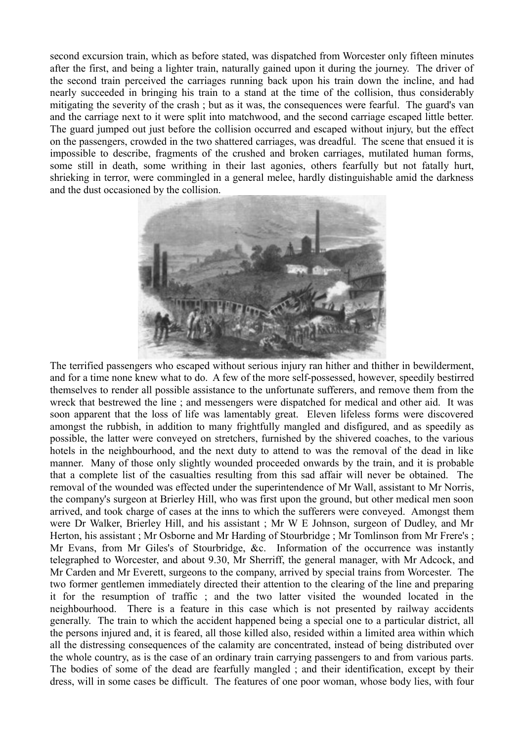second excursion train, which as before stated, was dispatched from Worcester only fifteen minutes after the first, and being a lighter train, naturally gained upon it during the journey. The driver of the second train perceived the carriages running back upon his train down the incline, and had nearly succeeded in bringing his train to a stand at the time of the collision, thus considerably mitigating the severity of the crash ; but as it was, the consequences were fearful. The guard's van and the carriage next to it were split into matchwood, and the second carriage escaped little better. The guard jumped out just before the collision occurred and escaped without injury, but the effect on the passengers, crowded in the two shattered carriages, was dreadful. The scene that ensued it is impossible to describe, fragments of the crushed and broken carriages, mutilated human forms, some still in death, some writhing in their last agonies, others fearfully but not fatally hurt, shrieking in terror, were commingled in a general melee, hardly distinguishable amid the darkness and the dust occasioned by the collision.

The terrified passengers who escaped without serious injury ran hither and thither in bewilderment, and for a time none knew what to do. A few of the more self-possessed, however, speedily bestirred themselves to render all possible assistance to the unfortunate sufferers, and remove them from the wreck that bestrewed the line ; and messengers were dispatched for medical and other aid. It was soon apparent that the loss of life was lamentably great. Eleven lifeless forms were discovered amongst the rubbish, in addition to many frightfully mangled and disfigured, and as speedily as possible, the latter were conveyed on stretchers, furnished by the shivered coaches, to the various hotels in the neighbourhood, and the next duty to attend to was the removal of the dead in like manner. Many of those only slightly wounded proceeded onwards by the train, and it is probable that a complete list of the casualties resulting from this sad affair will never be obtained. The removal of the wounded was effected under the superintendence of Mr Wall, assistant to Mr Norris, the company's surgeon at Brierley Hill, who was first upon the ground, but other medical men soon arrived, and took charge of cases at the inns to which the sufferers were conveyed. Amongst them were Dr Walker, Brierley Hill, and his assistant ; Mr W E Johnson, surgeon of Dudley, and Mr Herton, his assistant ; Mr Osborne and Mr Harding of Stourbridge ; Mr Tomlinson from Mr Frere's ; Mr Evans, from Mr Giles's of Stourbridge, &c. Information of the occurrence was instantly telegraphed to Worcester, and about 9.30, Mr Sherriff, the general manager, with Mr Adcock, and Mr Carden and Mr Everett, surgeons to the company, arrived by special trains from Worcester. The two former gentlemen immediately directed their attention to the clearing of the line and preparing it for the resumption of traffic ; and the two latter visited the wounded located in the neighbourhood. There is a feature in this case which is not presented by railway accidents generally. The train to which the accident happened being a special one to a particular district, all the persons injured and, it is feared, all those killed also, resided within a limited area within which all the distressing consequences of the calamity are concentrated, instead of being distributed over the whole country, as is the case of an ordinary train carrying passengers to and from various parts. The bodies of some of the dead are fearfully mangled ; and their identification, except by their dress, will in some cases be difficult. The features of one poor woman, whose body lies, with four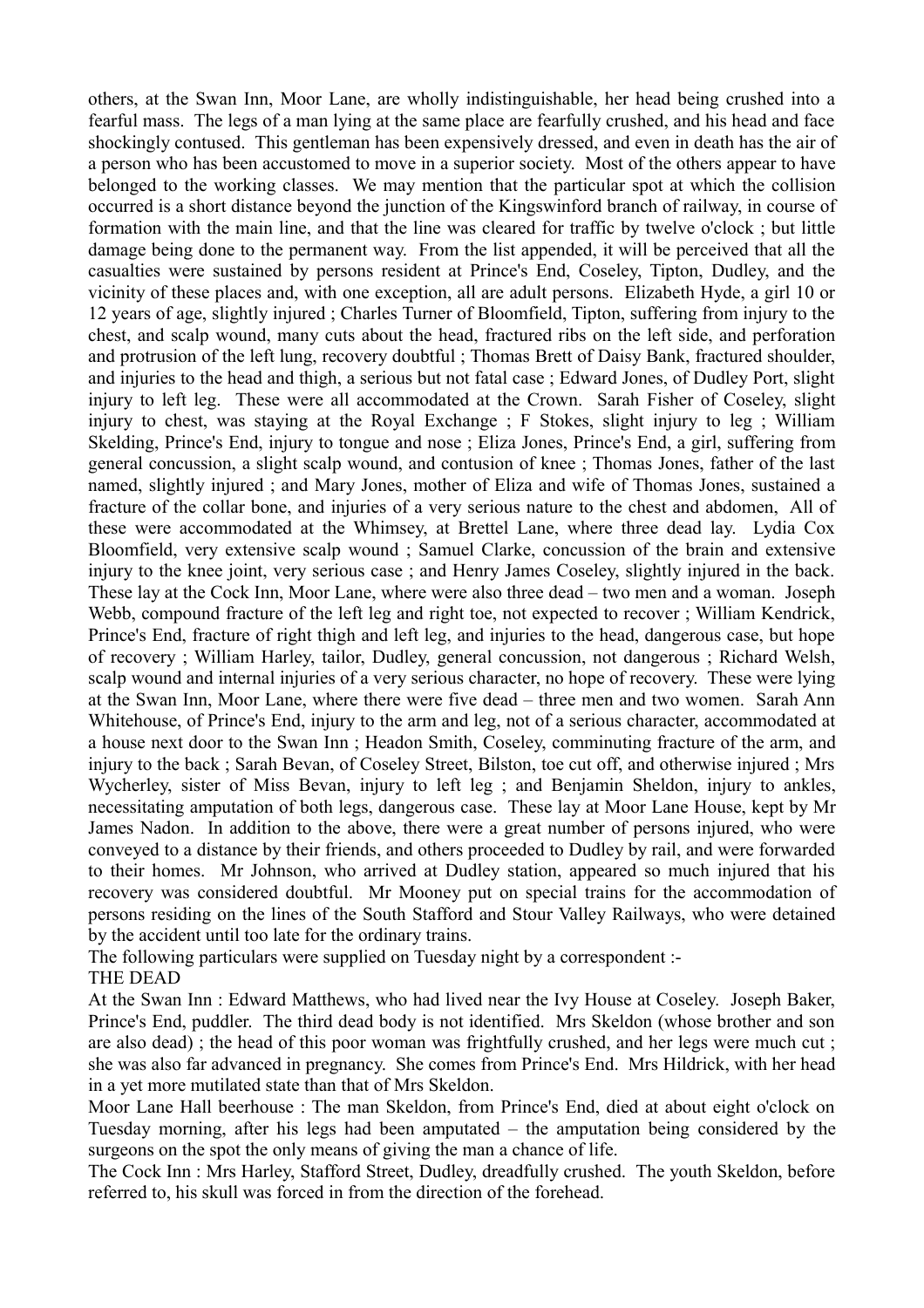others, at the Swan Inn, Moor Lane, are wholly indistinguishable, her head being crushed into a fearful mass. The legs of a man lying at the same place are fearfully crushed, and his head and face shockingly contused. This gentleman has been expensively dressed, and even in death has the air of a person who has been accustomed to move in a superior society. Most of the others appear to have belonged to the working classes. We may mention that the particular spot at which the collision occurred is a short distance beyond the junction of the Kingswinford branch of railway, in course of formation with the main line, and that the line was cleared for traffic by twelve o'clock ; but little damage being done to the permanent way. From the list appended, it will be perceived that all the casualties were sustained by persons resident at Prince's End, Coseley, Tipton, Dudley, and the vicinity of these places and, with one exception, all are adult persons. Elizabeth Hyde, a girl 10 or 12 years of age, slightly injured ; Charles Turner of Bloomfield, Tipton, suffering from injury to the chest, and scalp wound, many cuts about the head, fractured ribs on the left side, and perforation and protrusion of the left lung, recovery doubtful ; Thomas Brett of Daisy Bank, fractured shoulder, and injuries to the head and thigh, a serious but not fatal case ; Edward Jones, of Dudley Port, slight injury to left leg. These were all accommodated at the Crown. Sarah Fisher of Coseley, slight injury to chest, was staying at the Royal Exchange ; F Stokes, slight injury to leg ; William Skelding, Prince's End, injury to tongue and nose ; Eliza Jones, Prince's End, a girl, suffering from general concussion, a slight scalp wound, and contusion of knee ; Thomas Jones, father of the last named, slightly injured ; and Mary Jones, mother of Eliza and wife of Thomas Jones, sustained a fracture of the collar bone, and injuries of a very serious nature to the chest and abdomen, All of these were accommodated at the Whimsey, at Brettel Lane, where three dead lay. Lydia Cox Bloomfield, very extensive scalp wound ; Samuel Clarke, concussion of the brain and extensive injury to the knee joint, very serious case ; and Henry James Coseley, slightly injured in the back. These lay at the Cock Inn, Moor Lane, where were also three dead – two men and a woman. Joseph Webb, compound fracture of the left leg and right toe, not expected to recover ; William Kendrick, Prince's End, fracture of right thigh and left leg, and injuries to the head, dangerous case, but hope of recovery ; William Harley, tailor, Dudley, general concussion, not dangerous ; Richard Welsh, scalp wound and internal injuries of a very serious character, no hope of recovery. These were lying at the Swan Inn, Moor Lane, where there were five dead – three men and two women. Sarah Ann Whitehouse, of Prince's End, injury to the arm and leg, not of a serious character, accommodated at a house next door to the Swan Inn ; Headon Smith, Coseley, comminuting fracture of the arm, and injury to the back ; Sarah Bevan, of Coseley Street, Bilston, toe cut off, and otherwise injured ; Mrs Wycherley, sister of Miss Bevan, injury to left leg ; and Benjamin Sheldon, injury to ankles, necessitating amputation of both legs, dangerous case. These lay at Moor Lane House, kept by Mr James Nadon. In addition to the above, there were a great number of persons injured, who were conveyed to a distance by their friends, and others proceeded to Dudley by rail, and were forwarded to their homes. Mr Johnson, who arrived at Dudley station, appeared so much injured that his recovery was considered doubtful. Mr Mooney put on special trains for the accommodation of persons residing on the lines of the South Stafford and Stour Valley Railways, who were detained by the accident until too late for the ordinary trains.

The following particulars were supplied on Tuesday night by a correspondent :-

THE DEAD

At the Swan Inn : Edward Matthews, who had lived near the Ivy House at Coseley. Joseph Baker, Prince's End, puddler. The third dead body is not identified. Mrs Skeldon (whose brother and son are also dead) ; the head of this poor woman was frightfully crushed, and her legs were much cut ; she was also far advanced in pregnancy. She comes from Prince's End. Mrs Hildrick, with her head in a yet more mutilated state than that of Mrs Skeldon.

Moor Lane Hall beerhouse : The man Skeldon, from Prince's End, died at about eight o'clock on Tuesday morning, after his legs had been amputated – the amputation being considered by the surgeons on the spot the only means of giving the man a chance of life.

The Cock Inn : Mrs Harley, Stafford Street, Dudley, dreadfully crushed. The youth Skeldon, before referred to, his skull was forced in from the direction of the forehead.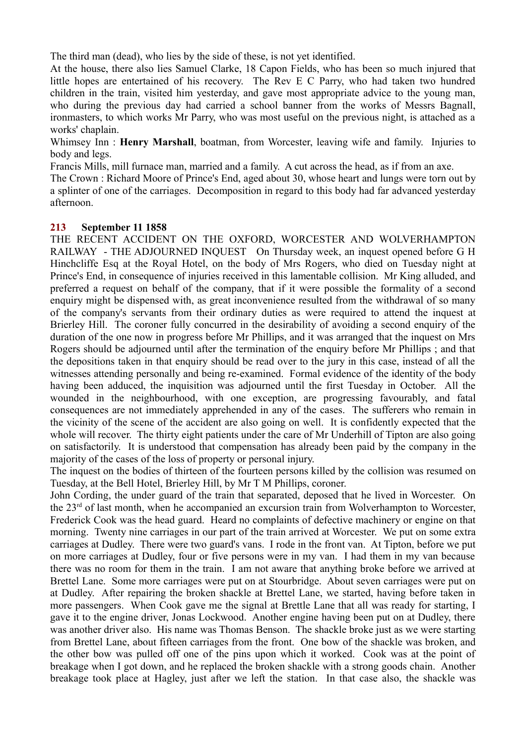The third man (dead), who lies by the side of these, is not yet identified.

At the house, there also lies Samuel Clarke, 18 Capon Fields, who has been so much injured that little hopes are entertained of his recovery. The Rev E C Parry, who had taken two hundred children in the train, visited him yesterday, and gave most appropriate advice to the young man, who during the previous day had carried a school banner from the works of Messrs Bagnall, ironmasters, to which works Mr Parry, who was most useful on the previous night, is attached as a works' chaplain.

Whimsey Inn : **Henry Marshall**, boatman, from Worcester, leaving wife and family. Injuries to body and legs.

Francis Mills, mill furnace man, married and a family. A cut across the head, as if from an axe.

The Crown : Richard Moore of Prince's End, aged about 30, whose heart and lungs were torn out by a splinter of one of the carriages. Decomposition in regard to this body had far advanced yesterday afternoon.

**213 September 11 1858**

THE RECENT ACCIDENT ON THE OXFORD, WORCESTER AND WOLVERHAMPTON RAILWAY - THE ADJOURNED INQUEST On Thursday week, an inquest opened before G H Hinchcliffe Esq at the Royal Hotel, on the body of Mrs Rogers, who died on Tuesday night at Prince's End, in consequence of injuries received in this lamentable collision. Mr King alluded, and preferred a request on behalf of the company, that if it were possible the formality of a second enquiry might be dispensed with, as great inconvenience resulted from the withdrawal of so many of the company's servants from their ordinary duties as were required to attend the inquest at Brierley Hill. The coroner fully concurred in the desirability of avoiding a second enquiry of the duration of the one now in progress before Mr Phillips, and it was arranged that the inquest on Mrs Rogers should be adjourned until after the termination of the enquiry before Mr Phillips ; and that the depositions taken in that enquiry should be read over to the jury in this case, instead of all the witnesses attending personally and being re-examined. Formal evidence of the identity of the body having been adduced, the inquisition was adjourned until the first Tuesday in October. All the wounded in the neighbourhood, with one exception, are progressing favourably, and fatal consequences are not immediately apprehended in any of the cases. The sufferers who remain in the vicinity of the scene of the accident are also going on well. It is confidently expected that the whole will recover. The thirty eight patients under the care of Mr Underhill of Tipton are also going on satisfactorily. It is understood that compensation has already been paid by the company in the majority of the cases of the loss of property or personal injury.

The inquest on the bodies of thirteen of the fourteen persons killed by the collision was resumed on Tuesday, at the Bell Hotel, Brierley Hill, by Mr T M Phillips, coroner.

John Cording, the under guard of the train that separated, deposed that he lived in Worcester. On the 23rd of last month, when he accompanied an excursion train from Wolverhampton to Worcester, Frederick Cook was the head guard. Heard no complaints of defective machinery or engine on that morning. Twenty nine carriages in our part of the train arrived at Worcester. We put on some extra carriages at Dudley. There were two guard's vans. I rode in the front van. At Tipton, before we put on more carriages at Dudley, four or five persons were in my van. I had them in my van because there was no room for them in the train. I am not aware that anything broke before we arrived at Brettel Lane. Some more carriages were put on at Stourbridge. About seven carriages were put on at Dudley. After repairing the broken shackle at Brettel Lane, we started, having before taken in more passengers. When Cook gave me the signal at Brettle Lane that all was ready for starting, I gave it to the engine driver, Jonas Lockwood. Another engine having been put on at Dudley, there was another driver also. His name was Thomas Benson. The shackle broke just as we were starting from Brettel Lane, about fifteen carriages from the front. One bow of the shackle was broken, and the other bow was pulled off one of the pins upon which it worked. Cook was at the point of breakage when I got down, and he replaced the broken shackle with a strong goods chain. Another breakage took place at Hagley, just after we left the station. In that case also, the shackle was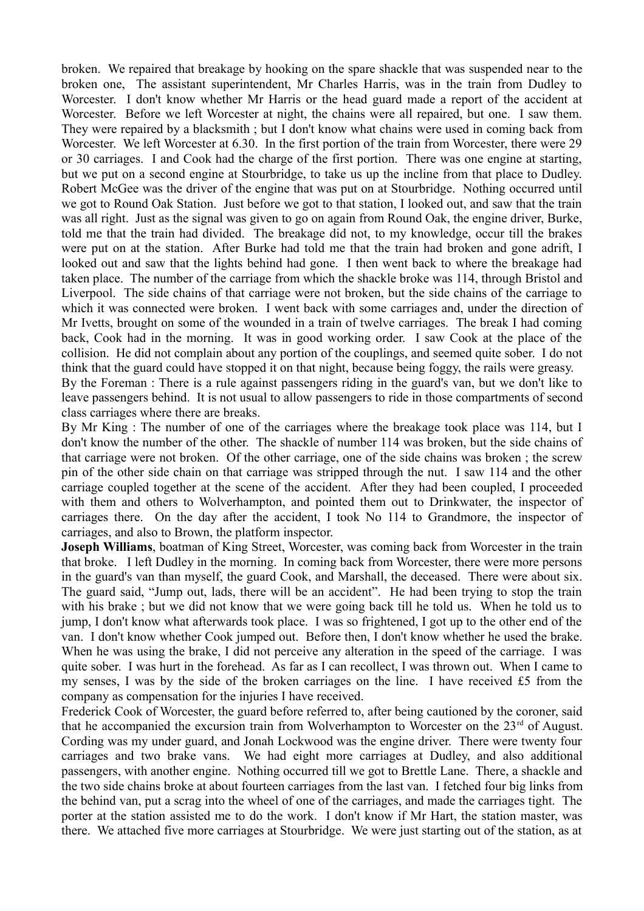broken. We repaired that breakage by hooking on the spare shackle that was suspended near to the broken one, The assistant superintendent, Mr Charles Harris, was in the train from Dudley to Worcester. I don't know whether Mr Harris or the head guard made a report of the accident at Worcester. Before we left Worcester at night, the chains were all repaired, but one. I saw them. They were repaired by a blacksmith ; but I don't know what chains were used in coming back from Worcester. We left Worcester at 6.30. In the first portion of the train from Worcester, there were 29 or 30 carriages. I and Cook had the charge of the first portion. There was one engine at starting, but we put on a second engine at Stourbridge, to take us up the incline from that place to Dudley. Robert McGee was the driver of the engine that was put on at Stourbridge. Nothing occurred until we got to Round Oak Station. Just before we got to that station, I looked out, and saw that the train was all right. Just as the signal was given to go on again from Round Oak, the engine driver, Burke, told me that the train had divided. The breakage did not, to my knowledge, occur till the brakes were put on at the station. After Burke had told me that the train had broken and gone adrift, I looked out and saw that the lights behind had gone. I then went back to where the breakage had taken place. The number of the carriage from which the shackle broke was 114, through Bristol and Liverpool. The side chains of that carriage were not broken, but the side chains of the carriage to which it was connected were broken. I went back with some carriages and, under the direction of Mr Ivetts, brought on some of the wounded in a train of twelve carriages. The break I had coming back, Cook had in the morning. It was in good working order. I saw Cook at the place of the collision. He did not complain about any portion of the couplings, and seemed quite sober. I do not think that the guard could have stopped it on that night, because being foggy, the rails were greasy.

By the Foreman : There is a rule against passengers riding in the guard's van, but we don't like to leave passengers behind. It is not usual to allow passengers to ride in those compartments of second class carriages where there are breaks.

By Mr King : The number of one of the carriages where the breakage took place was 114, but I don't know the number of the other. The shackle of number 114 was broken, but the side chains of that carriage were not broken. Of the other carriage, one of the side chains was broken ; the screw pin of the other side chain on that carriage was stripped through the nut. I saw 114 and the other carriage coupled together at the scene of the accident. After they had been coupled, I proceeded with them and others to Wolverhampton, and pointed them out to Drinkwater, the inspector of carriages there. On the day after the accident, I took No 114 to Grandmore, the inspector of carriages, and also to Brown, the platform inspector.

**Joseph Williams**, boatman of King Street, Worcester, was coming back from Worcester in the train that broke. I left Dudley in the morning. In coming back from Worcester, there were more persons in the guard's van than myself, the guard Cook, and Marshall, the deceased. There were about six. The guard said, "Jump out, lads, there will be an accident". He had been trying to stop the train with his brake ; but we did not know that we were going back till he told us. When he told us to jump, I don't know what afterwards took place. I was so frightened, I got up to the other end of the van. I don't know whether Cook jumped out. Before then, I don't know whether he used the brake. When he was using the brake, I did not perceive any alteration in the speed of the carriage. I was quite sober. I was hurt in the forehead. As far as I can recollect, I was thrown out. When I came to my senses, I was by the side of the broken carriages on the line. I have received £5 from the company as compensation for the injuries I have received.

Frederick Cook of Worcester, the guard before referred to, after being cautioned by the coroner, said that he accompanied the excursion train from Wolverhampton to Worcester on the 23rd of August. Cording was my under guard, and Jonah Lockwood was the engine driver. There were twenty four carriages and two brake vans. We had eight more carriages at Dudley, and also additional passengers, with another engine. Nothing occurred till we got to Brettle Lane. There, a shackle and the two side chains broke at about fourteen carriages from the last van. I fetched four big links from the behind van, put a scrag into the wheel of one of the carriages, and made the carriages tight. The porter at the station assisted me to do the work. I don't know if Mr Hart, the station master, was there. We attached five more carriages at Stourbridge. We were just starting out of the station, as at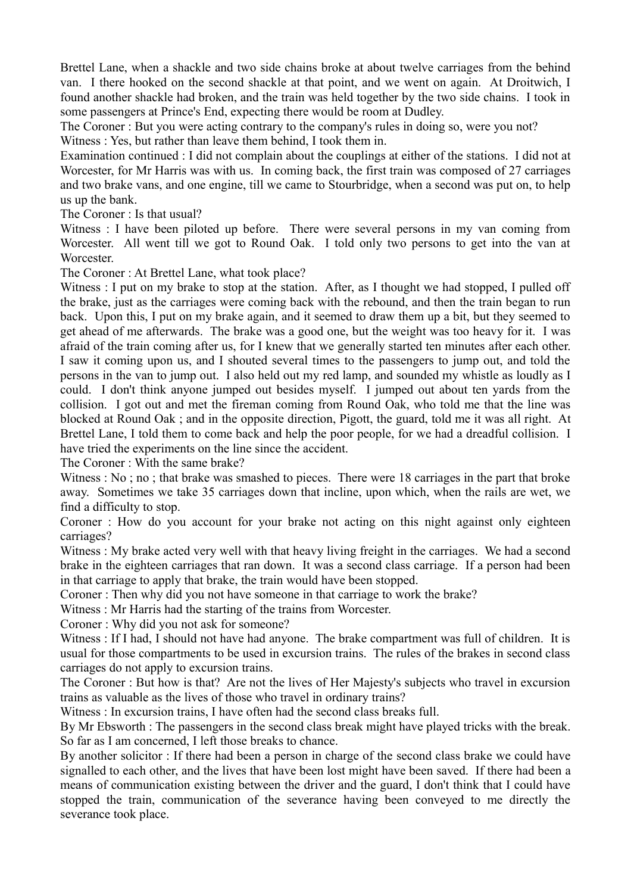Brettel Lane, when a shackle and two side chains broke at about twelve carriages from the behind van. I there hooked on the second shackle at that point, and we went on again. At Droitwich, I found another shackle had broken, and the train was held together by the two side chains. I took in some passengers at Prince's End, expecting there would be room at Dudley.

The Coroner : But you were acting contrary to the company's rules in doing so, were you not?

Witness : Yes, but rather than leave them behind, I took them in.

Examination continued : I did not complain about the couplings at either of the stations. I did not at Worcester, for Mr Harris was with us. In coming back, the first train was composed of 27 carriages and two brake vans, and one engine, till we came to Stourbridge, when a second was put on, to help us up the bank.

The Coroner : Is that usual?

Witness : I have been piloted up before. There were several persons in my van coming from Worcester. All went till we got to Round Oak. I told only two persons to get into the van at Worcester.

The Coroner : At Brettel Lane, what took place?

Witness : I put on my brake to stop at the station. After, as I thought we had stopped, I pulled off the brake, just as the carriages were coming back with the rebound, and then the train began to run back. Upon this, I put on my brake again, and it seemed to draw them up a bit, but they seemed to get ahead of me afterwards. The brake was a good one, but the weight was too heavy for it. I was afraid of the train coming after us, for I knew that we generally started ten minutes after each other. I saw it coming upon us, and I shouted several times to the passengers to jump out, and told the persons in the van to jump out. I also held out my red lamp, and sounded my whistle as loudly as I could. I don't think anyone jumped out besides myself. I jumped out about ten yards from the collision. I got out and met the fireman coming from Round Oak, who told me that the line was blocked at Round Oak ; and in the opposite direction, Pigott, the guard, told me it was all right. At Brettel Lane, I told them to come back and help the poor people, for we had a dreadful collision. I have tried the experiments on the line since the accident.

The Coroner : With the same brake?

Witness : No ; no ; that brake was smashed to pieces. There were 18 carriages in the part that broke away. Sometimes we take 35 carriages down that incline, upon which, when the rails are wet, we find a difficulty to stop.

Coroner : How do you account for your brake not acting on this night against only eighteen carriages?

Witness : My brake acted very well with that heavy living freight in the carriages. We had a second brake in the eighteen carriages that ran down. It was a second class carriage. If a person had been in that carriage to apply that brake, the train would have been stopped.

Coroner : Then why did you not have someone in that carriage to work the brake?

Witness : Mr Harris had the starting of the trains from Worcester.

Coroner : Why did you not ask for someone?

Witness : If I had, I should not have had anyone. The brake compartment was full of children. It is usual for those compartments to be used in excursion trains. The rules of the brakes in second class carriages do not apply to excursion trains.

The Coroner : But how is that? Are not the lives of Her Majesty's subjects who travel in excursion trains as valuable as the lives of those who travel in ordinary trains?

Witness : In excursion trains, I have often had the second class breaks full.

By Mr Ebsworth : The passengers in the second class break might have played tricks with the break. So far as I am concerned, I left those breaks to chance.

By another solicitor : If there had been a person in charge of the second class brake we could have signalled to each other, and the lives that have been lost might have been saved. If there had been a means of communication existing between the driver and the guard, I don't think that I could have stopped the train, communication of the severance having been conveyed to me directly the severance took place.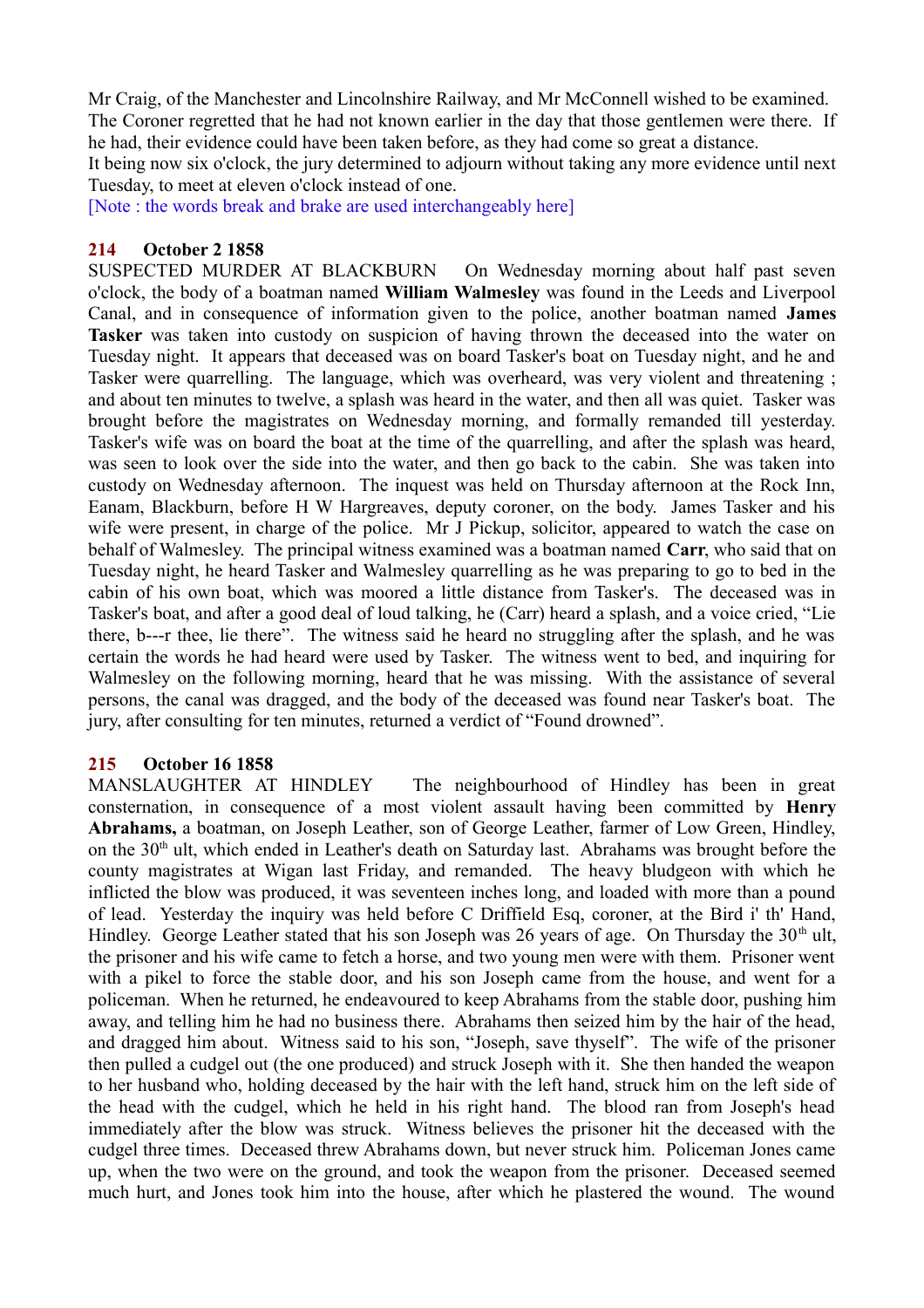Mr Craig, of the Manchester and Lincolnshire Railway, and Mr McConnell wished to be examined. The Coroner regretted that he had not known earlier in the day that those gentlemen were there. If he had, their evidence could have been taken before, as they had come so great a distance.

It being now six o'clock, the jury determined to adjourn without taking any more evidence until next Tuesday, to meet at eleven o'clock instead of one.

[Note : the words break and brake are used interchangeably here]

### 214 October 2 1858

SUSPECTED MURDER AT BLACKBURN On Wednesday morning about half past seven o'clock, the body of a boatman named **William Walmesley** was found in the Leeds and Liverpool Canal, and in consequence of information given to the police, another boatman named **James Tasker** was taken into custody on suspicion of having thrown the deceased into the water on Tuesday night. It appears that deceased was on board Tasker's boat on Tuesday night, and he and Tasker were quarrelling. The language, which was overheard, was very violent and threatening ; and about ten minutes to twelve, a splash was heard in the water, and then all was quiet. Tasker was brought before the magistrates on Wednesday morning, and formally remanded till yesterday. Tasker's wife was on board the boat at the time of the quarrelling, and after the splash was heard, was seen to look over the side into the water, and then go back to the cabin. She was taken into custody on Wednesday afternoon. The inquest was held on Thursday afternoon at the Rock Inn, Eanam, Blackburn, before H W Hargreaves, deputy coroner, on the body. James Tasker and his wife were present, in charge of the police. Mr J Pickup, solicitor, appeared to watch the case on behalf of Walmesley. The principal witness examined was a boatman named **Carr**, who said that on Tuesday night, he heard Tasker and Walmesley quarrelling as he was preparing to go to bed in the cabin of his own boat, which was moored a little distance from Tasker's. The deceased was in Tasker's boat, and after a good deal of loud talking, he (Carr) heard a splash, and a voice cried, "Lie there, b---r thee, lie there". The witness said he heard no struggling after the splash, and he was certain the words he had heard were used by Tasker. The witness went to bed, and inquiring for Walmesley on the following morning, heard that he was missing. With the assistance of several persons, the canal was dragged, and the body of the deceased was found near Tasker's boat. The jury, after consulting for ten minutes, returned a verdict of "Found drowned".

### 215 October 16 1858

MANSLAUGHTER AT HINDLEY The neighbourhood of Hindley has been in great consternation, in consequence of a most violent assault having been committed by **Henry Abrahams,** a boatman, on Joseph Leather, son of George Leather, farmer of Low Green, Hindley, on the 30th ult, which ended in Leather's death on Saturday last. Abrahams was brought before the county magistrates at Wigan last Friday, and remanded. The heavy bludgeon with which he inflicted the blow was produced, it was seventeen inches long, and loaded with more than a pound of lead. Yesterday the inquiry was held before C Driffield Esq, coroner, at the Bird i' th' Hand, Hindley. George Leather stated that his son Joseph was 26 years of age. On Thursday the 30th ult, the prisoner and his wife came to fetch a horse, and two young men were with them. Prisoner went with a pikel to force the stable door, and his son Joseph came from the house, and went for a policeman. When he returned, he endeavoured to keep Abrahams from the stable door, pushing him away, and telling him he had no business there. Abrahams then seized him by the hair of the head, and dragged him about. Witness said to his son, "Joseph, save thyself". The wife of the prisoner then pulled a cudgel out (the one produced) and struck Joseph with it. She then handed the weapon to her husband who, holding deceased by the hair with the left hand, struck him on the left side of the head with the cudgel, which he held in his right hand. The blood ran from Joseph's head immediately after the blow was struck. Witness believes the prisoner hit the deceased with the cudgel three times. Deceased threw Abrahams down, but never struck him. Policeman Jones came up, when the two were on the ground, and took the weapon from the prisoner. Deceased seemed much hurt, and Jones took him into the house, after which he plastered the wound. The wound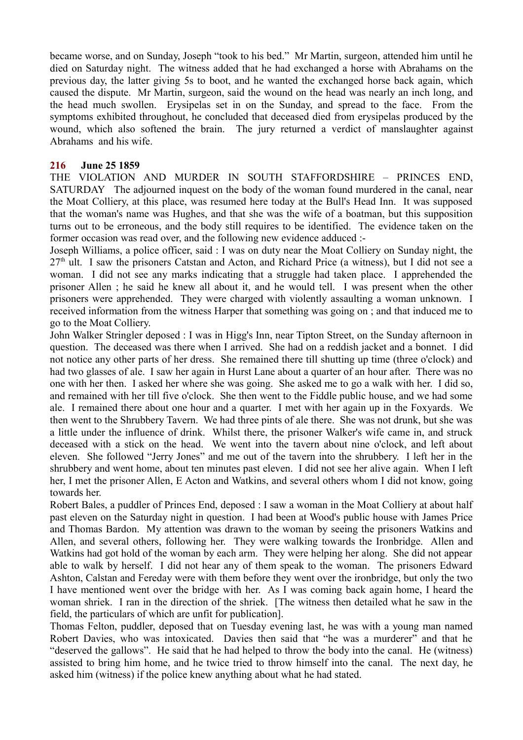became worse, and on Sunday, Joseph "took to his bed." Mr Martin, surgeon, attended him until he died on Saturday night. The witness added that he had exchanged a horse with Abrahams on the previous day, the latter giving 5s to boot, and he wanted the exchanged horse back again, which caused the dispute. Mr Martin, surgeon, said the wound on the head was nearly an inch long, and the head much swollen. Erysipelas set in on the Sunday, and spread to the face. From the symptoms exhibited throughout, he concluded that deceased died from erysipelas produced by the wound, which also softened the brain. The jury returned a verdict of manslaughter against Abrahams and his wife.

**216 June 25 1859**

THE VIOLATION AND MURDER IN SOUTH STAFFORDSHIRE – PRINCES END, SATURDAY The adjourned inquest on the body of the woman found murdered in the canal, near the Moat Colliery, at this place, was resumed here today at the Bull's Head Inn. It was supposed that the woman's name was Hughes, and that she was the wife of a boatman, but this supposition turns out to be erroneous, and the body still requires to be identified. The evidence taken on the former occasion was read over, and the following new evidence adduced :-

Joseph Williams, a police officer, said : I was on duty near the Moat Colliery on Sunday night, the 27th ult. I saw the prisoners Catstan and Acton, and Richard Price (a witness), but I did not see a woman. I did not see any marks indicating that a struggle had taken place. I apprehended the prisoner Allen ; he said he knew all about it, and he would tell. I was present when the other prisoners were apprehended. They were charged with violently assaulting a woman unknown. I received information from the witness Harper that something was going on ; and that induced me to go to the Moat Colliery.

John Walker Stringler deposed : I was in Higg's Inn, near Tipton Street, on the Sunday afternoon in question. The deceased was there when I arrived. She had on a reddish jacket and a bonnet. I did not notice any other parts of her dress. She remained there till shutting up time (three o'clock) and had two glasses of ale. I saw her again in Hurst Lane about a quarter of an hour after. There was no one with her then. I asked her where she was going. She asked me to go a walk with her. I did so, and remained with her till five o'clock. She then went to the Fiddle public house, and we had some ale. I remained there about one hour and a quarter. I met with her again up in the Foxyards. We then went to the Shrubbery Tavern. We had three pints of ale there. She was not drunk, but she was a little under the influence of drink. Whilst there, the prisoner Walker's wife came in, and struck deceased with a stick on the head. We went into the tavern about nine o'clock, and left about eleven. She followed "Jerry Jones" and me out of the tavern into the shrubbery. I left her in the shrubbery and went home, about ten minutes past eleven. I did not see her alive again. When I left her, I met the prisoner Allen, E Acton and Watkins, and several others whom I did not know, going towards her.

Robert Bales, a puddler of Princes End, deposed : I saw a woman in the Moat Colliery at about half past eleven on the Saturday night in question. I had been at Wood's public house with James Price and Thomas Bardon. My attention was drawn to the woman by seeing the prisoners Watkins and Allen, and several others, following her. They were walking towards the Ironbridge. Allen and Watkins had got hold of the woman by each arm. They were helping her along. She did not appear able to walk by herself. I did not hear any of them speak to the woman. The prisoners Edward Ashton, Calstan and Fereday were with them before they went over the ironbridge, but only the two I have mentioned went over the bridge with her. As I was coming back again home, I heard the woman shriek. I ran in the direction of the shriek. [The witness then detailed what he saw in the field, the particulars of which are unfit for publication].

Thomas Felton, puddler, deposed that on Tuesday evening last, he was with a young man named Robert Davies, who was intoxicated. Davies then said that "he was a murderer" and that he "deserved the gallows". He said that he had helped to throw the body into the canal. He (witness) assisted to bring him home, and he twice tried to throw himself into the canal. The next day, he asked him (witness) if the police knew anything about what he had stated.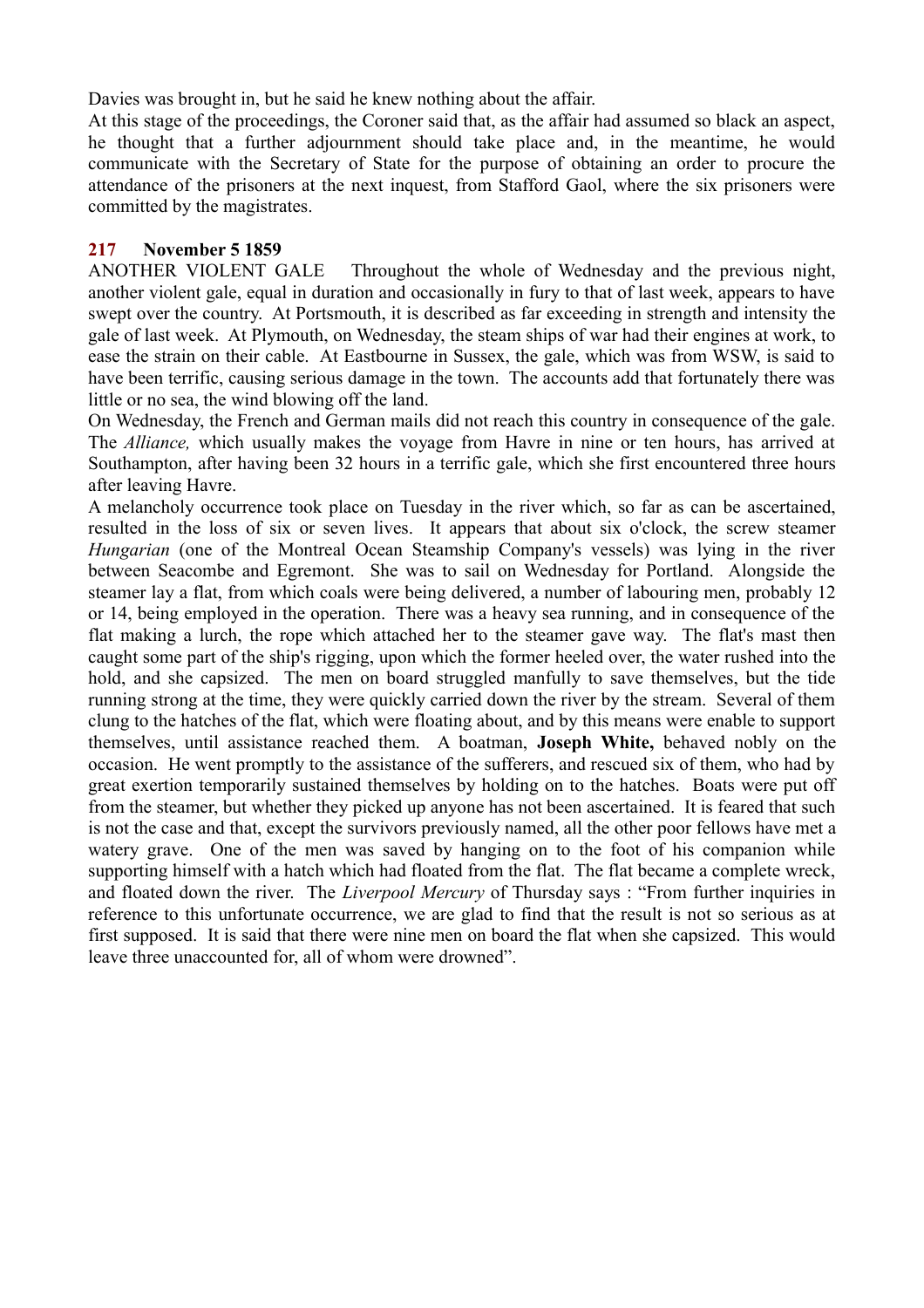Davies was brought in, but he said he knew nothing about the affair.

At this stage of the proceedings, the Coroner said that, as the affair had assumed so black an aspect, he thought that a further adjournment should take place and, in the meantime, he would communicate with the Secretary of State for the purpose of obtaining an order to procure the attendance of the prisoners at the next inquest, from Stafford Gaol, where the six prisoners were committed by the magistrates.

## 217 November 5 1859

ANOTHER VIOLENT GALE Throughout the whole of Wednesday and the previous night, another violent gale, equal in duration and occasionally in fury to that of last week, appears to have swept over the country. At Portsmouth, it is described as far exceeding in strength and intensity the gale of last week. At Plymouth, on Wednesday, the steam ships of war had their engines at work, to ease the strain on their cable. At Eastbourne in Sussex, the gale, which was from WSW, is said to have been terrific, causing serious damage in the town. The accounts add that fortunately there was little or no sea, the wind blowing off the land.

On Wednesday, the French and German mails did not reach this country in consequence of the gale. The *Alliance,* which usually makes the voyage from Havre in nine or ten hours, has arrived at Southampton, after having been 32 hours in a terrific gale, which she first encountered three hours after leaving Havre.

A melancholy occurrence took place on Tuesday in the river which, so far as can be ascertained, resulted in the loss of six or seven lives. It appears that about six o'clock, the screw steamer *Hungarian* (one of the Montreal Ocean Steamship Company's vessels) was lying in the river between Seacombe and Egremont. She was to sail on Wednesday for Portland. Alongside the steamer lay a flat, from which coals were being delivered, a number of labouring men, probably 12 or 14, being employed in the operation. There was a heavy sea running, and in consequence of the flat making a lurch, the rope which attached her to the steamer gave way. The flat's mast then caught some part of the ship's rigging, upon which the former heeled over, the water rushed into the hold, and she capsized. The men on board struggled manfully to save themselves, but the tide running strong at the time, they were quickly carried down the river by the stream. Several of them clung to the hatches of the flat, which were floating about, and by this means were enable to support themselves, until assistance reached them. A boatman, **Joseph White,** behaved nobly on the occasion. He went promptly to the assistance of the sufferers, and rescued six of them, who had by great exertion temporarily sustained themselves by holding on to the hatches. Boats were put off from the steamer, but whether they picked up anyone has not been ascertained. It is feared that such is not the case and that, except the survivors previously named, all the other poor fellows have met a watery grave. One of the men was saved by hanging on to the foot of his companion while supporting himself with a hatch which had floated from the flat. The flat became a complete wreck, and floated down the river. The *Liverpool Mercury* of Thursday says : "From further inquiries in reference to this unfortunate occurrence, we are glad to find that the result is not so serious as at first supposed. It is said that there were nine men on board the flat when she capsized. This would leave three unaccounted for, all of whom were drowned".